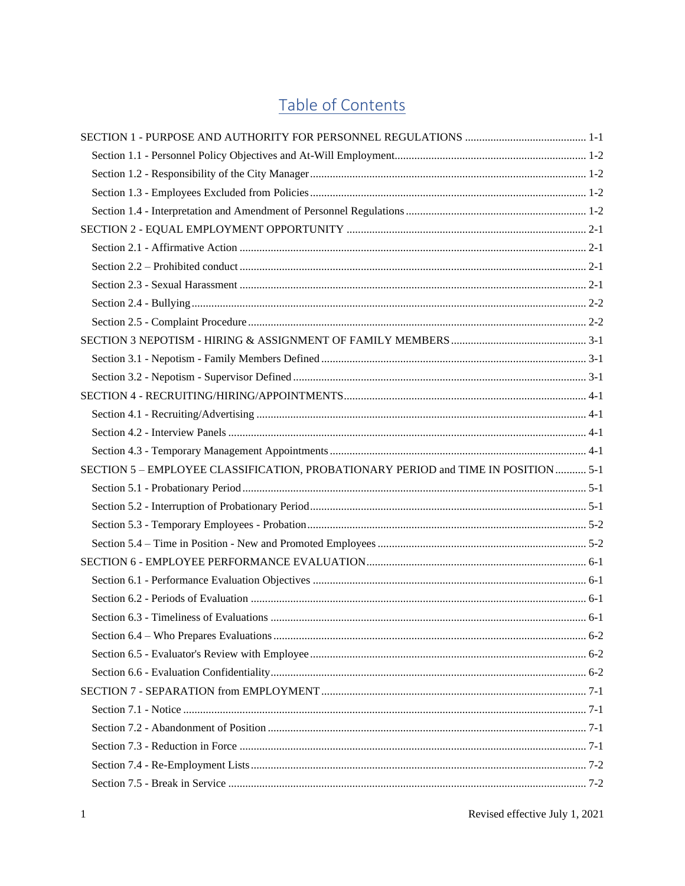# Table of Contents

SECTION 1 - PURPOSE AND AUTHORITY FOR PERSONNEL REGULATIONS ........................................... 1-1
- Section 1.1 - Personnel Policy Objectives and At-Will Employment................................................................... 1-2
- Section 1.2 - Responsibility of the City Manager ................................................................................................ 1-2
- Section 1.3 - Employees Excluded from Policies ................................................................................................. 1-2
- Section 1.4 - Interpretation and Amendment of Personnel Regulations ............................................................... 1-2

SECTION 2 - EQUAL EMPLOYMENT OPPORTUNITY .................................................................................. 2-1
- Section 2.1 - Affirmative Action ........................................................................................................................... 2-1
- Section 2.2 – Prohibited conduct ........................................................................................................................... 2-1
- Section 2.3 - Sexual Harassment .......................................................................................................................... 2-1
- Section 2.4 - Bullying ............................................................................................................................................ 2-2
- Section 2.5 - Complaint Procedure ........................................................................................................................ 2-2

SECTION 3 NEPOTISM - HIRING & ASSIGNMENT OF FAMILY MEMBERS ................................................ 3-1
- Section 3.1 - Nepotism - Family Members Defined .............................................................................................. 3-1
- Section 3.2 - Nepotism - Supervisor Defined ........................................................................................................ 3-1

SECTION 4 - RECRUITING/HIRING/APPOINTMENTS ..................................................................................... 4-1
- Section 4.1 - Recruiting/Advertising ..................................................................................................................... 4-1
- Section 4.2 - Interview Panels ............................................................................................................................... 4-1
- Section 4.3 - Temporary Management Appointments ........................................................................................... 4-1

SECTION 5 – EMPLOYEE CLASSIFICATION, PROBATIONARY PERIOD and TIME IN POSITION ........... 5-1
- Section 5.1 - Probationary Period .......................................................................................................................... 5-1
- Section 5.2 - Interruption of Probationary Period .................................................................................................. 5-1
- Section 5.3 - Temporary Employees - Probation ................................................................................................... 5-2
- Section 5.4 – Time in Position - New and Promoted Employees .......................................................................... 5-2

SECTION 6 - EMPLOYEE PERFORMANCE EVALUATION .............................................................................. 6-1
- Section 6.1 - Performance Evaluation Objectives ................................................................................................. 6-1
- Section 6.2 - Periods of Evaluation ....................................................................................................................... 6-1
- Section 6.3 - Timeliness of Evaluations ................................................................................................................ 6-1
- Section 6.4 – Who Prepares Evaluations ............................................................................................................... 6-2
- Section 6.5 - Evaluator's Review with Employee .................................................................................................. 6-2
- Section 6.6 - Evaluation Confidentiality ................................................................................................................ 6-2

SECTION 7 - SEPARATION from EMPLOYMENT ............................................................................................. 7-1
- Section 7.1 - Notice ............................................................................................................................................... 7-1
- Section 7.2 - Abandonment of Position ................................................................................................................. 7-1
- Section 7.3 - Reduction in Force ........................................................................................................................... 7-1
- Section 7.4 - Re-Employment Lists ....................................................................................................................... 7-2
- Section 7.5 - Break in Service ............................................................................................................................... 7-2

Revised effective July 1, 2021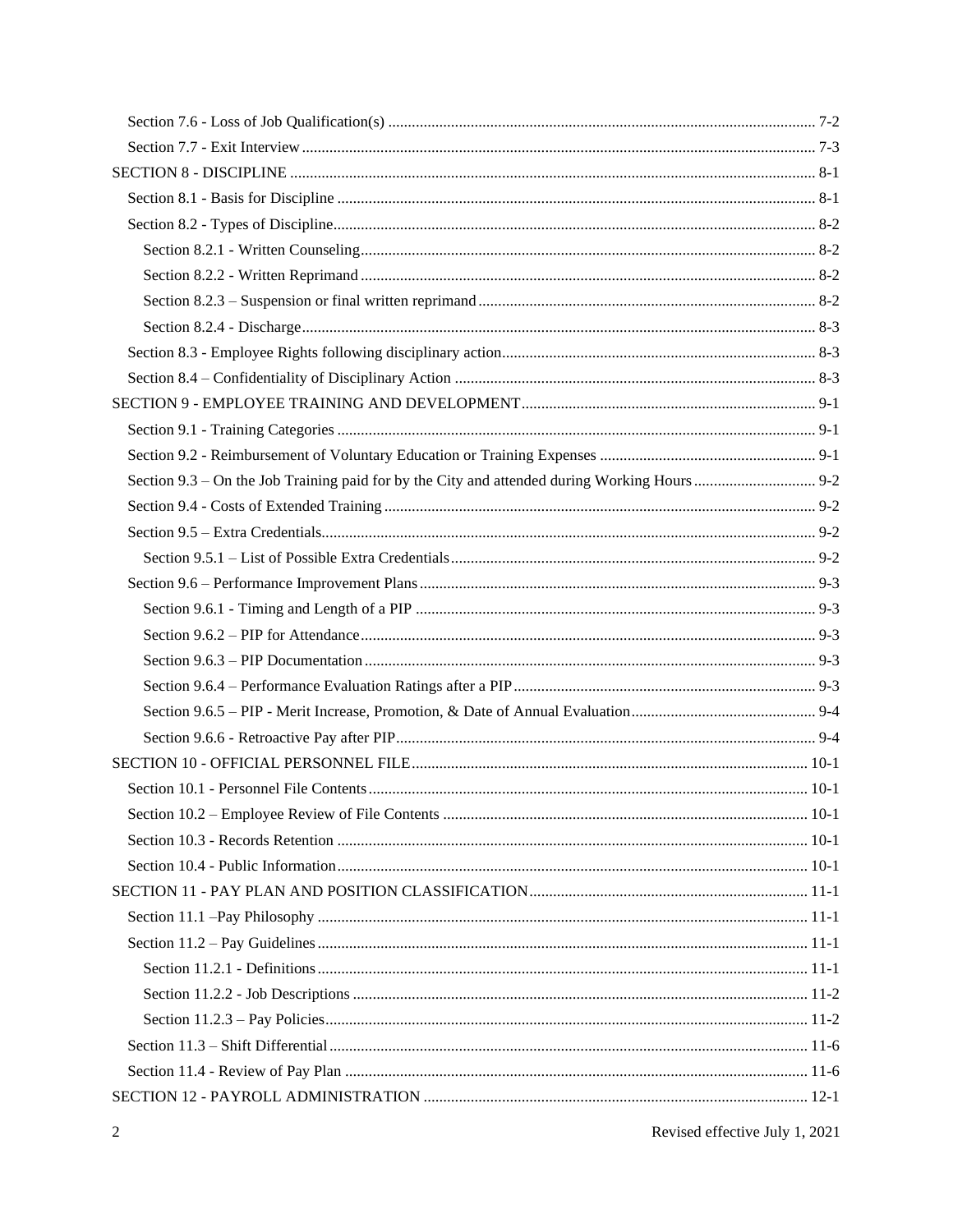Section 7.6 - Loss of Job Qualification(s) ........ 7-2

Section 7.7 - Exit Interview ........ 7-3

SECTION 8 - DISCIPLINE ........ 8-1

Section 8.1 - Basis for Discipline ........ 8-1

Section 8.2 - Types of Discipline ........ 8-2

Section 8.2.1 - Written Counseling ........ 8-2

Section 8.2.2 - Written Reprimand ........ 8-2

Section 8.2.3 – Suspension or final written reprimand ........ 8-2

Section 8.2.4 - Discharge ........ 8-3

Section 8.3 - Employee Rights following disciplinary action ........ 8-3

Section 8.4 – Confidentiality of Disciplinary Action ........ 8-3

SECTION 9 - EMPLOYEE TRAINING AND DEVELOPMENT ........ 9-1

Section 9.1 - Training Categories ........ 9-1

Section 9.2 - Reimbursement of Voluntary Education or Training Expenses ........ 9-1

Section 9.3 – On the Job Training paid for by the City and attended during Working Hours ........ 9-2

Section 9.4 - Costs of Extended Training ........ 9-2

Section 9.5 – Extra Credentials ........ 9-2

Section 9.5.1 – List of Possible Extra Credentials ........ 9-2

Section 9.6 – Performance Improvement Plans ........ 9-3

Section 9.6.1 - Timing and Length of a PIP ........ 9-3

Section 9.6.2 – PIP for Attendance ........ 9-3

Section 9.6.3 – PIP Documentation ........ 9-3

Section 9.6.4 – Performance Evaluation Ratings after a PIP ........ 9-3

Section 9.6.5 – PIP - Merit Increase, Promotion, & Date of Annual Evaluation ........ 9-4

Section 9.6.6 - Retroactive Pay after PIP ........ 9-4

SECTION 10 - OFFICIAL PERSONNEL FILE ........ 10-1

Section 10.1 - Personnel File Contents ........ 10-1

Section 10.2 – Employee Review of File Contents ........ 10-1

Section 10.3 - Records Retention ........ 10-1

Section 10.4 - Public Information ........ 10-1

SECTION 11 - PAY PLAN AND POSITION CLASSIFICATION ........ 11-1

Section 11.1 –Pay Philosophy ........ 11-1

Section 11.2 – Pay Guidelines ........ 11-1

Section 11.2.1 - Definitions ........ 11-1

Section 11.2.2 - Job Descriptions ........ 11-2

Section 11.2.3 – Pay Policies ........ 11-2

Section 11.3 – Shift Differential ........ 11-6

Section 11.4 - Review of Pay Plan ........ 11-6

SECTION 12 - PAYROLL ADMINISTRATION ........ 12-1

Revised effective July 1, 2021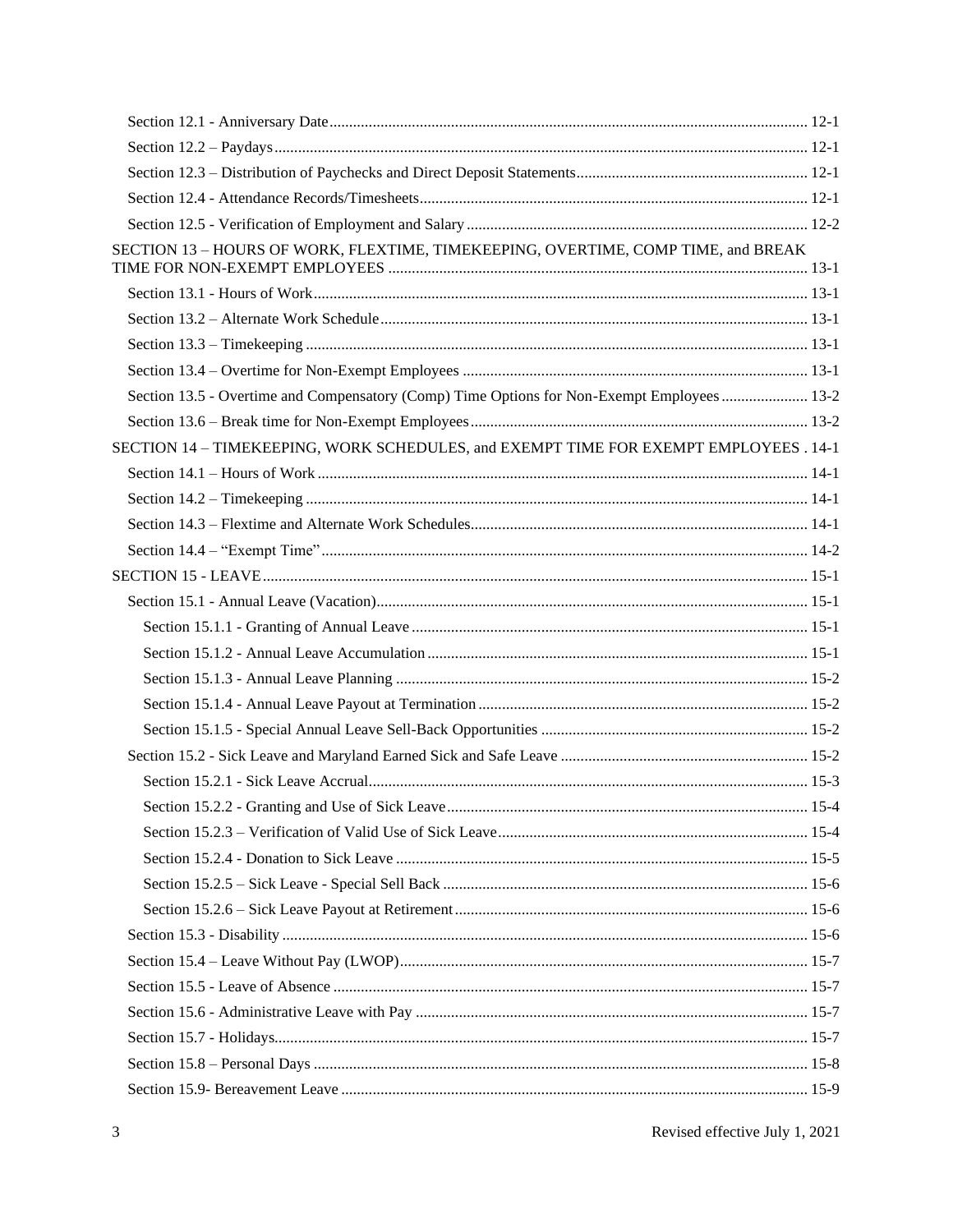Section 12.1 - Anniversary Date ... 12-1

Section 12.2 – Paydays ... 12-1

Section 12.3 – Distribution of Paychecks and Direct Deposit Statements ... 12-1

Section 12.4 - Attendance Records/Timesheets ... 12-1

Section 12.5 - Verification of Employment and Salary ... 12-2

SECTION 13 – HOURS OF WORK, FLEXTIME, TIMEKEEPING, OVERTIME, COMP TIME, and BREAK TIME FOR NON-EXEMPT EMPLOYEES ... 13-1

Section 13.1 - Hours of Work ... 13-1

Section 13.2 – Alternate Work Schedule ... 13-1

Section 13.3 – Timekeeping ... 13-1

Section 13.4 – Overtime for Non-Exempt Employees ... 13-1

Section 13.5 - Overtime and Compensatory (Comp) Time Options for Non-Exempt Employees ... 13-2

Section 13.6 – Break time for Non-Exempt Employees ... 13-2

SECTION 14 – TIMEKEEPING, WORK SCHEDULES, and EXEMPT TIME FOR EXEMPT EMPLOYEES ... 14-1

Section 14.1 – Hours of Work ... 14-1

Section 14.2 – Timekeeping ... 14-1

Section 14.3 – Flextime and Alternate Work Schedules ... 14-1

Section 14.4 – "Exempt Time" ... 14-2

SECTION 15 - LEAVE ... 15-1

Section 15.1 - Annual Leave (Vacation) ... 15-1

Section 15.1.1 - Granting of Annual Leave ... 15-1

Section 15.1.2 - Annual Leave Accumulation ... 15-1

Section 15.1.3 - Annual Leave Planning ... 15-2

Section 15.1.4 - Annual Leave Payout at Termination ... 15-2

Section 15.1.5 - Special Annual Leave Sell-Back Opportunities ... 15-2

Section 15.2 - Sick Leave and Maryland Earned Sick and Safe Leave ... 15-2

Section 15.2.1 - Sick Leave Accrual ... 15-3

Section 15.2.2 - Granting and Use of Sick Leave ... 15-4

Section 15.2.3 – Verification of Valid Use of Sick Leave ... 15-4

Section 15.2.4 - Donation to Sick Leave ... 15-5

Section 15.2.5 – Sick Leave - Special Sell Back ... 15-6

Section 15.2.6 – Sick Leave Payout at Retirement ... 15-6

Section 15.3 - Disability ... 15-6

Section 15.4 – Leave Without Pay (LWOP) ... 15-7

Section 15.5 - Leave of Absence ... 15-7

Section 15.6 - Administrative Leave with Pay ... 15-7

Section 15.7 - Holidays ... 15-7

Section 15.8 – Personal Days ... 15-8

Section 15.9- Bereavement Leave ... 15-9

Revised effective July 1, 2021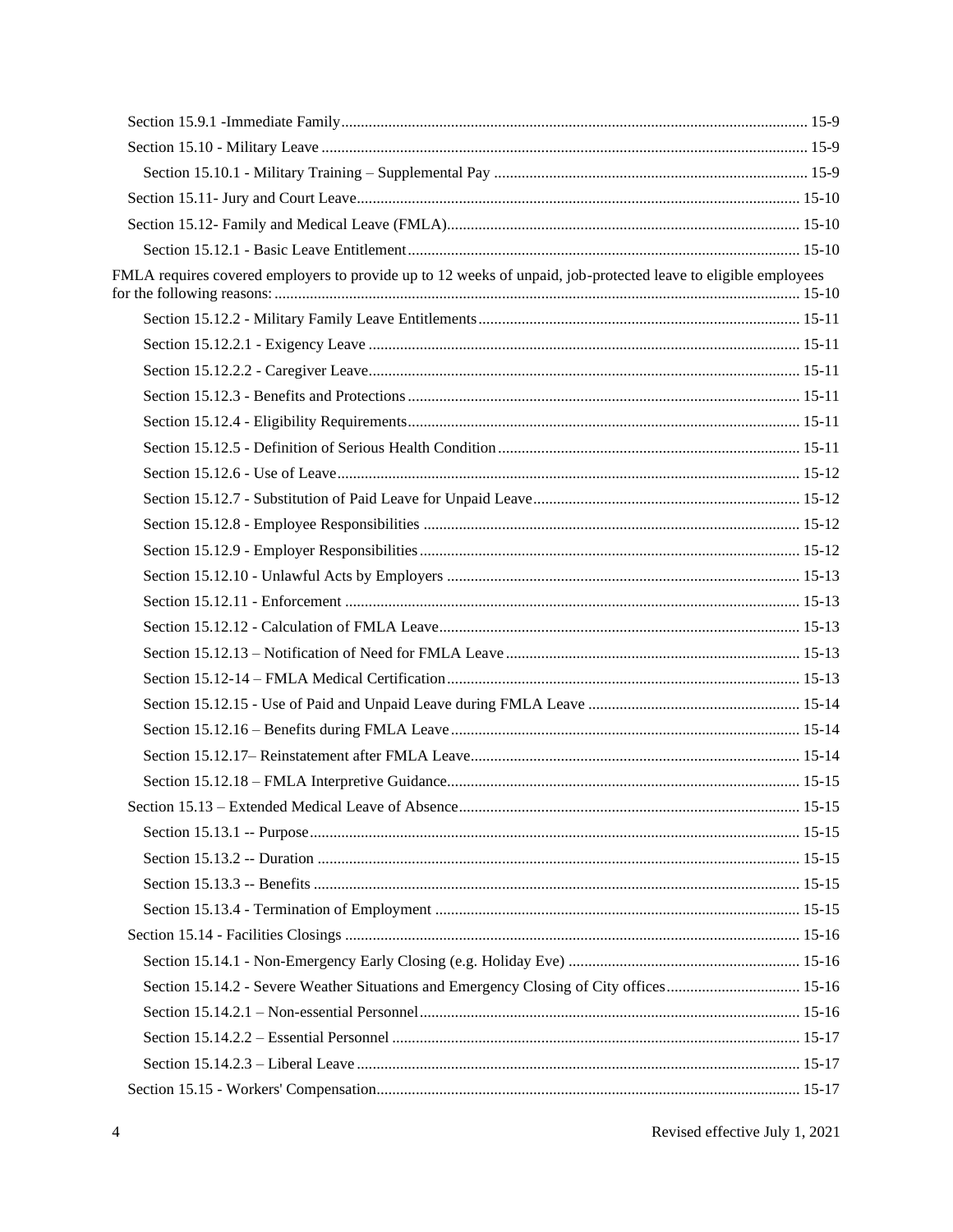Section 15.9.1 -Immediate Family ..... 15-9

Section 15.10 - Military Leave ..... 15-9

Section 15.10.1 - Military Training – Supplemental Pay ..... 15-9

Section 15.11- Jury and Court Leave ..... 15-10

Section 15.12- Family and Medical Leave (FMLA) ..... 15-10

Section 15.12.1 - Basic Leave Entitlement ..... 15-10

FMLA requires covered employers to provide up to 12 weeks of unpaid, job-protected leave to eligible employees for the following reasons: ..... 15-10

Section 15.12.2 - Military Family Leave Entitlements ..... 15-11

Section 15.12.2.1 - Exigency Leave ..... 15-11

Section 15.12.2.2 - Caregiver Leave ..... 15-11

Section 15.12.3 - Benefits and Protections ..... 15-11

Section 15.12.4 - Eligibility Requirements ..... 15-11

Section 15.12.5 - Definition of Serious Health Condition ..... 15-11

Section 15.12.6 - Use of Leave ..... 15-12

Section 15.12.7 - Substitution of Paid Leave for Unpaid Leave ..... 15-12

Section 15.12.8 - Employee Responsibilities ..... 15-12

Section 15.12.9 - Employer Responsibilities ..... 15-12

Section 15.12.10 - Unlawful Acts by Employers ..... 15-13

Section 15.12.11 - Enforcement ..... 15-13

Section 15.12.12 - Calculation of FMLA Leave ..... 15-13

Section 15.12.13 – Notification of Need for FMLA Leave ..... 15-13

Section 15.12-14 – FMLA Medical Certification ..... 15-13

Section 15.12.15 - Use of Paid and Unpaid Leave during FMLA Leave ..... 15-14

Section 15.12.16 – Benefits during FMLA Leave ..... 15-14

Section 15.12.17– Reinstatement after FMLA Leave ..... 15-14

Section 15.12.18 – FMLA Interpretive Guidance ..... 15-15

Section 15.13 – Extended Medical Leave of Absence ..... 15-15

Section 15.13.1 -- Purpose ..... 15-15

Section 15.13.2 -- Duration ..... 15-15

Section 15.13.3 -- Benefits ..... 15-15

Section 15.13.4 - Termination of Employment ..... 15-15

Section 15.14 - Facilities Closings ..... 15-16

Section 15.14.1 - Non-Emergency Early Closing (e.g. Holiday Eve) ..... 15-16

Section 15.14.2 - Severe Weather Situations and Emergency Closing of City offices ..... 15-16

Section 15.14.2.1 – Non-essential Personnel ..... 15-16

Section 15.14.2.2 – Essential Personnel ..... 15-17

Section 15.14.2.3 – Liberal Leave ..... 15-17

Section 15.15 - Workers' Compensation ..... 15-17

Revised effective July 1, 2021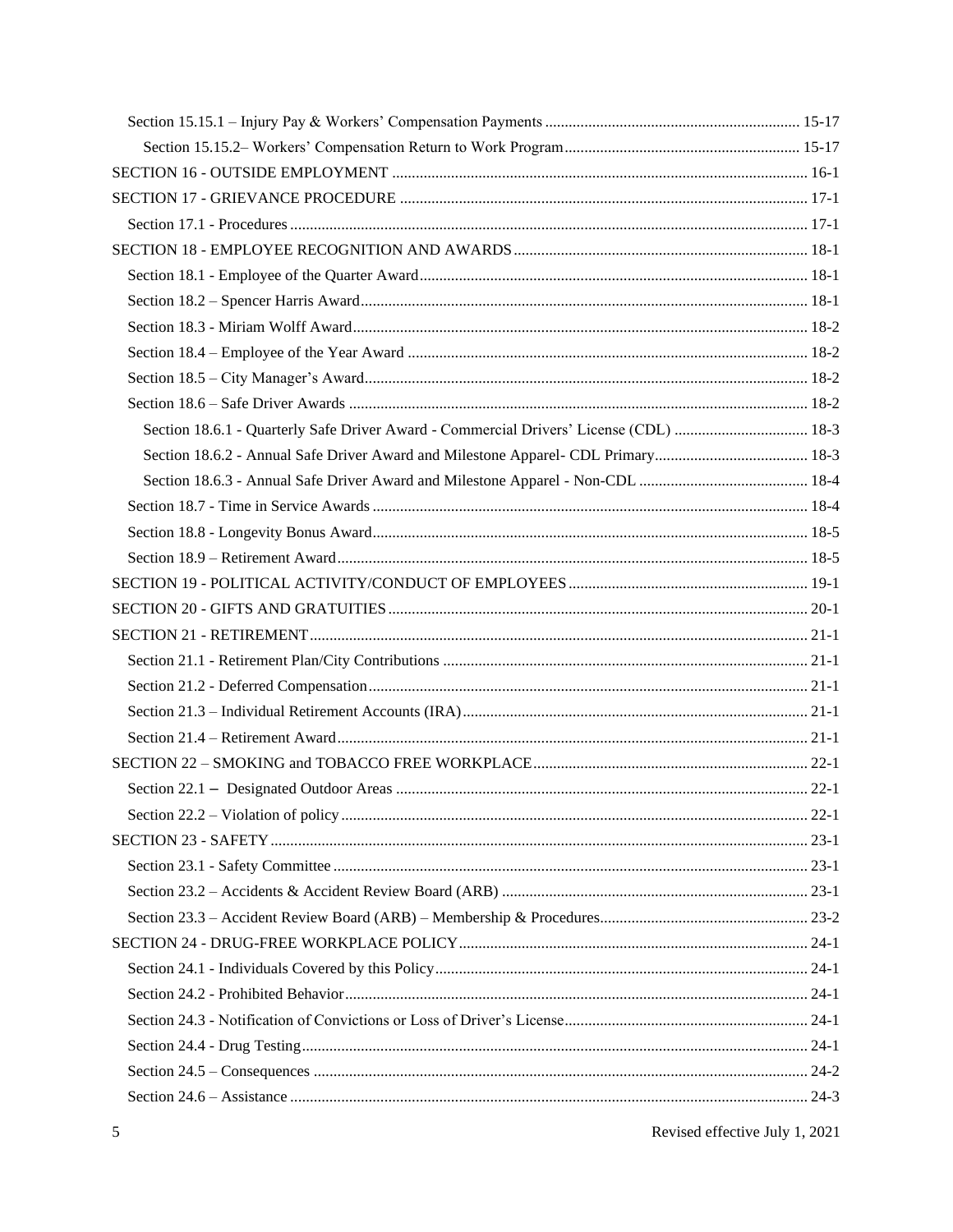Section 15.15.1 – Injury Pay & Workers' Compensation Payments ..... 15-17
Section 15.15.2– Workers' Compensation Return to Work Program ..... 15-17
SECTION 16 - OUTSIDE EMPLOYMENT ..... 16-1
SECTION 17 - GRIEVANCE PROCEDURE ..... 17-1
Section 17.1 - Procedures ..... 17-1
SECTION 18 - EMPLOYEE RECOGNITION AND AWARDS ..... 18-1
Section 18.1 - Employee of the Quarter Award ..... 18-1
Section 18.2 – Spencer Harris Award ..... 18-1
Section 18.3 - Miriam Wolff Award ..... 18-2
Section 18.4 – Employee of the Year Award ..... 18-2
Section 18.5 – City Manager's Award ..... 18-2
Section 18.6 – Safe Driver Awards ..... 18-2
Section 18.6.1 - Quarterly Safe Driver Award - Commercial Drivers' License (CDL) ..... 18-3
Section 18.6.2 - Annual Safe Driver Award and Milestone Apparel- CDL Primary ..... 18-3
Section 18.6.3 - Annual Safe Driver Award and Milestone Apparel - Non-CDL ..... 18-4
Section 18.7 - Time in Service Awards ..... 18-4
Section 18.8 - Longevity Bonus Award ..... 18-5
Section 18.9 – Retirement Award ..... 18-5
SECTION 19 - POLITICAL ACTIVITY/CONDUCT OF EMPLOYEES ..... 19-1
SECTION 20 - GIFTS AND GRATUITIES ..... 20-1
SECTION 21 - RETIREMENT ..... 21-1
Section 21.1 - Retirement Plan/City Contributions ..... 21-1
Section 21.2 - Deferred Compensation ..... 21-1
Section 21.3 – Individual Retirement Accounts (IRA) ..... 21-1
Section 21.4 – Retirement Award ..... 21-1
SECTION 22 – SMOKING and TOBACCO FREE WORKPLACE ..... 22-1
Section 22.1 – Designated Outdoor Areas ..... 22-1
Section 22.2 – Violation of policy ..... 22-1
SECTION 23 - SAFETY ..... 23-1
Section 23.1 - Safety Committee ..... 23-1
Section 23.2 – Accidents & Accident Review Board (ARB) ..... 23-1
Section 23.3 – Accident Review Board (ARB) – Membership & Procedures ..... 23-2
SECTION 24 - DRUG-FREE WORKPLACE POLICY ..... 24-1
Section 24.1 - Individuals Covered by this Policy ..... 24-1
Section 24.2 - Prohibited Behavior ..... 24-1
Section 24.3 - Notification of Convictions or Loss of Driver's License ..... 24-1
Section 24.4 - Drug Testing ..... 24-1
Section 24.5 – Consequences ..... 24-2
Section 24.6 – Assistance ..... 24-3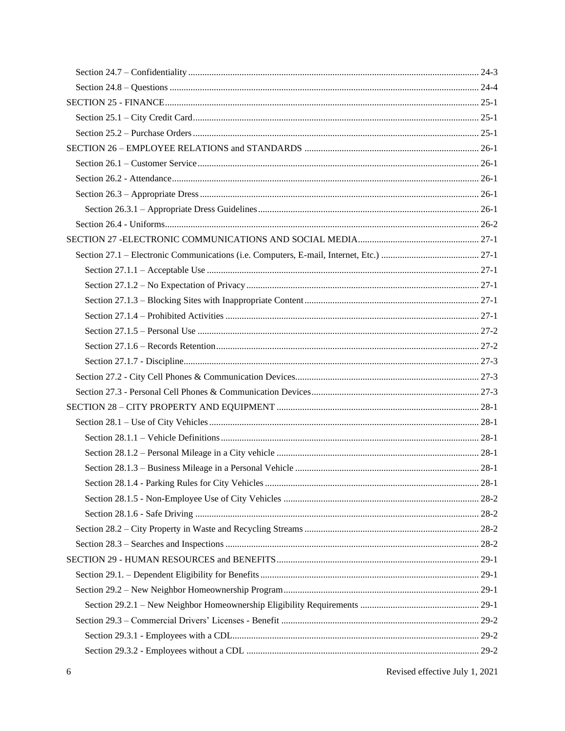Section 24.7 – Confidentiality ........ 24-3
Section 24.8 – Questions ........ 24-4
SECTION 25 - FINANCE ........ 25-1
Section 25.1 – City Credit Card ........ 25-1
Section 25.2 – Purchase Orders ........ 25-1
SECTION 26 – EMPLOYEE RELATIONS and STANDARDS ........ 26-1
Section 26.1 – Customer Service ........ 26-1
Section 26.2 - Attendance ........ 26-1
Section 26.3 – Appropriate Dress ........ 26-1
Section 26.3.1 – Appropriate Dress Guidelines ........ 26-1
Section 26.4 - Uniforms ........ 26-2
SECTION 27 -ELECTRONIC COMMUNICATIONS AND SOCIAL MEDIA ........ 27-1
Section 27.1 – Electronic Communications (i.e. Computers, E-mail, Internet, Etc.) ........ 27-1
Section 27.1.1 – Acceptable Use ........ 27-1
Section 27.1.2 – No Expectation of Privacy ........ 27-1
Section 27.1.3 – Blocking Sites with Inappropriate Content ........ 27-1
Section 27.1.4 – Prohibited Activities ........ 27-1
Section 27.1.5 – Personal Use ........ 27-2
Section 27.1.6 – Records Retention ........ 27-2
Section 27.1.7 - Discipline ........ 27-3
Section 27.2 - City Cell Phones & Communication Devices ........ 27-3
Section 27.3 - Personal Cell Phones & Communication Devices ........ 27-3
SECTION 28 – CITY PROPERTY AND EQUIPMENT ........ 28-1
Section 28.1 – Use of City Vehicles ........ 28-1
Section 28.1.1 – Vehicle Definitions ........ 28-1
Section 28.1.2 – Personal Mileage in a City vehicle ........ 28-1
Section 28.1.3 – Business Mileage in a Personal Vehicle ........ 28-1
Section 28.1.4 - Parking Rules for City Vehicles ........ 28-1
Section 28.1.5 - Non-Employee Use of City Vehicles ........ 28-2
Section 28.1.6 - Safe Driving ........ 28-2
Section 28.2 – City Property in Waste and Recycling Streams ........ 28-2
Section 28.3 – Searches and Inspections ........ 28-2
SECTION 29 - HUMAN RESOURCES and BENEFITS ........ 29-1
Section 29.1. – Dependent Eligibility for Benefits ........ 29-1
Section 29.2 – New Neighbor Homeownership Program ........ 29-1
Section 29.2.1 – New Neighbor Homeownership Eligibility Requirements ........ 29-1
Section 29.3 – Commercial Drivers' Licenses - Benefit ........ 29-2
Section 29.3.1 - Employees with a CDL ........ 29-2
Section 29.3.2 - Employees without a CDL ........ 29-2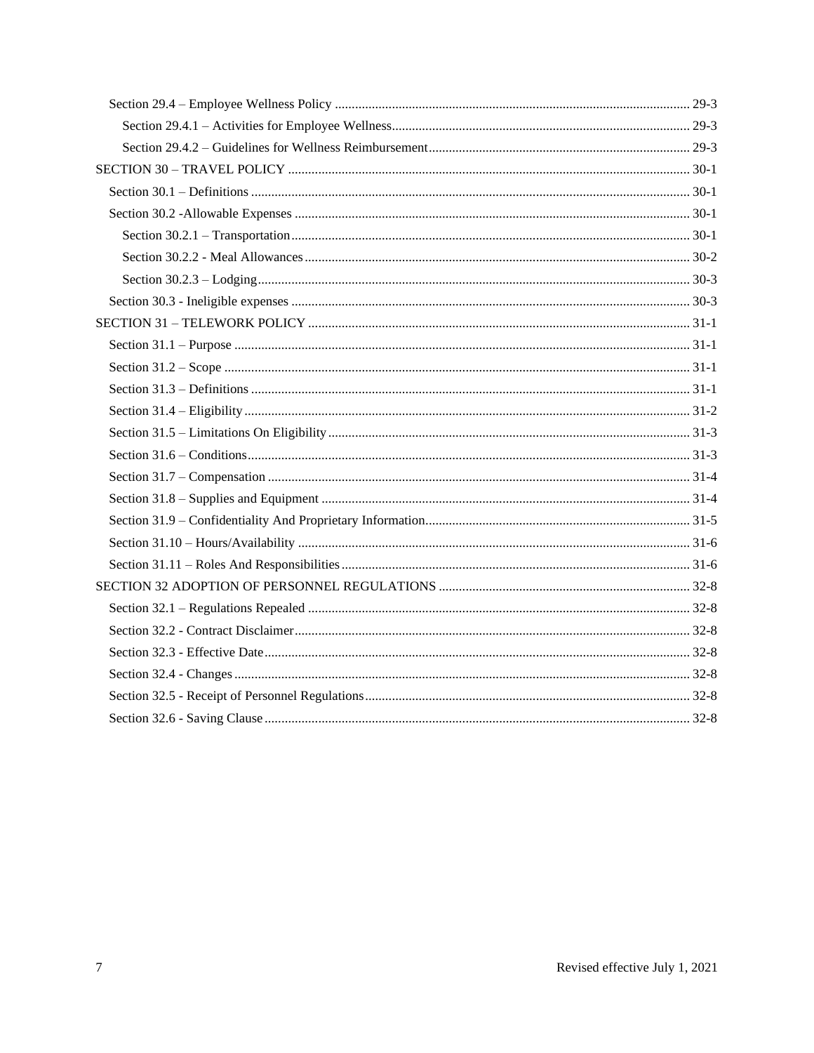Section 29.4 – Employee Wellness Policy ........................................................................................ 29-3
Section 29.4.1 – Activities for Employee Wellness....................................................................... 29-3
Section 29.4.2 – Guidelines for Wellness Reimbursement............................................................ 29-3
SECTION 30 – TRAVEL POLICY ...................................................................................................... 30-1
Section 30.1 – Definitions ................................................................................................................ 30-1
Section 30.2 -Allowable Expenses ................................................................................................... 30-1
Section 30.2.1 – Transportation.................................................................................................... 30-1
Section 30.2.2 - Meal Allowances................................................................................................ 30-2
Section 30.2.3 – Lodging.............................................................................................................. 30-3
Section 30.3 - Ineligible expenses .................................................................................................... 30-3
SECTION 31 – TELEWORK POLICY ............................................................................................... 31-1
Section 31.1 – Purpose ..................................................................................................................... 31-1
Section 31.2 – Scope ........................................................................................................................ 31-1
Section 31.3 – Definitions ................................................................................................................ 31-1
Section 31.4 – Eligibility.................................................................................................................. 31-2
Section 31.5 – Limitations On Eligibility......................................................................................... 31-3
Section 31.6 – Conditions................................................................................................................. 31-3
Section 31.7 – Compensation ........................................................................................................... 31-4
Section 31.8 – Supplies and Equipment ........................................................................................... 31-4
Section 31.9 – Confidentiality And Proprietary Information............................................................ 31-5
Section 31.10 – Hours/Availability .................................................................................................. 31-6
Section 31.11 – Roles And Responsibilities..................................................................................... 31-6
SECTION 32 ADOPTION OF PERSONNEL REGULATIONS ......................................................... 32-8
Section 32.1 – Regulations Repealed ............................................................................................... 32-8
Section 32.2 - Contract Disclaimer................................................................................................... 32-8
Section 32.3 - Effective Date............................................................................................................ 32-8
Section 32.4 - Changes ..................................................................................................................... 32-8
Section 32.5 - Receipt of Personnel Regulations.............................................................................. 32-8
Section 32.6 - Saving Clause ............................................................................................................ 32-8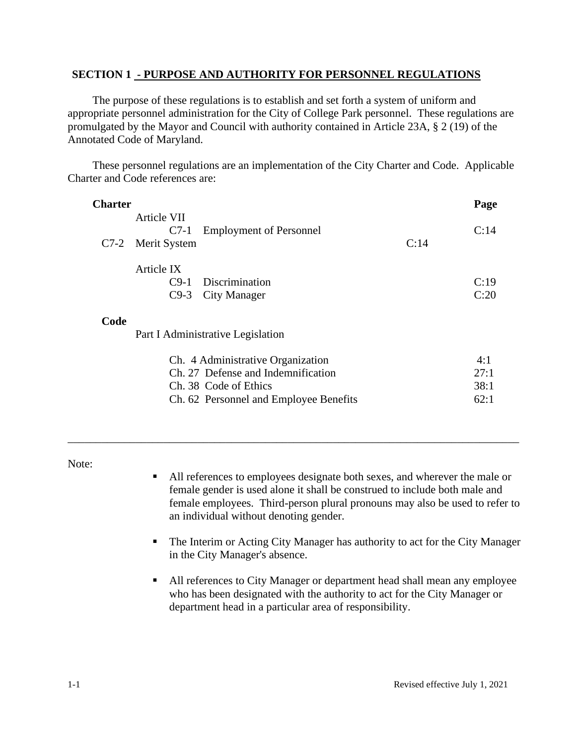## SECTION 1 - PURPOSE AND AUTHORITY FOR PERSONNEL REGULATIONS

The purpose of these regulations is to establish and set forth a system of uniform and appropriate personnel administration for the City of College Park personnel. These regulations are promulgated by the Mayor and Council with authority contained in Article 23A, § 2 (19) of the Annotated Code of Maryland.

These personnel regulations are an implementation of the City Charter and Code. Applicable Charter and Code references are:

| | | Page |
|---|---|---|
| **Charter** | | |
| Article VII | | |
| C7-1 | Employment of Personnel | C:14 |
| C7-2 | Merit System | C:14 |
| Article IX | | |
| C9-1 | Discrimination | C:19 |
| C9-3 | City Manager | C:20 |
| **Code** | | |
| Part I Administrative Legislation | | |
| Ch. 4 | Administrative Organization | 4:1 |
| Ch. 27 | Defense and Indemnification | 27:1 |
| Ch. 38 | Code of Ethics | 38:1 |
| Ch. 62 | Personnel and Employee Benefits | 62:1 |

---

Note:

- All references to employees designate both sexes, and wherever the male or female gender is used alone it shall be construed to include both male and female employees. Third-person plural pronouns may also be used to refer to an individual without denoting gender.
- The Interim or Acting City Manager has authority to act for the City Manager in the City Manager's absence.
- All references to City Manager or department head shall mean any employee who has been designated with the authority to act for the City Manager or department head in a particular area of responsibility.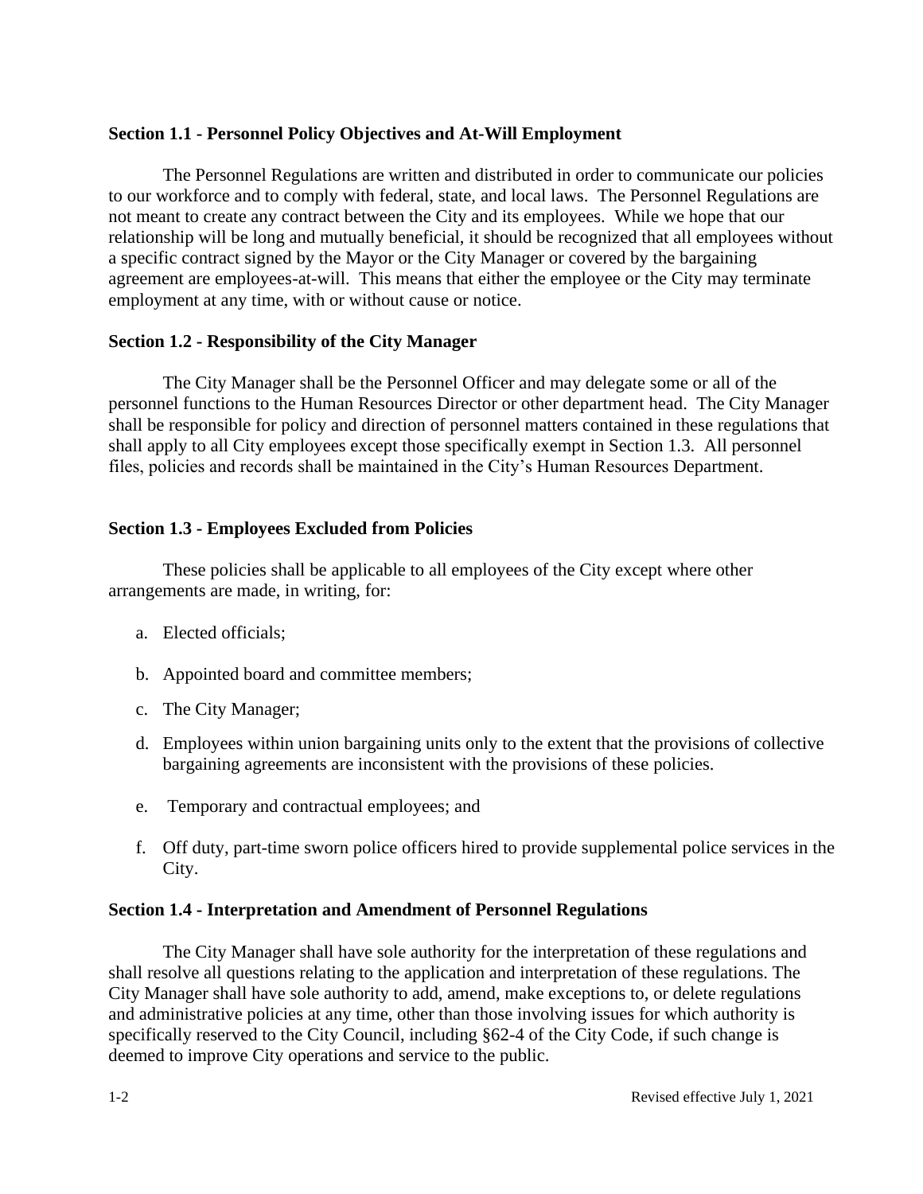**Section 1.1 - Personnel Policy Objectives and At-Will Employment**

The Personnel Regulations are written and distributed in order to communicate our policies to our workforce and to comply with federal, state, and local laws. The Personnel Regulations are not meant to create any contract between the City and its employees. While we hope that our relationship will be long and mutually beneficial, it should be recognized that all employees without a specific contract signed by the Mayor or the City Manager or covered by the bargaining agreement are employees-at-will. This means that either the employee or the City may terminate employment at any time, with or without cause or notice.

**Section 1.2 - Responsibility of the City Manager**

The City Manager shall be the Personnel Officer and may delegate some or all of the personnel functions to the Human Resources Director or other department head. The City Manager shall be responsible for policy and direction of personnel matters contained in these regulations that shall apply to all City employees except those specifically exempt in Section 1.3. All personnel files, policies and records shall be maintained in the City's Human Resources Department.

**Section 1.3 - Employees Excluded from Policies**

These policies shall be applicable to all employees of the City except where other arrangements are made, in writing, for:

a. Elected officials;

b. Appointed board and committee members;

c. The City Manager;

d. Employees within union bargaining units only to the extent that the provisions of collective bargaining agreements are inconsistent with the provisions of these policies.

e. Temporary and contractual employees; and

f. Off duty, part-time sworn police officers hired to provide supplemental police services in the City.

**Section 1.4 - Interpretation and Amendment of Personnel Regulations**

The City Manager shall have sole authority for the interpretation of these regulations and shall resolve all questions relating to the application and interpretation of these regulations. The City Manager shall have sole authority to add, amend, make exceptions to, or delete regulations and administrative policies at any time, other than those involving issues for which authority is specifically reserved to the City Council, including §62-4 of the City Code, if such change is deemed to improve City operations and service to the public.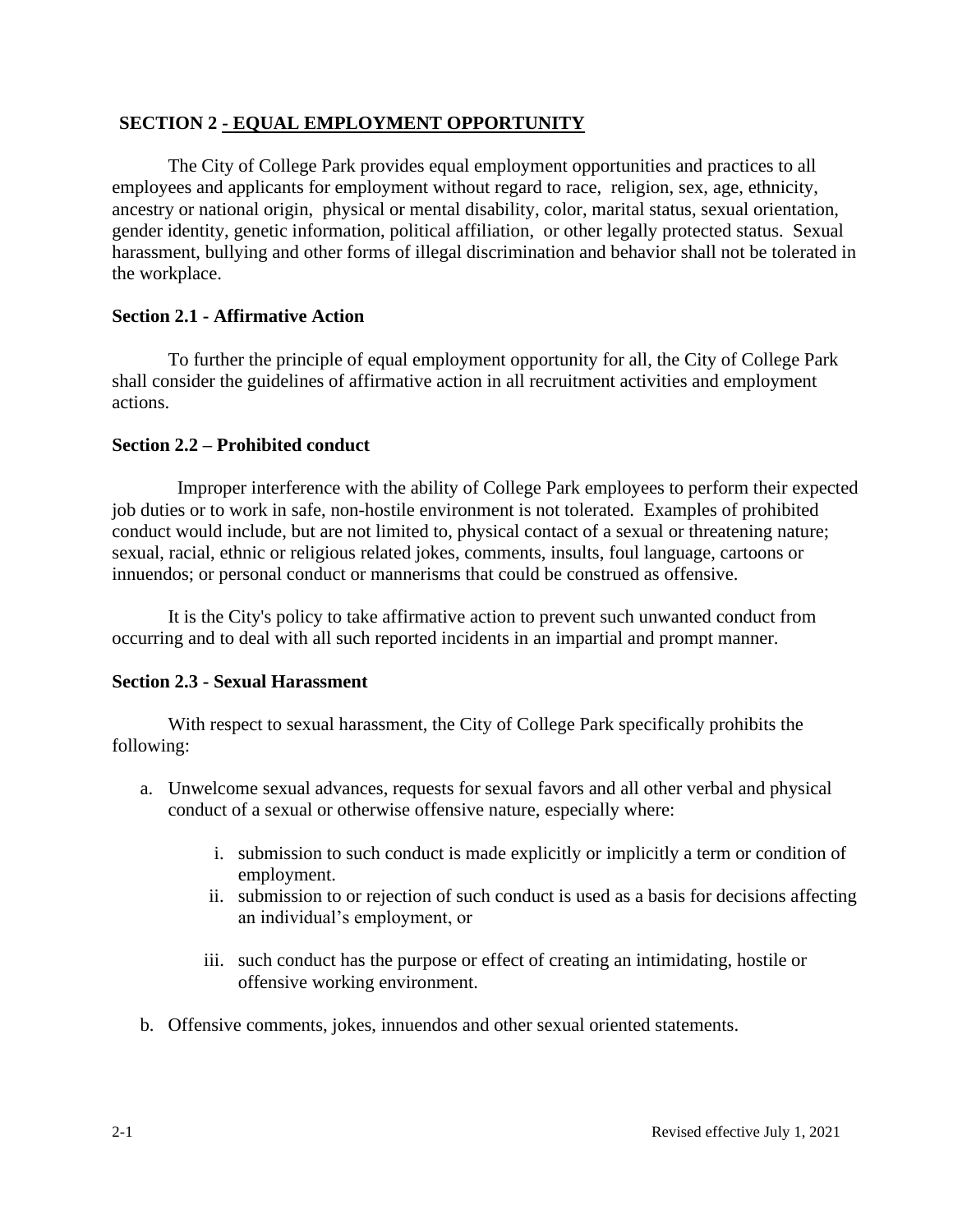## SECTION 2 - EQUAL EMPLOYMENT OPPORTUNITY

The City of College Park provides equal employment opportunities and practices to all employees and applicants for employment without regard to race, religion, sex, age, ethnicity, ancestry or national origin, physical or mental disability, color, marital status, sexual orientation, gender identity, genetic information, political affiliation, or other legally protected status. Sexual harassment, bullying and other forms of illegal discrimination and behavior shall not be tolerated in the workplace.

### Section 2.1 - Affirmative Action

To further the principle of equal employment opportunity for all, the City of College Park shall consider the guidelines of affirmative action in all recruitment activities and employment actions.

### Section 2.2 – Prohibited conduct

Improper interference with the ability of College Park employees to perform their expected job duties or to work in safe, non-hostile environment is not tolerated. Examples of prohibited conduct would include, but are not limited to, physical contact of a sexual or threatening nature; sexual, racial, ethnic or religious related jokes, comments, insults, foul language, cartoons or innuendos; or personal conduct or mannerisms that could be construed as offensive.

It is the City's policy to take affirmative action to prevent such unwanted conduct from occurring and to deal with all such reported incidents in an impartial and prompt manner.

### Section 2.3 - Sexual Harassment

With respect to sexual harassment, the City of College Park specifically prohibits the following:

a. Unwelcome sexual advances, requests for sexual favors and all other verbal and physical conduct of a sexual or otherwise offensive nature, especially where:

    i. submission to such conduct is made explicitly or implicitly a term or condition of employment.

    ii. submission to or rejection of such conduct is used as a basis for decisions affecting an individual's employment, or

    iii. such conduct has the purpose or effect of creating an intimidating, hostile or offensive working environment.

b. Offensive comments, jokes, innuendos and other sexual oriented statements.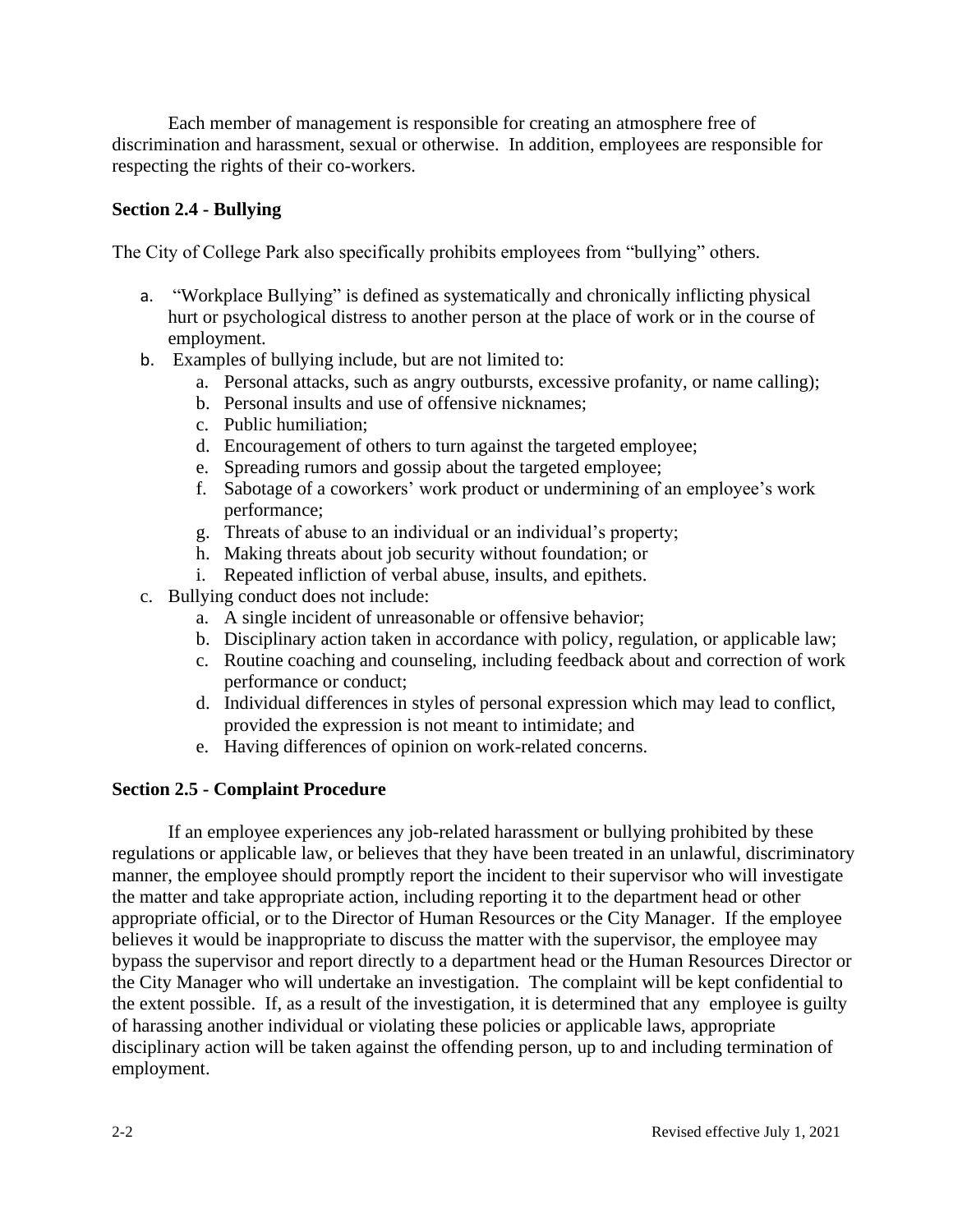Each member of management is responsible for creating an atmosphere free of discrimination and harassment, sexual or otherwise. In addition, employees are responsible for respecting the rights of their co-workers.

### Section 2.4 - Bullying

The City of College Park also specifically prohibits employees from "bullying" others.

a. "Workplace Bullying" is defined as systematically and chronically inflicting physical hurt or psychological distress to another person at the place of work or in the course of employment.
b. Examples of bullying include, but are not limited to:
   a. Personal attacks, such as angry outbursts, excessive profanity, or name calling);
   b. Personal insults and use of offensive nicknames;
   c. Public humiliation;
   d. Encouragement of others to turn against the targeted employee;
   e. Spreading rumors and gossip about the targeted employee;
   f. Sabotage of a coworkers' work product or undermining of an employee's work performance;
   g. Threats of abuse to an individual or an individual's property;
   h. Making threats about job security without foundation; or
   i. Repeated infliction of verbal abuse, insults, and epithets.
c. Bullying conduct does not include:
   a. A single incident of unreasonable or offensive behavior;
   b. Disciplinary action taken in accordance with policy, regulation, or applicable law;
   c. Routine coaching and counseling, including feedback about and correction of work performance or conduct;
   d. Individual differences in styles of personal expression which may lead to conflict, provided the expression is not meant to intimidate; and
   e. Having differences of opinion on work-related concerns.

### Section 2.5 - Complaint Procedure

If an employee experiences any job-related harassment or bullying prohibited by these regulations or applicable law, or believes that they have been treated in an unlawful, discriminatory manner, the employee should promptly report the incident to their supervisor who will investigate the matter and take appropriate action, including reporting it to the department head or other appropriate official, or to the Director of Human Resources or the City Manager. If the employee believes it would be inappropriate to discuss the matter with the supervisor, the employee may bypass the supervisor and report directly to a department head or the Human Resources Director or the City Manager who will undertake an investigation. The complaint will be kept confidential to the extent possible. If, as a result of the investigation, it is determined that any employee is guilty of harassing another individual or violating these policies or applicable laws, appropriate disciplinary action will be taken against the offending person, up to and including termination of employment.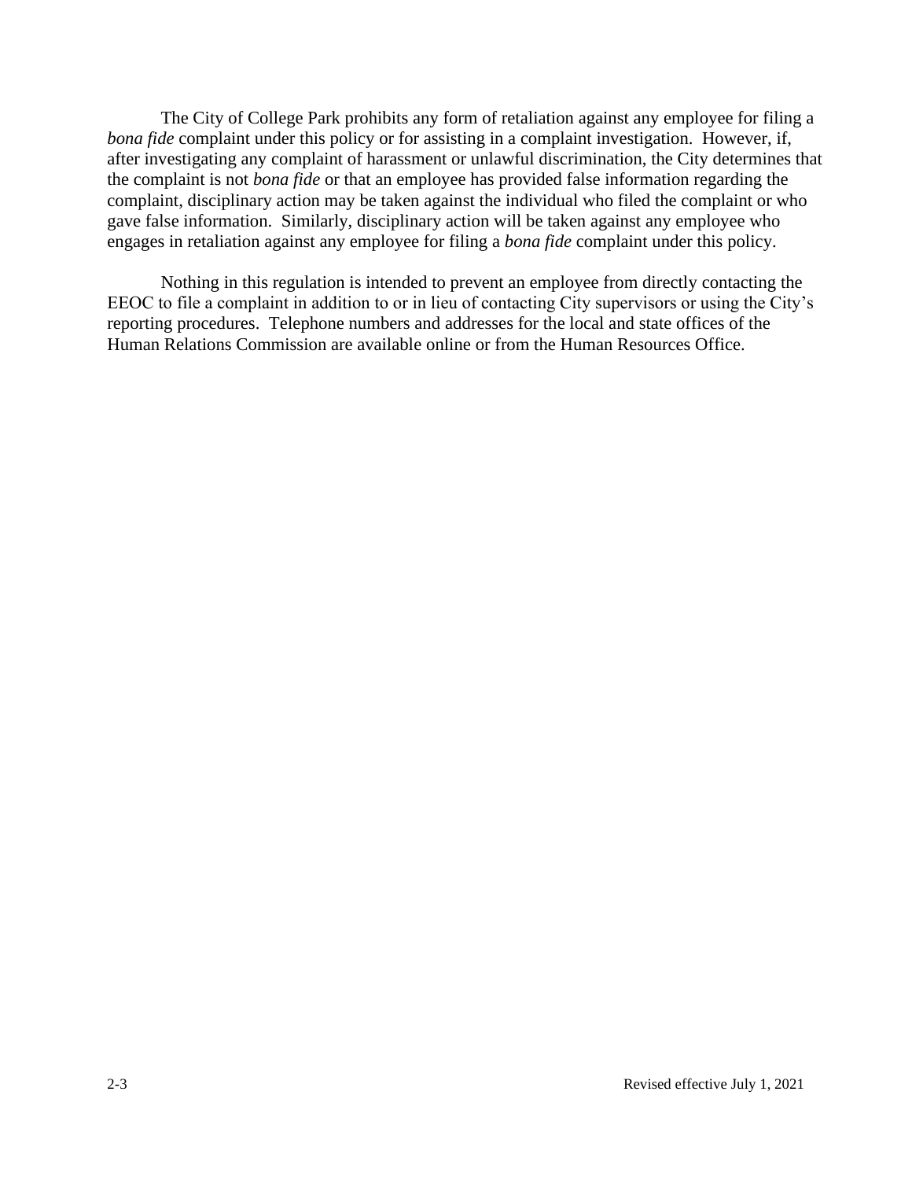The City of College Park prohibits any form of retaliation against any employee for filing a *bona fide* complaint under this policy or for assisting in a complaint investigation. However, if, after investigating any complaint of harassment or unlawful discrimination, the City determines that the complaint is not *bona fide* or that an employee has provided false information regarding the complaint, disciplinary action may be taken against the individual who filed the complaint or who gave false information. Similarly, disciplinary action will be taken against any employee who engages in retaliation against any employee for filing a *bona fide* complaint under this policy.

Nothing in this regulation is intended to prevent an employee from directly contacting the EEOC to file a complaint in addition to or in lieu of contacting City supervisors or using the City's reporting procedures. Telephone numbers and addresses for the local and state offices of the Human Relations Commission are available online or from the Human Resources Office.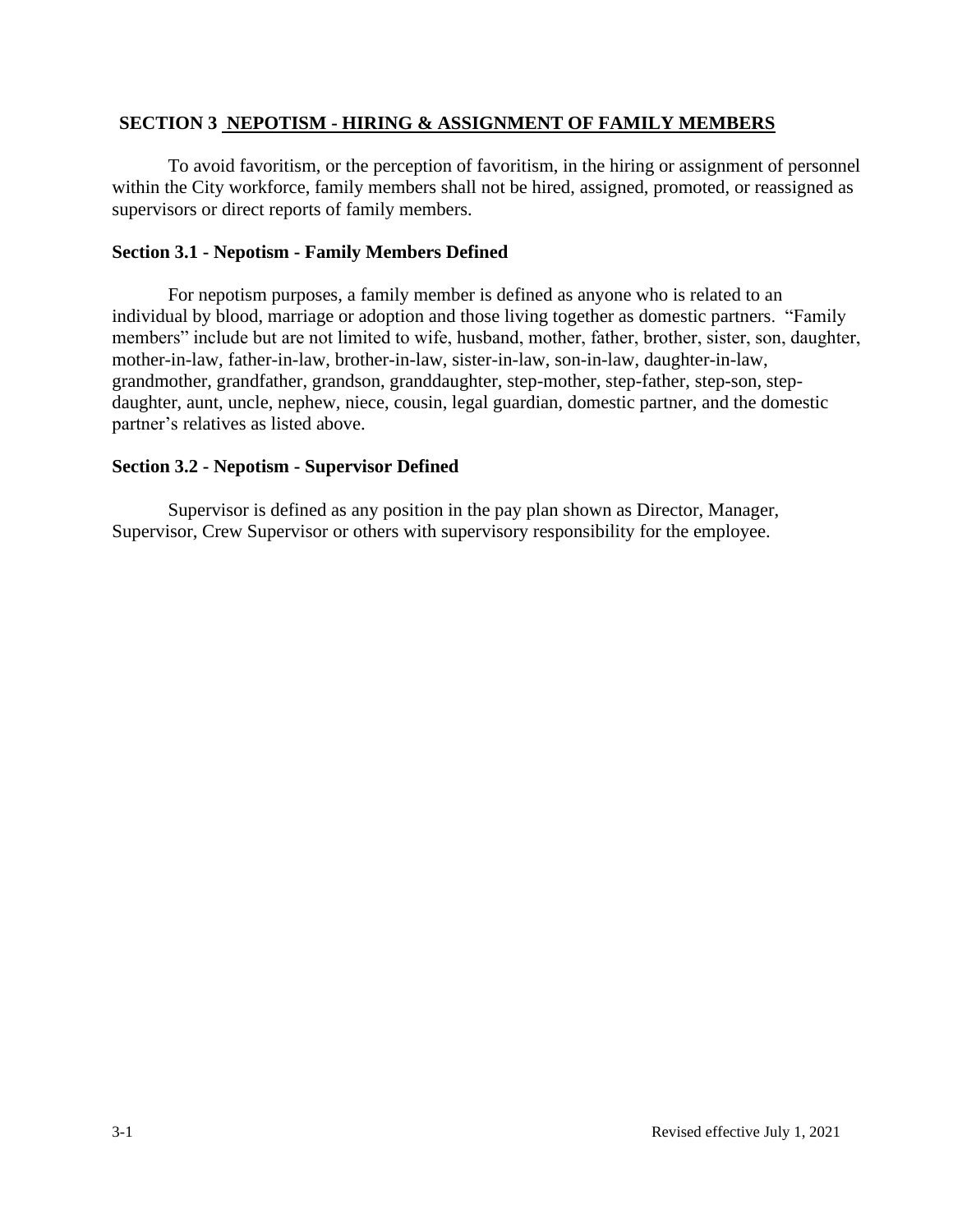## SECTION 3 NEPOTISM - HIRING & ASSIGNMENT OF FAMILY MEMBERS

To avoid favoritism, or the perception of favoritism, in the hiring or assignment of personnel within the City workforce, family members shall not be hired, assigned, promoted, or reassigned as supervisors or direct reports of family members.

### Section 3.1 - Nepotism - Family Members Defined

For nepotism purposes, a family member is defined as anyone who is related to an individual by blood, marriage or adoption and those living together as domestic partners. "Family members" include but are not limited to wife, husband, mother, father, brother, sister, son, daughter, mother-in-law, father-in-law, brother-in-law, sister-in-law, son-in-law, daughter-in-law, grandmother, grandfather, grandson, granddaughter, step-mother, step-father, step-son, step-daughter, aunt, uncle, nephew, niece, cousin, legal guardian, domestic partner, and the domestic partner's relatives as listed above.

### Section 3.2 - Nepotism - Supervisor Defined

Supervisor is defined as any position in the pay plan shown as Director, Manager, Supervisor, Crew Supervisor or others with supervisory responsibility for the employee.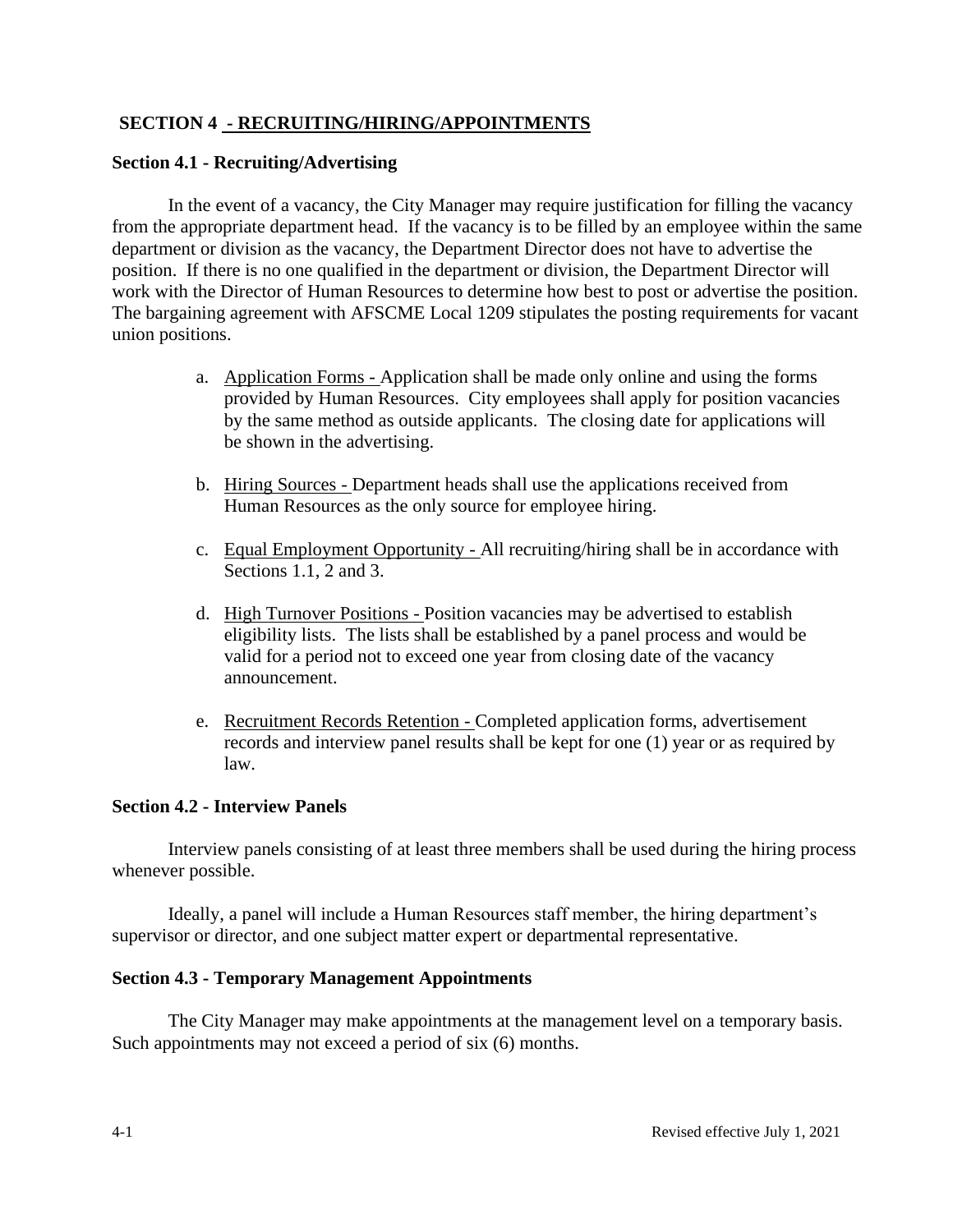## SECTION 4 - RECRUITING/HIRING/APPOINTMENTS

### Section 4.1 - Recruiting/Advertising

In the event of a vacancy, the City Manager may require justification for filling the vacancy from the appropriate department head. If the vacancy is to be filled by an employee within the same department or division as the vacancy, the Department Director does not have to advertise the position. If there is no one qualified in the department or division, the Department Director will work with the Director of Human Resources to determine how best to post or advertise the position. The bargaining agreement with AFSCME Local 1209 stipulates the posting requirements for vacant union positions.

a. Application Forms - Application shall be made only online and using the forms provided by Human Resources. City employees shall apply for position vacancies by the same method as outside applicants. The closing date for applications will be shown in the advertising.

b. Hiring Sources - Department heads shall use the applications received from Human Resources as the only source for employee hiring.

c. Equal Employment Opportunity - All recruiting/hiring shall be in accordance with Sections 1.1, 2 and 3.

d. High Turnover Positions - Position vacancies may be advertised to establish eligibility lists. The lists shall be established by a panel process and would be valid for a period not to exceed one year from closing date of the vacancy announcement.

e. Recruitment Records Retention - Completed application forms, advertisement records and interview panel results shall be kept for one (1) year or as required by law.

### Section 4.2 - Interview Panels

Interview panels consisting of at least three members shall be used during the hiring process whenever possible.

Ideally, a panel will include a Human Resources staff member, the hiring department's supervisor or director, and one subject matter expert or departmental representative.

### Section 4.3 - Temporary Management Appointments

The City Manager may make appointments at the management level on a temporary basis. Such appointments may not exceed a period of six (6) months.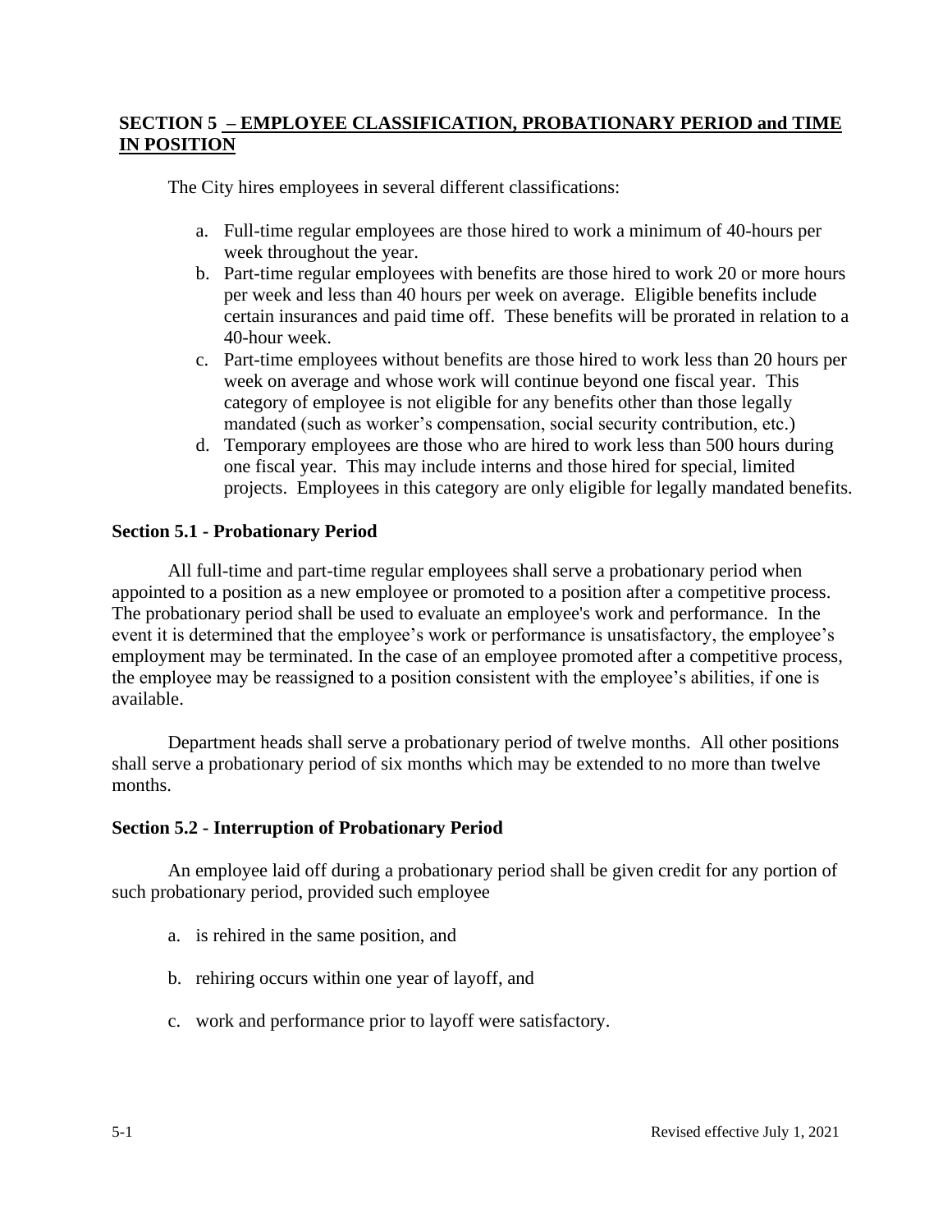## SECTION 5 – EMPLOYEE CLASSIFICATION, PROBATIONARY PERIOD and TIME IN POSITION

The City hires employees in several different classifications:

a. Full-time regular employees are those hired to work a minimum of 40-hours per week throughout the year.
b. Part-time regular employees with benefits are those hired to work 20 or more hours per week and less than 40 hours per week on average. Eligible benefits include certain insurances and paid time off. These benefits will be prorated in relation to a 40-hour week.
c. Part-time employees without benefits are those hired to work less than 20 hours per week on average and whose work will continue beyond one fiscal year. This category of employee is not eligible for any benefits other than those legally mandated (such as worker's compensation, social security contribution, etc.)
d. Temporary employees are those who are hired to work less than 500 hours during one fiscal year. This may include interns and those hired for special, limited projects. Employees in this category are only eligible for legally mandated benefits.

### Section 5.1 - Probationary Period

All full-time and part-time regular employees shall serve a probationary period when appointed to a position as a new employee or promoted to a position after a competitive process. The probationary period shall be used to evaluate an employee's work and performance. In the event it is determined that the employee's work or performance is unsatisfactory, the employee's employment may be terminated. In the case of an employee promoted after a competitive process, the employee may be reassigned to a position consistent with the employee's abilities, if one is available.

Department heads shall serve a probationary period of twelve months. All other positions shall serve a probationary period of six months which may be extended to no more than twelve months.

### Section 5.2 - Interruption of Probationary Period

An employee laid off during a probationary period shall be given credit for any portion of such probationary period, provided such employee

a. is rehired in the same position, and

b. rehiring occurs within one year of layoff, and

c. work and performance prior to layoff were satisfactory.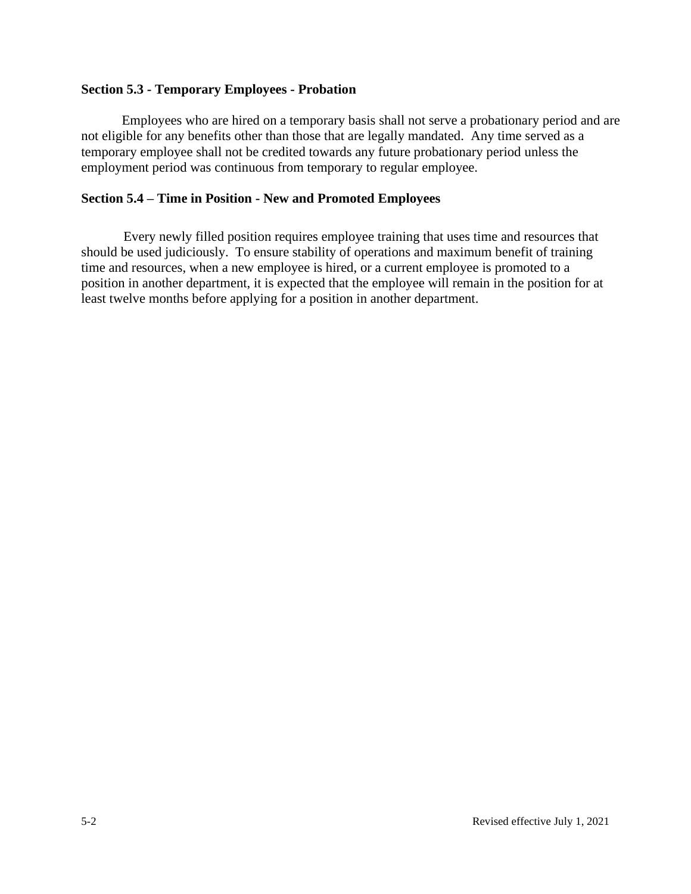**Section 5.3 - Temporary Employees - Probation**

Employees who are hired on a temporary basis shall not serve a probationary period and are not eligible for any benefits other than those that are legally mandated. Any time served as a temporary employee shall not be credited towards any future probationary period unless the employment period was continuous from temporary to regular employee.

**Section 5.4 – Time in Position - New and Promoted Employees**

Every newly filled position requires employee training that uses time and resources that should be used judiciously. To ensure stability of operations and maximum benefit of training time and resources, when a new employee is hired, or a current employee is promoted to a position in another department, it is expected that the employee will remain in the position for at least twelve months before applying for a position in another department.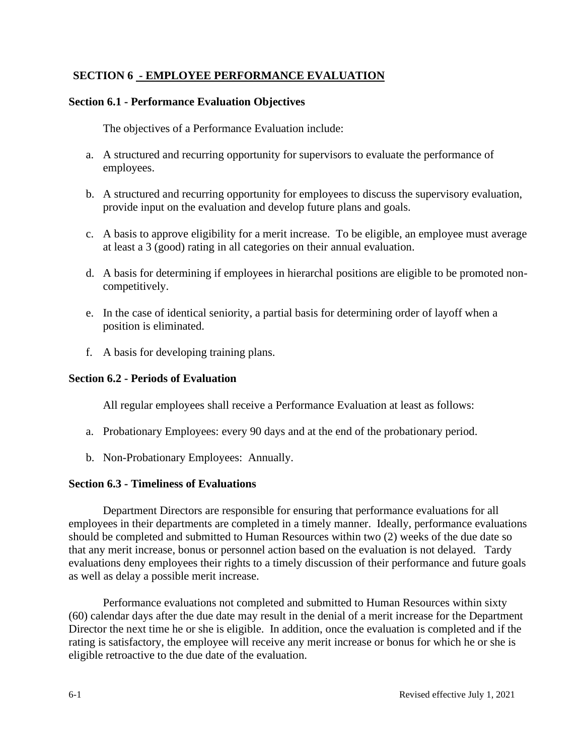## SECTION 6 - EMPLOYEE PERFORMANCE EVALUATION

### Section 6.1 - Performance Evaluation Objectives

The objectives of a Performance Evaluation include:

a. A structured and recurring opportunity for supervisors to evaluate the performance of employees.

b. A structured and recurring opportunity for employees to discuss the supervisory evaluation, provide input on the evaluation and develop future plans and goals.

c. A basis to approve eligibility for a merit increase. To be eligible, an employee must average at least a 3 (good) rating in all categories on their annual evaluation.

d. A basis for determining if employees in hierarchal positions are eligible to be promoted non-competitively.

e. In the case of identical seniority, a partial basis for determining order of layoff when a position is eliminated.

f. A basis for developing training plans.

### Section 6.2 - Periods of Evaluation

All regular employees shall receive a Performance Evaluation at least as follows:

a. Probationary Employees: every 90 days and at the end of the probationary period.

b. Non-Probationary Employees: Annually.

### Section 6.3 - Timeliness of Evaluations

Department Directors are responsible for ensuring that performance evaluations for all employees in their departments are completed in a timely manner. Ideally, performance evaluations should be completed and submitted to Human Resources within two (2) weeks of the due date so that any merit increase, bonus or personnel action based on the evaluation is not delayed. Tardy evaluations deny employees their rights to a timely discussion of their performance and future goals as well as delay a possible merit increase.

Performance evaluations not completed and submitted to Human Resources within sixty (60) calendar days after the due date may result in the denial of a merit increase for the Department Director the next time he or she is eligible. In addition, once the evaluation is completed and if the rating is satisfactory, the employee will receive any merit increase or bonus for which he or she is eligible retroactive to the due date of the evaluation.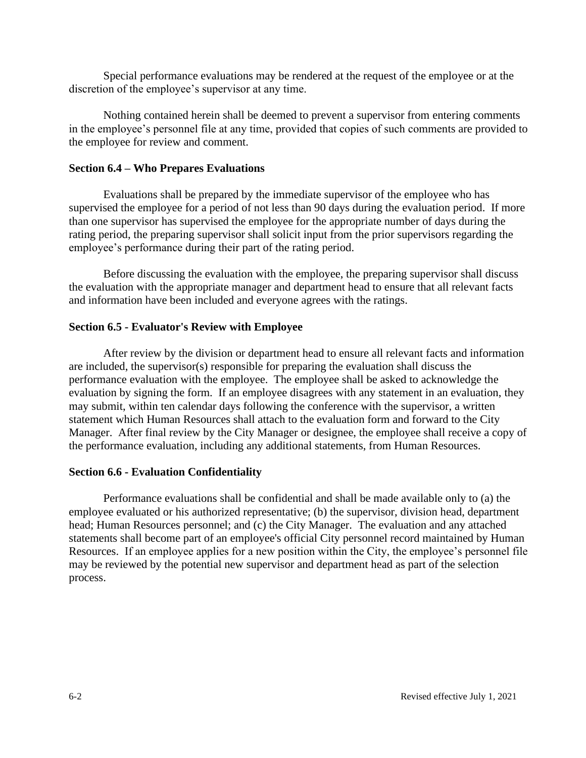Special performance evaluations may be rendered at the request of the employee or at the discretion of the employee's supervisor at any time.

Nothing contained herein shall be deemed to prevent a supervisor from entering comments in the employee's personnel file at any time, provided that copies of such comments are provided to the employee for review and comment.

**Section 6.4 – Who Prepares Evaluations**

Evaluations shall be prepared by the immediate supervisor of the employee who has supervised the employee for a period of not less than 90 days during the evaluation period. If more than one supervisor has supervised the employee for the appropriate number of days during the rating period, the preparing supervisor shall solicit input from the prior supervisors regarding the employee's performance during their part of the rating period.

Before discussing the evaluation with the employee, the preparing supervisor shall discuss the evaluation with the appropriate manager and department head to ensure that all relevant facts and information have been included and everyone agrees with the ratings.

**Section 6.5 - Evaluator's Review with Employee**

After review by the division or department head to ensure all relevant facts and information are included, the supervisor(s) responsible for preparing the evaluation shall discuss the performance evaluation with the employee. The employee shall be asked to acknowledge the evaluation by signing the form. If an employee disagrees with any statement in an evaluation, they may submit, within ten calendar days following the conference with the supervisor, a written statement which Human Resources shall attach to the evaluation form and forward to the City Manager. After final review by the City Manager or designee, the employee shall receive a copy of the performance evaluation, including any additional statements, from Human Resources.

**Section 6.6 - Evaluation Confidentiality**

Performance evaluations shall be confidential and shall be made available only to (a) the employee evaluated or his authorized representative; (b) the supervisor, division head, department head; Human Resources personnel; and (c) the City Manager. The evaluation and any attached statements shall become part of an employee's official City personnel record maintained by Human Resources. If an employee applies for a new position within the City, the employee's personnel file may be reviewed by the potential new supervisor and department head as part of the selection process.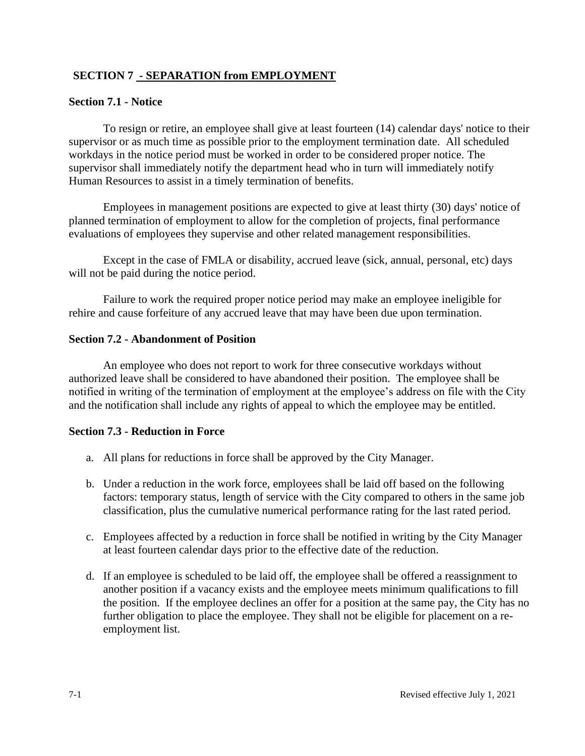## SECTION 7 - SEPARATION from EMPLOYMENT

### Section 7.1 - Notice

To resign or retire, an employee shall give at least fourteen (14) calendar days' notice to their supervisor or as much time as possible prior to the employment termination date. All scheduled workdays in the notice period must be worked in order to be considered proper notice. The supervisor shall immediately notify the department head who in turn will immediately notify Human Resources to assist in a timely termination of benefits.

Employees in management positions are expected to give at least thirty (30) days' notice of planned termination of employment to allow for the completion of projects, final performance evaluations of employees they supervise and other related management responsibilities.

Except in the case of FMLA or disability, accrued leave (sick, annual, personal, etc) days will not be paid during the notice period.

Failure to work the required proper notice period may make an employee ineligible for rehire and cause forfeiture of any accrued leave that may have been due upon termination.

### Section 7.2 - Abandonment of Position

An employee who does not report to work for three consecutive workdays without authorized leave shall be considered to have abandoned their position. The employee shall be notified in writing of the termination of employment at the employee's address on file with the City and the notification shall include any rights of appeal to which the employee may be entitled.

### Section 7.3 - Reduction in Force

a. All plans for reductions in force shall be approved by the City Manager.

b. Under a reduction in the work force, employees shall be laid off based on the following factors: temporary status, length of service with the City compared to others in the same job classification, plus the cumulative numerical performance rating for the last rated period.

c. Employees affected by a reduction in force shall be notified in writing by the City Manager at least fourteen calendar days prior to the effective date of the reduction.

d. If an employee is scheduled to be laid off, the employee shall be offered a reassignment to another position if a vacancy exists and the employee meets minimum qualifications to fill the position. If the employee declines an offer for a position at the same pay, the City has no further obligation to place the employee. They shall not be eligible for placement on a re-employment list.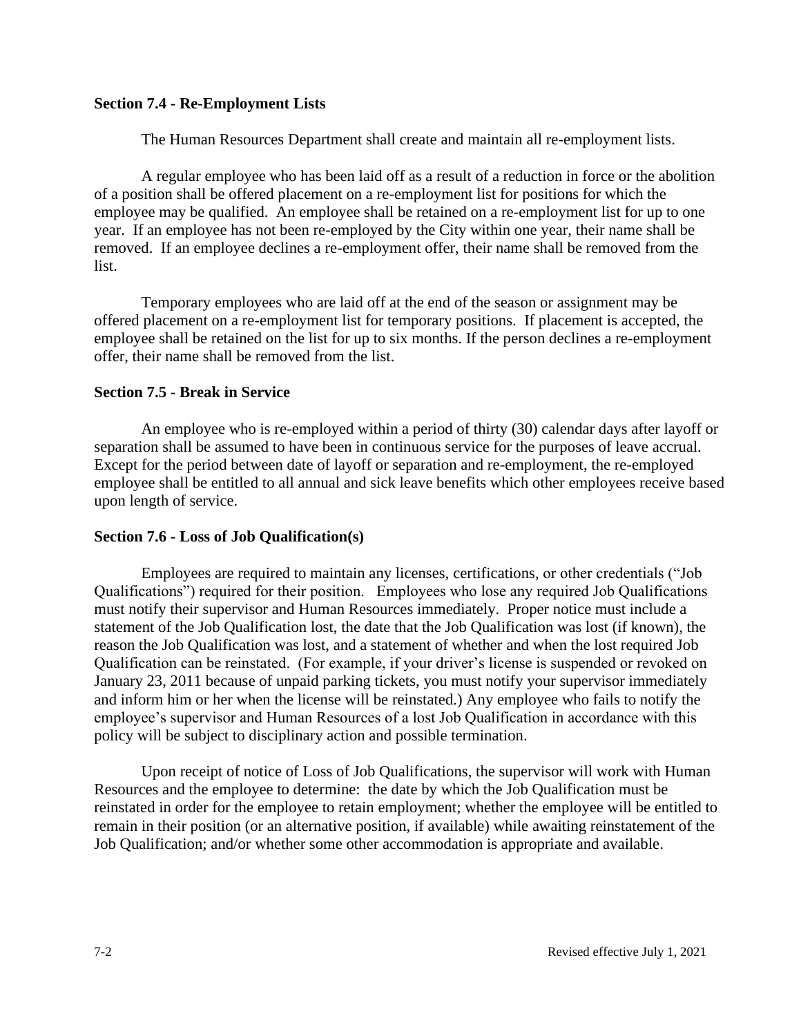### Section 7.4 - Re-Employment Lists

The Human Resources Department shall create and maintain all re-employment lists.

A regular employee who has been laid off as a result of a reduction in force or the abolition of a position shall be offered placement on a re-employment list for positions for which the employee may be qualified. An employee shall be retained on a re-employment list for up to one year. If an employee has not been re-employed by the City within one year, their name shall be removed. If an employee declines a re-employment offer, their name shall be removed from the list.

Temporary employees who are laid off at the end of the season or assignment may be offered placement on a re-employment list for temporary positions. If placement is accepted, the employee shall be retained on the list for up to six months. If the person declines a re-employment offer, their name shall be removed from the list.

### Section 7.5 - Break in Service

An employee who is re-employed within a period of thirty (30) calendar days after layoff or separation shall be assumed to have been in continuous service for the purposes of leave accrual. Except for the period between date of layoff or separation and re-employment, the re-employed employee shall be entitled to all annual and sick leave benefits which other employees receive based upon length of service.

### Section 7.6 - Loss of Job Qualification(s)

Employees are required to maintain any licenses, certifications, or other credentials ("Job Qualifications") required for their position. Employees who lose any required Job Qualifications must notify their supervisor and Human Resources immediately. Proper notice must include a statement of the Job Qualification lost, the date that the Job Qualification was lost (if known), the reason the Job Qualification was lost, and a statement of whether and when the lost required Job Qualification can be reinstated. (For example, if your driver's license is suspended or revoked on January 23, 2011 because of unpaid parking tickets, you must notify your supervisor immediately and inform him or her when the license will be reinstated.) Any employee who fails to notify the employee's supervisor and Human Resources of a lost Job Qualification in accordance with this policy will be subject to disciplinary action and possible termination.

Upon receipt of notice of Loss of Job Qualifications, the supervisor will work with Human Resources and the employee to determine: the date by which the Job Qualification must be reinstated in order for the employee to retain employment; whether the employee will be entitled to remain in their position (or an alternative position, if available) while awaiting reinstatement of the Job Qualification; and/or whether some other accommodation is appropriate and available.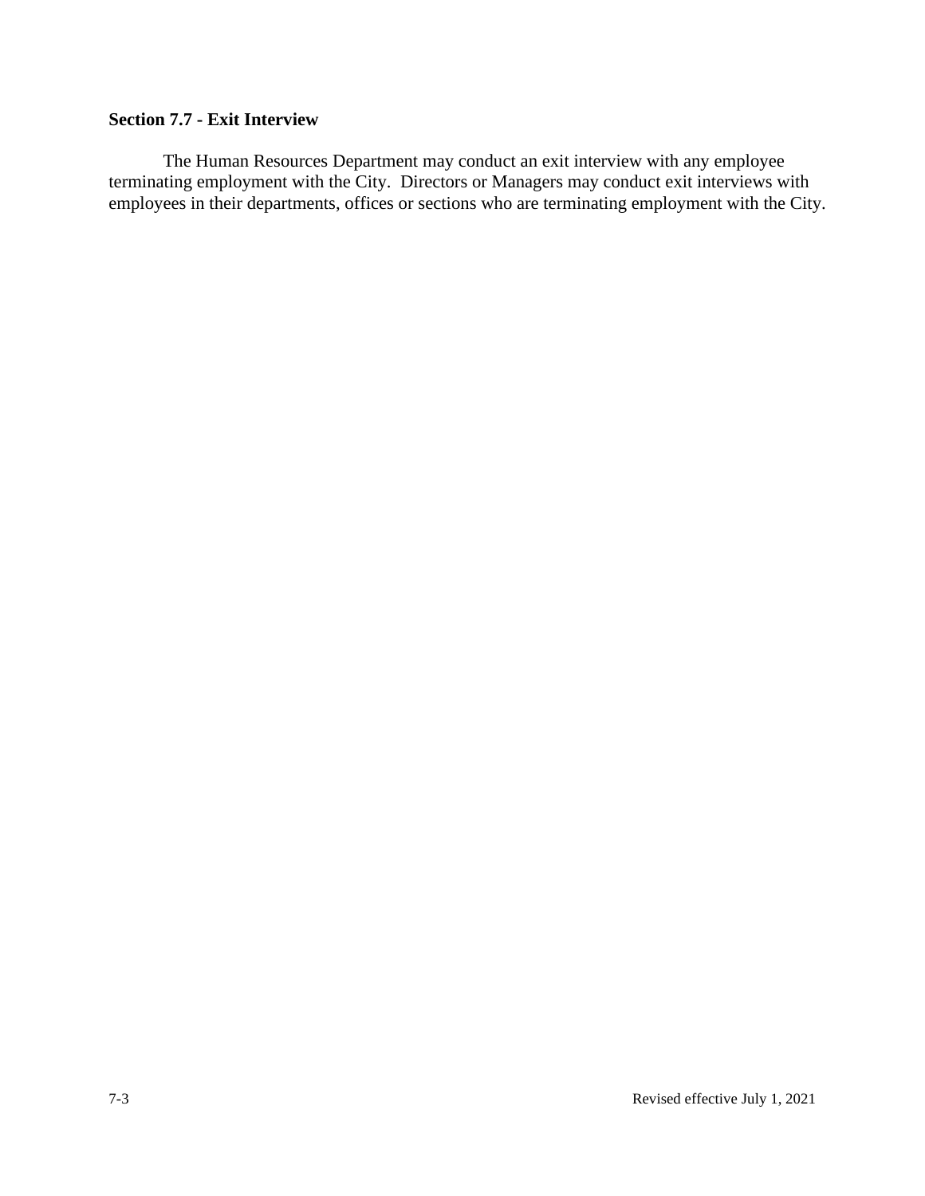**Section 7.7 - Exit Interview**

The Human Resources Department may conduct an exit interview with any employee terminating employment with the City. Directors or Managers may conduct exit interviews with employees in their departments, offices or sections who are terminating employment with the City.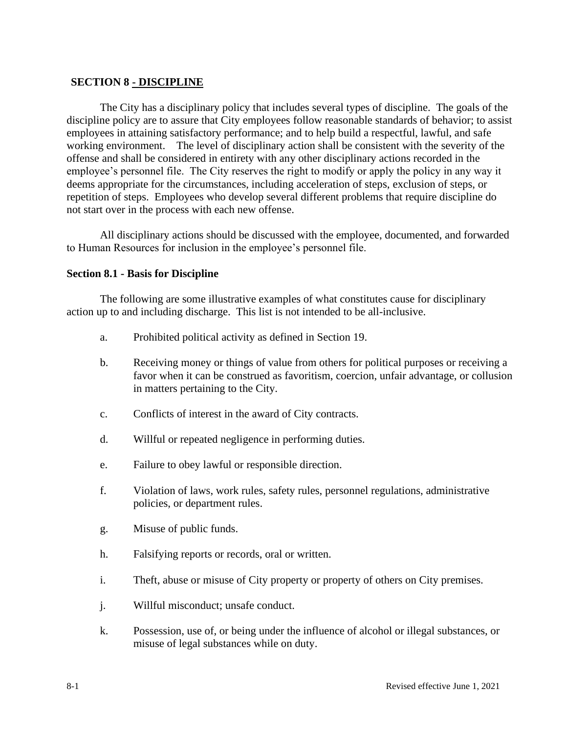## SECTION 8 - DISCIPLINE

The City has a disciplinary policy that includes several types of discipline. The goals of the discipline policy are to assure that City employees follow reasonable standards of behavior; to assist employees in attaining satisfactory performance; and to help build a respectful, lawful, and safe working environment. The level of disciplinary action shall be consistent with the severity of the offense and shall be considered in entirety with any other disciplinary actions recorded in the employee's personnel file. The City reserves the right to modify or apply the policy in any way it deems appropriate for the circumstances, including acceleration of steps, exclusion of steps, or repetition of steps. Employees who develop several different problems that require discipline do not start over in the process with each new offense.

All disciplinary actions should be discussed with the employee, documented, and forwarded to Human Resources for inclusion in the employee's personnel file.

### Section 8.1 - Basis for Discipline

The following are some illustrative examples of what constitutes cause for disciplinary action up to and including discharge. This list is not intended to be all-inclusive.

a. Prohibited political activity as defined in Section 19.

b. Receiving money or things of value from others for political purposes or receiving a favor when it can be construed as favoritism, coercion, unfair advantage, or collusion in matters pertaining to the City.

c. Conflicts of interest in the award of City contracts.

d. Willful or repeated negligence in performing duties.

e. Failure to obey lawful or responsible direction.

f. Violation of laws, work rules, safety rules, personnel regulations, administrative policies, or department rules.

g. Misuse of public funds.

h. Falsifying reports or records, oral or written.

i. Theft, abuse or misuse of City property or property of others on City premises.

j. Willful misconduct; unsafe conduct.

k. Possession, use of, or being under the influence of alcohol or illegal substances, or misuse of legal substances while on duty.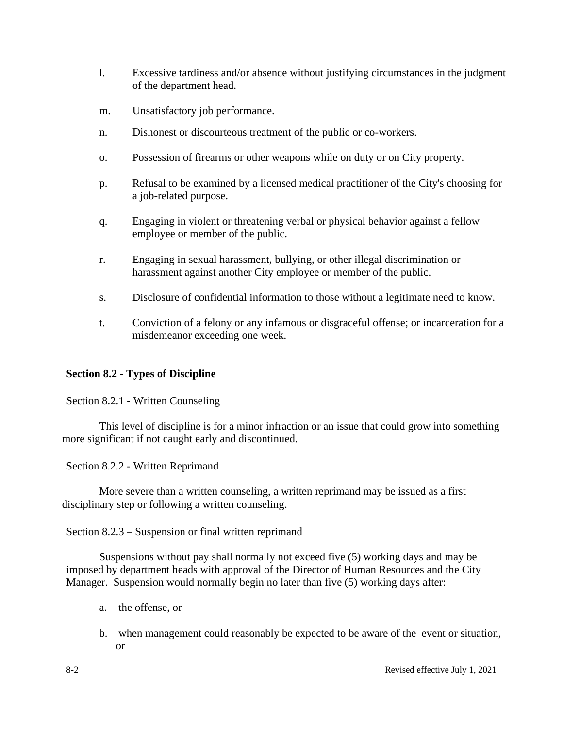l. Excessive tardiness and/or absence without justifying circumstances in the judgment of the department head.

m. Unsatisfactory job performance.

n. Dishonest or discourteous treatment of the public or co-workers.

o. Possession of firearms or other weapons while on duty or on City property.

p. Refusal to be examined by a licensed medical practitioner of the City's choosing for a job-related purpose.

q. Engaging in violent or threatening verbal or physical behavior against a fellow employee or member of the public.

r. Engaging in sexual harassment, bullying, or other illegal discrimination or harassment against another City employee or member of the public.

s. Disclosure of confidential information to those without a legitimate need to know.

t. Conviction of a felony or any infamous or disgraceful offense; or incarceration for a misdemeanor exceeding one week.

## Section 8.2 - Types of Discipline

### Section 8.2.1 - Written Counseling

This level of discipline is for a minor infraction or an issue that could grow into something more significant if not caught early and discontinued.

### Section 8.2.2 - Written Reprimand

More severe than a written counseling, a written reprimand may be issued as a first disciplinary step or following a written counseling.

### Section 8.2.3 – Suspension or final written reprimand

Suspensions without pay shall normally not exceed five (5) working days and may be imposed by department heads with approval of the Director of Human Resources and the City Manager. Suspension would normally begin no later than five (5) working days after:

a. the offense, or

b. when management could reasonably be expected to be aware of the event or situation, or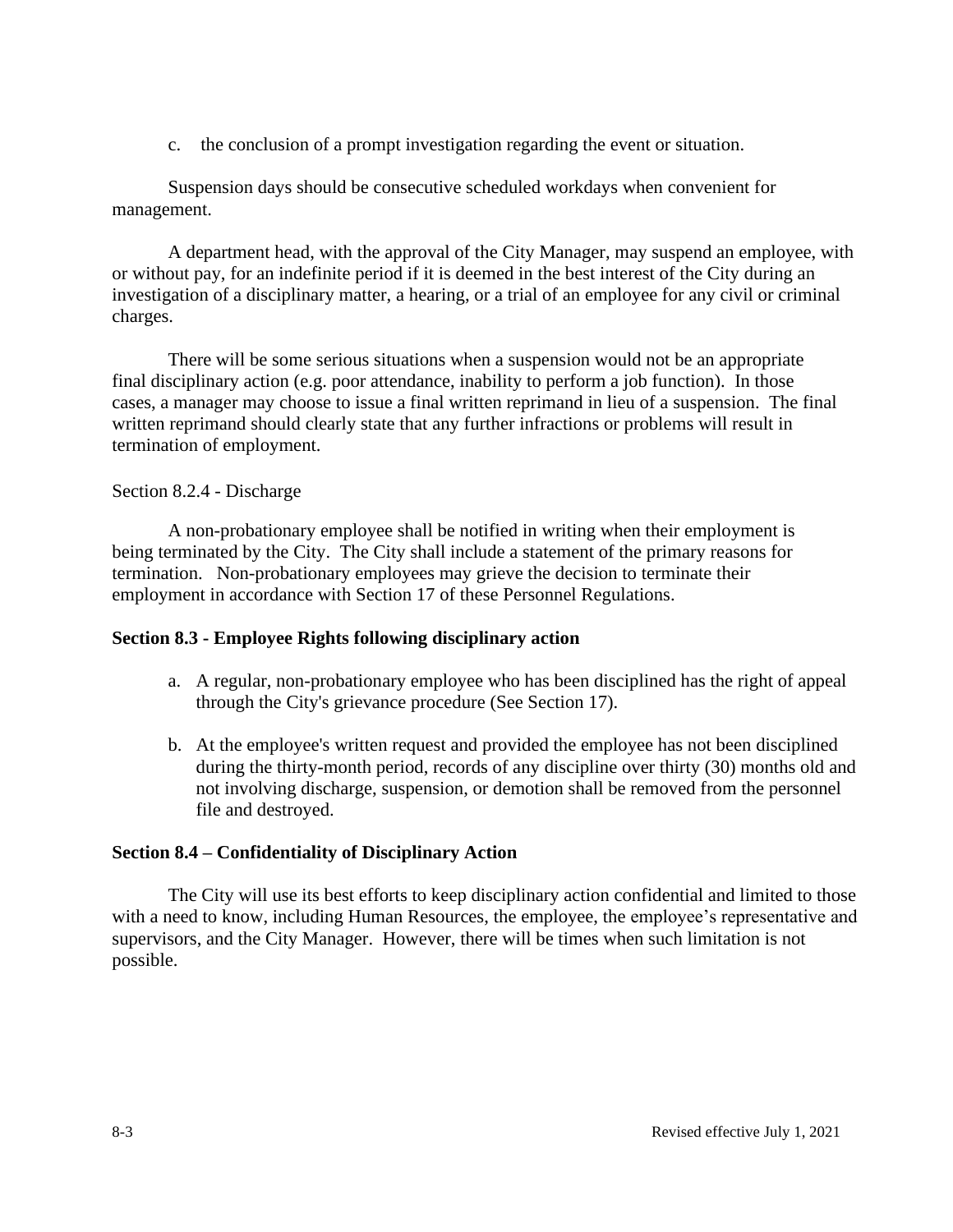c. the conclusion of a prompt investigation regarding the event or situation.

Suspension days should be consecutive scheduled workdays when convenient for management.

A department head, with the approval of the City Manager, may suspend an employee, with or without pay, for an indefinite period if it is deemed in the best interest of the City during an investigation of a disciplinary matter, a hearing, or a trial of an employee for any civil or criminal charges.

There will be some serious situations when a suspension would not be an appropriate final disciplinary action (e.g. poor attendance, inability to perform a job function). In those cases, a manager may choose to issue a final written reprimand in lieu of a suspension. The final written reprimand should clearly state that any further infractions or problems will result in termination of employment.

Section 8.2.4 - Discharge

A non-probationary employee shall be notified in writing when their employment is being terminated by the City. The City shall include a statement of the primary reasons for termination. Non-probationary employees may grieve the decision to terminate their employment in accordance with Section 17 of these Personnel Regulations.

**Section 8.3 - Employee Rights following disciplinary action**

a. A regular, non-probationary employee who has been disciplined has the right of appeal through the City's grievance procedure (See Section 17).

b. At the employee's written request and provided the employee has not been disciplined during the thirty-month period, records of any discipline over thirty (30) months old and not involving discharge, suspension, or demotion shall be removed from the personnel file and destroyed.

**Section 8.4 – Confidentiality of Disciplinary Action**

The City will use its best efforts to keep disciplinary action confidential and limited to those with a need to know, including Human Resources, the employee, the employee's representative and supervisors, and the City Manager. However, there will be times when such limitation is not possible.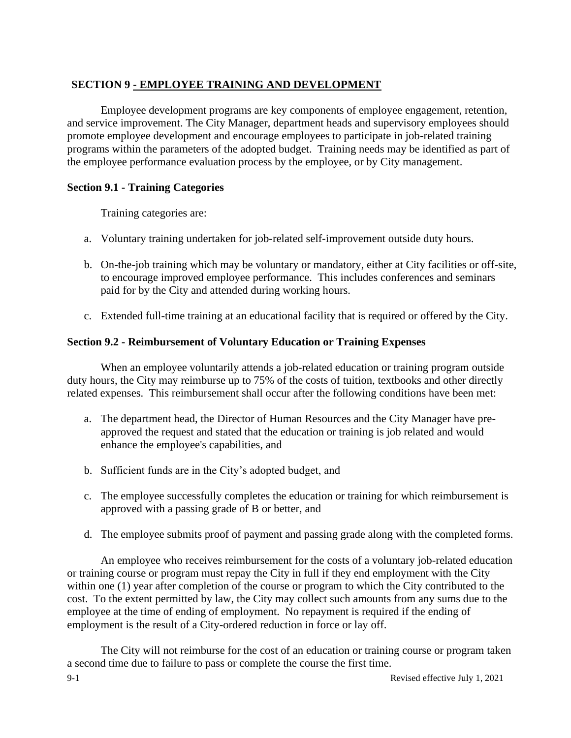## SECTION 9 - EMPLOYEE TRAINING AND DEVELOPMENT

Employee development programs are key components of employee engagement, retention, and service improvement. The City Manager, department heads and supervisory employees should promote employee development and encourage employees to participate in job-related training programs within the parameters of the adopted budget. Training needs may be identified as part of the employee performance evaluation process by the employee, or by City management.

### Section 9.1 - Training Categories

Training categories are:

a. Voluntary training undertaken for job-related self-improvement outside duty hours.

b. On-the-job training which may be voluntary or mandatory, either at City facilities or off-site, to encourage improved employee performance. This includes conferences and seminars paid for by the City and attended during working hours.

c. Extended full-time training at an educational facility that is required or offered by the City.

### Section 9.2 - Reimbursement of Voluntary Education or Training Expenses

When an employee voluntarily attends a job-related education or training program outside duty hours, the City may reimburse up to 75% of the costs of tuition, textbooks and other directly related expenses. This reimbursement shall occur after the following conditions have been met:

a. The department head, the Director of Human Resources and the City Manager have pre-approved the request and stated that the education or training is job related and would enhance the employee's capabilities, and

b. Sufficient funds are in the City's adopted budget, and

c. The employee successfully completes the education or training for which reimbursement is approved with a passing grade of B or better, and

d. The employee submits proof of payment and passing grade along with the completed forms.

An employee who receives reimbursement for the costs of a voluntary job-related education or training course or program must repay the City in full if they end employment with the City within one (1) year after completion of the course or program to which the City contributed to the cost. To the extent permitted by law, the City may collect such amounts from any sums due to the employee at the time of ending of employment. No repayment is required if the ending of employment is the result of a City-ordered reduction in force or lay off.

The City will not reimburse for the cost of an education or training course or program taken a second time due to failure to pass or complete the course the first time.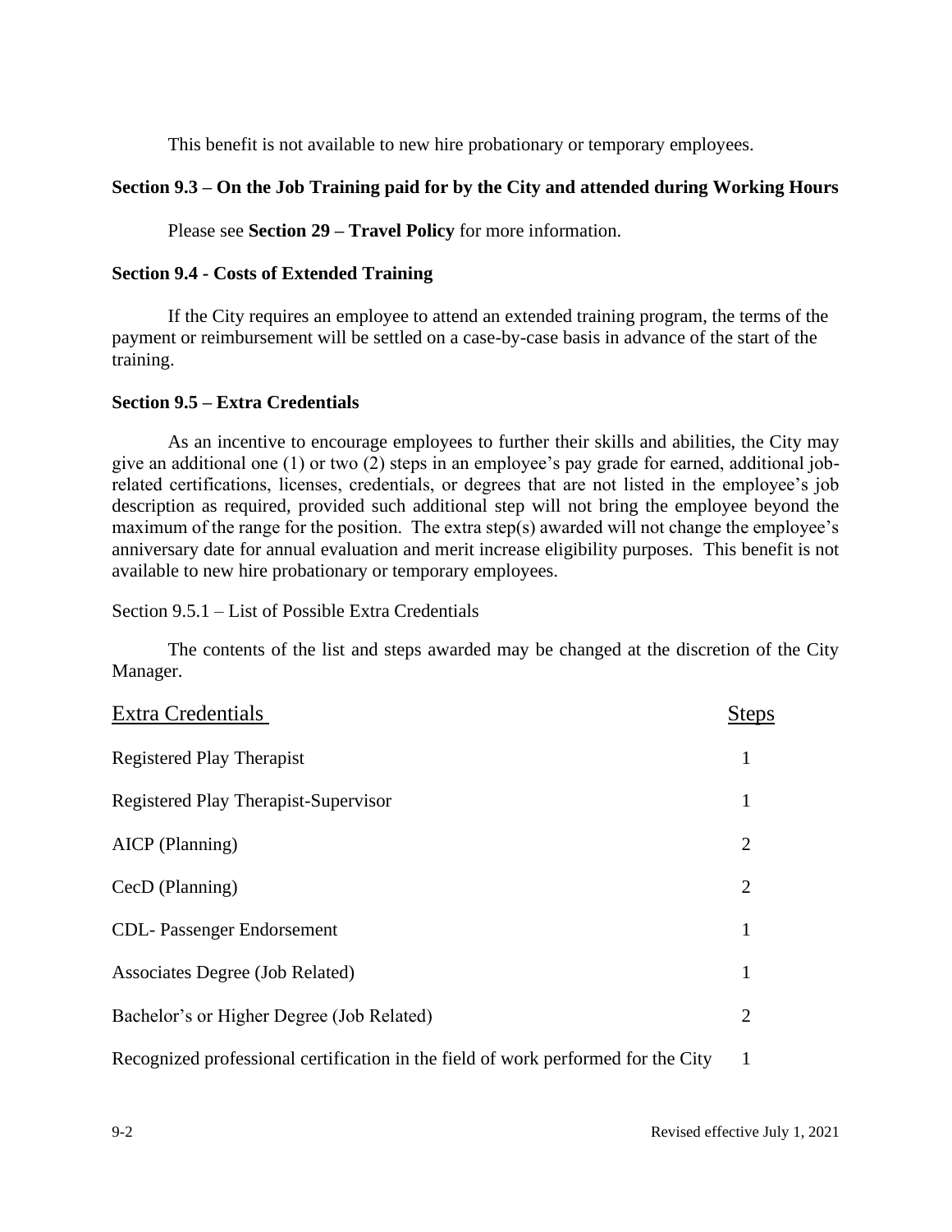This benefit is not available to new hire probationary or temporary employees.

### Section 9.3 – On the Job Training paid for by the City and attended during Working Hours

Please see **Section 29 – Travel Policy** for more information.

### Section 9.4 - Costs of Extended Training

If the City requires an employee to attend an extended training program, the terms of the payment or reimbursement will be settled on a case-by-case basis in advance of the start of the training.

### Section 9.5 – Extra Credentials

As an incentive to encourage employees to further their skills and abilities, the City may give an additional one (1) or two (2) steps in an employee's pay grade for earned, additional job-related certifications, licenses, credentials, or degrees that are not listed in the employee's job description as required, provided such additional step will not bring the employee beyond the maximum of the range for the position. The extra step(s) awarded will not change the employee's anniversary date for annual evaluation and merit increase eligibility purposes. This benefit is not available to new hire probationary or temporary employees.

Section 9.5.1 – List of Possible Extra Credentials

The contents of the list and steps awarded may be changed at the discretion of the City Manager.

| Extra Credentials | Steps |
|---|---|
| Registered Play Therapist | 1 |
| Registered Play Therapist-Supervisor | 1 |
| AICP (Planning) | 2 |
| CecD (Planning) | 2 |
| CDL- Passenger Endorsement | 1 |
| Associates Degree (Job Related) | 1 |
| Bachelor's or Higher Degree (Job Related) | 2 |
| Recognized professional certification in the field of work performed for the City | 1 |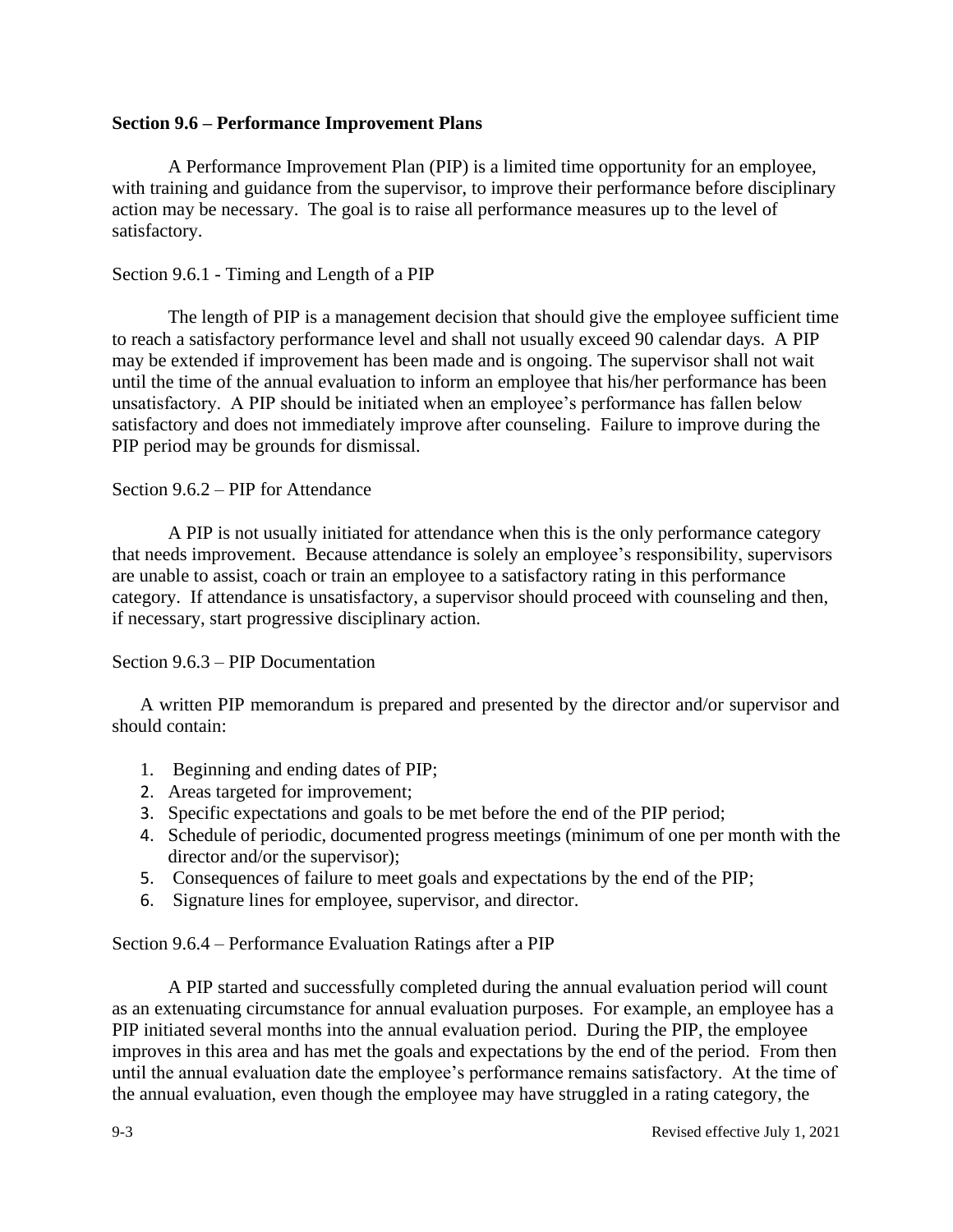**Section 9.6 – Performance Improvement Plans**

A Performance Improvement Plan (PIP) is a limited time opportunity for an employee, with training and guidance from the supervisor, to improve their performance before disciplinary action may be necessary. The goal is to raise all performance measures up to the level of satisfactory.

Section 9.6.1 - Timing and Length of a PIP

The length of PIP is a management decision that should give the employee sufficient time to reach a satisfactory performance level and shall not usually exceed 90 calendar days. A PIP may be extended if improvement has been made and is ongoing. The supervisor shall not wait until the time of the annual evaluation to inform an employee that his/her performance has been unsatisfactory. A PIP should be initiated when an employee's performance has fallen below satisfactory and does not immediately improve after counseling. Failure to improve during the PIP period may be grounds for dismissal.

Section 9.6.2 – PIP for Attendance

A PIP is not usually initiated for attendance when this is the only performance category that needs improvement. Because attendance is solely an employee's responsibility, supervisors are unable to assist, coach or train an employee to a satisfactory rating in this performance category. If attendance is unsatisfactory, a supervisor should proceed with counseling and then, if necessary, start progressive disciplinary action.

Section 9.6.3 – PIP Documentation

A written PIP memorandum is prepared and presented by the director and/or supervisor and should contain:

1. Beginning and ending dates of PIP;
2. Areas targeted for improvement;
3. Specific expectations and goals to be met before the end of the PIP period;
4. Schedule of periodic, documented progress meetings (minimum of one per month with the director and/or the supervisor);
5. Consequences of failure to meet goals and expectations by the end of the PIP;
6. Signature lines for employee, supervisor, and director.

Section 9.6.4 – Performance Evaluation Ratings after a PIP

A PIP started and successfully completed during the annual evaluation period will count as an extenuating circumstance for annual evaluation purposes. For example, an employee has a PIP initiated several months into the annual evaluation period. During the PIP, the employee improves in this area and has met the goals and expectations by the end of the period. From then until the annual evaluation date the employee's performance remains satisfactory. At the time of the annual evaluation, even though the employee may have struggled in a rating category, the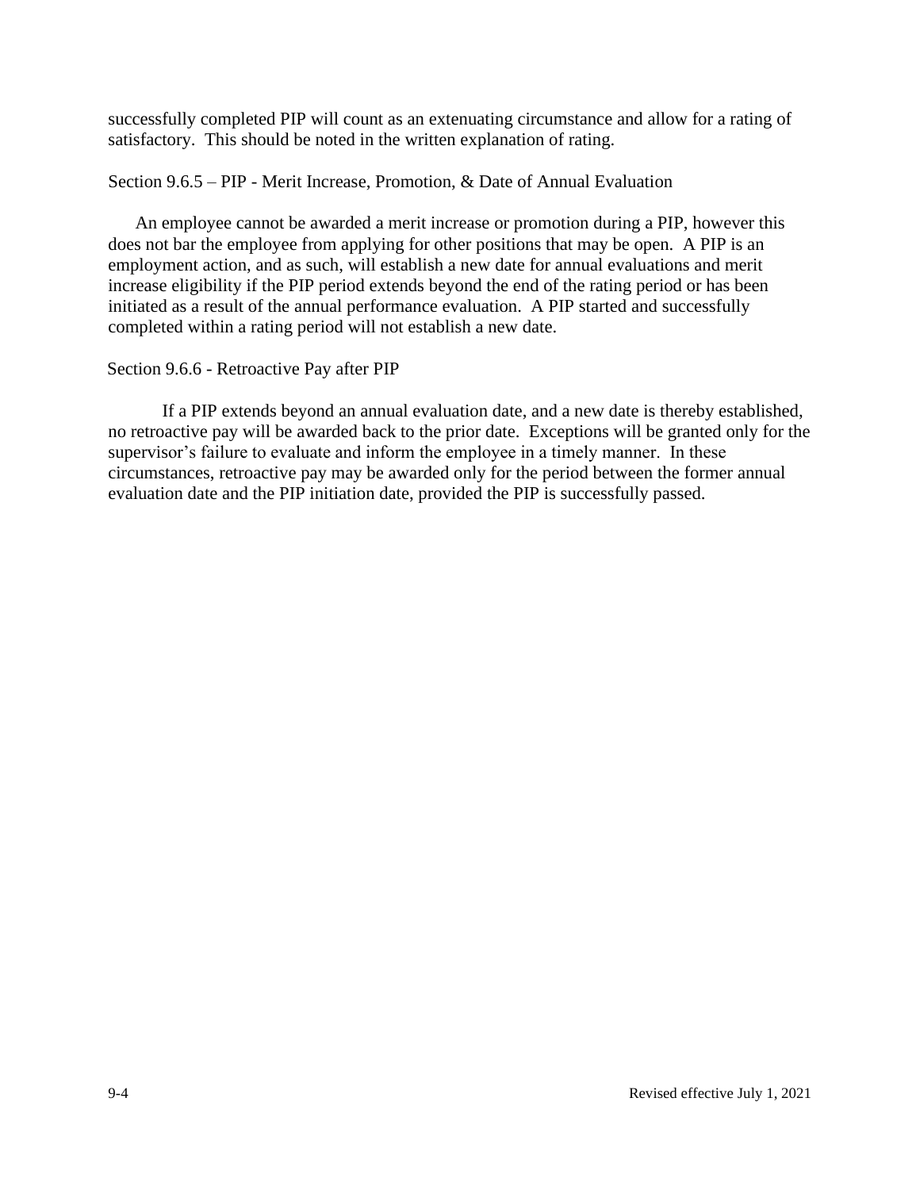successfully completed PIP will count as an extenuating circumstance and allow for a rating of satisfactory. This should be noted in the written explanation of rating.

### Section 9.6.5 – PIP - Merit Increase, Promotion, & Date of Annual Evaluation

An employee cannot be awarded a merit increase or promotion during a PIP, however this does not bar the employee from applying for other positions that may be open. A PIP is an employment action, and as such, will establish a new date for annual evaluations and merit increase eligibility if the PIP period extends beyond the end of the rating period or has been initiated as a result of the annual performance evaluation. A PIP started and successfully completed within a rating period will not establish a new date.

### Section 9.6.6 - Retroactive Pay after PIP

If a PIP extends beyond an annual evaluation date, and a new date is thereby established, no retroactive pay will be awarded back to the prior date. Exceptions will be granted only for the supervisor's failure to evaluate and inform the employee in a timely manner. In these circumstances, retroactive pay may be awarded only for the period between the former annual evaluation date and the PIP initiation date, provided the PIP is successfully passed.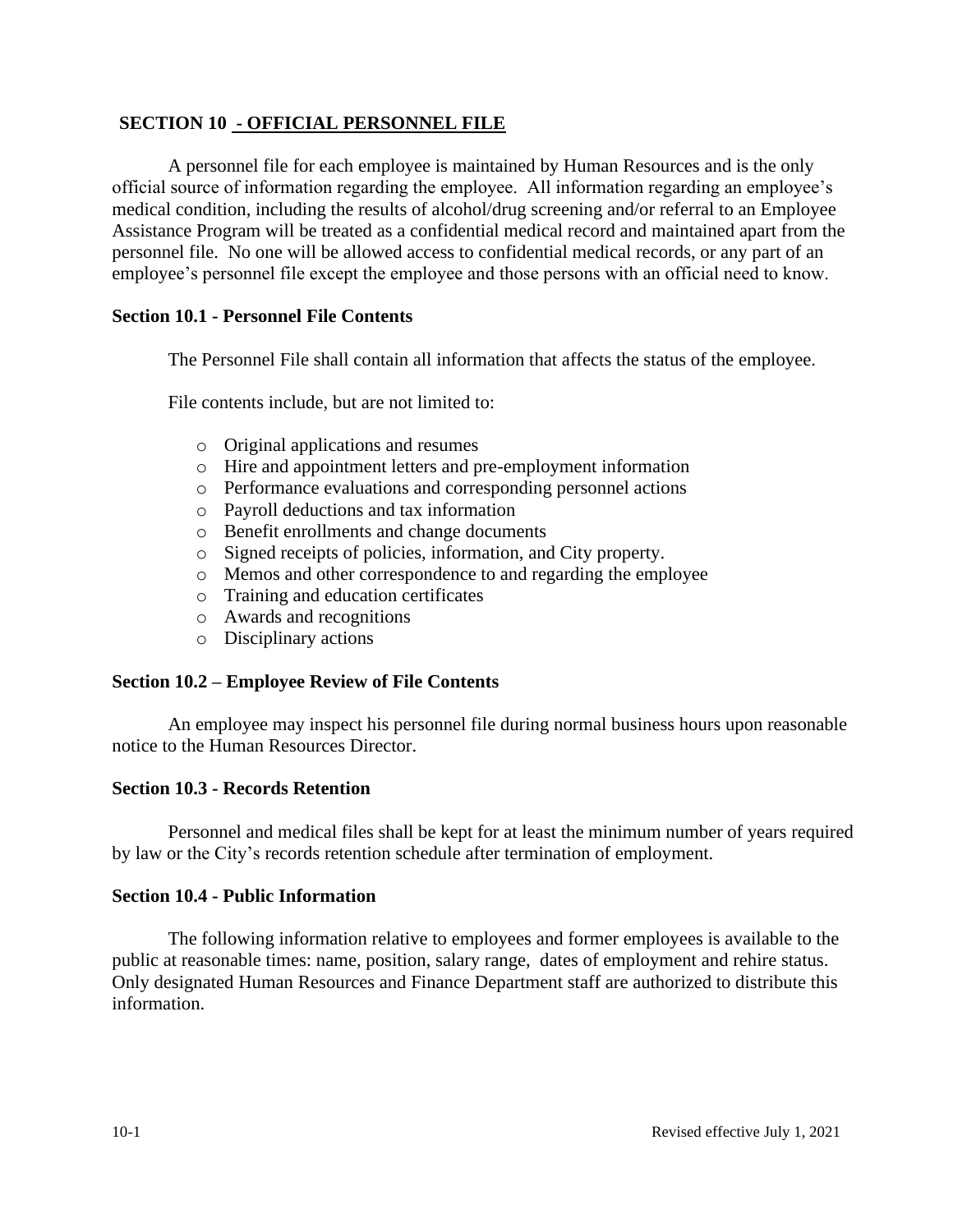## SECTION 10 - OFFICIAL PERSONNEL FILE

A personnel file for each employee is maintained by Human Resources and is the only official source of information regarding the employee. All information regarding an employee's medical condition, including the results of alcohol/drug screening and/or referral to an Employee Assistance Program will be treated as a confidential medical record and maintained apart from the personnel file. No one will be allowed access to confidential medical records, or any part of an employee's personnel file except the employee and those persons with an official need to know.

### Section 10.1 - Personnel File Contents

The Personnel File shall contain all information that affects the status of the employee.

File contents include, but are not limited to:

- Original applications and resumes
- Hire and appointment letters and pre-employment information
- Performance evaluations and corresponding personnel actions
- Payroll deductions and tax information
- Benefit enrollments and change documents
- Signed receipts of policies, information, and City property.
- Memos and other correspondence to and regarding the employee
- Training and education certificates
- Awards and recognitions
- Disciplinary actions

### Section 10.2 – Employee Review of File Contents

An employee may inspect his personnel file during normal business hours upon reasonable notice to the Human Resources Director.

### Section 10.3 - Records Retention

Personnel and medical files shall be kept for at least the minimum number of years required by law or the City's records retention schedule after termination of employment.

### Section 10.4 - Public Information

The following information relative to employees and former employees is available to the public at reasonable times: name, position, salary range, dates of employment and rehire status. Only designated Human Resources and Finance Department staff are authorized to distribute this information.

10-1 Revised effective July 1, 2021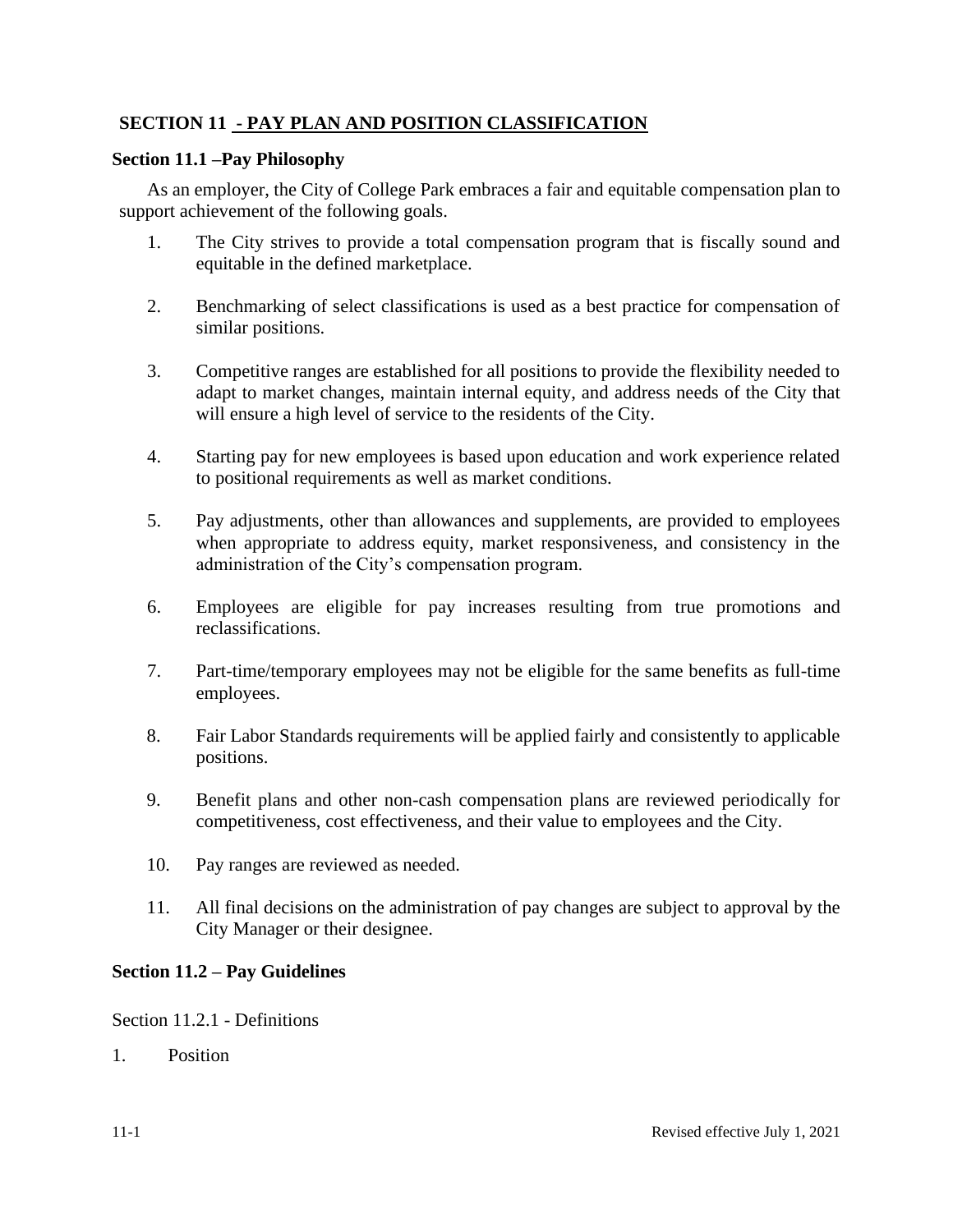## SECTION 11 - PAY PLAN AND POSITION CLASSIFICATION

### Section 11.1 –Pay Philosophy

As an employer, the City of College Park embraces a fair and equitable compensation plan to support achievement of the following goals.

1. The City strives to provide a total compensation program that is fiscally sound and equitable in the defined marketplace.

2. Benchmarking of select classifications is used as a best practice for compensation of similar positions.

3. Competitive ranges are established for all positions to provide the flexibility needed to adapt to market changes, maintain internal equity, and address needs of the City that will ensure a high level of service to the residents of the City.

4. Starting pay for new employees is based upon education and work experience related to positional requirements as well as market conditions.

5. Pay adjustments, other than allowances and supplements, are provided to employees when appropriate to address equity, market responsiveness, and consistency in the administration of the City's compensation program.

6. Employees are eligible for pay increases resulting from true promotions and reclassifications.

7. Part-time/temporary employees may not be eligible for the same benefits as full-time employees.

8. Fair Labor Standards requirements will be applied fairly and consistently to applicable positions.

9. Benefit plans and other non-cash compensation plans are reviewed periodically for competitiveness, cost effectiveness, and their value to employees and the City.

10. Pay ranges are reviewed as needed.

11. All final decisions on the administration of pay changes are subject to approval by the City Manager or their designee.

### Section 11.2 – Pay Guidelines

Section 11.2.1 - Definitions

1. Position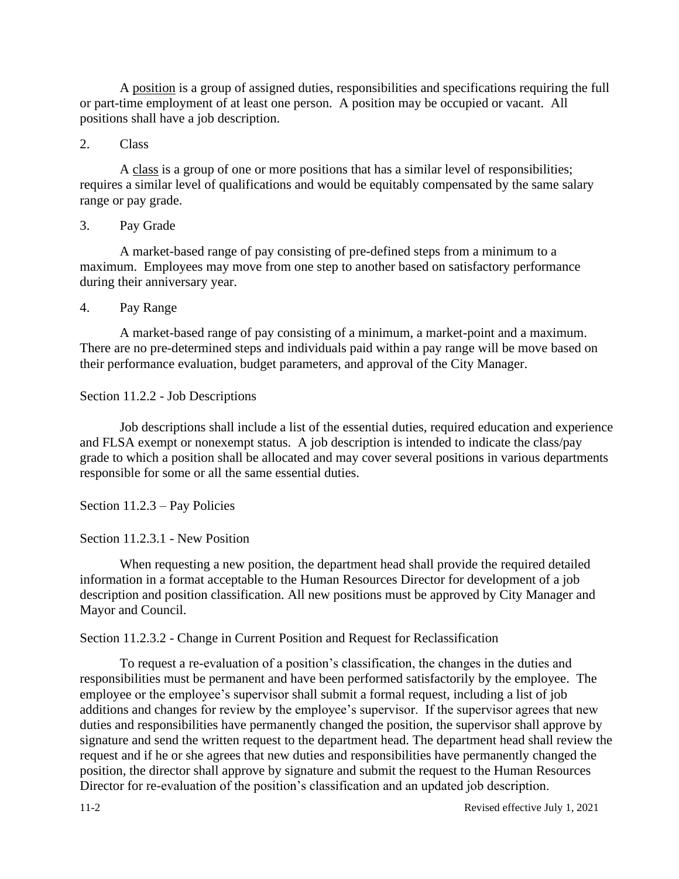A <u>position</u> is a group of assigned duties, responsibilities and specifications requiring the full or part-time employment of at least one person. A position may be occupied or vacant. All positions shall have a job description.

2. Class

A <u>class</u> is a group of one or more positions that has a similar level of responsibilities; requires a similar level of qualifications and would be equitably compensated by the same salary range or pay grade.

3. Pay Grade

A market-based range of pay consisting of pre-defined steps from a minimum to a maximum. Employees may move from one step to another based on satisfactory performance during their anniversary year.

4. Pay Range

A market-based range of pay consisting of a minimum, a market-point and a maximum. There are no pre-determined steps and individuals paid within a pay range will be move based on their performance evaluation, budget parameters, and approval of the City Manager.

Section 11.2.2 - Job Descriptions

Job descriptions shall include a list of the essential duties, required education and experience and FLSA exempt or nonexempt status. A job description is intended to indicate the class/pay grade to which a position shall be allocated and may cover several positions in various departments responsible for some or all the same essential duties.

Section 11.2.3 – Pay Policies

Section 11.2.3.1 - New Position

When requesting a new position, the department head shall provide the required detailed information in a format acceptable to the Human Resources Director for development of a job description and position classification. All new positions must be approved by City Manager and Mayor and Council.

Section 11.2.3.2 - Change in Current Position and Request for Reclassification

To request a re-evaluation of a position's classification, the changes in the duties and responsibilities must be permanent and have been performed satisfactorily by the employee. The employee or the employee's supervisor shall submit a formal request, including a list of job additions and changes for review by the employee's supervisor. If the supervisor agrees that new duties and responsibilities have permanently changed the position, the supervisor shall approve by signature and send the written request to the department head. The department head shall review the request and if he or she agrees that new duties and responsibilities have permanently changed the position, the director shall approve by signature and submit the request to the Human Resources Director for re-evaluation of the position's classification and an updated job description.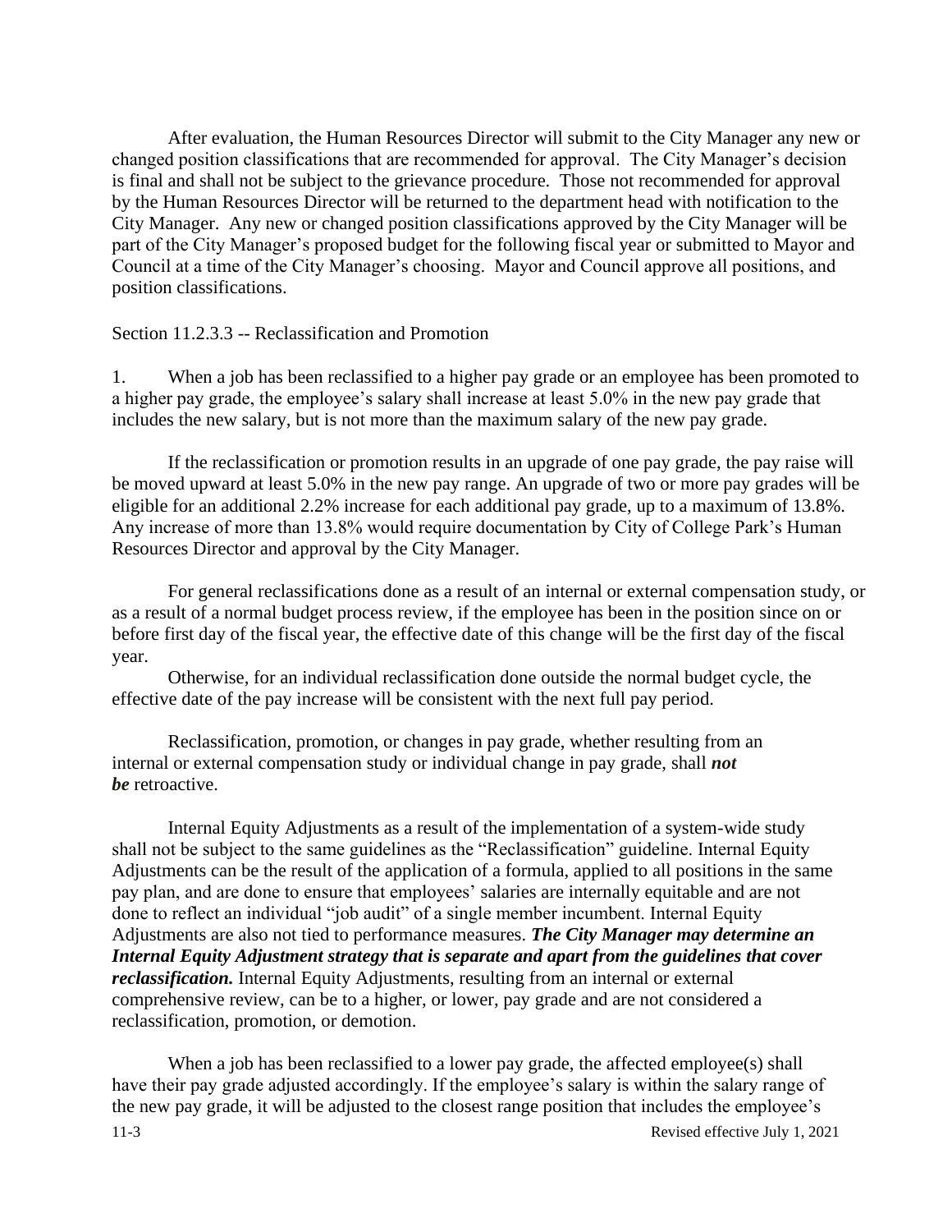After evaluation, the Human Resources Director will submit to the City Manager any new or changed position classifications that are recommended for approval. The City Manager's decision is final and shall not be subject to the grievance procedure. Those not recommended for approval by the Human Resources Director will be returned to the department head with notification to the City Manager. Any new or changed position classifications approved by the City Manager will be part of the City Manager's proposed budget for the following fiscal year or submitted to Mayor and Council at a time of the City Manager's choosing. Mayor and Council approve all positions, and position classifications.

Section 11.2.3.3 -- Reclassification and Promotion

1. When a job has been reclassified to a higher pay grade or an employee has been promoted to a higher pay grade, the employee's salary shall increase at least 5.0% in the new pay grade that includes the new salary, but is not more than the maximum salary of the new pay grade.

If the reclassification or promotion results in an upgrade of one pay grade, the pay raise will be moved upward at least 5.0% in the new pay range. An upgrade of two or more pay grades will be eligible for an additional 2.2% increase for each additional pay grade, up to a maximum of 13.8%. Any increase of more than 13.8% would require documentation by City of College Park's Human Resources Director and approval by the City Manager.

For general reclassifications done as a result of an internal or external compensation study, or as a result of a normal budget process review, if the employee has been in the position since on or before first day of the fiscal year, the effective date of this change will be the first day of the fiscal year.

Otherwise, for an individual reclassification done outside the normal budget cycle, the effective date of the pay increase will be consistent with the next full pay period.

Reclassification, promotion, or changes in pay grade, whether resulting from an internal or external compensation study or individual change in pay grade, shall ***not be*** retroactive.

Internal Equity Adjustments as a result of the implementation of a system-wide study shall not be subject to the same guidelines as the "Reclassification" guideline. Internal Equity Adjustments can be the result of the application of a formula, applied to all positions in the same pay plan, and are done to ensure that employees' salaries are internally equitable and are not done to reflect an individual "job audit" of a single member incumbent. Internal Equity Adjustments are also not tied to performance measures. ***The City Manager may determine an Internal Equity Adjustment strategy that is separate and apart from the guidelines that cover reclassification.*** Internal Equity Adjustments, resulting from an internal or external comprehensive review, can be to a higher, or lower, pay grade and are not considered a reclassification, promotion, or demotion.

When a job has been reclassified to a lower pay grade, the affected employee(s) shall have their pay grade adjusted accordingly. If the employee's salary is within the salary range of the new pay grade, it will be adjusted to the closest range position that includes the employee's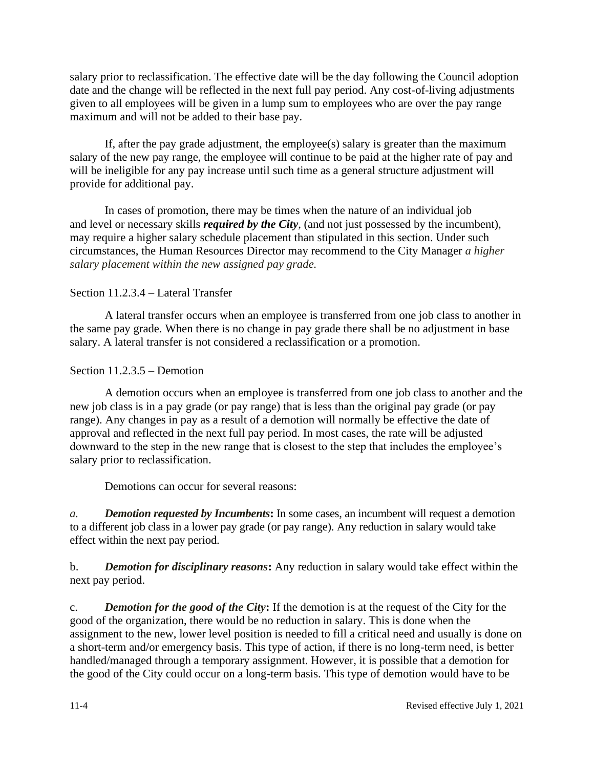salary prior to reclassification. The effective date will be the day following the Council adoption date and the change will be reflected in the next full pay period. Any cost-of-living adjustments given to all employees will be given in a lump sum to employees who are over the pay range maximum and will not be added to their base pay.

If, after the pay grade adjustment, the employee(s) salary is greater than the maximum salary of the new pay range, the employee will continue to be paid at the higher rate of pay and will be ineligible for any pay increase until such time as a general structure adjustment will provide for additional pay.

In cases of promotion, there may be times when the nature of an individual job and level or necessary skills ***required by the City***, (and not just possessed by the incumbent), may require a higher salary schedule placement than stipulated in this section. Under such circumstances, the Human Resources Director may recommend to the City Manager *a higher salary placement within the new assigned pay grade.*

### Section 11.2.3.4 – Lateral Transfer

A lateral transfer occurs when an employee is transferred from one job class to another in the same pay grade. When there is no change in pay grade there shall be no adjustment in base salary. A lateral transfer is not considered a reclassification or a promotion.

### Section 11.2.3.5 – Demotion

A demotion occurs when an employee is transferred from one job class to another and the new job class is in a pay grade (or pay range) that is less than the original pay grade (or pay range). Any changes in pay as a result of a demotion will normally be effective the date of approval and reflected in the next full pay period. In most cases, the rate will be adjusted downward to the step in the new range that is closest to the step that includes the employee's salary prior to reclassification.

Demotions can occur for several reasons:

*a.* ***Demotion requested by Incumbents*****:** In some cases, an incumbent will request a demotion to a different job class in a lower pay grade (or pay range). Any reduction in salary would take effect within the next pay period.

b. ***Demotion for disciplinary reasons*****:** Any reduction in salary would take effect within the next pay period.

c. ***Demotion for the good of the City*****:** If the demotion is at the request of the City for the good of the organization, there would be no reduction in salary. This is done when the assignment to the new, lower level position is needed to fill a critical need and usually is done on a short-term and/or emergency basis. This type of action, if there is no long-term need, is better handled/managed through a temporary assignment. However, it is possible that a demotion for the good of the City could occur on a long-term basis. This type of demotion would have to be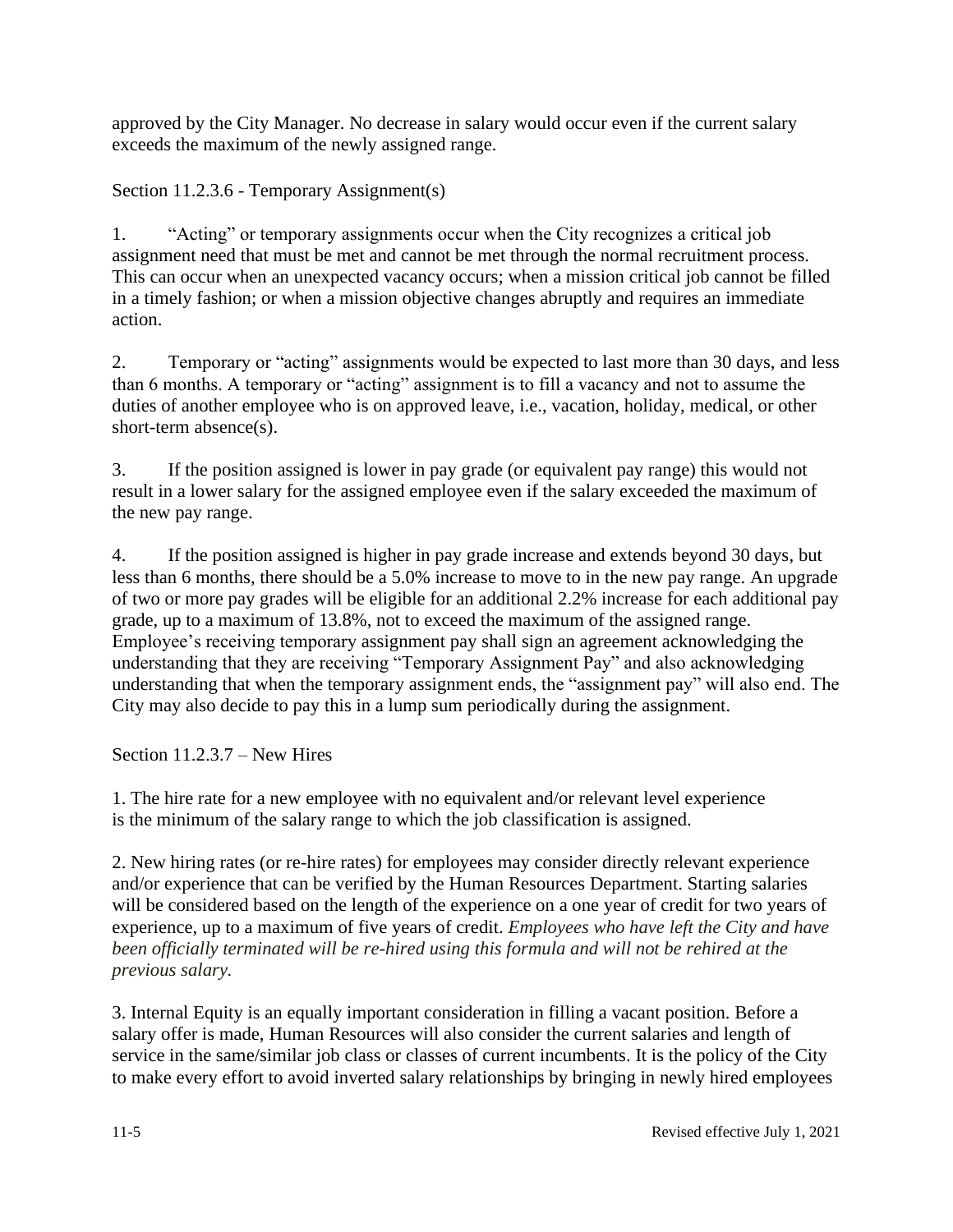approved by the City Manager. No decrease in salary would occur even if the current salary exceeds the maximum of the newly assigned range.

Section 11.2.3.6 - Temporary Assignment(s)

1. "Acting" or temporary assignments occur when the City recognizes a critical job assignment need that must be met and cannot be met through the normal recruitment process. This can occur when an unexpected vacancy occurs; when a mission critical job cannot be filled in a timely fashion; or when a mission objective changes abruptly and requires an immediate action.

2. Temporary or "acting" assignments would be expected to last more than 30 days, and less than 6 months. A temporary or "acting" assignment is to fill a vacancy and not to assume the duties of another employee who is on approved leave, i.e., vacation, holiday, medical, or other short-term absence(s).

3. If the position assigned is lower in pay grade (or equivalent pay range) this would not result in a lower salary for the assigned employee even if the salary exceeded the maximum of the new pay range.

4. If the position assigned is higher in pay grade increase and extends beyond 30 days, but less than 6 months, there should be a 5.0% increase to move to in the new pay range. An upgrade of two or more pay grades will be eligible for an additional 2.2% increase for each additional pay grade, up to a maximum of 13.8%, not to exceed the maximum of the assigned range. Employee's receiving temporary assignment pay shall sign an agreement acknowledging the understanding that they are receiving "Temporary Assignment Pay" and also acknowledging understanding that when the temporary assignment ends, the "assignment pay" will also end. The City may also decide to pay this in a lump sum periodically during the assignment.

Section 11.2.3.7 – New Hires

1. The hire rate for a new employee with no equivalent and/or relevant level experience is the minimum of the salary range to which the job classification is assigned.

2. New hiring rates (or re-hire rates) for employees may consider directly relevant experience and/or experience that can be verified by the Human Resources Department. Starting salaries will be considered based on the length of the experience on a one year of credit for two years of experience, up to a maximum of five years of credit. *Employees who have left the City and have been officially terminated will be re-hired using this formula and will not be rehired at the previous salary.*

3. Internal Equity is an equally important consideration in filling a vacant position. Before a salary offer is made, Human Resources will also consider the current salaries and length of service in the same/similar job class or classes of current incumbents. It is the policy of the City to make every effort to avoid inverted salary relationships by bringing in newly hired employees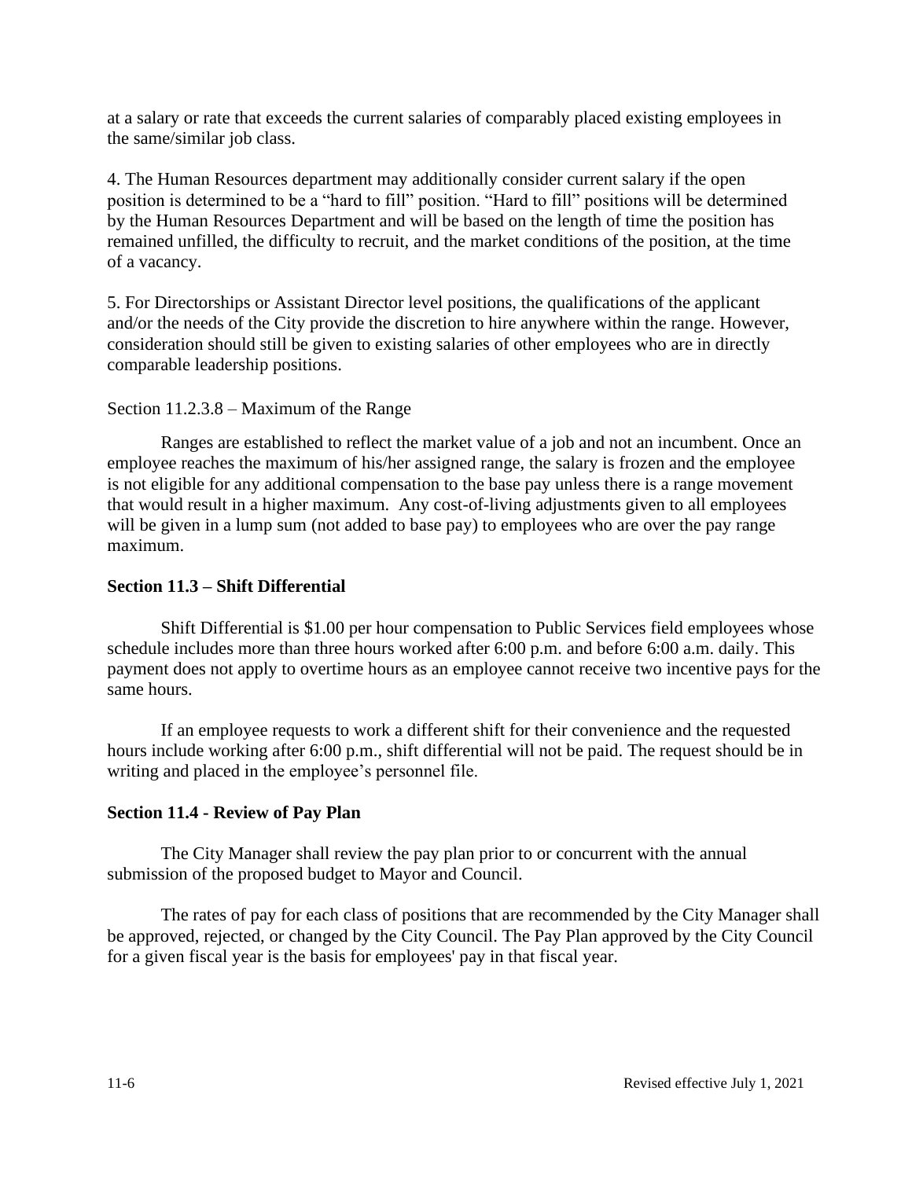at a salary or rate that exceeds the current salaries of comparably placed existing employees in the same/similar job class.

4. The Human Resources department may additionally consider current salary if the open position is determined to be a "hard to fill" position. "Hard to fill" positions will be determined by the Human Resources Department and will be based on the length of time the position has remained unfilled, the difficulty to recruit, and the market conditions of the position, at the time of a vacancy.

5. For Directorships or Assistant Director level positions, the qualifications of the applicant and/or the needs of the City provide the discretion to hire anywhere within the range. However, consideration should still be given to existing salaries of other employees who are in directly comparable leadership positions.

Section 11.2.3.8 – Maximum of the Range

Ranges are established to reflect the market value of a job and not an incumbent. Once an employee reaches the maximum of his/her assigned range, the salary is frozen and the employee is not eligible for any additional compensation to the base pay unless there is a range movement that would result in a higher maximum. Any cost-of-living adjustments given to all employees will be given in a lump sum (not added to base pay) to employees who are over the pay range maximum.

**Section 11.3 – Shift Differential**

Shift Differential is $1.00 per hour compensation to Public Services field employees whose schedule includes more than three hours worked after 6:00 p.m. and before 6:00 a.m. daily. This payment does not apply to overtime hours as an employee cannot receive two incentive pays for the same hours.

If an employee requests to work a different shift for their convenience and the requested hours include working after 6:00 p.m., shift differential will not be paid. The request should be in writing and placed in the employee's personnel file.

**Section 11.4 - Review of Pay Plan**

The City Manager shall review the pay plan prior to or concurrent with the annual submission of the proposed budget to Mayor and Council.

The rates of pay for each class of positions that are recommended by the City Manager shall be approved, rejected, or changed by the City Council. The Pay Plan approved by the City Council for a given fiscal year is the basis for employees' pay in that fiscal year.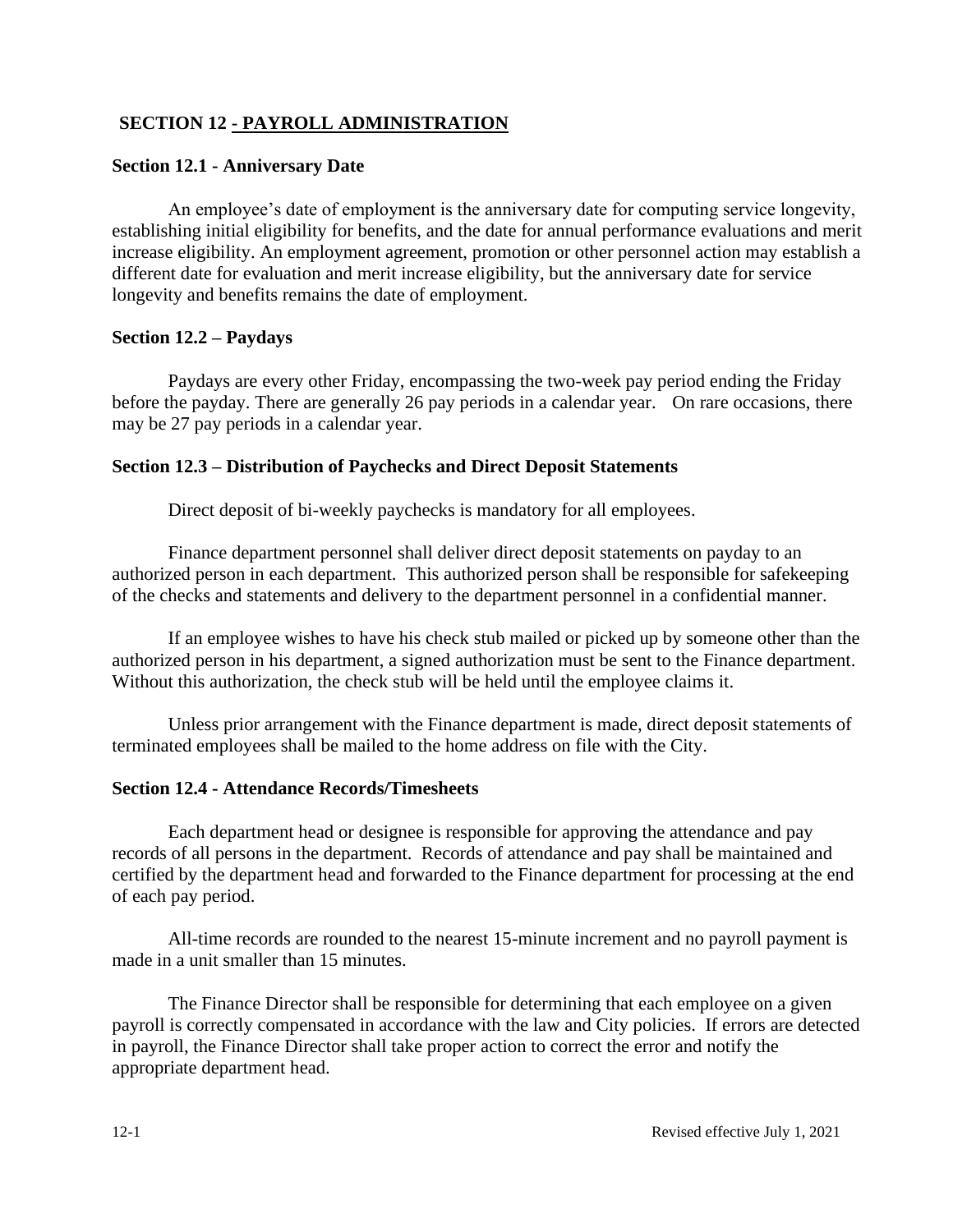## SECTION 12 - PAYROLL ADMINISTRATION

### Section 12.1 - Anniversary Date

An employee's date of employment is the anniversary date for computing service longevity, establishing initial eligibility for benefits, and the date for annual performance evaluations and merit increase eligibility. An employment agreement, promotion or other personnel action may establish a different date for evaluation and merit increase eligibility, but the anniversary date for service longevity and benefits remains the date of employment.

### Section 12.2 – Paydays

Paydays are every other Friday, encompassing the two-week pay period ending the Friday before the payday. There are generally 26 pay periods in a calendar year. On rare occasions, there may be 27 pay periods in a calendar year.

### Section 12.3 – Distribution of Paychecks and Direct Deposit Statements

Direct deposit of bi-weekly paychecks is mandatory for all employees.

Finance department personnel shall deliver direct deposit statements on payday to an authorized person in each department. This authorized person shall be responsible for safekeeping of the checks and statements and delivery to the department personnel in a confidential manner.

If an employee wishes to have his check stub mailed or picked up by someone other than the authorized person in his department, a signed authorization must be sent to the Finance department. Without this authorization, the check stub will be held until the employee claims it.

Unless prior arrangement with the Finance department is made, direct deposit statements of terminated employees shall be mailed to the home address on file with the City.

### Section 12.4 - Attendance Records/Timesheets

Each department head or designee is responsible for approving the attendance and pay records of all persons in the department. Records of attendance and pay shall be maintained and certified by the department head and forwarded to the Finance department for processing at the end of each pay period.

All-time records are rounded to the nearest 15-minute increment and no payroll payment is made in a unit smaller than 15 minutes.

The Finance Director shall be responsible for determining that each employee on a given payroll is correctly compensated in accordance with the law and City policies. If errors are detected in payroll, the Finance Director shall take proper action to correct the error and notify the appropriate department head.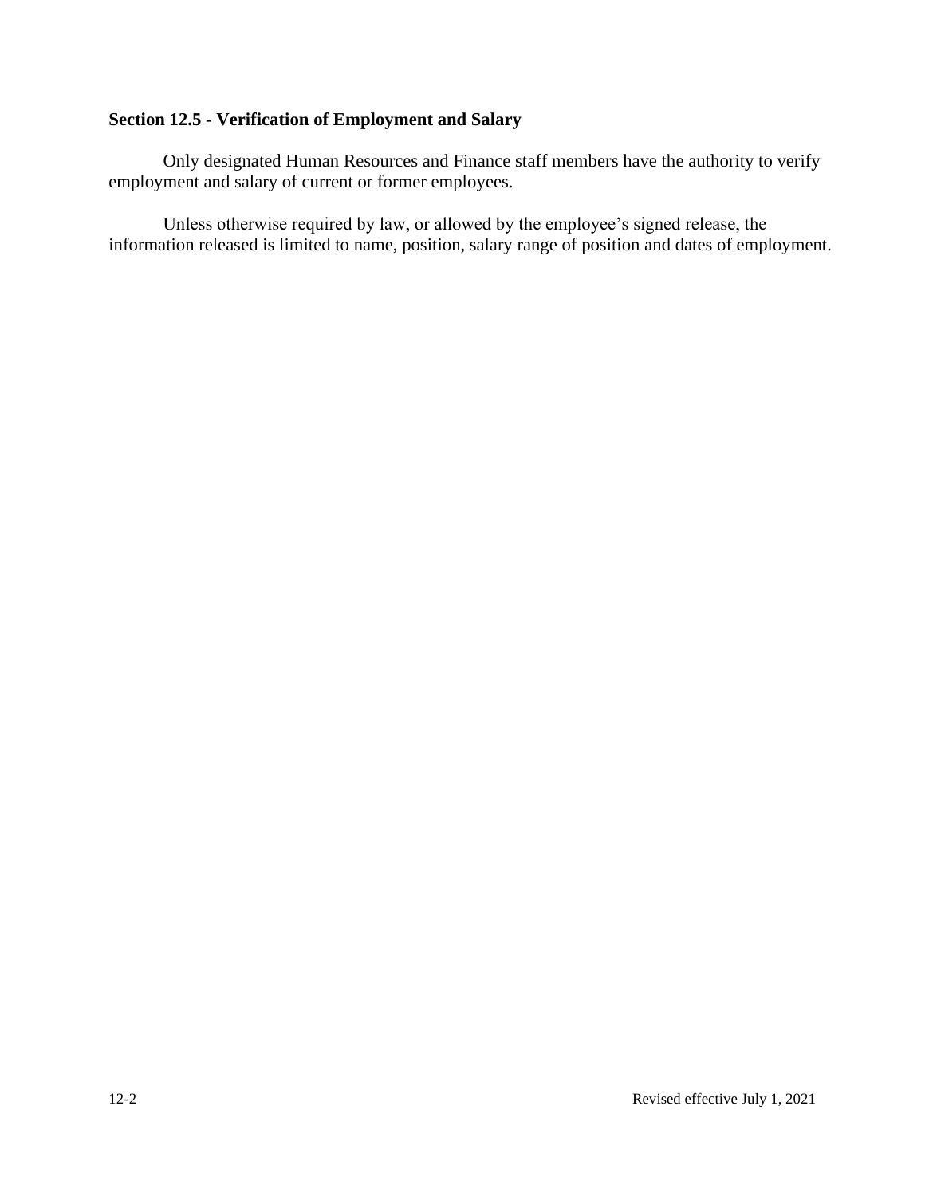## Section 12.5 - Verification of Employment and Salary

Only designated Human Resources and Finance staff members have the authority to verify employment and salary of current or former employees.

Unless otherwise required by law, or allowed by the employee's signed release, the information released is limited to name, position, salary range of position and dates of employment.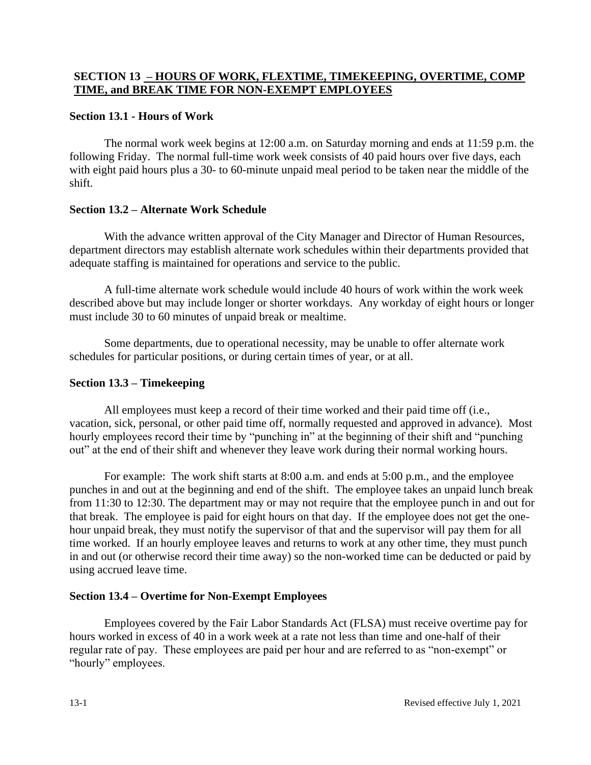## SECTION 13 – HOURS OF WORK, FLEXTIME, TIMEKEEPING, OVERTIME, COMP TIME, and BREAK TIME FOR NON-EXEMPT EMPLOYEES

### Section 13.1 - Hours of Work

The normal work week begins at 12:00 a.m. on Saturday morning and ends at 11:59 p.m. the following Friday. The normal full-time work week consists of 40 paid hours over five days, each with eight paid hours plus a 30- to 60-minute unpaid meal period to be taken near the middle of the shift.

### Section 13.2 – Alternate Work Schedule

With the advance written approval of the City Manager and Director of Human Resources, department directors may establish alternate work schedules within their departments provided that adequate staffing is maintained for operations and service to the public.

A full-time alternate work schedule would include 40 hours of work within the work week described above but may include longer or shorter workdays. Any workday of eight hours or longer must include 30 to 60 minutes of unpaid break or mealtime.

Some departments, due to operational necessity, may be unable to offer alternate work schedules for particular positions, or during certain times of year, or at all.

### Section 13.3 – Timekeeping

All employees must keep a record of their time worked and their paid time off (i.e., vacation, sick, personal, or other paid time off, normally requested and approved in advance). Most hourly employees record their time by "punching in" at the beginning of their shift and "punching out" at the end of their shift and whenever they leave work during their normal working hours.

For example: The work shift starts at 8:00 a.m. and ends at 5:00 p.m., and the employee punches in and out at the beginning and end of the shift. The employee takes an unpaid lunch break from 11:30 to 12:30. The department may or may not require that the employee punch in and out for that break. The employee is paid for eight hours on that day. If the employee does not get the one-hour unpaid break, they must notify the supervisor of that and the supervisor will pay them for all time worked. If an hourly employee leaves and returns to work at any other time, they must punch in and out (or otherwise record their time away) so the non-worked time can be deducted or paid by using accrued leave time.

### Section 13.4 – Overtime for Non-Exempt Employees

Employees covered by the Fair Labor Standards Act (FLSA) must receive overtime pay for hours worked in excess of 40 in a work week at a rate not less than time and one-half of their regular rate of pay. These employees are paid per hour and are referred to as "non-exempt" or "hourly" employees.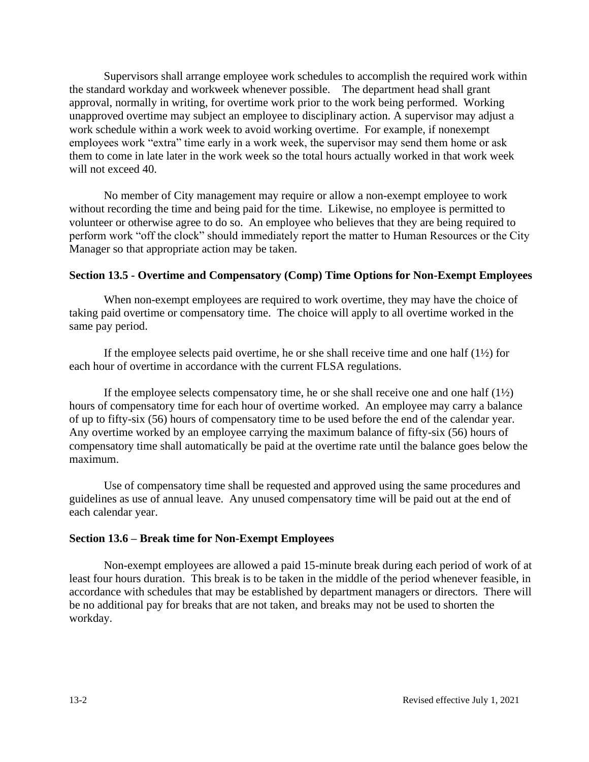Supervisors shall arrange employee work schedules to accomplish the required work within the standard workday and workweek whenever possible. The department head shall grant approval, normally in writing, for overtime work prior to the work being performed. Working unapproved overtime may subject an employee to disciplinary action. A supervisor may adjust a work schedule within a work week to avoid working overtime. For example, if nonexempt employees work "extra" time early in a work week, the supervisor may send them home or ask them to come in late later in the work week so the total hours actually worked in that work week will not exceed 40.

No member of City management may require or allow a non-exempt employee to work without recording the time and being paid for the time. Likewise, no employee is permitted to volunteer or otherwise agree to do so. An employee who believes that they are being required to perform work "off the clock" should immediately report the matter to Human Resources or the City Manager so that appropriate action may be taken.

**Section 13.5 - Overtime and Compensatory (Comp) Time Options for Non-Exempt Employees**

When non-exempt employees are required to work overtime, they may have the choice of taking paid overtime or compensatory time. The choice will apply to all overtime worked in the same pay period.

If the employee selects paid overtime, he or she shall receive time and one half (1½) for each hour of overtime in accordance with the current FLSA regulations.

If the employee selects compensatory time, he or she shall receive one and one half (1½) hours of compensatory time for each hour of overtime worked. An employee may carry a balance of up to fifty-six (56) hours of compensatory time to be used before the end of the calendar year. Any overtime worked by an employee carrying the maximum balance of fifty-six (56) hours of compensatory time shall automatically be paid at the overtime rate until the balance goes below the maximum.

Use of compensatory time shall be requested and approved using the same procedures and guidelines as use of annual leave. Any unused compensatory time will be paid out at the end of each calendar year.

**Section 13.6 – Break time for Non-Exempt Employees**

Non-exempt employees are allowed a paid 15-minute break during each period of work of at least four hours duration. This break is to be taken in the middle of the period whenever feasible, in accordance with schedules that may be established by department managers or directors. There will be no additional pay for breaks that are not taken, and breaks may not be used to shorten the workday.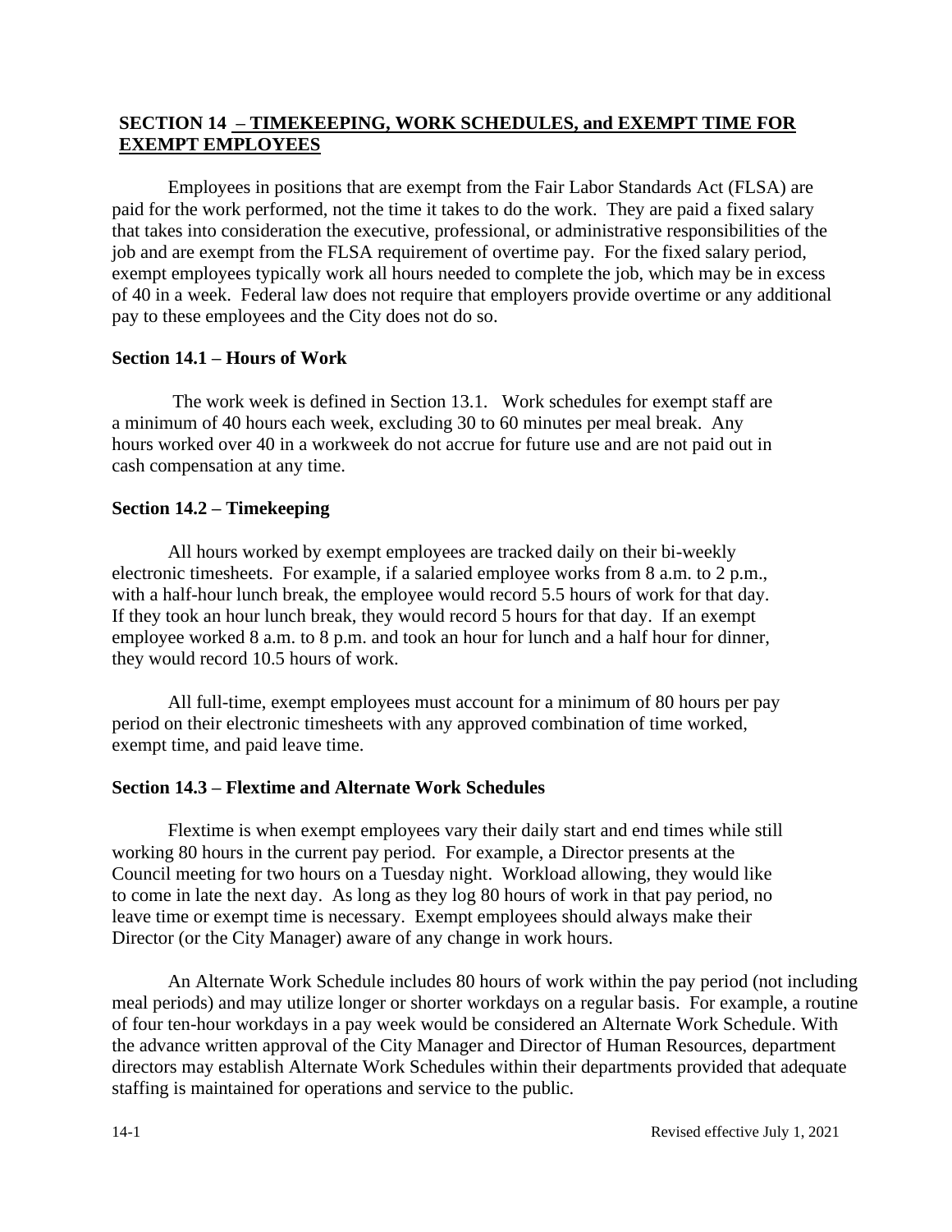## SECTION 14 – TIMEKEEPING, WORK SCHEDULES, and EXEMPT TIME FOR EXEMPT EMPLOYEES

Employees in positions that are exempt from the Fair Labor Standards Act (FLSA) are paid for the work performed, not the time it takes to do the work. They are paid a fixed salary that takes into consideration the executive, professional, or administrative responsibilities of the job and are exempt from the FLSA requirement of overtime pay. For the fixed salary period, exempt employees typically work all hours needed to complete the job, which may be in excess of 40 in a week. Federal law does not require that employers provide overtime or any additional pay to these employees and the City does not do so.

### Section 14.1 – Hours of Work

The work week is defined in Section 13.1. Work schedules for exempt staff are a minimum of 40 hours each week, excluding 30 to 60 minutes per meal break. Any hours worked over 40 in a workweek do not accrue for future use and are not paid out in cash compensation at any time.

### Section 14.2 – Timekeeping

All hours worked by exempt employees are tracked daily on their bi-weekly electronic timesheets. For example, if a salaried employee works from 8 a.m. to 2 p.m., with a half-hour lunch break, the employee would record 5.5 hours of work for that day. If they took an hour lunch break, they would record 5 hours for that day. If an exempt employee worked 8 a.m. to 8 p.m. and took an hour for lunch and a half hour for dinner, they would record 10.5 hours of work.

All full-time, exempt employees must account for a minimum of 80 hours per pay period on their electronic timesheets with any approved combination of time worked, exempt time, and paid leave time.

### Section 14.3 – Flextime and Alternate Work Schedules

Flextime is when exempt employees vary their daily start and end times while still working 80 hours in the current pay period. For example, a Director presents at the Council meeting for two hours on a Tuesday night. Workload allowing, they would like to come in late the next day. As long as they log 80 hours of work in that pay period, no leave time or exempt time is necessary. Exempt employees should always make their Director (or the City Manager) aware of any change in work hours.

An Alternate Work Schedule includes 80 hours of work within the pay period (not including meal periods) and may utilize longer or shorter workdays on a regular basis. For example, a routine of four ten-hour workdays in a pay week would be considered an Alternate Work Schedule. With the advance written approval of the City Manager and Director of Human Resources, department directors may establish Alternate Work Schedules within their departments provided that adequate staffing is maintained for operations and service to the public.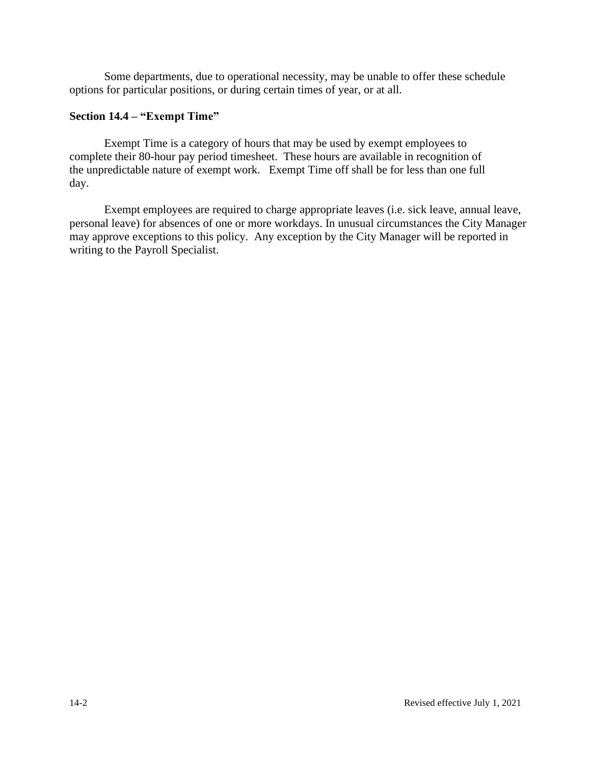Some departments, due to operational necessity, may be unable to offer these schedule options for particular positions, or during certain times of year, or at all.

**Section 14.4 – "Exempt Time"**

Exempt Time is a category of hours that may be used by exempt employees to complete their 80-hour pay period timesheet. These hours are available in recognition of the unpredictable nature of exempt work. Exempt Time off shall be for less than one full day.

Exempt employees are required to charge appropriate leaves (i.e. sick leave, annual leave, personal leave) for absences of one or more workdays. In unusual circumstances the City Manager may approve exceptions to this policy. Any exception by the City Manager will be reported in writing to the Payroll Specialist.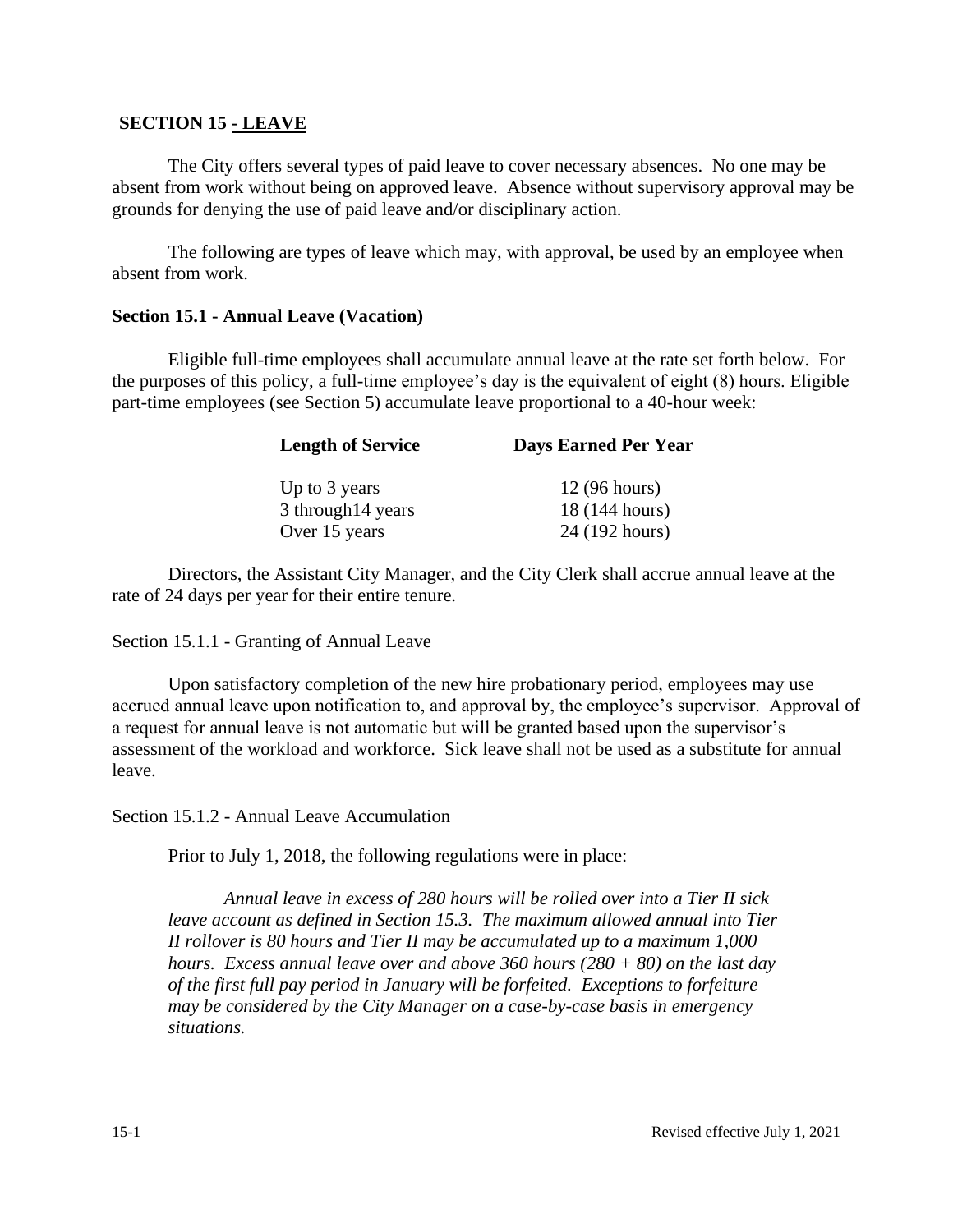## SECTION 15 - LEAVE

The City offers several types of paid leave to cover necessary absences. No one may be absent from work without being on approved leave. Absence without supervisory approval may be grounds for denying the use of paid leave and/or disciplinary action.

The following are types of leave which may, with approval, be used by an employee when absent from work.

### Section 15.1 - Annual Leave (Vacation)

Eligible full-time employees shall accumulate annual leave at the rate set forth below. For the purposes of this policy, a full-time employee's day is the equivalent of eight (8) hours. Eligible part-time employees (see Section 5) accumulate leave proportional to a 40-hour week:

| Length of Service | Days Earned Per Year |
|---|---|
| Up to 3 years | 12 (96 hours) |
| 3 through14 years | 18 (144 hours) |
| Over 15 years | 24 (192 hours) |

Directors, the Assistant City Manager, and the City Clerk shall accrue annual leave at the rate of 24 days per year for their entire tenure.

Section 15.1.1 - Granting of Annual Leave

Upon satisfactory completion of the new hire probationary period, employees may use accrued annual leave upon notification to, and approval by, the employee's supervisor. Approval of a request for annual leave is not automatic but will be granted based upon the supervisor's assessment of the workload and workforce. Sick leave shall not be used as a substitute for annual leave.

Section 15.1.2 - Annual Leave Accumulation

Prior to July 1, 2018, the following regulations were in place:

*Annual leave in excess of 280 hours will be rolled over into a Tier II sick leave account as defined in Section 15.3. The maximum allowed annual into Tier II rollover is 80 hours and Tier II may be accumulated up to a maximum 1,000 hours. Excess annual leave over and above 360 hours (280 + 80) on the last day of the first full pay period in January will be forfeited. Exceptions to forfeiture may be considered by the City Manager on a case-by-case basis in emergency situations.*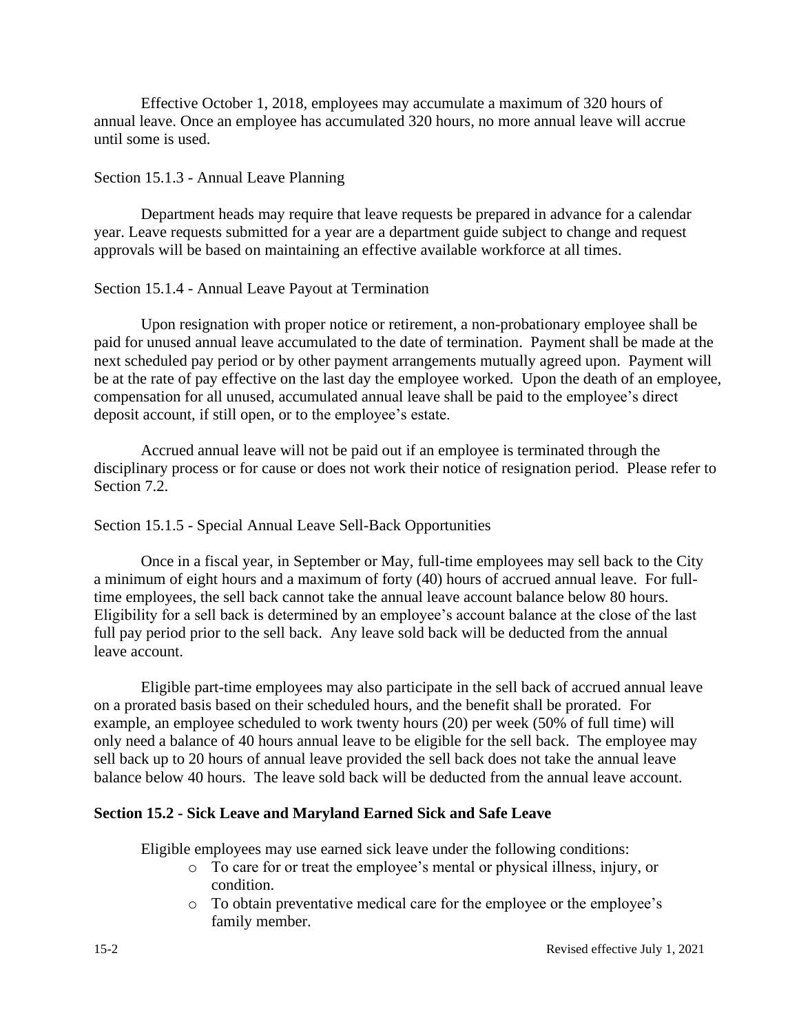Effective October 1, 2018, employees may accumulate a maximum of 320 hours of annual leave. Once an employee has accumulated 320 hours, no more annual leave will accrue until some is used.

Section 15.1.3 - Annual Leave Planning

Department heads may require that leave requests be prepared in advance for a calendar year. Leave requests submitted for a year are a department guide subject to change and request approvals will be based on maintaining an effective available workforce at all times.

Section 15.1.4 - Annual Leave Payout at Termination

Upon resignation with proper notice or retirement, a non-probationary employee shall be paid for unused annual leave accumulated to the date of termination. Payment shall be made at the next scheduled pay period or by other payment arrangements mutually agreed upon. Payment will be at the rate of pay effective on the last day the employee worked. Upon the death of an employee, compensation for all unused, accumulated annual leave shall be paid to the employee's direct deposit account, if still open, or to the employee's estate.

Accrued annual leave will not be paid out if an employee is terminated through the disciplinary process or for cause or does not work their notice of resignation period. Please refer to Section 7.2.

Section 15.1.5 - Special Annual Leave Sell-Back Opportunities

Once in a fiscal year, in September or May, full-time employees may sell back to the City a minimum of eight hours and a maximum of forty (40) hours of accrued annual leave. For full-time employees, the sell back cannot take the annual leave account balance below 80 hours. Eligibility for a sell back is determined by an employee's account balance at the close of the last full pay period prior to the sell back. Any leave sold back will be deducted from the annual leave account.

Eligible part-time employees may also participate in the sell back of accrued annual leave on a prorated basis based on their scheduled hours, and the benefit shall be prorated. For example, an employee scheduled to work twenty hours (20) per week (50% of full time) will only need a balance of 40 hours annual leave to be eligible for the sell back. The employee may sell back up to 20 hours of annual leave provided the sell back does not take the annual leave balance below 40 hours. The leave sold back will be deducted from the annual leave account.

**Section 15.2 - Sick Leave and Maryland Earned Sick and Safe Leave**

Eligible employees may use earned sick leave under the following conditions:

- To care for or treat the employee's mental or physical illness, injury, or condition.
- To obtain preventative medical care for the employee or the employee's family member.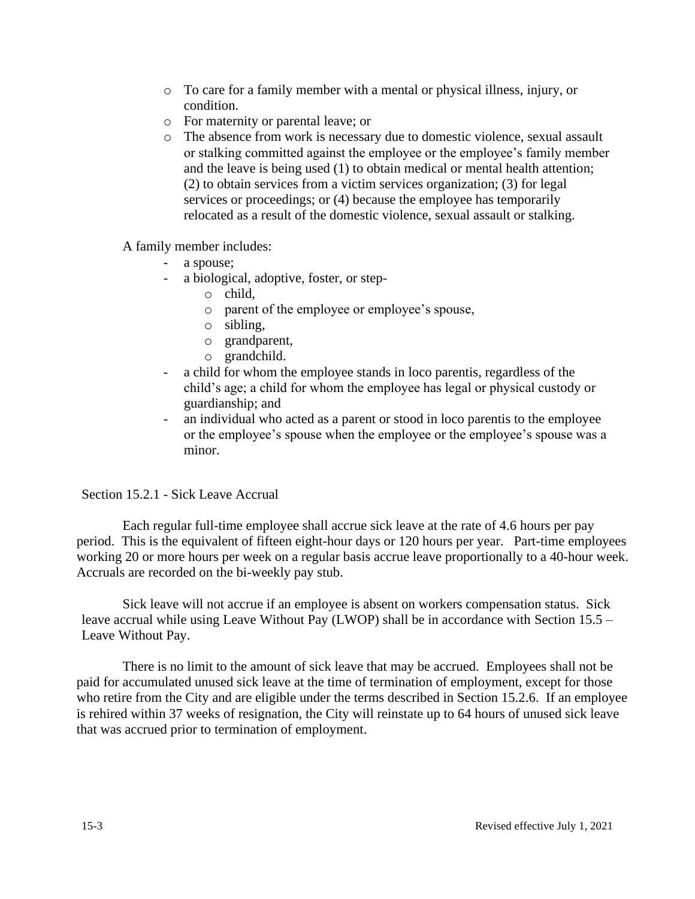- To care for a family member with a mental or physical illness, injury, or condition.
- For maternity or parental leave; or
- The absence from work is necessary due to domestic violence, sexual assault or stalking committed against the employee or the employee's family member and the leave is being used (1) to obtain medical or mental health attention; (2) to obtain services from a victim services organization; (3) for legal services or proceedings; or (4) because the employee has temporarily relocated as a result of the domestic violence, sexual assault or stalking.

A family member includes:

- a spouse;
- a biological, adoptive, foster, or step-
  - child,
  - parent of the employee or employee's spouse,
  - sibling,
  - grandparent,
  - grandchild.
- a child for whom the employee stands in loco parentis, regardless of the child's age; a child for whom the employee has legal or physical custody or guardianship; and
- an individual who acted as a parent or stood in loco parentis to the employee or the employee's spouse when the employee or the employee's spouse was a minor.

### Section 15.2.1 - Sick Leave Accrual

Each regular full-time employee shall accrue sick leave at the rate of 4.6 hours per pay period. This is the equivalent of fifteen eight-hour days or 120 hours per year. Part-time employees working 20 or more hours per week on a regular basis accrue leave proportionally to a 40-hour week. Accruals are recorded on the bi-weekly pay stub.

Sick leave will not accrue if an employee is absent on workers compensation status. Sick leave accrual while using Leave Without Pay (LWOP) shall be in accordance with Section 15.5 – Leave Without Pay.

There is no limit to the amount of sick leave that may be accrued. Employees shall not be paid for accumulated unused sick leave at the time of termination of employment, except for those who retire from the City and are eligible under the terms described in Section 15.2.6. If an employee is rehired within 37 weeks of resignation, the City will reinstate up to 64 hours of unused sick leave that was accrued prior to termination of employment.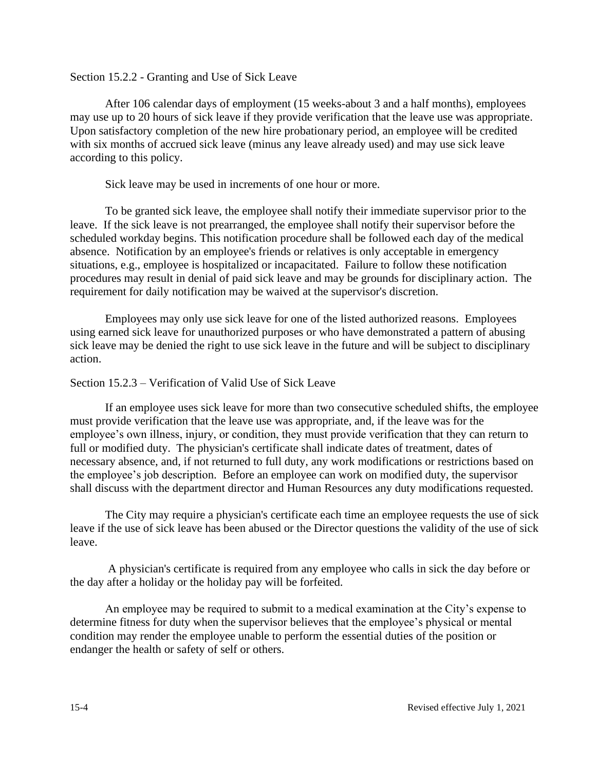### Section 15.2.2 - Granting and Use of Sick Leave

After 106 calendar days of employment (15 weeks-about 3 and a half months), employees may use up to 20 hours of sick leave if they provide verification that the leave use was appropriate. Upon satisfactory completion of the new hire probationary period, an employee will be credited with six months of accrued sick leave (minus any leave already used) and may use sick leave according to this policy.

Sick leave may be used in increments of one hour or more.

To be granted sick leave, the employee shall notify their immediate supervisor prior to the leave. If the sick leave is not prearranged, the employee shall notify their supervisor before the scheduled workday begins. This notification procedure shall be followed each day of the medical absence. Notification by an employee's friends or relatives is only acceptable in emergency situations, e.g., employee is hospitalized or incapacitated. Failure to follow these notification procedures may result in denial of paid sick leave and may be grounds for disciplinary action. The requirement for daily notification may be waived at the supervisor's discretion.

Employees may only use sick leave for one of the listed authorized reasons. Employees using earned sick leave for unauthorized purposes or who have demonstrated a pattern of abusing sick leave may be denied the right to use sick leave in the future and will be subject to disciplinary action.

### Section 15.2.3 – Verification of Valid Use of Sick Leave

If an employee uses sick leave for more than two consecutive scheduled shifts, the employee must provide verification that the leave use was appropriate, and, if the leave was for the employee's own illness, injury, or condition, they must provide verification that they can return to full or modified duty. The physician's certificate shall indicate dates of treatment, dates of necessary absence, and, if not returned to full duty, any work modifications or restrictions based on the employee's job description. Before an employee can work on modified duty, the supervisor shall discuss with the department director and Human Resources any duty modifications requested.

The City may require a physician's certificate each time an employee requests the use of sick leave if the use of sick leave has been abused or the Director questions the validity of the use of sick leave.

A physician's certificate is required from any employee who calls in sick the day before or the day after a holiday or the holiday pay will be forfeited.

An employee may be required to submit to a medical examination at the City's expense to determine fitness for duty when the supervisor believes that the employee's physical or mental condition may render the employee unable to perform the essential duties of the position or endanger the health or safety of self or others.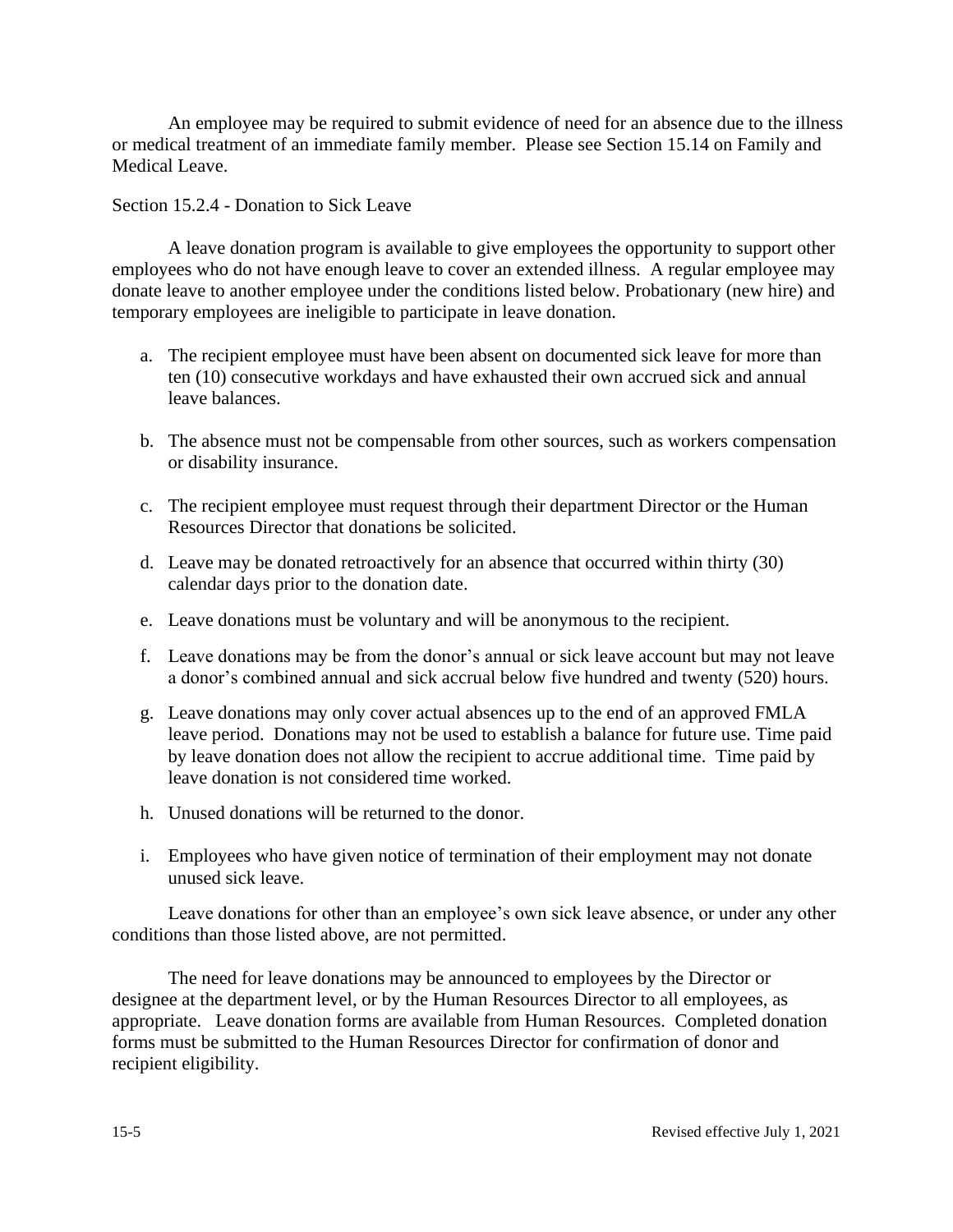An employee may be required to submit evidence of need for an absence due to the illness or medical treatment of an immediate family member. Please see Section 15.14 on Family and Medical Leave.

Section 15.2.4 - Donation to Sick Leave

A leave donation program is available to give employees the opportunity to support other employees who do not have enough leave to cover an extended illness. A regular employee may donate leave to another employee under the conditions listed below. Probationary (new hire) and temporary employees are ineligible to participate in leave donation.

a. The recipient employee must have been absent on documented sick leave for more than ten (10) consecutive workdays and have exhausted their own accrued sick and annual leave balances.

b. The absence must not be compensable from other sources, such as workers compensation or disability insurance.

c. The recipient employee must request through their department Director or the Human Resources Director that donations be solicited.

d. Leave may be donated retroactively for an absence that occurred within thirty (30) calendar days prior to the donation date.

e. Leave donations must be voluntary and will be anonymous to the recipient.

f. Leave donations may be from the donor's annual or sick leave account but may not leave a donor's combined annual and sick accrual below five hundred and twenty (520) hours.

g. Leave donations may only cover actual absences up to the end of an approved FMLA leave period. Donations may not be used to establish a balance for future use. Time paid by leave donation does not allow the recipient to accrue additional time. Time paid by leave donation is not considered time worked.

h. Unused donations will be returned to the donor.

i. Employees who have given notice of termination of their employment may not donate unused sick leave.

Leave donations for other than an employee's own sick leave absence, or under any other conditions than those listed above, are not permitted.

The need for leave donations may be announced to employees by the Director or designee at the department level, or by the Human Resources Director to all employees, as appropriate. Leave donation forms are available from Human Resources. Completed donation forms must be submitted to the Human Resources Director for confirmation of donor and recipient eligibility.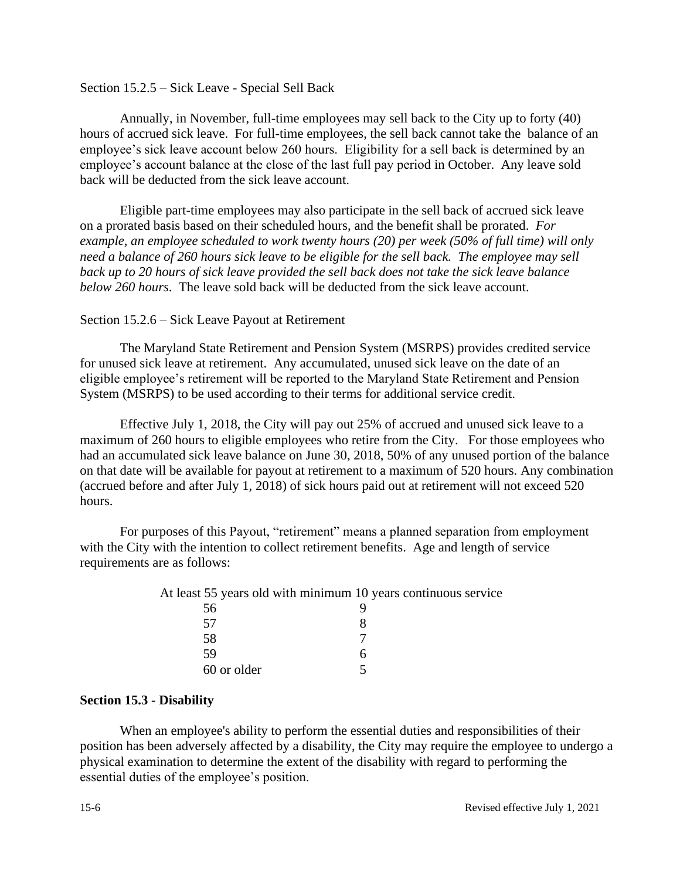Section 15.2.5 – Sick Leave - Special Sell Back

Annually, in November, full-time employees may sell back to the City up to forty (40) hours of accrued sick leave. For full-time employees, the sell back cannot take the balance of an employee's sick leave account below 260 hours. Eligibility for a sell back is determined by an employee's account balance at the close of the last full pay period in October. Any leave sold back will be deducted from the sick leave account.

Eligible part-time employees may also participate in the sell back of accrued sick leave on a prorated basis based on their scheduled hours, and the benefit shall be prorated. *For example, an employee scheduled to work twenty hours (20) per week (50% of full time) will only need a balance of 260 hours sick leave to be eligible for the sell back. The employee may sell back up to 20 hours of sick leave provided the sell back does not take the sick leave balance below 260 hours*. The leave sold back will be deducted from the sick leave account.

Section 15.2.6 – Sick Leave Payout at Retirement

The Maryland State Retirement and Pension System (MSRPS) provides credited service for unused sick leave at retirement. Any accumulated, unused sick leave on the date of an eligible employee's retirement will be reported to the Maryland State Retirement and Pension System (MSRPS) to be used according to their terms for additional service credit.

Effective July 1, 2018, the City will pay out 25% of accrued and unused sick leave to a maximum of 260 hours to eligible employees who retire from the City. For those employees who had an accumulated sick leave balance on June 30, 2018, 50% of any unused portion of the balance on that date will be available for payout at retirement to a maximum of 520 hours. Any combination (accrued before and after July 1, 2018) of sick hours paid out at retirement will not exceed 520 hours.

For purposes of this Payout, "retirement" means a planned separation from employment with the City with the intention to collect retirement benefits. Age and length of service requirements are as follows:

| | |
|---|---|
| At least 55 years old with minimum | 10 years continuous service |
| 56 | 9 |
| 57 | 8 |
| 58 | 7 |
| 59 | 6 |
| 60 or older | 5 |

**Section 15.3 - Disability**

When an employee's ability to perform the essential duties and responsibilities of their position has been adversely affected by a disability, the City may require the employee to undergo a physical examination to determine the extent of the disability with regard to performing the essential duties of the employee's position.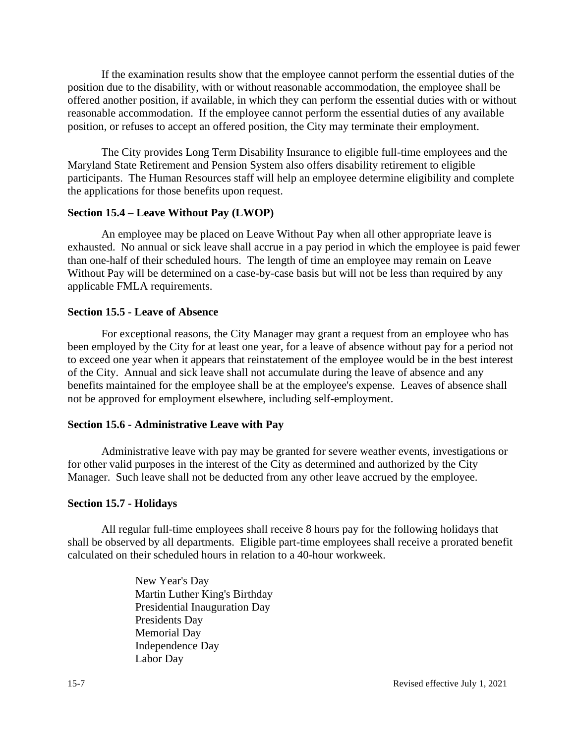If the examination results show that the employee cannot perform the essential duties of the position due to the disability, with or without reasonable accommodation, the employee shall be offered another position, if available, in which they can perform the essential duties with or without reasonable accommodation. If the employee cannot perform the essential duties of any available position, or refuses to accept an offered position, the City may terminate their employment.

The City provides Long Term Disability Insurance to eligible full-time employees and the Maryland State Retirement and Pension System also offers disability retirement to eligible participants. The Human Resources staff will help an employee determine eligibility and complete the applications for those benefits upon request.

### Section 15.4 – Leave Without Pay (LWOP)

An employee may be placed on Leave Without Pay when all other appropriate leave is exhausted. No annual or sick leave shall accrue in a pay period in which the employee is paid fewer than one-half of their scheduled hours. The length of time an employee may remain on Leave Without Pay will be determined on a case-by-case basis but will not be less than required by any applicable FMLA requirements.

### Section 15.5 - Leave of Absence

For exceptional reasons, the City Manager may grant a request from an employee who has been employed by the City for at least one year, for a leave of absence without pay for a period not to exceed one year when it appears that reinstatement of the employee would be in the best interest of the City. Annual and sick leave shall not accumulate during the leave of absence and any benefits maintained for the employee shall be at the employee's expense. Leaves of absence shall not be approved for employment elsewhere, including self-employment.

### Section 15.6 - Administrative Leave with Pay

Administrative leave with pay may be granted for severe weather events, investigations or for other valid purposes in the interest of the City as determined and authorized by the City Manager. Such leave shall not be deducted from any other leave accrued by the employee.

### Section 15.7 - Holidays

All regular full-time employees shall receive 8 hours pay for the following holidays that shall be observed by all departments. Eligible part-time employees shall receive a prorated benefit calculated on their scheduled hours in relation to a 40-hour workweek.

- New Year's Day
- Martin Luther King's Birthday
- Presidential Inauguration Day
- Presidents Day
- Memorial Day
- Independence Day
- Labor Day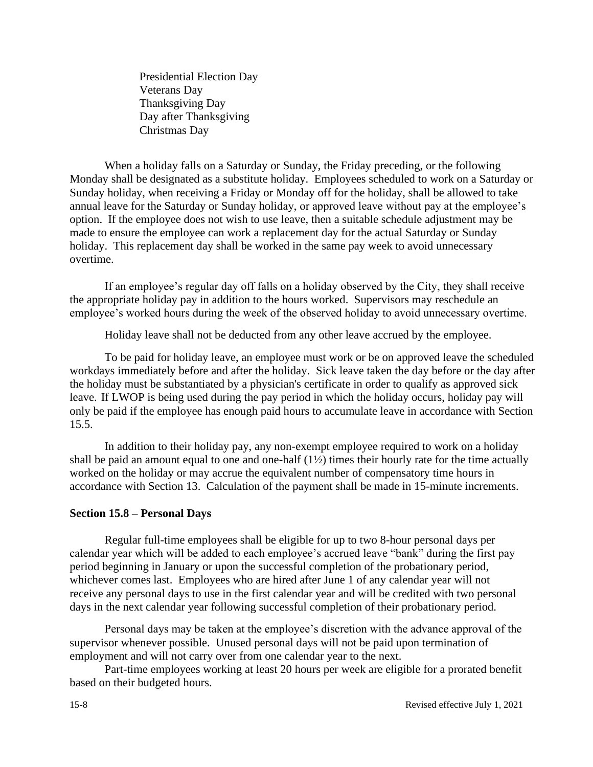Presidential Election Day
Veterans Day
Thanksgiving Day
Day after Thanksgiving
Christmas Day

When a holiday falls on a Saturday or Sunday, the Friday preceding, or the following Monday shall be designated as a substitute holiday. Employees scheduled to work on a Saturday or Sunday holiday, when receiving a Friday or Monday off for the holiday, shall be allowed to take annual leave for the Saturday or Sunday holiday, or approved leave without pay at the employee's option. If the employee does not wish to use leave, then a suitable schedule adjustment may be made to ensure the employee can work a replacement day for the actual Saturday or Sunday holiday. This replacement day shall be worked in the same pay week to avoid unnecessary overtime.

If an employee's regular day off falls on a holiday observed by the City, they shall receive the appropriate holiday pay in addition to the hours worked. Supervisors may reschedule an employee's worked hours during the week of the observed holiday to avoid unnecessary overtime.

Holiday leave shall not be deducted from any other leave accrued by the employee.

To be paid for holiday leave, an employee must work or be on approved leave the scheduled workdays immediately before and after the holiday. Sick leave taken the day before or the day after the holiday must be substantiated by a physician's certificate in order to qualify as approved sick leave. If LWOP is being used during the pay period in which the holiday occurs, holiday pay will only be paid if the employee has enough paid hours to accumulate leave in accordance with Section 15.5.

In addition to their holiday pay, any non-exempt employee required to work on a holiday shall be paid an amount equal to one and one-half (1½) times their hourly rate for the time actually worked on the holiday or may accrue the equivalent number of compensatory time hours in accordance with Section 13. Calculation of the payment shall be made in 15-minute increments.

### Section 15.8 – Personal Days

Regular full-time employees shall be eligible for up to two 8-hour personal days per calendar year which will be added to each employee's accrued leave "bank" during the first pay period beginning in January or upon the successful completion of the probationary period, whichever comes last. Employees who are hired after June 1 of any calendar year will not receive any personal days to use in the first calendar year and will be credited with two personal days in the next calendar year following successful completion of their probationary period.

Personal days may be taken at the employee's discretion with the advance approval of the supervisor whenever possible. Unused personal days will not be paid upon termination of employment and will not carry over from one calendar year to the next.

Part-time employees working at least 20 hours per week are eligible for a prorated benefit based on their budgeted hours.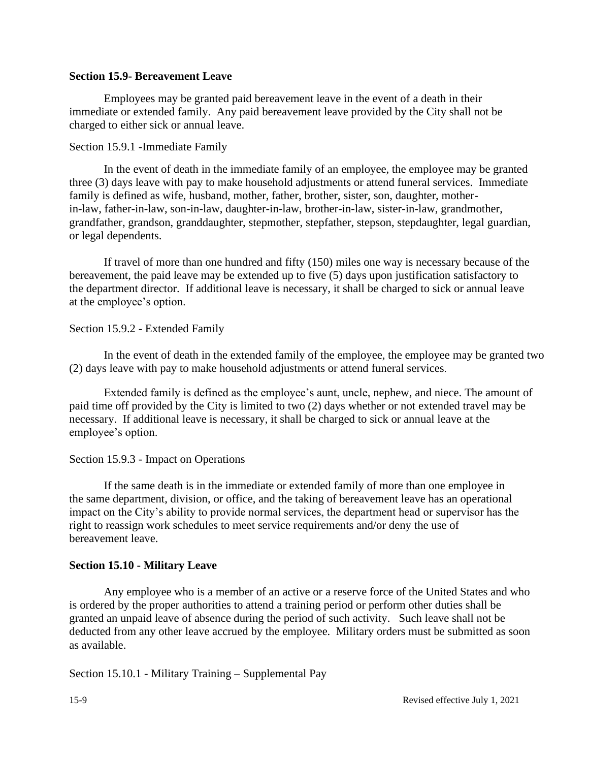## Section 15.9- Bereavement Leave

Employees may be granted paid bereavement leave in the event of a death in their immediate or extended family. Any paid bereavement leave provided by the City shall not be charged to either sick or annual leave.

### Section 15.9.1 -Immediate Family

In the event of death in the immediate family of an employee, the employee may be granted three (3) days leave with pay to make household adjustments or attend funeral services. Immediate family is defined as wife, husband, mother, father, brother, sister, son, daughter, mother-in-law, father-in-law, son-in-law, daughter-in-law, brother-in-law, sister-in-law, grandmother, grandfather, grandson, granddaughter, stepmother, stepfather, stepson, stepdaughter, legal guardian, or legal dependents.

If travel of more than one hundred and fifty (150) miles one way is necessary because of the bereavement, the paid leave may be extended up to five (5) days upon justification satisfactory to the department director. If additional leave is necessary, it shall be charged to sick or annual leave at the employee's option.

### Section 15.9.2 - Extended Family

In the event of death in the extended family of the employee, the employee may be granted two (2) days leave with pay to make household adjustments or attend funeral services.

Extended family is defined as the employee's aunt, uncle, nephew, and niece. The amount of paid time off provided by the City is limited to two (2) days whether or not extended travel may be necessary. If additional leave is necessary, it shall be charged to sick or annual leave at the employee's option.

### Section 15.9.3 - Impact on Operations

If the same death is in the immediate or extended family of more than one employee in the same department, division, or office, and the taking of bereavement leave has an operational impact on the City's ability to provide normal services, the department head or supervisor has the right to reassign work schedules to meet service requirements and/or deny the use of bereavement leave.

## Section 15.10 - Military Leave

Any employee who is a member of an active or a reserve force of the United States and who is ordered by the proper authorities to attend a training period or perform other duties shall be granted an unpaid leave of absence during the period of such activity. Such leave shall not be deducted from any other leave accrued by the employee. Military orders must be submitted as soon as available.

### Section 15.10.1 - Military Training – Supplemental Pay

Revised effective July 1, 2021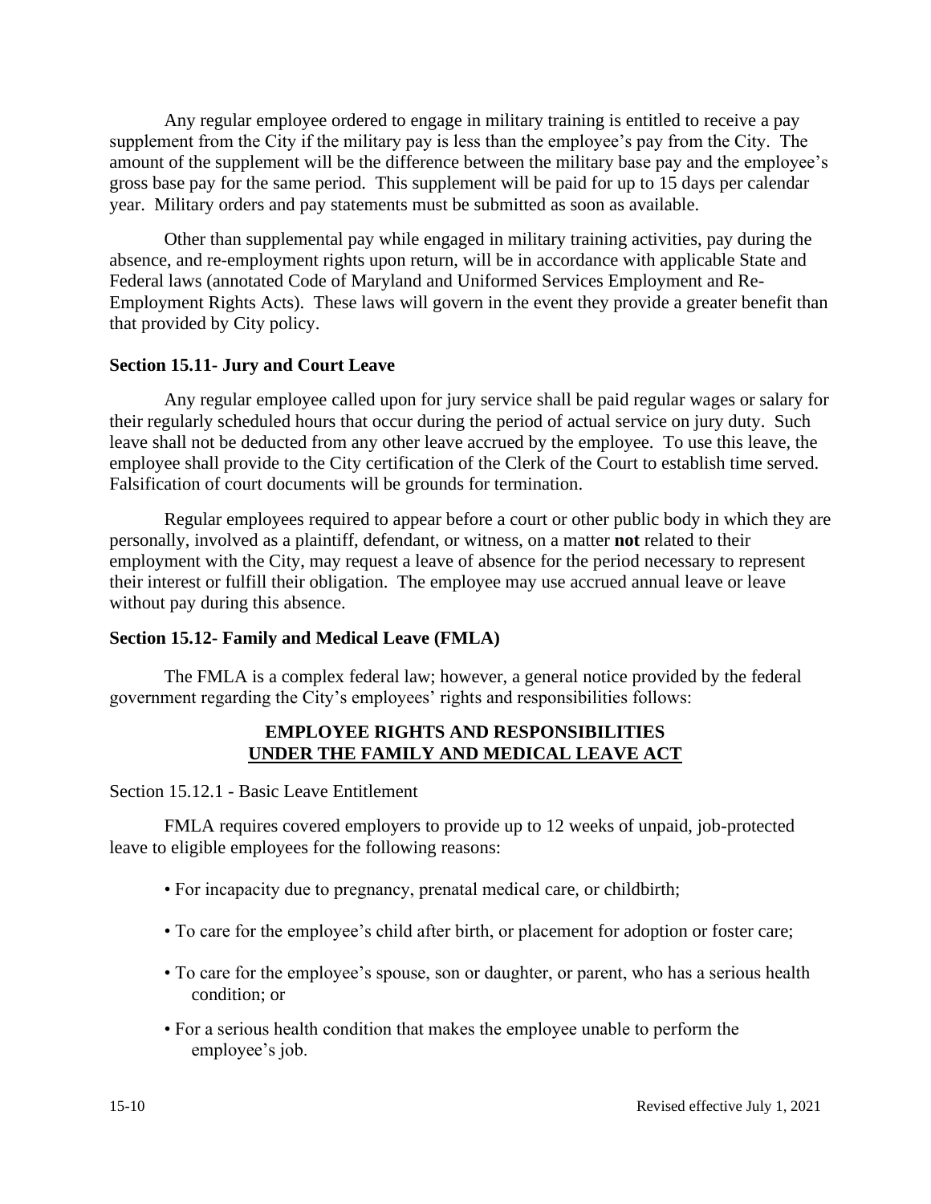Any regular employee ordered to engage in military training is entitled to receive a pay supplement from the City if the military pay is less than the employee's pay from the City. The amount of the supplement will be the difference between the military base pay and the employee's gross base pay for the same period. This supplement will be paid for up to 15 days per calendar year. Military orders and pay statements must be submitted as soon as available.

Other than supplemental pay while engaged in military training activities, pay during the absence, and re-employment rights upon return, will be in accordance with applicable State and Federal laws (annotated Code of Maryland and Uniformed Services Employment and Re-Employment Rights Acts). These laws will govern in the event they provide a greater benefit than that provided by City policy.

### Section 15.11- Jury and Court Leave

Any regular employee called upon for jury service shall be paid regular wages or salary for their regularly scheduled hours that occur during the period of actual service on jury duty. Such leave shall not be deducted from any other leave accrued by the employee. To use this leave, the employee shall provide to the City certification of the Clerk of the Court to establish time served. Falsification of court documents will be grounds for termination.

Regular employees required to appear before a court or other public body in which they are personally, involved as a plaintiff, defendant, or witness, on a matter **not** related to their employment with the City, may request a leave of absence for the period necessary to represent their interest or fulfill their obligation. The employee may use accrued annual leave or leave without pay during this absence.

### Section 15.12- Family and Medical Leave (FMLA)

The FMLA is a complex federal law; however, a general notice provided by the federal government regarding the City's employees' rights and responsibilities follows:

**EMPLOYEE RIGHTS AND RESPONSIBILITIES**
**UNDER THE FAMILY AND MEDICAL LEAVE ACT**

Section 15.12.1 - Basic Leave Entitlement

FMLA requires covered employers to provide up to 12 weeks of unpaid, job-protected leave to eligible employees for the following reasons:

- For incapacity due to pregnancy, prenatal medical care, or childbirth;
- To care for the employee's child after birth, or placement for adoption or foster care;
- To care for the employee's spouse, son or daughter, or parent, who has a serious health condition; or
- For a serious health condition that makes the employee unable to perform the employee's job.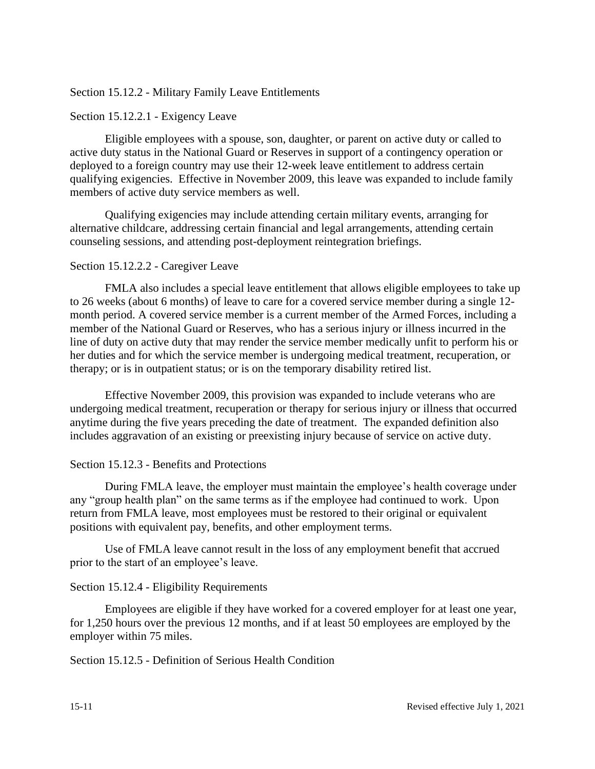### Section 15.12.2 - Military Family Leave Entitlements

#### Section 15.12.2.1 - Exigency Leave

Eligible employees with a spouse, son, daughter, or parent on active duty or called to active duty status in the National Guard or Reserves in support of a contingency operation or deployed to a foreign country may use their 12-week leave entitlement to address certain qualifying exigencies. Effective in November 2009, this leave was expanded to include family members of active duty service members as well.

Qualifying exigencies may include attending certain military events, arranging for alternative childcare, addressing certain financial and legal arrangements, attending certain counseling sessions, and attending post-deployment reintegration briefings.

#### Section 15.12.2.2 - Caregiver Leave

FMLA also includes a special leave entitlement that allows eligible employees to take up to 26 weeks (about 6 months) of leave to care for a covered service member during a single 12-month period. A covered service member is a current member of the Armed Forces, including a member of the National Guard or Reserves, who has a serious injury or illness incurred in the line of duty on active duty that may render the service member medically unfit to perform his or her duties and for which the service member is undergoing medical treatment, recuperation, or therapy; or is in outpatient status; or is on the temporary disability retired list.

Effective November 2009, this provision was expanded to include veterans who are undergoing medical treatment, recuperation or therapy for serious injury or illness that occurred anytime during the five years preceding the date of treatment. The expanded definition also includes aggravation of an existing or preexisting injury because of service on active duty.

### Section 15.12.3 - Benefits and Protections

During FMLA leave, the employer must maintain the employee's health coverage under any "group health plan" on the same terms as if the employee had continued to work. Upon return from FMLA leave, most employees must be restored to their original or equivalent positions with equivalent pay, benefits, and other employment terms.

Use of FMLA leave cannot result in the loss of any employment benefit that accrued prior to the start of an employee's leave.

### Section 15.12.4 - Eligibility Requirements

Employees are eligible if they have worked for a covered employer for at least one year, for 1,250 hours over the previous 12 months, and if at least 50 employees are employed by the employer within 75 miles.

### Section 15.12.5 - Definition of Serious Health Condition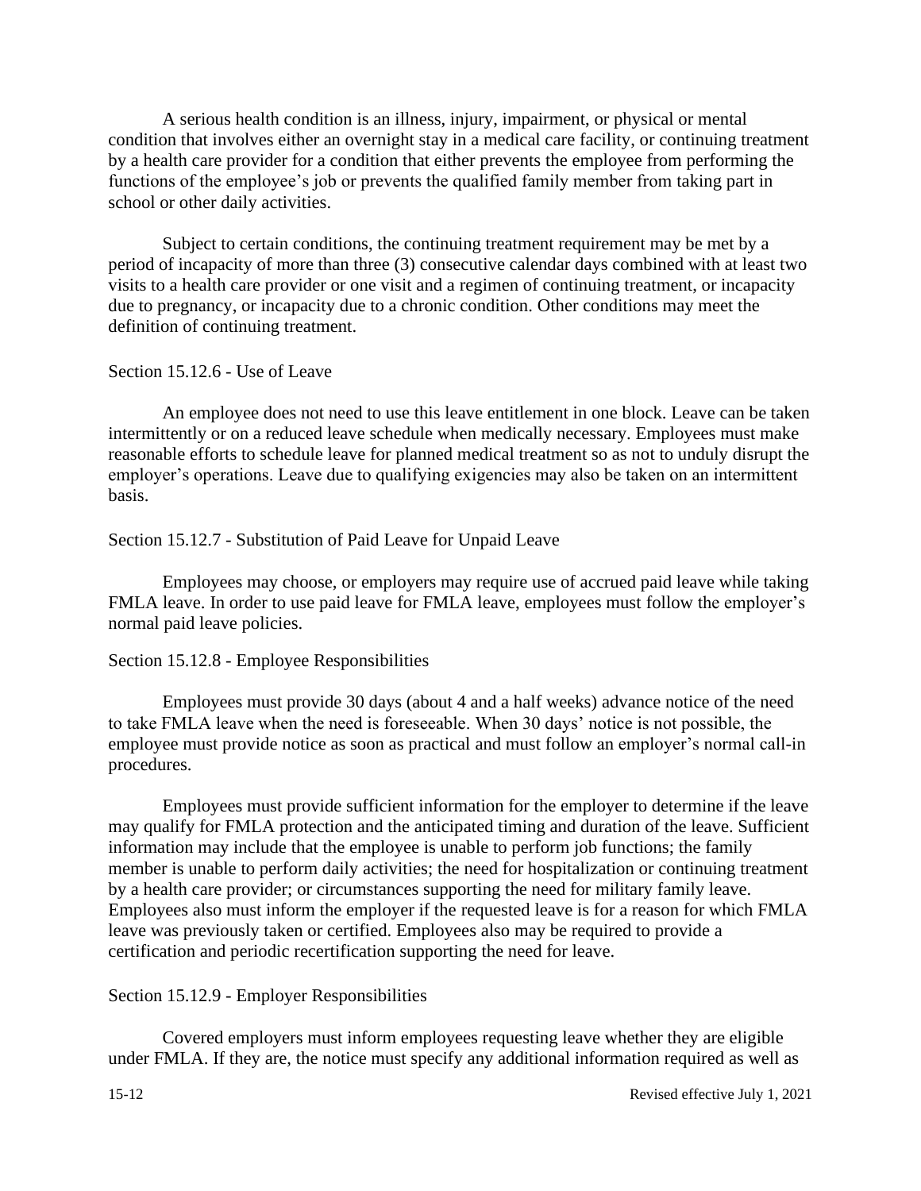A serious health condition is an illness, injury, impairment, or physical or mental condition that involves either an overnight stay in a medical care facility, or continuing treatment by a health care provider for a condition that either prevents the employee from performing the functions of the employee's job or prevents the qualified family member from taking part in school or other daily activities.

Subject to certain conditions, the continuing treatment requirement may be met by a period of incapacity of more than three (3) consecutive calendar days combined with at least two visits to a health care provider or one visit and a regimen of continuing treatment, or incapacity due to pregnancy, or incapacity due to a chronic condition. Other conditions may meet the definition of continuing treatment.

### Section 15.12.6 - Use of Leave

An employee does not need to use this leave entitlement in one block. Leave can be taken intermittently or on a reduced leave schedule when medically necessary. Employees must make reasonable efforts to schedule leave for planned medical treatment so as not to unduly disrupt the employer's operations. Leave due to qualifying exigencies may also be taken on an intermittent basis.

### Section 15.12.7 - Substitution of Paid Leave for Unpaid Leave

Employees may choose, or employers may require use of accrued paid leave while taking FMLA leave. In order to use paid leave for FMLA leave, employees must follow the employer's normal paid leave policies.

### Section 15.12.8 - Employee Responsibilities

Employees must provide 30 days (about 4 and a half weeks) advance notice of the need to take FMLA leave when the need is foreseeable. When 30 days' notice is not possible, the employee must provide notice as soon as practical and must follow an employer's normal call-in procedures.

Employees must provide sufficient information for the employer to determine if the leave may qualify for FMLA protection and the anticipated timing and duration of the leave. Sufficient information may include that the employee is unable to perform job functions; the family member is unable to perform daily activities; the need for hospitalization or continuing treatment by a health care provider; or circumstances supporting the need for military family leave. Employees also must inform the employer if the requested leave is for a reason for which FMLA leave was previously taken or certified. Employees also may be required to provide a certification and periodic recertification supporting the need for leave.

### Section 15.12.9 - Employer Responsibilities

Covered employers must inform employees requesting leave whether they are eligible under FMLA. If they are, the notice must specify any additional information required as well as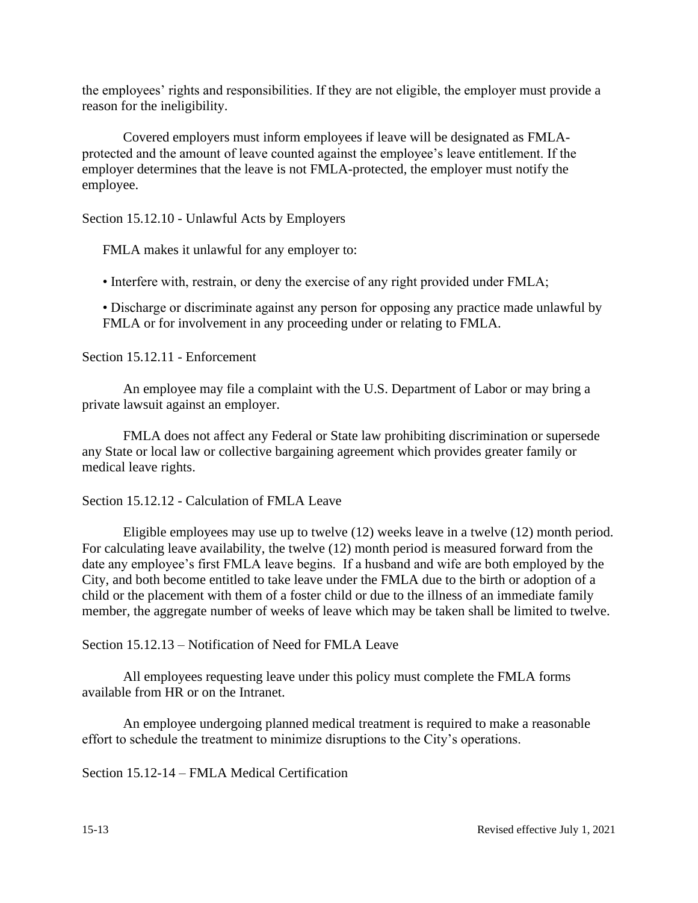the employees' rights and responsibilities. If they are not eligible, the employer must provide a reason for the ineligibility.

Covered employers must inform employees if leave will be designated as FMLA-protected and the amount of leave counted against the employee's leave entitlement. If the employer determines that the leave is not FMLA-protected, the employer must notify the employee.

### Section 15.12.10 - Unlawful Acts by Employers

FMLA makes it unlawful for any employer to:

- Interfere with, restrain, or deny the exercise of any right provided under FMLA;
- Discharge or discriminate against any person for opposing any practice made unlawful by FMLA or for involvement in any proceeding under or relating to FMLA.

### Section 15.12.11 - Enforcement

An employee may file a complaint with the U.S. Department of Labor or may bring a private lawsuit against an employer.

FMLA does not affect any Federal or State law prohibiting discrimination or supersede any State or local law or collective bargaining agreement which provides greater family or medical leave rights.

### Section 15.12.12 - Calculation of FMLA Leave

Eligible employees may use up to twelve (12) weeks leave in a twelve (12) month period. For calculating leave availability, the twelve (12) month period is measured forward from the date any employee's first FMLA leave begins. If a husband and wife are both employed by the City, and both become entitled to take leave under the FMLA due to the birth or adoption of a child or the placement with them of a foster child or due to the illness of an immediate family member, the aggregate number of weeks of leave which may be taken shall be limited to twelve.

### Section 15.12.13 – Notification of Need for FMLA Leave

All employees requesting leave under this policy must complete the FMLA forms available from HR or on the Intranet.

An employee undergoing planned medical treatment is required to make a reasonable effort to schedule the treatment to minimize disruptions to the City's operations.

### Section 15.12-14 – FMLA Medical Certification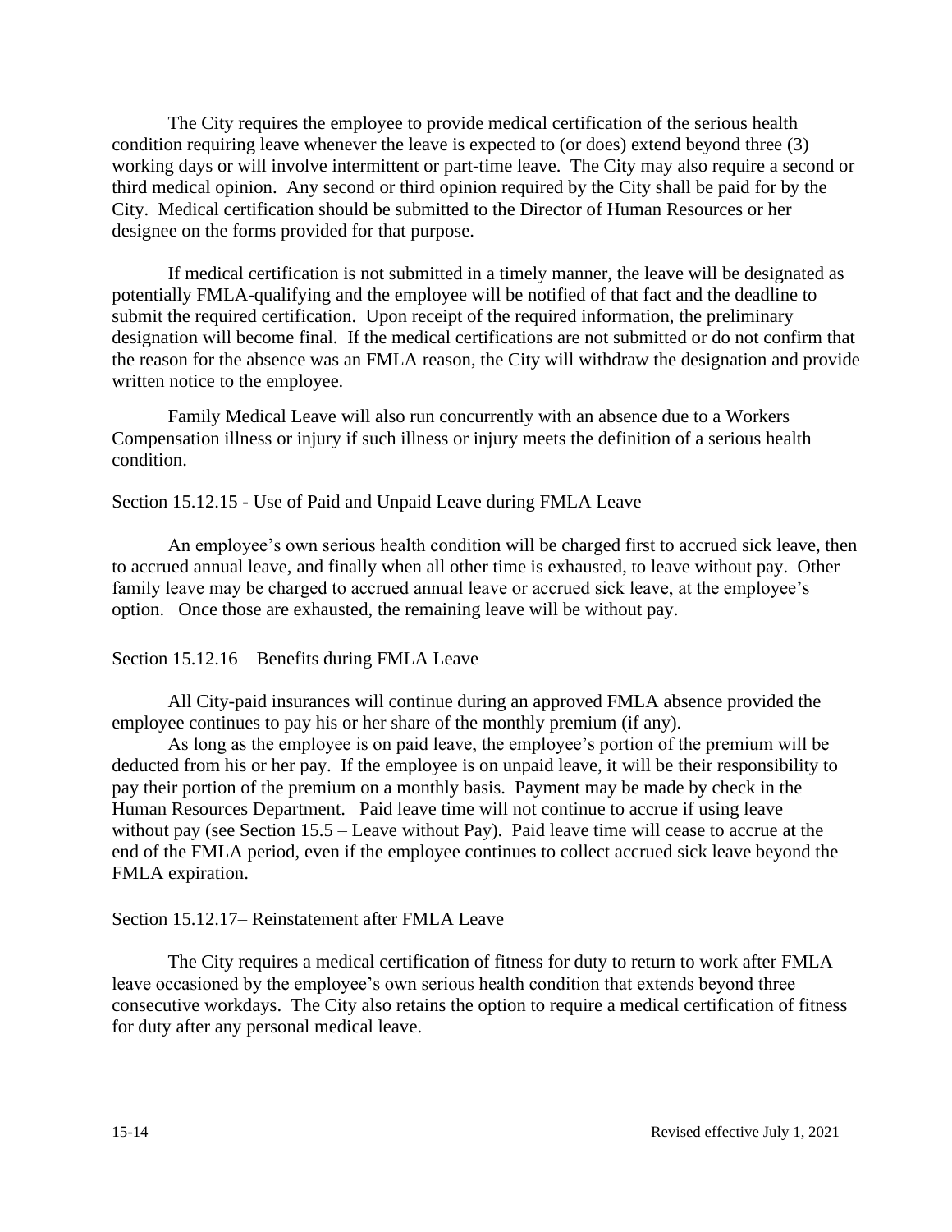The City requires the employee to provide medical certification of the serious health condition requiring leave whenever the leave is expected to (or does) extend beyond three (3) working days or will involve intermittent or part-time leave. The City may also require a second or third medical opinion. Any second or third opinion required by the City shall be paid for by the City. Medical certification should be submitted to the Director of Human Resources or her designee on the forms provided for that purpose.

If medical certification is not submitted in a timely manner, the leave will be designated as potentially FMLA-qualifying and the employee will be notified of that fact and the deadline to submit the required certification. Upon receipt of the required information, the preliminary designation will become final. If the medical certifications are not submitted or do not confirm that the reason for the absence was an FMLA reason, the City will withdraw the designation and provide written notice to the employee.

Family Medical Leave will also run concurrently with an absence due to a Workers Compensation illness or injury if such illness or injury meets the definition of a serious health condition.

### Section 15.12.15 - Use of Paid and Unpaid Leave during FMLA Leave

An employee's own serious health condition will be charged first to accrued sick leave, then to accrued annual leave, and finally when all other time is exhausted, to leave without pay. Other family leave may be charged to accrued annual leave or accrued sick leave, at the employee's option. Once those are exhausted, the remaining leave will be without pay.

### Section 15.12.16 – Benefits during FMLA Leave

All City-paid insurances will continue during an approved FMLA absence provided the employee continues to pay his or her share of the monthly premium (if any).

As long as the employee is on paid leave, the employee's portion of the premium will be deducted from his or her pay. If the employee is on unpaid leave, it will be their responsibility to pay their portion of the premium on a monthly basis. Payment may be made by check in the Human Resources Department. Paid leave time will not continue to accrue if using leave without pay (see Section 15.5 – Leave without Pay). Paid leave time will cease to accrue at the end of the FMLA period, even if the employee continues to collect accrued sick leave beyond the FMLA expiration.

### Section 15.12.17– Reinstatement after FMLA Leave

The City requires a medical certification of fitness for duty to return to work after FMLA leave occasioned by the employee's own serious health condition that extends beyond three consecutive workdays. The City also retains the option to require a medical certification of fitness for duty after any personal medical leave.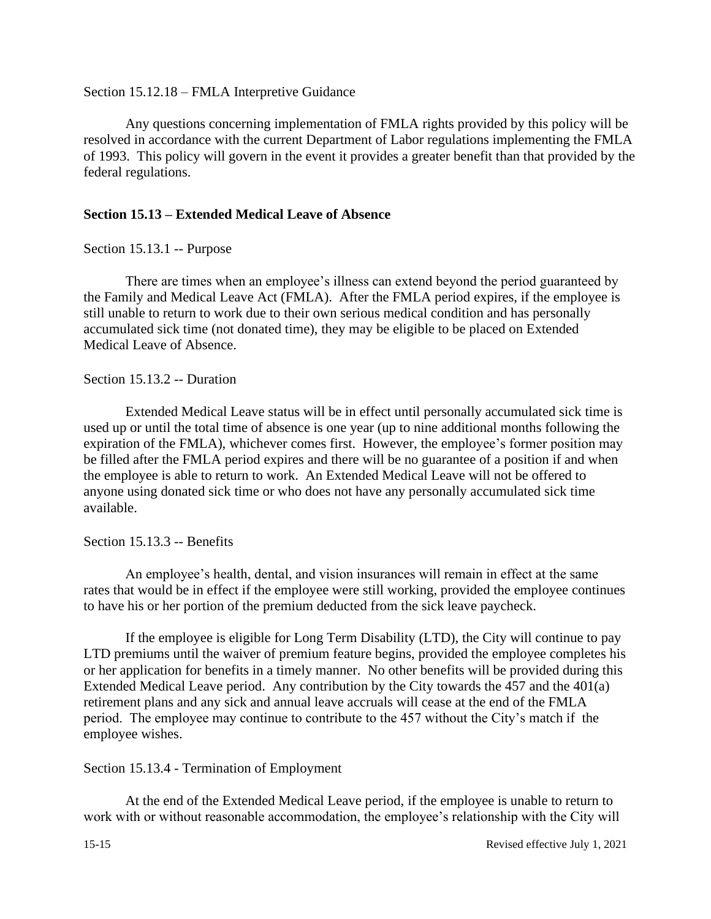Section 15.12.18 – FMLA Interpretive Guidance

Any questions concerning implementation of FMLA rights provided by this policy will be resolved in accordance with the current Department of Labor regulations implementing the FMLA of 1993. This policy will govern in the event it provides a greater benefit than that provided by the federal regulations.

## Section 15.13 – Extended Medical Leave of Absence

Section 15.13.1 -- Purpose

There are times when an employee's illness can extend beyond the period guaranteed by the Family and Medical Leave Act (FMLA). After the FMLA period expires, if the employee is still unable to return to work due to their own serious medical condition and has personally accumulated sick time (not donated time), they may be eligible to be placed on Extended Medical Leave of Absence.

Section 15.13.2 -- Duration

Extended Medical Leave status will be in effect until personally accumulated sick time is used up or until the total time of absence is one year (up to nine additional months following the expiration of the FMLA), whichever comes first. However, the employee's former position may be filled after the FMLA period expires and there will be no guarantee of a position if and when the employee is able to return to work. An Extended Medical Leave will not be offered to anyone using donated sick time or who does not have any personally accumulated sick time available.

Section 15.13.3 -- Benefits

An employee's health, dental, and vision insurances will remain in effect at the same rates that would be in effect if the employee were still working, provided the employee continues to have his or her portion of the premium deducted from the sick leave paycheck.

If the employee is eligible for Long Term Disability (LTD), the City will continue to pay LTD premiums until the waiver of premium feature begins, provided the employee completes his or her application for benefits in a timely manner. No other benefits will be provided during this Extended Medical Leave period. Any contribution by the City towards the 457 and the 401(a) retirement plans and any sick and annual leave accruals will cease at the end of the FMLA period. The employee may continue to contribute to the 457 without the City's match if the employee wishes.

Section 15.13.4 - Termination of Employment

At the end of the Extended Medical Leave period, if the employee is unable to return to work with or without reasonable accommodation, the employee's relationship with the City will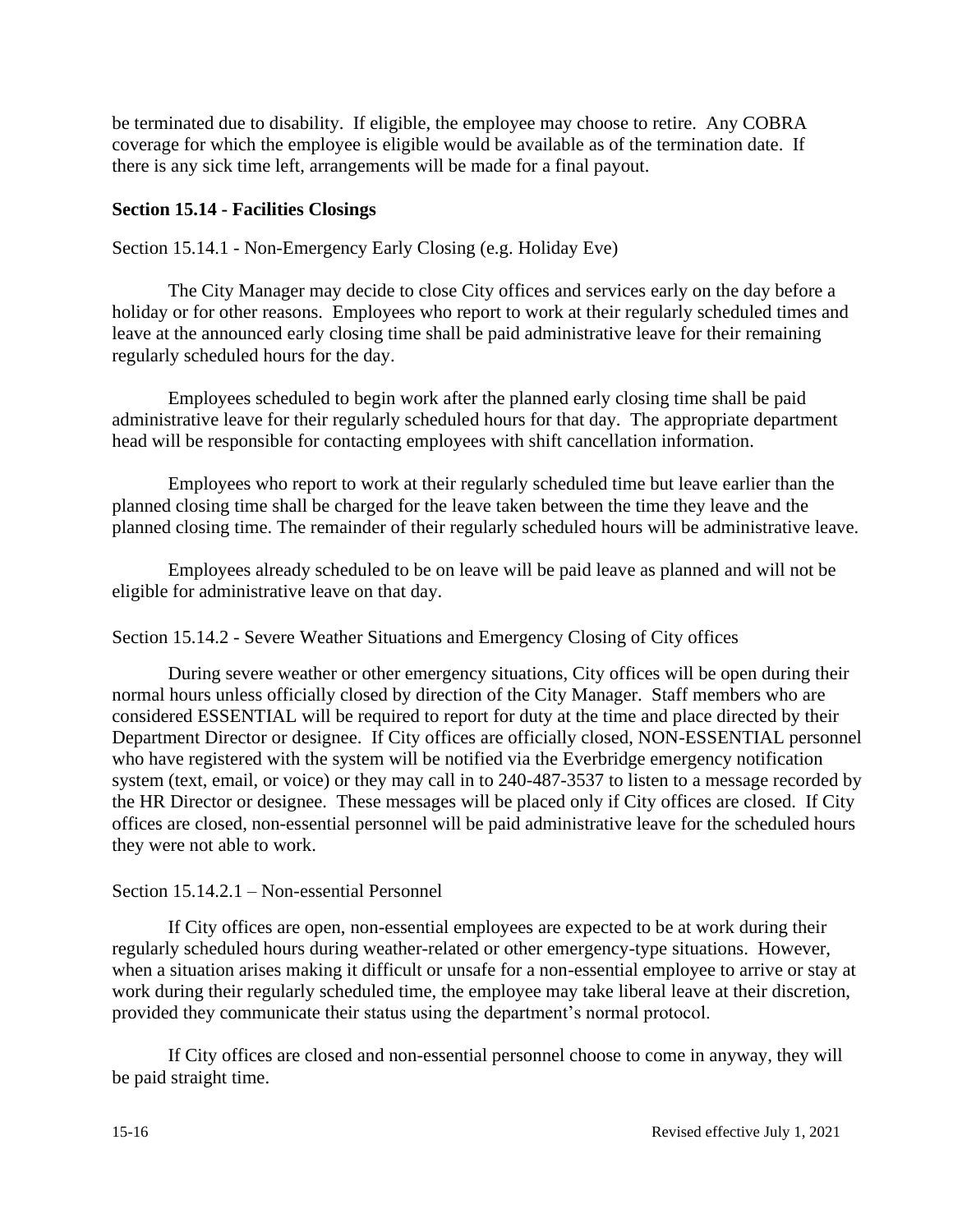be terminated due to disability. If eligible, the employee may choose to retire. Any COBRA coverage for which the employee is eligible would be available as of the termination date. If there is any sick time left, arrangements will be made for a final payout.

## Section 15.14 - Facilities Closings

### Section 15.14.1 - Non-Emergency Early Closing (e.g. Holiday Eve)

The City Manager may decide to close City offices and services early on the day before a holiday or for other reasons. Employees who report to work at their regularly scheduled times and leave at the announced early closing time shall be paid administrative leave for their remaining regularly scheduled hours for the day.

Employees scheduled to begin work after the planned early closing time shall be paid administrative leave for their regularly scheduled hours for that day. The appropriate department head will be responsible for contacting employees with shift cancellation information.

Employees who report to work at their regularly scheduled time but leave earlier than the planned closing time shall be charged for the leave taken between the time they leave and the planned closing time. The remainder of their regularly scheduled hours will be administrative leave.

Employees already scheduled to be on leave will be paid leave as planned and will not be eligible for administrative leave on that day.

### Section 15.14.2 - Severe Weather Situations and Emergency Closing of City offices

During severe weather or other emergency situations, City offices will be open during their normal hours unless officially closed by direction of the City Manager. Staff members who are considered ESSENTIAL will be required to report for duty at the time and place directed by their Department Director or designee. If City offices are officially closed, NON-ESSENTIAL personnel who have registered with the system will be notified via the Everbridge emergency notification system (text, email, or voice) or they may call in to 240-487-3537 to listen to a message recorded by the HR Director or designee. These messages will be placed only if City offices are closed. If City offices are closed, non-essential personnel will be paid administrative leave for the scheduled hours they were not able to work.

#### Section 15.14.2.1 – Non-essential Personnel

If City offices are open, non-essential employees are expected to be at work during their regularly scheduled hours during weather-related or other emergency-type situations. However, when a situation arises making it difficult or unsafe for a non-essential employee to arrive or stay at work during their regularly scheduled time, the employee may take liberal leave at their discretion, provided they communicate their status using the department's normal protocol.

If City offices are closed and non-essential personnel choose to come in anyway, they will be paid straight time.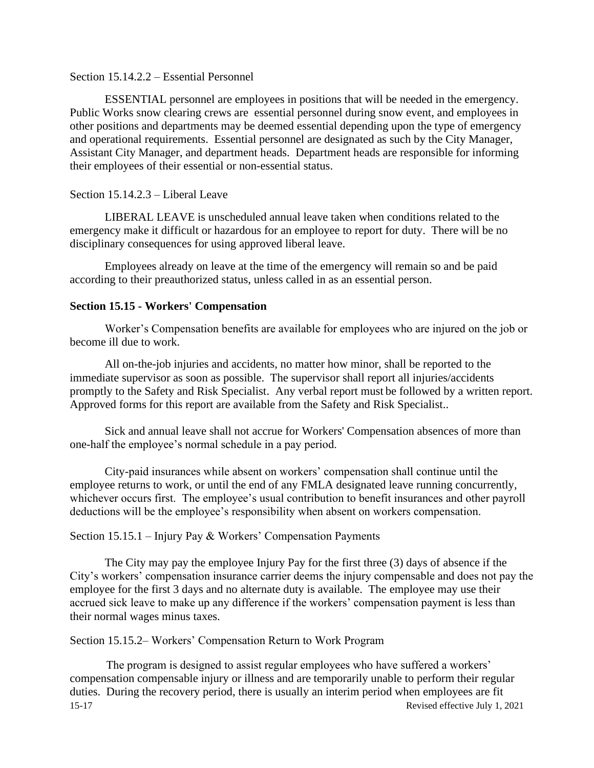Section 15.14.2.2 – Essential Personnel

ESSENTIAL personnel are employees in positions that will be needed in the emergency. Public Works snow clearing crews are essential personnel during snow event, and employees in other positions and departments may be deemed essential depending upon the type of emergency and operational requirements. Essential personnel are designated as such by the City Manager, Assistant City Manager, and department heads. Department heads are responsible for informing their employees of their essential or non-essential status.

Section 15.14.2.3 – Liberal Leave

LIBERAL LEAVE is unscheduled annual leave taken when conditions related to the emergency make it difficult or hazardous for an employee to report for duty. There will be no disciplinary consequences for using approved liberal leave.

Employees already on leave at the time of the emergency will remain so and be paid according to their preauthorized status, unless called in as an essential person.

**Section 15.15 - Workers' Compensation**

Worker's Compensation benefits are available for employees who are injured on the job or become ill due to work.

All on-the-job injuries and accidents, no matter how minor, shall be reported to the immediate supervisor as soon as possible. The supervisor shall report all injuries/accidents promptly to the Safety and Risk Specialist. Any verbal report must be followed by a written report. Approved forms for this report are available from the Safety and Risk Specialist..

Sick and annual leave shall not accrue for Workers' Compensation absences of more than one-half the employee's normal schedule in a pay period.

City-paid insurances while absent on workers' compensation shall continue until the employee returns to work, or until the end of any FMLA designated leave running concurrently, whichever occurs first. The employee's usual contribution to benefit insurances and other payroll deductions will be the employee's responsibility when absent on workers compensation.

Section 15.15.1 – Injury Pay & Workers' Compensation Payments

The City may pay the employee Injury Pay for the first three (3) days of absence if the City's workers' compensation insurance carrier deems the injury compensable and does not pay the employee for the first 3 days and no alternate duty is available. The employee may use their accrued sick leave to make up any difference if the workers' compensation payment is less than their normal wages minus taxes.

Section 15.15.2– Workers' Compensation Return to Work Program

The program is designed to assist regular employees who have suffered a workers' compensation compensable injury or illness and are temporarily unable to perform their regular duties. During the recovery period, there is usually an interim period when employees are fit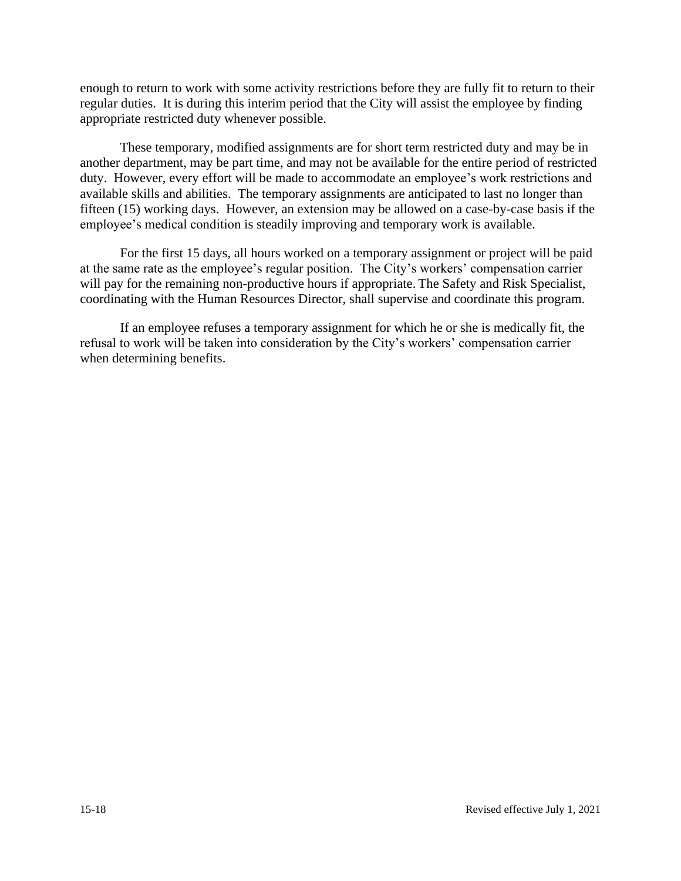enough to return to work with some activity restrictions before they are fully fit to return to their regular duties. It is during this interim period that the City will assist the employee by finding appropriate restricted duty whenever possible.

These temporary, modified assignments are for short term restricted duty and may be in another department, may be part time, and may not be available for the entire period of restricted duty. However, every effort will be made to accommodate an employee's work restrictions and available skills and abilities. The temporary assignments are anticipated to last no longer than fifteen (15) working days. However, an extension may be allowed on a case-by-case basis if the employee's medical condition is steadily improving and temporary work is available.

For the first 15 days, all hours worked on a temporary assignment or project will be paid at the same rate as the employee's regular position. The City's workers' compensation carrier will pay for the remaining non-productive hours if appropriate. The Safety and Risk Specialist, coordinating with the Human Resources Director, shall supervise and coordinate this program.

If an employee refuses a temporary assignment for which he or she is medically fit, the refusal to work will be taken into consideration by the City's workers' compensation carrier when determining benefits.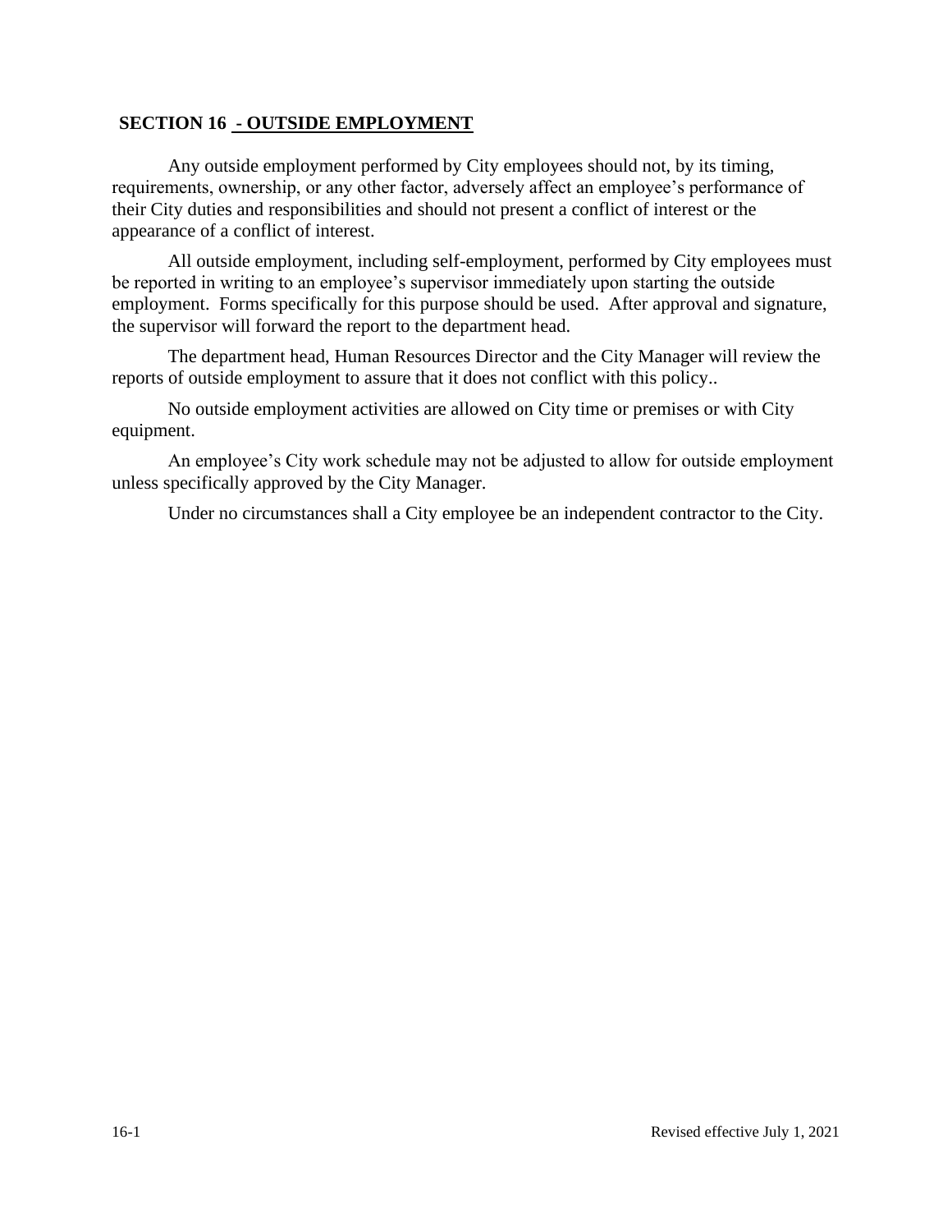## SECTION 16 - OUTSIDE EMPLOYMENT

Any outside employment performed by City employees should not, by its timing, requirements, ownership, or any other factor, adversely affect an employee's performance of their City duties and responsibilities and should not present a conflict of interest or the appearance of a conflict of interest.

All outside employment, including self-employment, performed by City employees must be reported in writing to an employee's supervisor immediately upon starting the outside employment. Forms specifically for this purpose should be used. After approval and signature, the supervisor will forward the report to the department head.

The department head, Human Resources Director and the City Manager will review the reports of outside employment to assure that it does not conflict with this policy..

No outside employment activities are allowed on City time or premises or with City equipment.

An employee's City work schedule may not be adjusted to allow for outside employment unless specifically approved by the City Manager.

Under no circumstances shall a City employee be an independent contractor to the City.

Revised effective July 1, 2021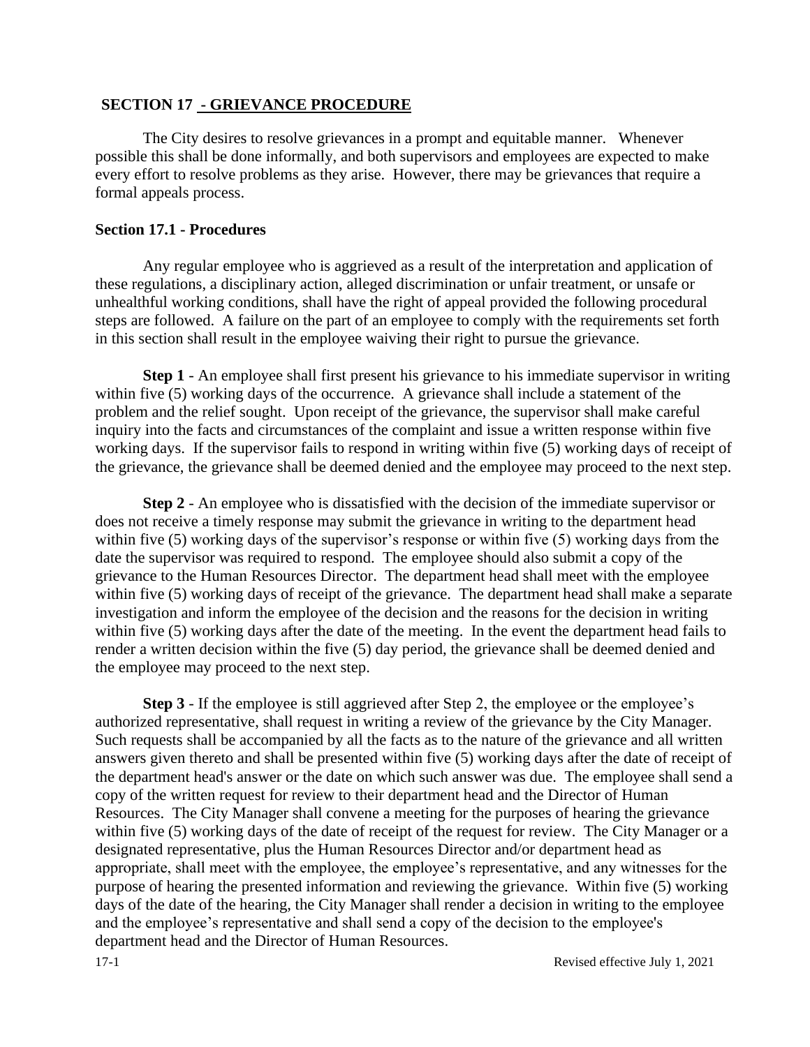## SECTION 17 - GRIEVANCE PROCEDURE

The City desires to resolve grievances in a prompt and equitable manner. Whenever possible this shall be done informally, and both supervisors and employees are expected to make every effort to resolve problems as they arise. However, there may be grievances that require a formal appeals process.

### Section 17.1 - Procedures

Any regular employee who is aggrieved as a result of the interpretation and application of these regulations, a disciplinary action, alleged discrimination or unfair treatment, or unsafe or unhealthful working conditions, shall have the right of appeal provided the following procedural steps are followed. A failure on the part of an employee to comply with the requirements set forth in this section shall result in the employee waiving their right to pursue the grievance.

**Step 1** - An employee shall first present his grievance to his immediate supervisor in writing within five (5) working days of the occurrence. A grievance shall include a statement of the problem and the relief sought. Upon receipt of the grievance, the supervisor shall make careful inquiry into the facts and circumstances of the complaint and issue a written response within five working days. If the supervisor fails to respond in writing within five (5) working days of receipt of the grievance, the grievance shall be deemed denied and the employee may proceed to the next step.

**Step 2** - An employee who is dissatisfied with the decision of the immediate supervisor or does not receive a timely response may submit the grievance in writing to the department head within five (5) working days of the supervisor's response or within five (5) working days from the date the supervisor was required to respond. The employee should also submit a copy of the grievance to the Human Resources Director. The department head shall meet with the employee within five (5) working days of receipt of the grievance. The department head shall make a separate investigation and inform the employee of the decision and the reasons for the decision in writing within five (5) working days after the date of the meeting. In the event the department head fails to render a written decision within the five (5) day period, the grievance shall be deemed denied and the employee may proceed to the next step.

**Step 3** - If the employee is still aggrieved after Step 2, the employee or the employee's authorized representative, shall request in writing a review of the grievance by the City Manager. Such requests shall be accompanied by all the facts as to the nature of the grievance and all written answers given thereto and shall be presented within five (5) working days after the date of receipt of the department head's answer or the date on which such answer was due. The employee shall send a copy of the written request for review to their department head and the Director of Human Resources. The City Manager shall convene a meeting for the purposes of hearing the grievance within five (5) working days of the date of receipt of the request for review. The City Manager or a designated representative, plus the Human Resources Director and/or department head as appropriate, shall meet with the employee, the employee's representative, and any witnesses for the purpose of hearing the presented information and reviewing the grievance. Within five (5) working days of the date of the hearing, the City Manager shall render a decision in writing to the employee and the employee's representative and shall send a copy of the decision to the employee's department head and the Director of Human Resources.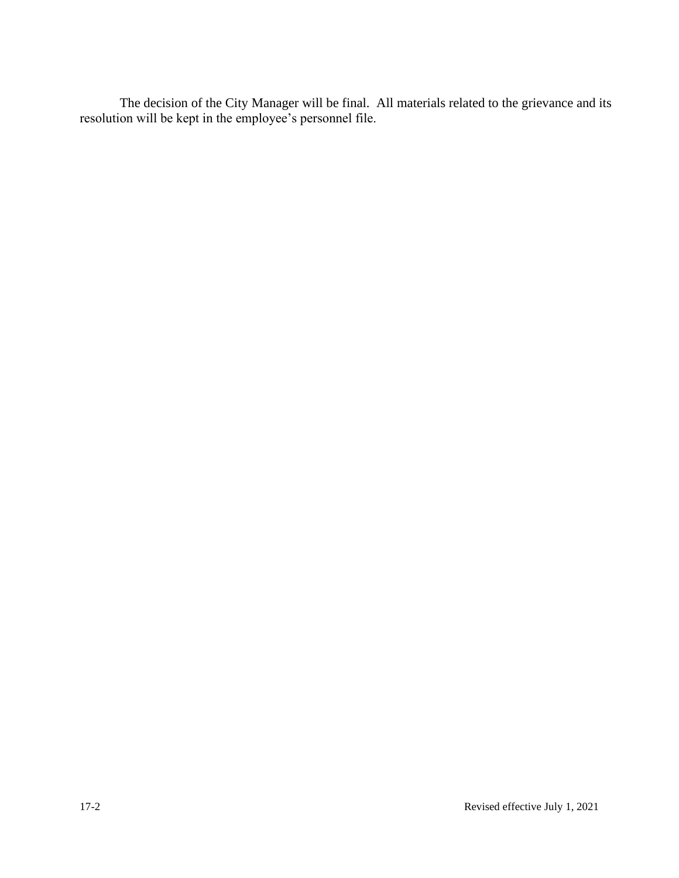The decision of the City Manager will be final. All materials related to the grievance and its resolution will be kept in the employee's personnel file.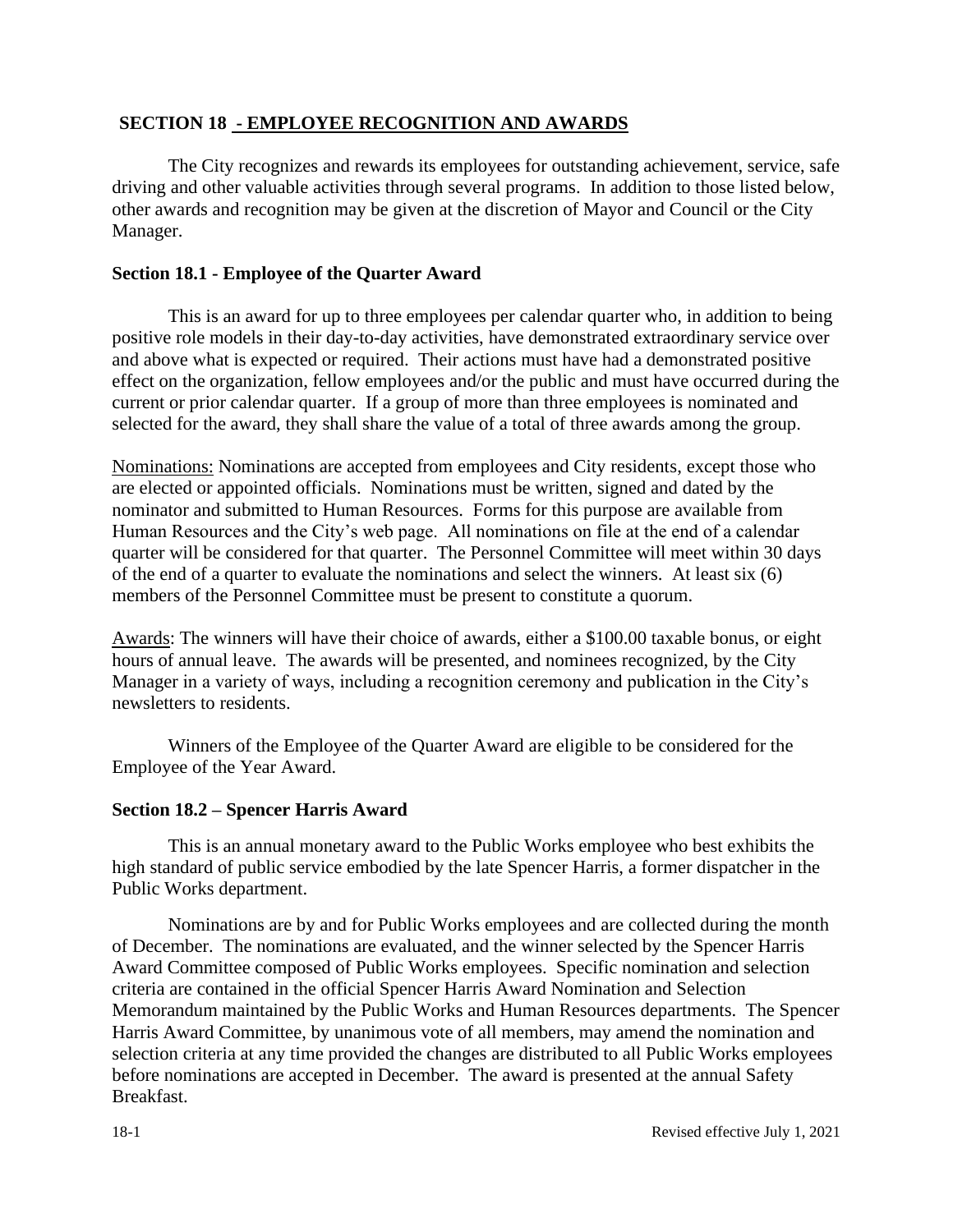## SECTION 18 - EMPLOYEE RECOGNITION AND AWARDS

The City recognizes and rewards its employees for outstanding achievement, service, safe driving and other valuable activities through several programs. In addition to those listed below, other awards and recognition may be given at the discretion of Mayor and Council or the City Manager.

### Section 18.1 - Employee of the Quarter Award

This is an award for up to three employees per calendar quarter who, in addition to being positive role models in their day-to-day activities, have demonstrated extraordinary service over and above what is expected or required. Their actions must have had a demonstrated positive effect on the organization, fellow employees and/or the public and must have occurred during the current or prior calendar quarter. If a group of more than three employees is nominated and selected for the award, they shall share the value of a total of three awards among the group.

Nominations: Nominations are accepted from employees and City residents, except those who are elected or appointed officials. Nominations must be written, signed and dated by the nominator and submitted to Human Resources. Forms for this purpose are available from Human Resources and the City's web page. All nominations on file at the end of a calendar quarter will be considered for that quarter. The Personnel Committee will meet within 30 days of the end of a quarter to evaluate the nominations and select the winners. At least six (6) members of the Personnel Committee must be present to constitute a quorum.

Awards: The winners will have their choice of awards, either a $100.00 taxable bonus, or eight hours of annual leave. The awards will be presented, and nominees recognized, by the City Manager in a variety of ways, including a recognition ceremony and publication in the City's newsletters to residents.

Winners of the Employee of the Quarter Award are eligible to be considered for the Employee of the Year Award.

### Section 18.2 – Spencer Harris Award

This is an annual monetary award to the Public Works employee who best exhibits the high standard of public service embodied by the late Spencer Harris, a former dispatcher in the Public Works department.

Nominations are by and for Public Works employees and are collected during the month of December. The nominations are evaluated, and the winner selected by the Spencer Harris Award Committee composed of Public Works employees. Specific nomination and selection criteria are contained in the official Spencer Harris Award Nomination and Selection Memorandum maintained by the Public Works and Human Resources departments. The Spencer Harris Award Committee, by unanimous vote of all members, may amend the nomination and selection criteria at any time provided the changes are distributed to all Public Works employees before nominations are accepted in December. The award is presented at the annual Safety Breakfast.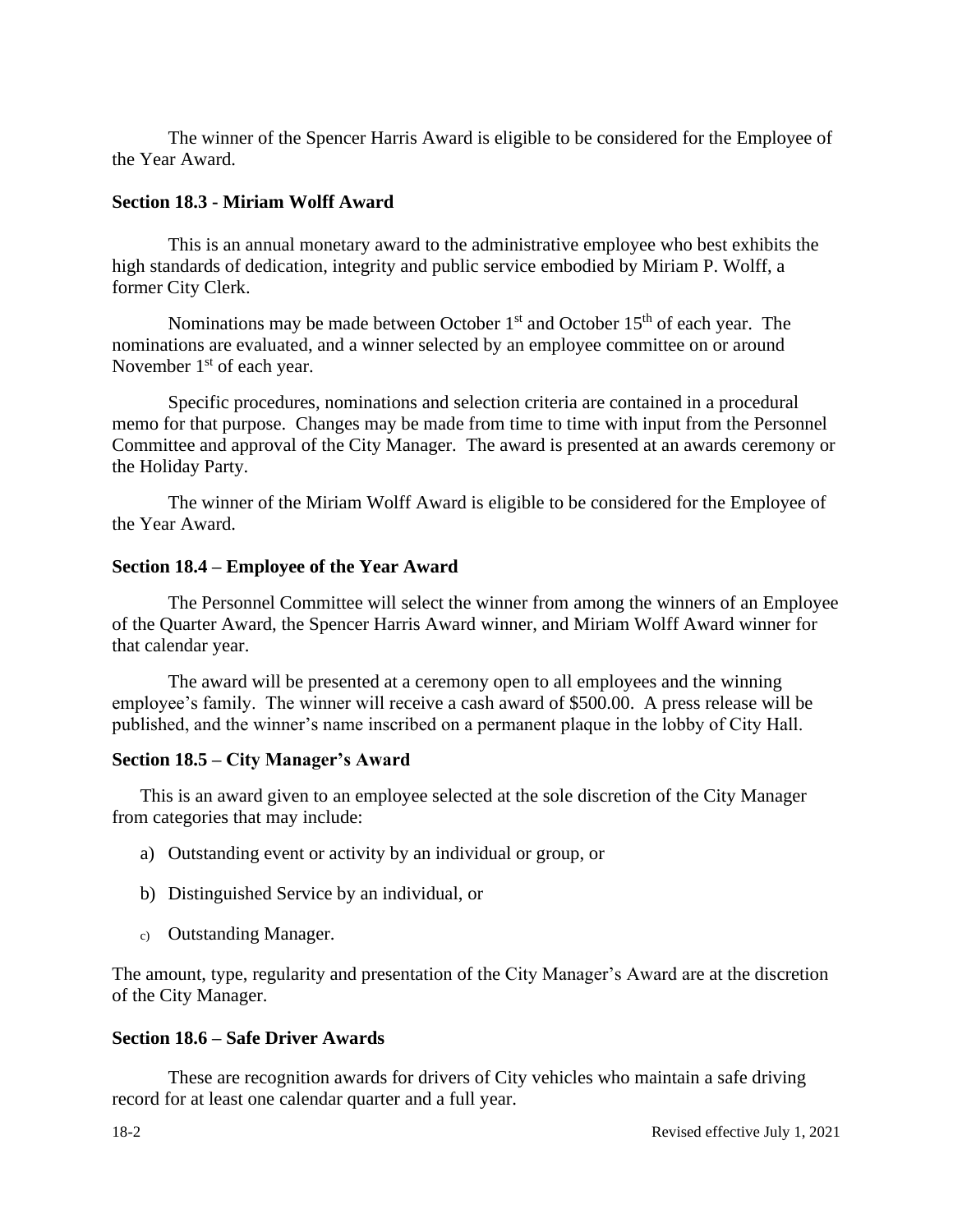The winner of the Spencer Harris Award is eligible to be considered for the Employee of the Year Award.

### Section 18.3 - Miriam Wolff Award

This is an annual monetary award to the administrative employee who best exhibits the high standards of dedication, integrity and public service embodied by Miriam P. Wolff, a former City Clerk.

Nominations may be made between October 1st and October 15th of each year. The nominations are evaluated, and a winner selected by an employee committee on or around November 1st of each year.

Specific procedures, nominations and selection criteria are contained in a procedural memo for that purpose. Changes may be made from time to time with input from the Personnel Committee and approval of the City Manager. The award is presented at an awards ceremony or the Holiday Party.

The winner of the Miriam Wolff Award is eligible to be considered for the Employee of the Year Award.

### Section 18.4 – Employee of the Year Award

The Personnel Committee will select the winner from among the winners of an Employee of the Quarter Award, the Spencer Harris Award winner, and Miriam Wolff Award winner for that calendar year.

The award will be presented at a ceremony open to all employees and the winning employee's family. The winner will receive a cash award of $500.00. A press release will be published, and the winner's name inscribed on a permanent plaque in the lobby of City Hall.

### Section 18.5 – City Manager's Award

This is an award given to an employee selected at the sole discretion of the City Manager from categories that may include:

a) Outstanding event or activity by an individual or group, or

b) Distinguished Service by an individual, or

c) Outstanding Manager.

The amount, type, regularity and presentation of the City Manager's Award are at the discretion of the City Manager.

### Section 18.6 – Safe Driver Awards

These are recognition awards for drivers of City vehicles who maintain a safe driving record for at least one calendar quarter and a full year.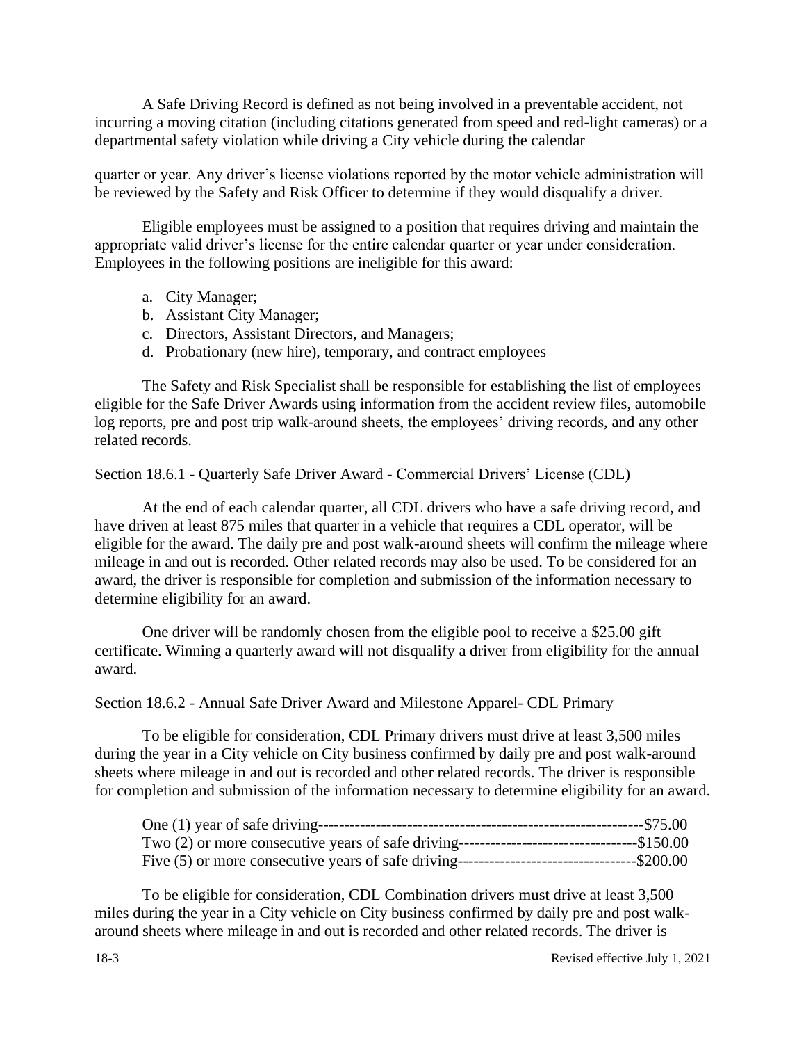A Safe Driving Record is defined as not being involved in a preventable accident, not incurring a moving citation (including citations generated from speed and red-light cameras) or a departmental safety violation while driving a City vehicle during the calendar

quarter or year. Any driver's license violations reported by the motor vehicle administration will be reviewed by the Safety and Risk Officer to determine if they would disqualify a driver.

Eligible employees must be assigned to a position that requires driving and maintain the appropriate valid driver's license for the entire calendar quarter or year under consideration. Employees in the following positions are ineligible for this award:

a. City Manager;
b. Assistant City Manager;
c. Directors, Assistant Directors, and Managers;
d. Probationary (new hire), temporary, and contract employees

The Safety and Risk Specialist shall be responsible for establishing the list of employees eligible for the Safe Driver Awards using information from the accident review files, automobile log reports, pre and post trip walk-around sheets, the employees' driving records, and any other related records.

Section 18.6.1 - Quarterly Safe Driver Award - Commercial Drivers' License (CDL)

At the end of each calendar quarter, all CDL drivers who have a safe driving record, and have driven at least 875 miles that quarter in a vehicle that requires a CDL operator, will be eligible for the award. The daily pre and post walk-around sheets will confirm the mileage where mileage in and out is recorded. Other related records may also be used. To be considered for an award, the driver is responsible for completion and submission of the information necessary to determine eligibility for an award.

One driver will be randomly chosen from the eligible pool to receive a $25.00 gift certificate. Winning a quarterly award will not disqualify a driver from eligibility for the annual award.

Section 18.6.2 - Annual Safe Driver Award and Milestone Apparel- CDL Primary

To be eligible for consideration, CDL Primary drivers must drive at least 3,500 miles during the year in a City vehicle on City business confirmed by daily pre and post walk-around sheets where mileage in and out is recorded and other related records. The driver is responsible for completion and submission of the information necessary to determine eligibility for an award.

One (1) year of safe driving---------------------------------------------------------------$75.00
Two (2) or more consecutive years of safe driving----------------------------------$150.00
Five (5) or more consecutive years of safe driving----------------------------------$200.00

To be eligible for consideration, CDL Combination drivers must drive at least 3,500 miles during the year in a City vehicle on City business confirmed by daily pre and post walk-around sheets where mileage in and out is recorded and other related records. The driver is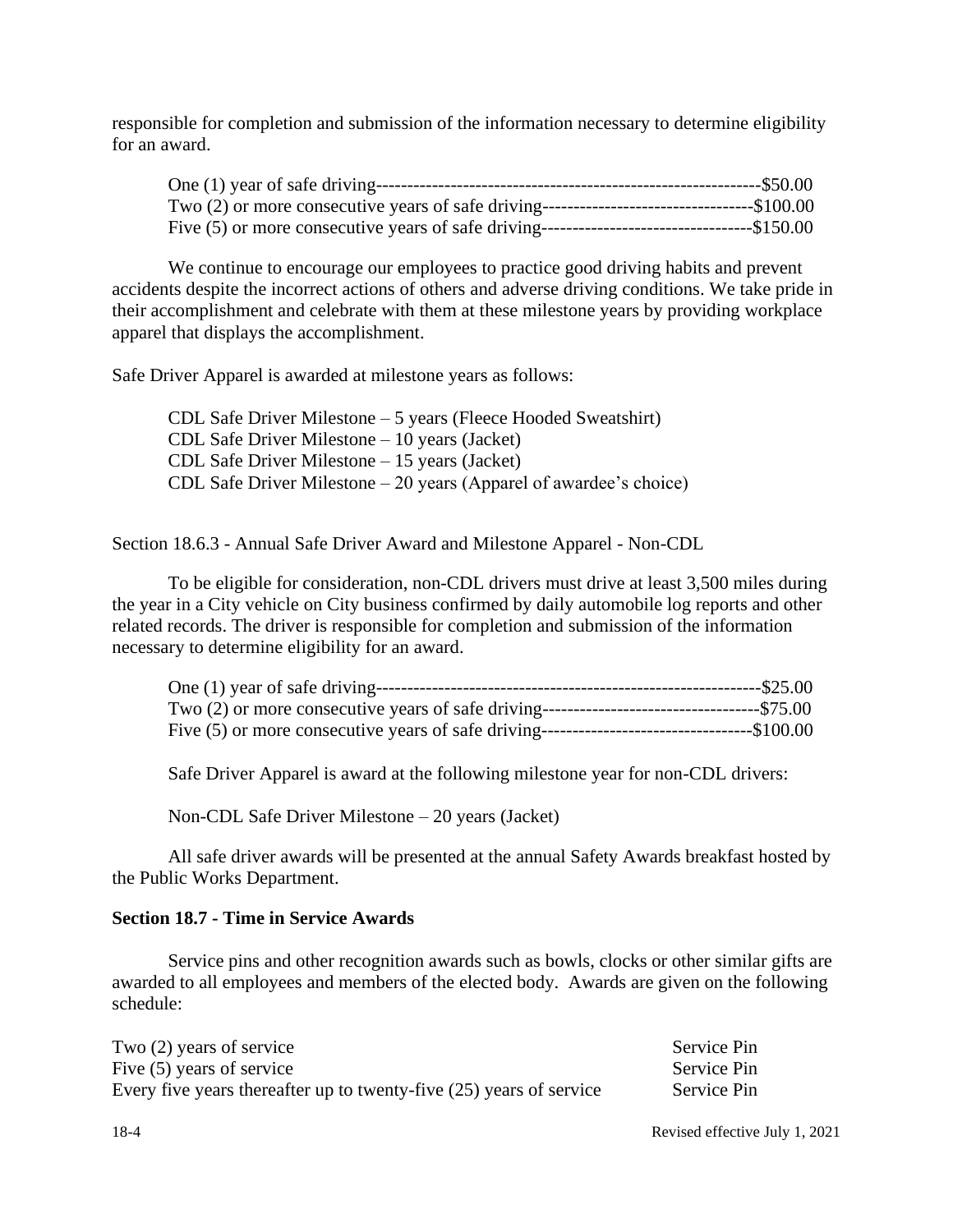responsible for completion and submission of the information necessary to determine eligibility for an award.

One (1) year of safe driving--------------------------------------------------------------$50.00
Two (2) or more consecutive years of safe driving----------------------------------$100.00
Five (5) or more consecutive years of safe driving----------------------------------$150.00

We continue to encourage our employees to practice good driving habits and prevent accidents despite the incorrect actions of others and adverse driving conditions. We take pride in their accomplishment and celebrate with them at these milestone years by providing workplace apparel that displays the accomplishment.

Safe Driver Apparel is awarded at milestone years as follows:

CDL Safe Driver Milestone – 5 years (Fleece Hooded Sweatshirt)
CDL Safe Driver Milestone – 10 years (Jacket)
CDL Safe Driver Milestone – 15 years (Jacket)
CDL Safe Driver Milestone – 20 years (Apparel of awardee's choice)

Section 18.6.3 - Annual Safe Driver Award and Milestone Apparel - Non-CDL

To be eligible for consideration, non-CDL drivers must drive at least 3,500 miles during the year in a City vehicle on City business confirmed by daily automobile log reports and other related records. The driver is responsible for completion and submission of the information necessary to determine eligibility for an award.

One (1) year of safe driving--------------------------------------------------------------$25.00
Two (2) or more consecutive years of safe driving-----------------------------------$75.00
Five (5) or more consecutive years of safe driving----------------------------------$100.00

Safe Driver Apparel is award at the following milestone year for non-CDL drivers:

Non-CDL Safe Driver Milestone – 20 years (Jacket)

All safe driver awards will be presented at the annual Safety Awards breakfast hosted by the Public Works Department.

**Section 18.7 - Time in Service Awards**

Service pins and other recognition awards such as bowls, clocks or other similar gifts are awarded to all employees and members of the elected body. Awards are given on the following schedule:

| | |
|---|---|
| Two (2) years of service | Service Pin |
| Five (5) years of service | Service Pin |
| Every five years thereafter up to twenty-five (25) years of service | Service Pin |

Revised effective July 1, 2021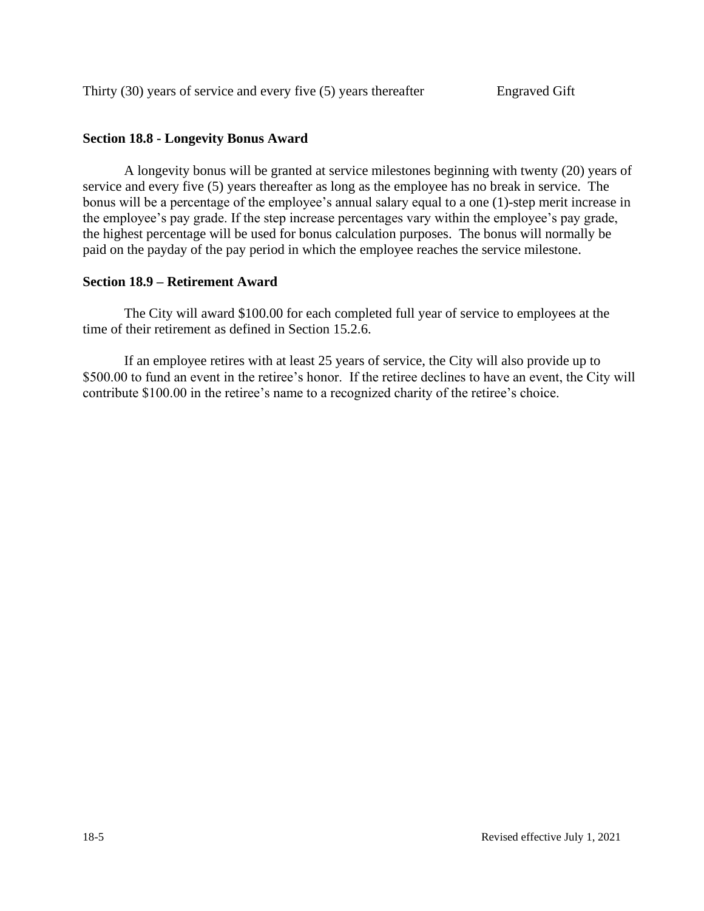| | |
|---|---|
| Thirty (30) years of service and every five (5) years thereafter | Engraved Gift |

**Section 18.8 - Longevity Bonus Award**

A longevity bonus will be granted at service milestones beginning with twenty (20) years of service and every five (5) years thereafter as long as the employee has no break in service. The bonus will be a percentage of the employee's annual salary equal to a one (1)-step merit increase in the employee's pay grade. If the step increase percentages vary within the employee's pay grade, the highest percentage will be used for bonus calculation purposes. The bonus will normally be paid on the payday of the pay period in which the employee reaches the service milestone.

**Section 18.9 – Retirement Award**

The City will award $100.00 for each completed full year of service to employees at the time of their retirement as defined in Section 15.2.6.

If an employee retires with at least 25 years of service, the City will also provide up to $500.00 to fund an event in the retiree's honor. If the retiree declines to have an event, the City will contribute $100.00 in the retiree's name to a recognized charity of the retiree's choice.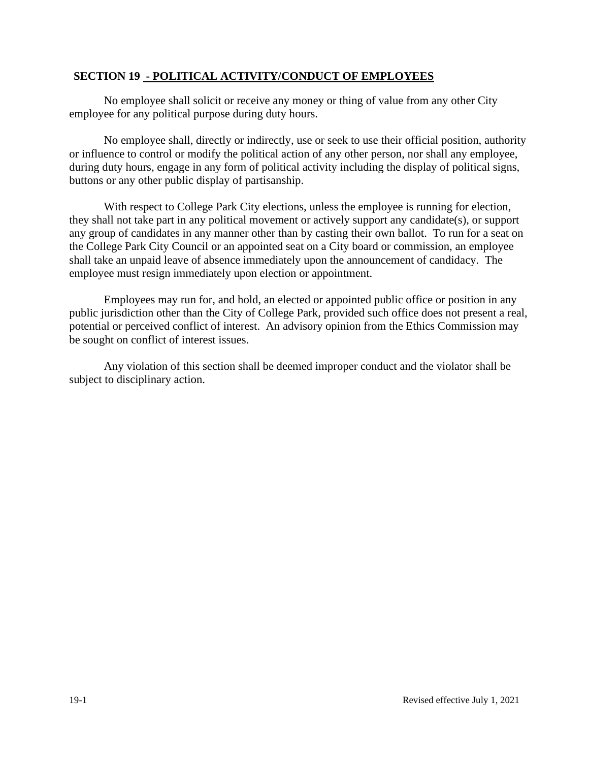## SECTION 19 - POLITICAL ACTIVITY/CONDUCT OF EMPLOYEES

No employee shall solicit or receive any money or thing of value from any other City employee for any political purpose during duty hours.

No employee shall, directly or indirectly, use or seek to use their official position, authority or influence to control or modify the political action of any other person, nor shall any employee, during duty hours, engage in any form of political activity including the display of political signs, buttons or any other public display of partisanship.

With respect to College Park City elections, unless the employee is running for election, they shall not take part in any political movement or actively support any candidate(s), or support any group of candidates in any manner other than by casting their own ballot. To run for a seat on the College Park City Council or an appointed seat on a City board or commission, an employee shall take an unpaid leave of absence immediately upon the announcement of candidacy. The employee must resign immediately upon election or appointment.

Employees may run for, and hold, an elected or appointed public office or position in any public jurisdiction other than the City of College Park, provided such office does not present a real, potential or perceived conflict of interest. An advisory opinion from the Ethics Commission may be sought on conflict of interest issues.

Any violation of this section shall be deemed improper conduct and the violator shall be subject to disciplinary action.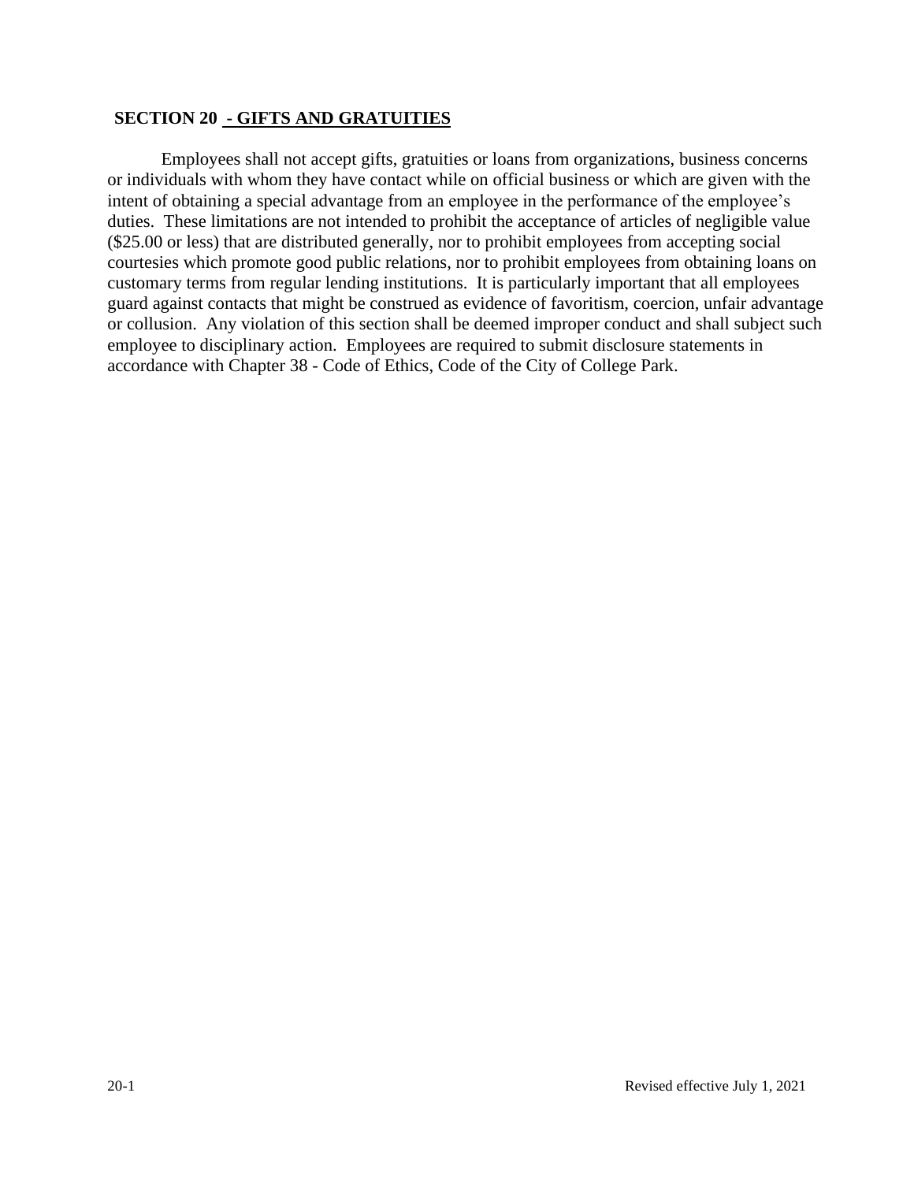## SECTION 20 - GIFTS AND GRATUITIES

Employees shall not accept gifts, gratuities or loans from organizations, business concerns or individuals with whom they have contact while on official business or which are given with the intent of obtaining a special advantage from an employee in the performance of the employee's duties. These limitations are not intended to prohibit the acceptance of articles of negligible value ($25.00 or less) that are distributed generally, nor to prohibit employees from accepting social courtesies which promote good public relations, nor to prohibit employees from obtaining loans on customary terms from regular lending institutions. It is particularly important that all employees guard against contacts that might be construed as evidence of favoritism, coercion, unfair advantage or collusion. Any violation of this section shall be deemed improper conduct and shall subject such employee to disciplinary action. Employees are required to submit disclosure statements in accordance with Chapter 38 - Code of Ethics, Code of the City of College Park.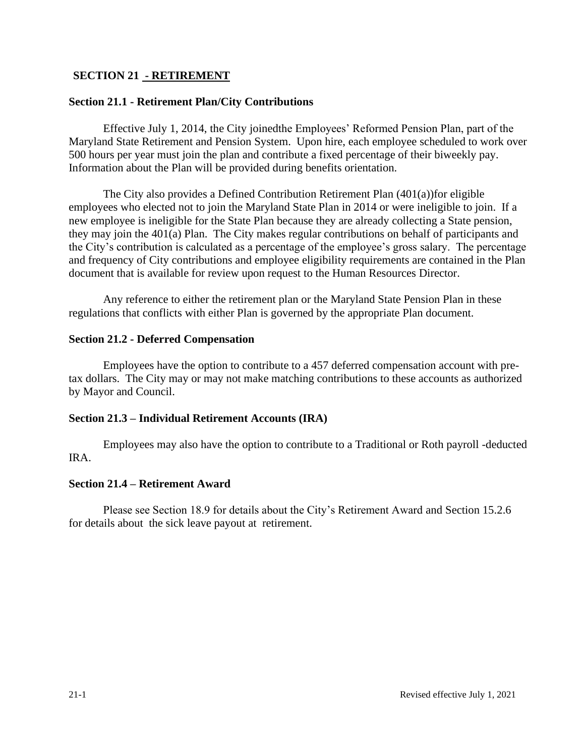## SECTION 21 - RETIREMENT

### Section 21.1 - Retirement Plan/City Contributions

Effective July 1, 2014, the City joinedthe Employees' Reformed Pension Plan, part of the Maryland State Retirement and Pension System. Upon hire, each employee scheduled to work over 500 hours per year must join the plan and contribute a fixed percentage of their biweekly pay. Information about the Plan will be provided during benefits orientation.

The City also provides a Defined Contribution Retirement Plan (401(a))for eligible employees who elected not to join the Maryland State Plan in 2014 or were ineligible to join. If a new employee is ineligible for the State Plan because they are already collecting a State pension, they may join the 401(a) Plan. The City makes regular contributions on behalf of participants and the City's contribution is calculated as a percentage of the employee's gross salary. The percentage and frequency of City contributions and employee eligibility requirements are contained in the Plan document that is available for review upon request to the Human Resources Director.

Any reference to either the retirement plan or the Maryland State Pension Plan in these regulations that conflicts with either Plan is governed by the appropriate Plan document.

### Section 21.2 - Deferred Compensation

Employees have the option to contribute to a 457 deferred compensation account with pre-tax dollars. The City may or may not make matching contributions to these accounts as authorized by Mayor and Council.

### Section 21.3 – Individual Retirement Accounts (IRA)

Employees may also have the option to contribute to a Traditional or Roth payroll -deducted IRA.

### Section 21.4 – Retirement Award

Please see Section 18.9 for details about the City's Retirement Award and Section 15.2.6 for details about the sick leave payout at retirement.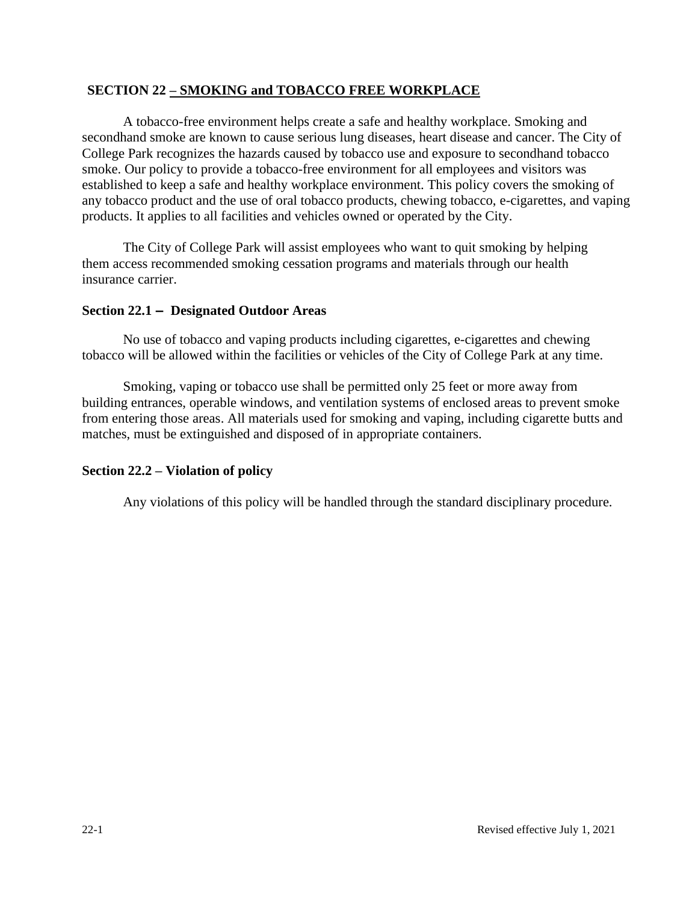## SECTION 22 – SMOKING and TOBACCO FREE WORKPLACE

A tobacco-free environment helps create a safe and healthy workplace. Smoking and secondhand smoke are known to cause serious lung diseases, heart disease and cancer. The City of College Park recognizes the hazards caused by tobacco use and exposure to secondhand tobacco smoke. Our policy to provide a tobacco-free environment for all employees and visitors was established to keep a safe and healthy workplace environment. This policy covers the smoking of any tobacco product and the use of oral tobacco products, chewing tobacco, e-cigarettes, and vaping products. It applies to all facilities and vehicles owned or operated by the City.

The City of College Park will assist employees who want to quit smoking by helping them access recommended smoking cessation programs and materials through our health insurance carrier.

### Section 22.1 – Designated Outdoor Areas

No use of tobacco and vaping products including cigarettes, e-cigarettes and chewing tobacco will be allowed within the facilities or vehicles of the City of College Park at any time.

Smoking, vaping or tobacco use shall be permitted only 25 feet or more away from building entrances, operable windows, and ventilation systems of enclosed areas to prevent smoke from entering those areas. All materials used for smoking and vaping, including cigarette butts and matches, must be extinguished and disposed of in appropriate containers.

### Section 22.2 – Violation of policy

Any violations of this policy will be handled through the standard disciplinary procedure.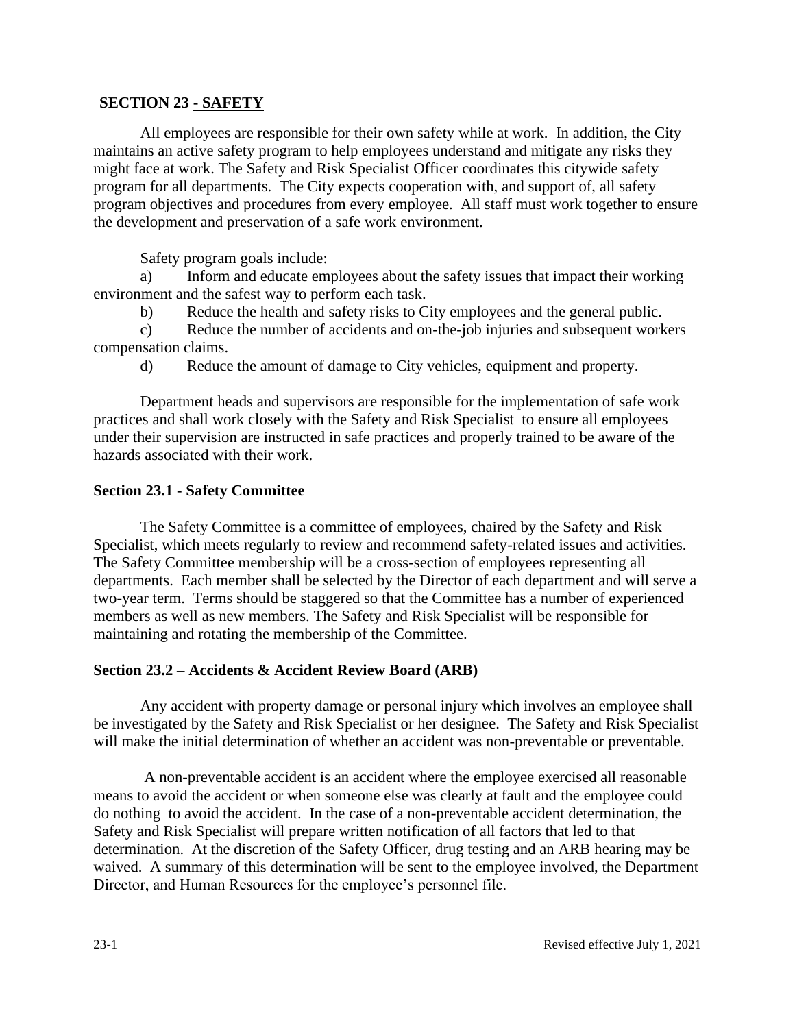## SECTION 23 - SAFETY

All employees are responsible for their own safety while at work. In addition, the City maintains an active safety program to help employees understand and mitigate any risks they might face at work. The Safety and Risk Specialist Officer coordinates this citywide safety program for all departments. The City expects cooperation with, and support of, all safety program objectives and procedures from every employee. All staff must work together to ensure the development and preservation of a safe work environment.

Safety program goals include:

a) Inform and educate employees about the safety issues that impact their working environment and the safest way to perform each task.

b) Reduce the health and safety risks to City employees and the general public.

c) Reduce the number of accidents and on-the-job injuries and subsequent workers compensation claims.

d) Reduce the amount of damage to City vehicles, equipment and property.

Department heads and supervisors are responsible for the implementation of safe work practices and shall work closely with the Safety and Risk Specialist to ensure all employees under their supervision are instructed in safe practices and properly trained to be aware of the hazards associated with their work.

### Section 23.1 - Safety Committee

The Safety Committee is a committee of employees, chaired by the Safety and Risk Specialist, which meets regularly to review and recommend safety-related issues and activities. The Safety Committee membership will be a cross-section of employees representing all departments. Each member shall be selected by the Director of each department and will serve a two-year term. Terms should be staggered so that the Committee has a number of experienced members as well as new members. The Safety and Risk Specialist will be responsible for maintaining and rotating the membership of the Committee.

### Section 23.2 – Accidents & Accident Review Board (ARB)

Any accident with property damage or personal injury which involves an employee shall be investigated by the Safety and Risk Specialist or her designee. The Safety and Risk Specialist will make the initial determination of whether an accident was non-preventable or preventable.

A non-preventable accident is an accident where the employee exercised all reasonable means to avoid the accident or when someone else was clearly at fault and the employee could do nothing to avoid the accident. In the case of a non-preventable accident determination, the Safety and Risk Specialist will prepare written notification of all factors that led to that determination. At the discretion of the Safety Officer, drug testing and an ARB hearing may be waived. A summary of this determination will be sent to the employee involved, the Department Director, and Human Resources for the employee's personnel file.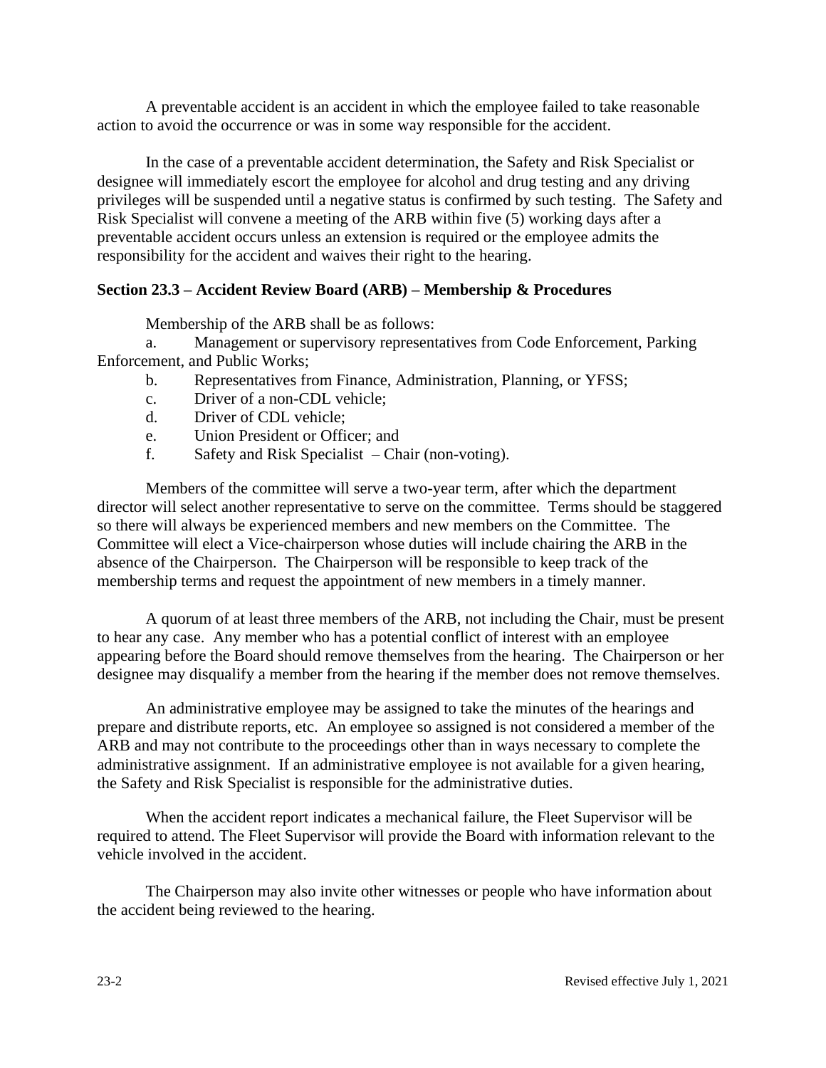A preventable accident is an accident in which the employee failed to take reasonable action to avoid the occurrence or was in some way responsible for the accident.

In the case of a preventable accident determination, the Safety and Risk Specialist or designee will immediately escort the employee for alcohol and drug testing and any driving privileges will be suspended until a negative status is confirmed by such testing. The Safety and Risk Specialist will convene a meeting of the ARB within five (5) working days after a preventable accident occurs unless an extension is required or the employee admits the responsibility for the accident and waives their right to the hearing.

### Section 23.3 – Accident Review Board (ARB) – Membership & Procedures

Membership of the ARB shall be as follows:

a. Management or supervisory representatives from Code Enforcement, Parking Enforcement, and Public Works;
b. Representatives from Finance, Administration, Planning, or YFSS;
c. Driver of a non-CDL vehicle;
d. Driver of CDL vehicle;
e. Union President or Officer; and
f. Safety and Risk Specialist – Chair (non-voting).

Members of the committee will serve a two-year term, after which the department director will select another representative to serve on the committee. Terms should be staggered so there will always be experienced members and new members on the Committee. The Committee will elect a Vice-chairperson whose duties will include chairing the ARB in the absence of the Chairperson. The Chairperson will be responsible to keep track of the membership terms and request the appointment of new members in a timely manner.

A quorum of at least three members of the ARB, not including the Chair, must be present to hear any case. Any member who has a potential conflict of interest with an employee appearing before the Board should remove themselves from the hearing. The Chairperson or her designee may disqualify a member from the hearing if the member does not remove themselves.

An administrative employee may be assigned to take the minutes of the hearings and prepare and distribute reports, etc. An employee so assigned is not considered a member of the ARB and may not contribute to the proceedings other than in ways necessary to complete the administrative assignment. If an administrative employee is not available for a given hearing, the Safety and Risk Specialist is responsible for the administrative duties.

When the accident report indicates a mechanical failure, the Fleet Supervisor will be required to attend. The Fleet Supervisor will provide the Board with information relevant to the vehicle involved in the accident.

The Chairperson may also invite other witnesses or people who have information about the accident being reviewed to the hearing.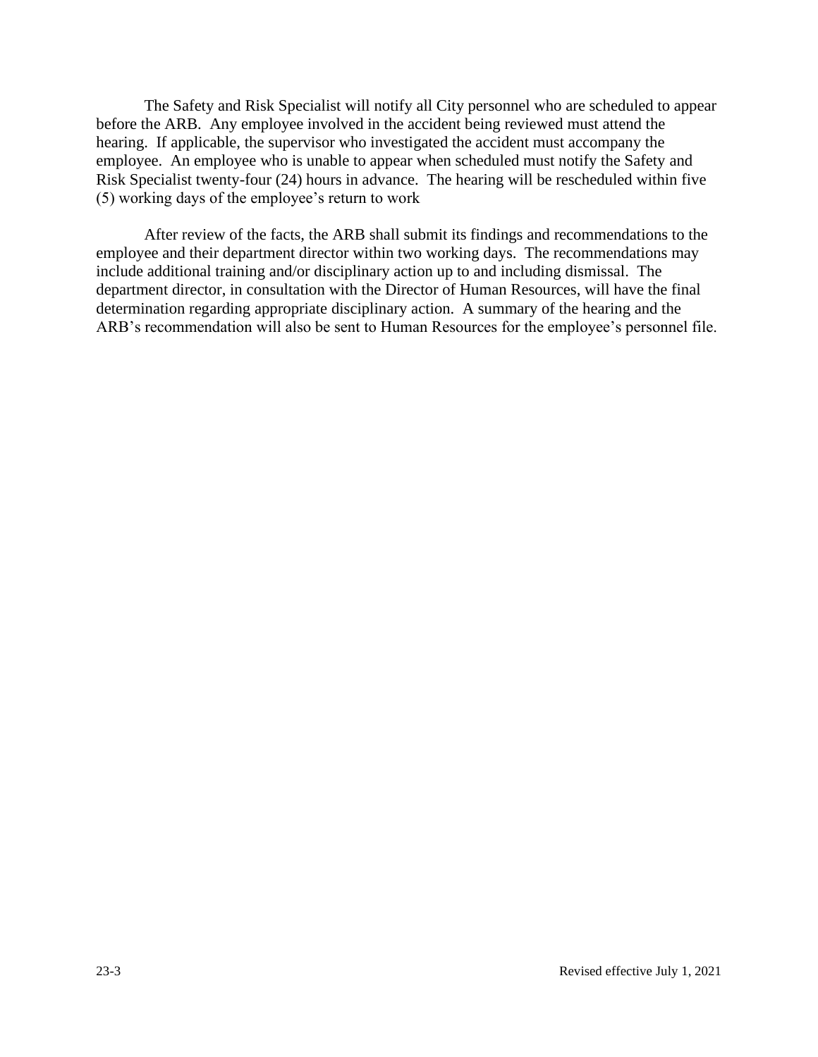The Safety and Risk Specialist will notify all City personnel who are scheduled to appear before the ARB. Any employee involved in the accident being reviewed must attend the hearing. If applicable, the supervisor who investigated the accident must accompany the employee. An employee who is unable to appear when scheduled must notify the Safety and Risk Specialist twenty-four (24) hours in advance. The hearing will be rescheduled within five (5) working days of the employee's return to work

After review of the facts, the ARB shall submit its findings and recommendations to the employee and their department director within two working days. The recommendations may include additional training and/or disciplinary action up to and including dismissal. The department director, in consultation with the Director of Human Resources, will have the final determination regarding appropriate disciplinary action. A summary of the hearing and the ARB's recommendation will also be sent to Human Resources for the employee's personnel file.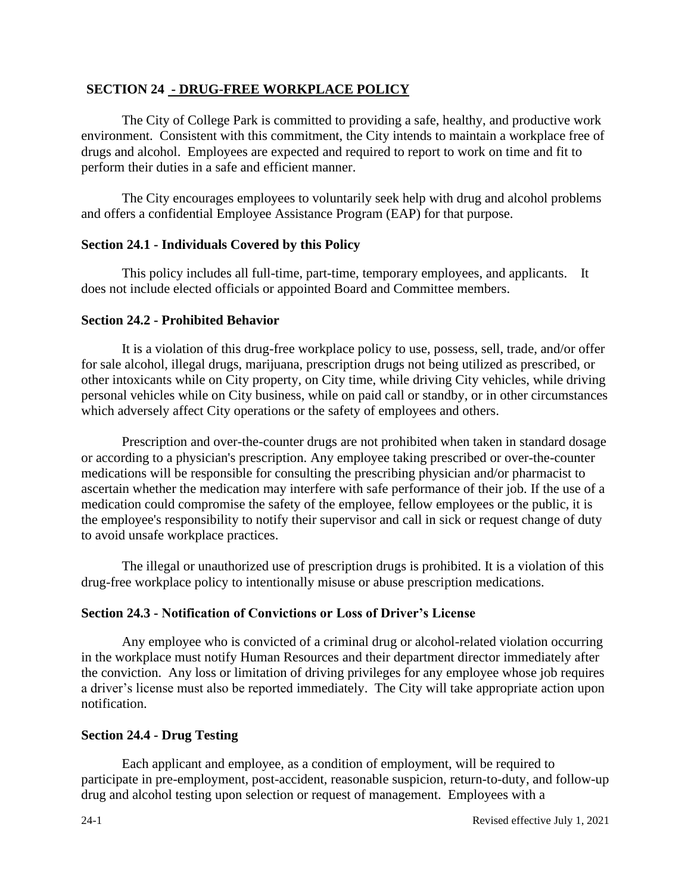## SECTION 24 - DRUG-FREE WORKPLACE POLICY

The City of College Park is committed to providing a safe, healthy, and productive work environment. Consistent with this commitment, the City intends to maintain a workplace free of drugs and alcohol. Employees are expected and required to report to work on time and fit to perform their duties in a safe and efficient manner.

The City encourages employees to voluntarily seek help with drug and alcohol problems and offers a confidential Employee Assistance Program (EAP) for that purpose.

### Section 24.1 - Individuals Covered by this Policy

This policy includes all full-time, part-time, temporary employees, and applicants. It does not include elected officials or appointed Board and Committee members.

### Section 24.2 - Prohibited Behavior

It is a violation of this drug-free workplace policy to use, possess, sell, trade, and/or offer for sale alcohol, illegal drugs, marijuana, prescription drugs not being utilized as prescribed, or other intoxicants while on City property, on City time, while driving City vehicles, while driving personal vehicles while on City business, while on paid call or standby, or in other circumstances which adversely affect City operations or the safety of employees and others.

Prescription and over-the-counter drugs are not prohibited when taken in standard dosage or according to a physician's prescription. Any employee taking prescribed or over-the-counter medications will be responsible for consulting the prescribing physician and/or pharmacist to ascertain whether the medication may interfere with safe performance of their job. If the use of a medication could compromise the safety of the employee, fellow employees or the public, it is the employee's responsibility to notify their supervisor and call in sick or request change of duty to avoid unsafe workplace practices.

The illegal or unauthorized use of prescription drugs is prohibited. It is a violation of this drug-free workplace policy to intentionally misuse or abuse prescription medications.

### Section 24.3 - Notification of Convictions or Loss of Driver's License

Any employee who is convicted of a criminal drug or alcohol-related violation occurring in the workplace must notify Human Resources and their department director immediately after the conviction. Any loss or limitation of driving privileges for any employee whose job requires a driver's license must also be reported immediately. The City will take appropriate action upon notification.

### Section 24.4 - Drug Testing

Each applicant and employee, as a condition of employment, will be required to participate in pre-employment, post-accident, reasonable suspicion, return-to-duty, and follow-up drug and alcohol testing upon selection or request of management. Employees with a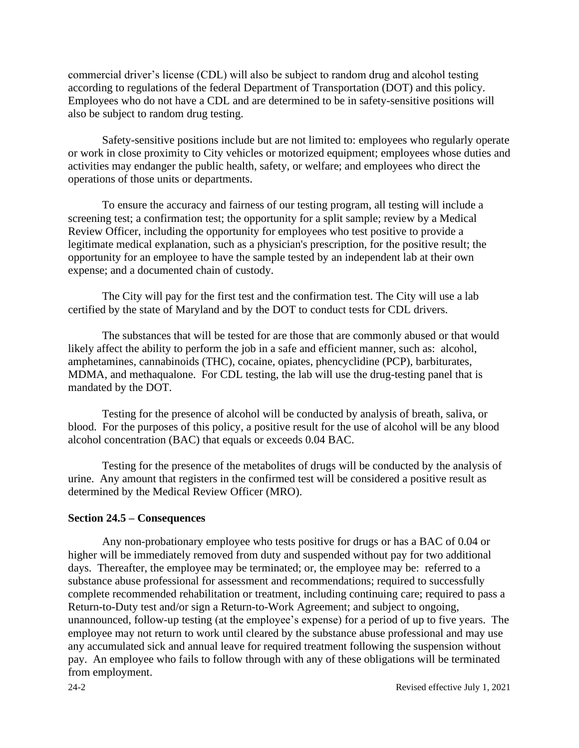commercial driver's license (CDL) will also be subject to random drug and alcohol testing according to regulations of the federal Department of Transportation (DOT) and this policy. Employees who do not have a CDL and are determined to be in safety-sensitive positions will also be subject to random drug testing.

Safety-sensitive positions include but are not limited to: employees who regularly operate or work in close proximity to City vehicles or motorized equipment; employees whose duties and activities may endanger the public health, safety, or welfare; and employees who direct the operations of those units or departments.

To ensure the accuracy and fairness of our testing program, all testing will include a screening test; a confirmation test; the opportunity for a split sample; review by a Medical Review Officer, including the opportunity for employees who test positive to provide a legitimate medical explanation, such as a physician's prescription, for the positive result; the opportunity for an employee to have the sample tested by an independent lab at their own expense; and a documented chain of custody.

The City will pay for the first test and the confirmation test. The City will use a lab certified by the state of Maryland and by the DOT to conduct tests for CDL drivers.

The substances that will be tested for are those that are commonly abused or that would likely affect the ability to perform the job in a safe and efficient manner, such as: alcohol, amphetamines, cannabinoids (THC), cocaine, opiates, phencyclidine (PCP), barbiturates, MDMA, and methaqualone. For CDL testing, the lab will use the drug-testing panel that is mandated by the DOT.

Testing for the presence of alcohol will be conducted by analysis of breath, saliva, or blood. For the purposes of this policy, a positive result for the use of alcohol will be any blood alcohol concentration (BAC) that equals or exceeds 0.04 BAC.

Testing for the presence of the metabolites of drugs will be conducted by the analysis of urine. Any amount that registers in the confirmed test will be considered a positive result as determined by the Medical Review Officer (MRO).

**Section 24.5 – Consequences**

Any non-probationary employee who tests positive for drugs or has a BAC of 0.04 or higher will be immediately removed from duty and suspended without pay for two additional days. Thereafter, the employee may be terminated; or, the employee may be: referred to a substance abuse professional for assessment and recommendations; required to successfully complete recommended rehabilitation or treatment, including continuing care; required to pass a Return-to-Duty test and/or sign a Return-to-Work Agreement; and subject to ongoing, unannounced, follow-up testing (at the employee's expense) for a period of up to five years. The employee may not return to work until cleared by the substance abuse professional and may use any accumulated sick and annual leave for required treatment following the suspension without pay. An employee who fails to follow through with any of these obligations will be terminated from employment.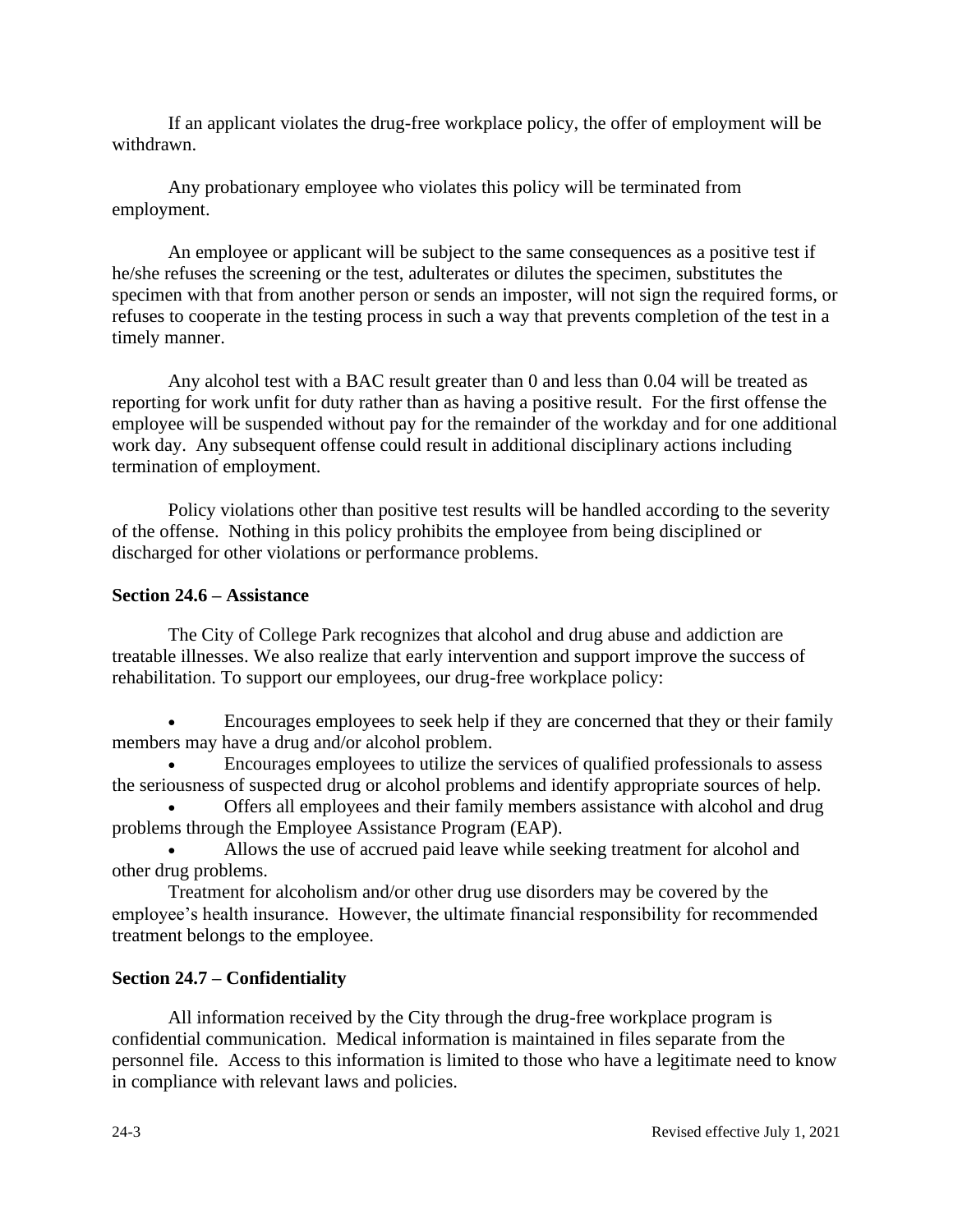If an applicant violates the drug-free workplace policy, the offer of employment will be withdrawn.

Any probationary employee who violates this policy will be terminated from employment.

An employee or applicant will be subject to the same consequences as a positive test if he/she refuses the screening or the test, adulterates or dilutes the specimen, substitutes the specimen with that from another person or sends an imposter, will not sign the required forms, or refuses to cooperate in the testing process in such a way that prevents completion of the test in a timely manner.

Any alcohol test with a BAC result greater than 0 and less than 0.04 will be treated as reporting for work unfit for duty rather than as having a positive result. For the first offense the employee will be suspended without pay for the remainder of the workday and for one additional work day. Any subsequent offense could result in additional disciplinary actions including termination of employment.

Policy violations other than positive test results will be handled according to the severity of the offense. Nothing in this policy prohibits the employee from being disciplined or discharged for other violations or performance problems.

**Section 24.6 – Assistance**

The City of College Park recognizes that alcohol and drug abuse and addiction are treatable illnesses. We also realize that early intervention and support improve the success of rehabilitation. To support our employees, our drug-free workplace policy:

- Encourages employees to seek help if they are concerned that they or their family members may have a drug and/or alcohol problem.
- Encourages employees to utilize the services of qualified professionals to assess the seriousness of suspected drug or alcohol problems and identify appropriate sources of help.
- Offers all employees and their family members assistance with alcohol and drug problems through the Employee Assistance Program (EAP).
- Allows the use of accrued paid leave while seeking treatment for alcohol and other drug problems.

Treatment for alcoholism and/or other drug use disorders may be covered by the employee's health insurance. However, the ultimate financial responsibility for recommended treatment belongs to the employee.

**Section 24.7 – Confidentiality**

All information received by the City through the drug-free workplace program is confidential communication. Medical information is maintained in files separate from the personnel file. Access to this information is limited to those who have a legitimate need to know in compliance with relevant laws and policies.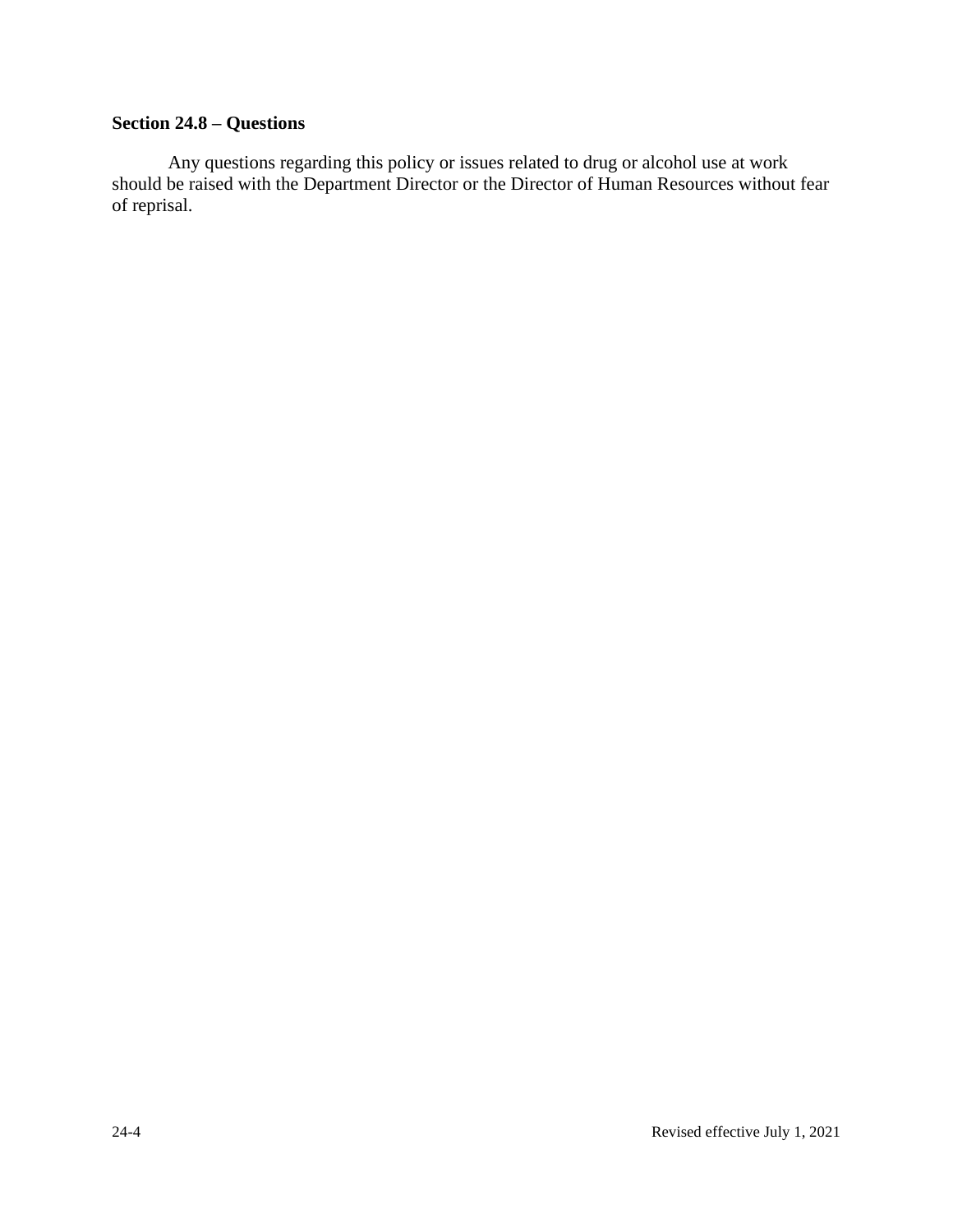**Section 24.8 – Questions**

Any questions regarding this policy or issues related to drug or alcohol use at work should be raised with the Department Director or the Director of Human Resources without fear of reprisal.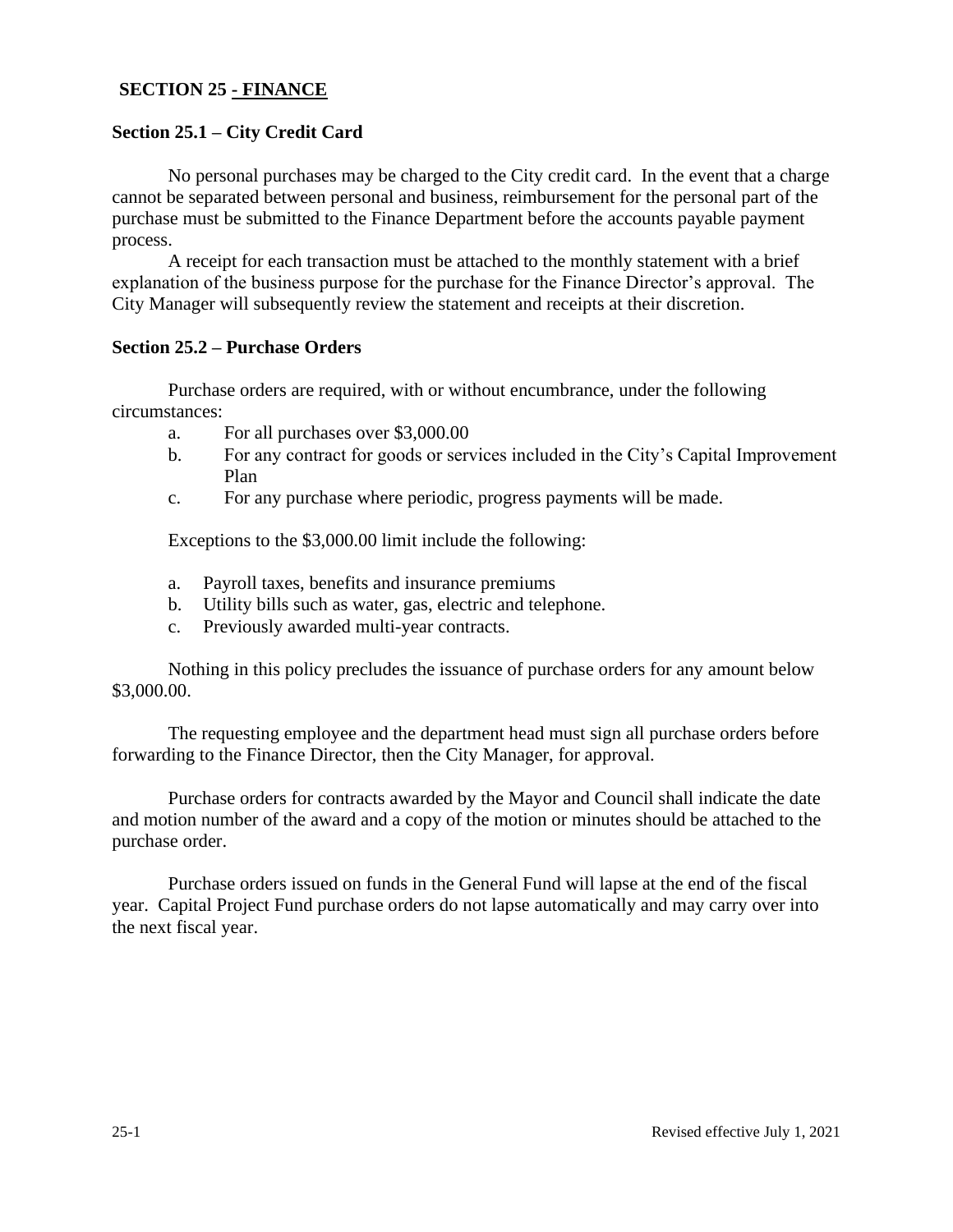# SECTION 25 - FINANCE

## Section 25.1 – City Credit Card

No personal purchases may be charged to the City credit card. In the event that a charge cannot be separated between personal and business, reimbursement for the personal part of the purchase must be submitted to the Finance Department before the accounts payable payment process.

A receipt for each transaction must be attached to the monthly statement with a brief explanation of the business purpose for the purchase for the Finance Director's approval. The City Manager will subsequently review the statement and receipts at their discretion.

## Section 25.2 – Purchase Orders

Purchase orders are required, with or without encumbrance, under the following circumstances:

a. For all purchases over $3,000.00
b. For any contract for goods or services included in the City's Capital Improvement Plan
c. For any purchase where periodic, progress payments will be made.

Exceptions to the $3,000.00 limit include the following:

a. Payroll taxes, benefits and insurance premiums
b. Utility bills such as water, gas, electric and telephone.
c. Previously awarded multi-year contracts.

Nothing in this policy precludes the issuance of purchase orders for any amount below $3,000.00.

The requesting employee and the department head must sign all purchase orders before forwarding to the Finance Director, then the City Manager, for approval.

Purchase orders for contracts awarded by the Mayor and Council shall indicate the date and motion number of the award and a copy of the motion or minutes should be attached to the purchase order.

Purchase orders issued on funds in the General Fund will lapse at the end of the fiscal year. Capital Project Fund purchase orders do not lapse automatically and may carry over into the next fiscal year.

Revised effective July 1, 2021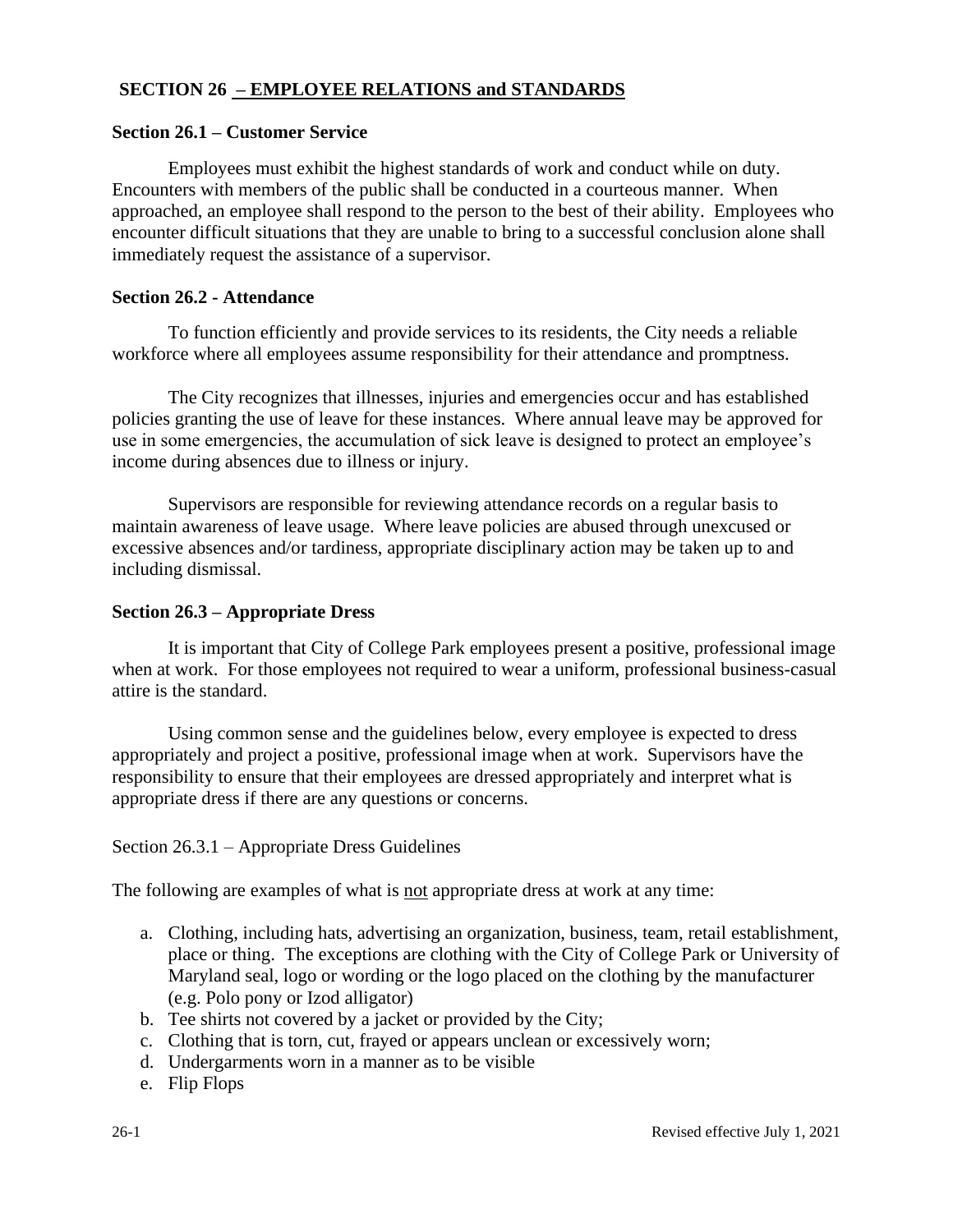## SECTION 26 – EMPLOYEE RELATIONS and STANDARDS

### Section 26.1 – Customer Service

Employees must exhibit the highest standards of work and conduct while on duty. Encounters with members of the public shall be conducted in a courteous manner. When approached, an employee shall respond to the person to the best of their ability. Employees who encounter difficult situations that they are unable to bring to a successful conclusion alone shall immediately request the assistance of a supervisor.

### Section 26.2 - Attendance

To function efficiently and provide services to its residents, the City needs a reliable workforce where all employees assume responsibility for their attendance and promptness.

The City recognizes that illnesses, injuries and emergencies occur and has established policies granting the use of leave for these instances. Where annual leave may be approved for use in some emergencies, the accumulation of sick leave is designed to protect an employee's income during absences due to illness or injury.

Supervisors are responsible for reviewing attendance records on a regular basis to maintain awareness of leave usage. Where leave policies are abused through unexcused or excessive absences and/or tardiness, appropriate disciplinary action may be taken up to and including dismissal.

### Section 26.3 – Appropriate Dress

It is important that City of College Park employees present a positive, professional image when at work. For those employees not required to wear a uniform, professional business-casual attire is the standard.

Using common sense and the guidelines below, every employee is expected to dress appropriately and project a positive, professional image when at work. Supervisors have the responsibility to ensure that their employees are dressed appropriately and interpret what is appropriate dress if there are any questions or concerns.

Section 26.3.1 – Appropriate Dress Guidelines

The following are examples of what is <u>not</u> appropriate dress at work at any time:

a. Clothing, including hats, advertising an organization, business, team, retail establishment, place or thing. The exceptions are clothing with the City of College Park or University of Maryland seal, logo or wording or the logo placed on the clothing by the manufacturer (e.g. Polo pony or Izod alligator)
b. Tee shirts not covered by a jacket or provided by the City;
c. Clothing that is torn, cut, frayed or appears unclean or excessively worn;
d. Undergarments worn in a manner as to be visible
e. Flip Flops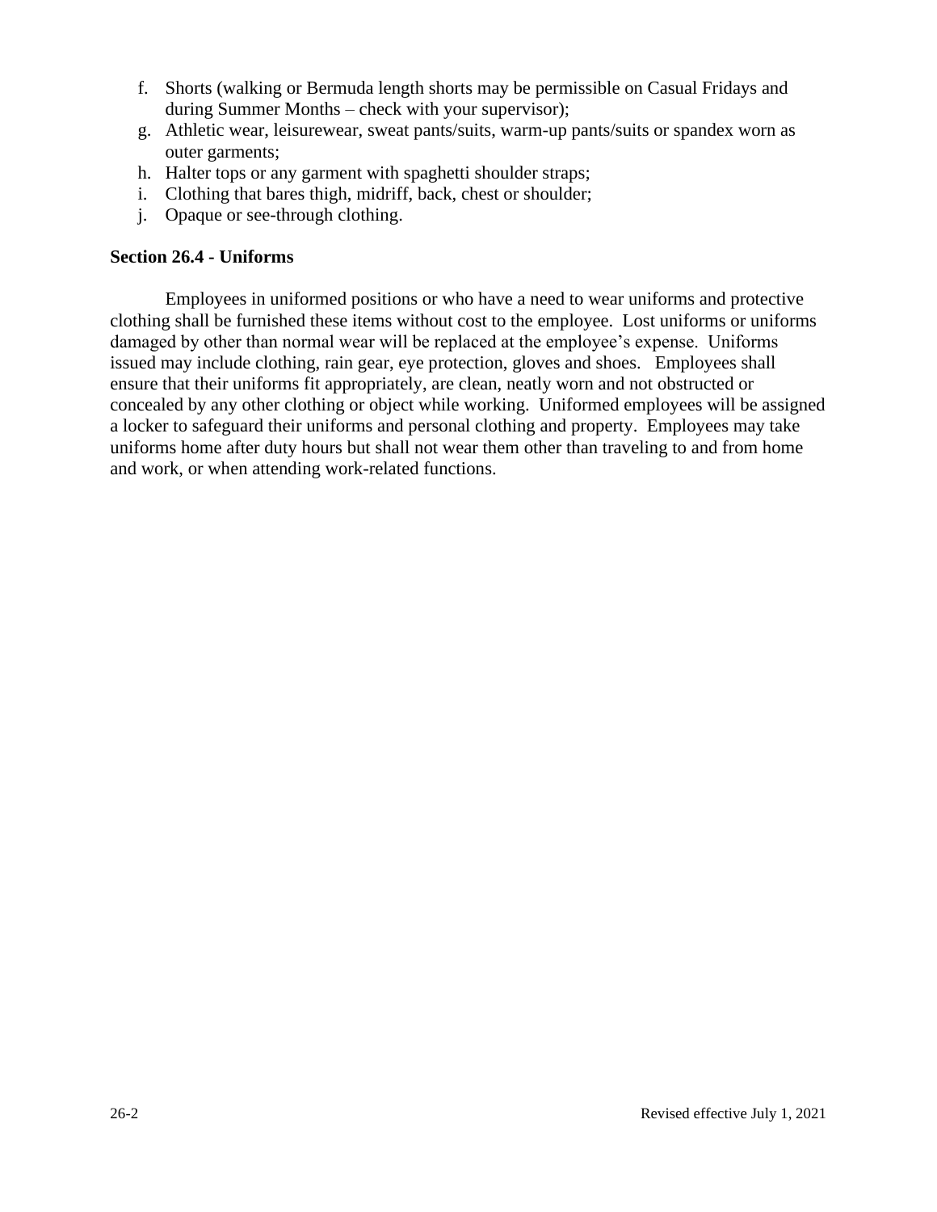f. Shorts (walking or Bermuda length shorts may be permissible on Casual Fridays and during Summer Months – check with your supervisor);
g. Athletic wear, leisurewear, sweat pants/suits, warm-up pants/suits or spandex worn as outer garments;
h. Halter tops or any garment with spaghetti shoulder straps;
i. Clothing that bares thigh, midriff, back, chest or shoulder;
j. Opaque or see-through clothing.

**Section 26.4 - Uniforms**

Employees in uniformed positions or who have a need to wear uniforms and protective clothing shall be furnished these items without cost to the employee. Lost uniforms or uniforms damaged by other than normal wear will be replaced at the employee's expense. Uniforms issued may include clothing, rain gear, eye protection, gloves and shoes. Employees shall ensure that their uniforms fit appropriately, are clean, neatly worn and not obstructed or concealed by any other clothing or object while working. Uniformed employees will be assigned a locker to safeguard their uniforms and personal clothing and property. Employees may take uniforms home after duty hours but shall not wear them other than traveling to and from home and work, or when attending work-related functions.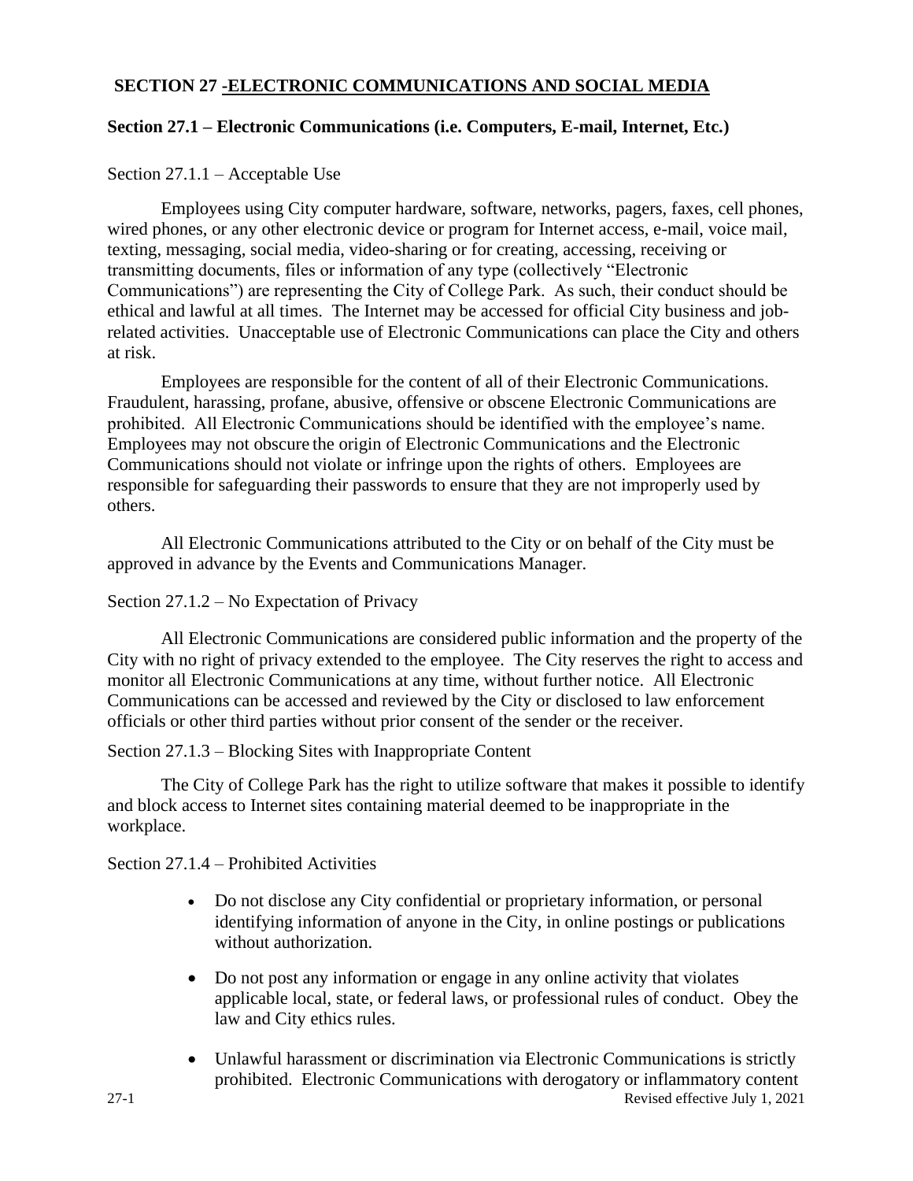## SECTION 27 -ELECTRONIC COMMUNICATIONS AND SOCIAL MEDIA

### Section 27.1 – Electronic Communications (i.e. Computers, E-mail, Internet, Etc.)

Section 27.1.1 – Acceptable Use

Employees using City computer hardware, software, networks, pagers, faxes, cell phones, wired phones, or any other electronic device or program for Internet access, e-mail, voice mail, texting, messaging, social media, video-sharing or for creating, accessing, receiving or transmitting documents, files or information of any type (collectively "Electronic Communications") are representing the City of College Park. As such, their conduct should be ethical and lawful at all times. The Internet may be accessed for official City business and job-related activities. Unacceptable use of Electronic Communications can place the City and others at risk.

Employees are responsible for the content of all of their Electronic Communications. Fraudulent, harassing, profane, abusive, offensive or obscene Electronic Communications are prohibited. All Electronic Communications should be identified with the employee's name. Employees may not obscure the origin of Electronic Communications and the Electronic Communications should not violate or infringe upon the rights of others. Employees are responsible for safeguarding their passwords to ensure that they are not improperly used by others.

All Electronic Communications attributed to the City or on behalf of the City must be approved in advance by the Events and Communications Manager.

Section 27.1.2 – No Expectation of Privacy

All Electronic Communications are considered public information and the property of the City with no right of privacy extended to the employee. The City reserves the right to access and monitor all Electronic Communications at any time, without further notice. All Electronic Communications can be accessed and reviewed by the City or disclosed to law enforcement officials or other third parties without prior consent of the sender or the receiver.

Section 27.1.3 – Blocking Sites with Inappropriate Content

The City of College Park has the right to utilize software that makes it possible to identify and block access to Internet sites containing material deemed to be inappropriate in the workplace.

Section 27.1.4 – Prohibited Activities

- Do not disclose any City confidential or proprietary information, or personal identifying information of anyone in the City, in online postings or publications without authorization.
- Do not post any information or engage in any online activity that violates applicable local, state, or federal laws, or professional rules of conduct. Obey the law and City ethics rules.
- Unlawful harassment or discrimination via Electronic Communications is strictly prohibited. Electronic Communications with derogatory or inflammatory content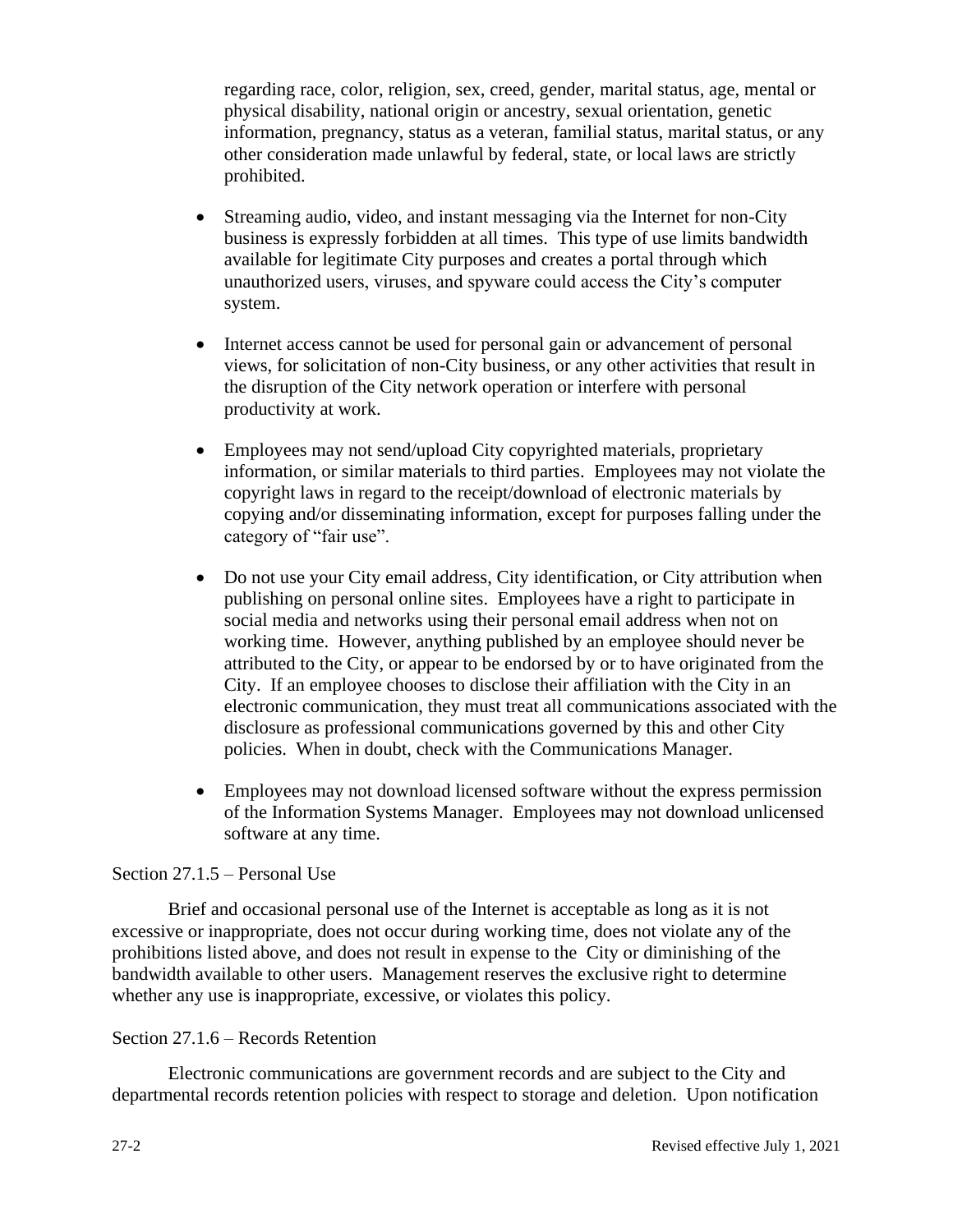regarding race, color, religion, sex, creed, gender, marital status, age, mental or physical disability, national origin or ancestry, sexual orientation, genetic information, pregnancy, status as a veteran, familial status, marital status, or any other consideration made unlawful by federal, state, or local laws are strictly prohibited.

- Streaming audio, video, and instant messaging via the Internet for non-City business is expressly forbidden at all times. This type of use limits bandwidth available for legitimate City purposes and creates a portal through which unauthorized users, viruses, and spyware could access the City's computer system.

- Internet access cannot be used for personal gain or advancement of personal views, for solicitation of non-City business, or any other activities that result in the disruption of the City network operation or interfere with personal productivity at work.

- Employees may not send/upload City copyrighted materials, proprietary information, or similar materials to third parties. Employees may not violate the copyright laws in regard to the receipt/download of electronic materials by copying and/or disseminating information, except for purposes falling under the category of "fair use".

- Do not use your City email address, City identification, or City attribution when publishing on personal online sites. Employees have a right to participate in social media and networks using their personal email address when not on working time. However, anything published by an employee should never be attributed to the City, or appear to be endorsed by or to have originated from the City. If an employee chooses to disclose their affiliation with the City in an electronic communication, they must treat all communications associated with the disclosure as professional communications governed by this and other City policies. When in doubt, check with the Communications Manager.

- Employees may not download licensed software without the express permission of the Information Systems Manager. Employees may not download unlicensed software at any time.

Section 27.1.5 – Personal Use

Brief and occasional personal use of the Internet is acceptable as long as it is not excessive or inappropriate, does not occur during working time, does not violate any of the prohibitions listed above, and does not result in expense to the City or diminishing of the bandwidth available to other users. Management reserves the exclusive right to determine whether any use is inappropriate, excessive, or violates this policy.

Section 27.1.6 – Records Retention

Electronic communications are government records and are subject to the City and departmental records retention policies with respect to storage and deletion. Upon notification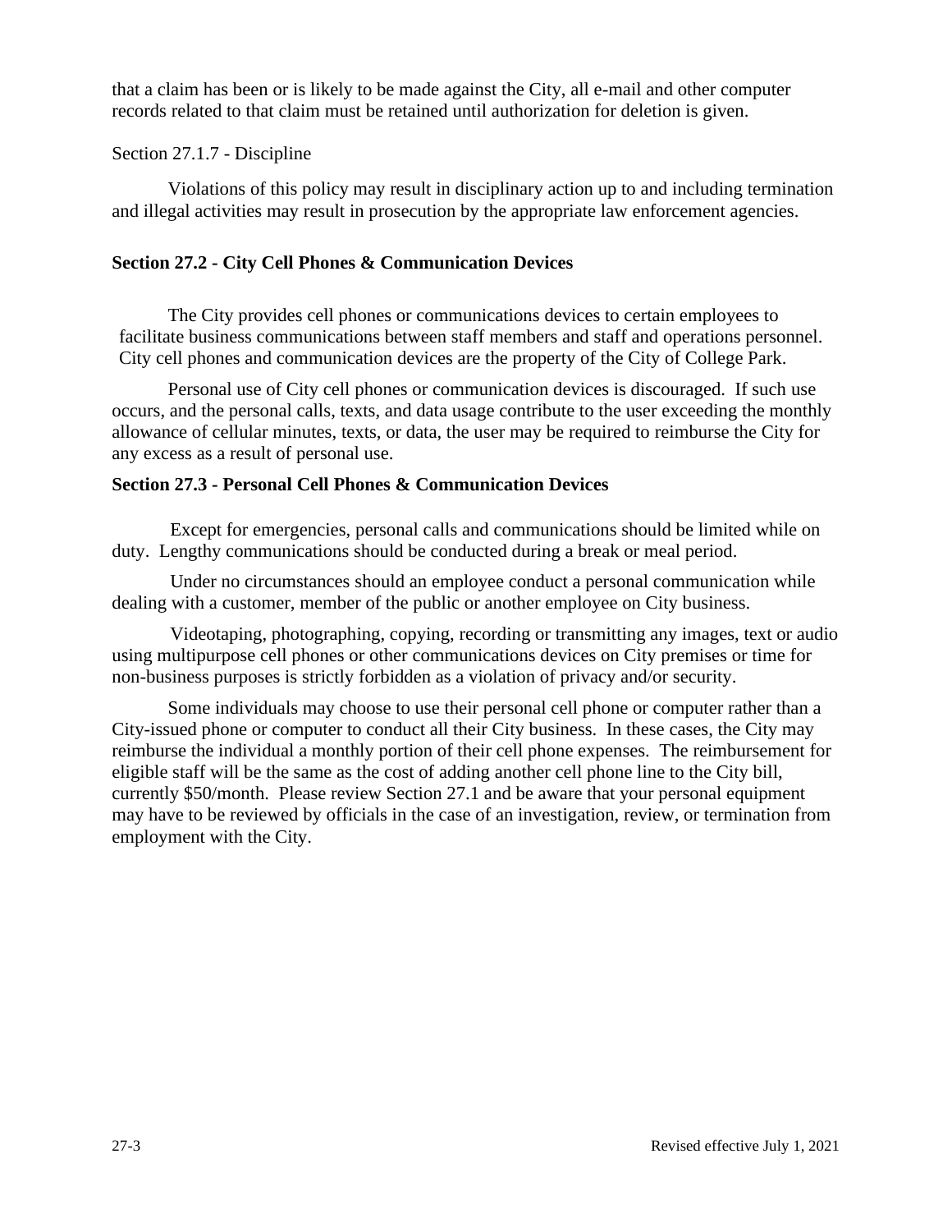that a claim has been or is likely to be made against the City, all e-mail and other computer records related to that claim must be retained until authorization for deletion is given.

Section 27.1.7 - Discipline

Violations of this policy may result in disciplinary action up to and including termination and illegal activities may result in prosecution by the appropriate law enforcement agencies.

**Section 27.2 - City Cell Phones & Communication Devices**

The City provides cell phones or communications devices to certain employees to facilitate business communications between staff members and staff and operations personnel. City cell phones and communication devices are the property of the City of College Park.

Personal use of City cell phones or communication devices is discouraged. If such use occurs, and the personal calls, texts, and data usage contribute to the user exceeding the monthly allowance of cellular minutes, texts, or data, the user may be required to reimburse the City for any excess as a result of personal use.

**Section 27.3 - Personal Cell Phones & Communication Devices**

Except for emergencies, personal calls and communications should be limited while on duty. Lengthy communications should be conducted during a break or meal period.

Under no circumstances should an employee conduct a personal communication while dealing with a customer, member of the public or another employee on City business.

Videotaping, photographing, copying, recording or transmitting any images, text or audio using multipurpose cell phones or other communications devices on City premises or time for non-business purposes is strictly forbidden as a violation of privacy and/or security.

Some individuals may choose to use their personal cell phone or computer rather than a City-issued phone or computer to conduct all their City business. In these cases, the City may reimburse the individual a monthly portion of their cell phone expenses. The reimbursement for eligible staff will be the same as the cost of adding another cell phone line to the City bill, currently $50/month. Please review Section 27.1 and be aware that your personal equipment may have to be reviewed by officials in the case of an investigation, review, or termination from employment with the City.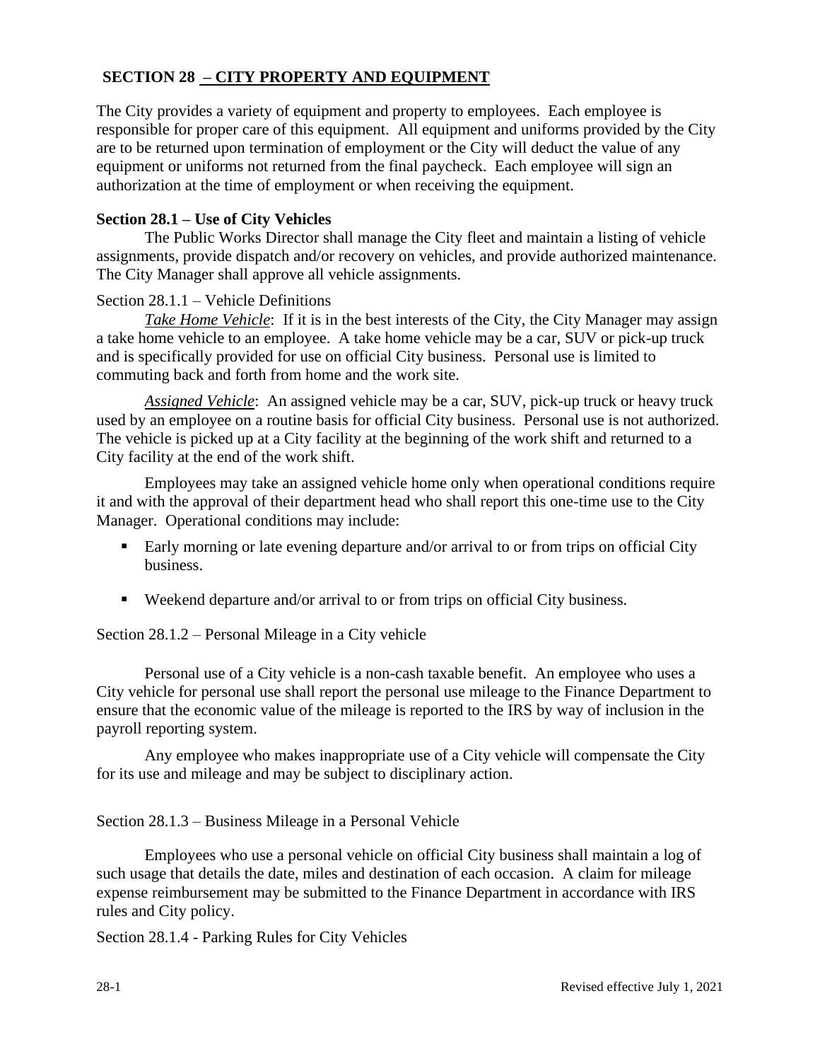## SECTION 28 – CITY PROPERTY AND EQUIPMENT

The City provides a variety of equipment and property to employees. Each employee is responsible for proper care of this equipment. All equipment and uniforms provided by the City are to be returned upon termination of employment or the City will deduct the value of any equipment or uniforms not returned from the final paycheck. Each employee will sign an authorization at the time of employment or when receiving the equipment.

### Section 28.1 – Use of City Vehicles

The Public Works Director shall manage the City fleet and maintain a listing of vehicle assignments, provide dispatch and/or recovery on vehicles, and provide authorized maintenance. The City Manager shall approve all vehicle assignments.

#### Section 28.1.1 – Vehicle Definitions

*Take Home Vehicle*: If it is in the best interests of the City, the City Manager may assign a take home vehicle to an employee. A take home vehicle may be a car, SUV or pick-up truck and is specifically provided for use on official City business. Personal use is limited to commuting back and forth from home and the work site.

*Assigned Vehicle*: An assigned vehicle may be a car, SUV, pick-up truck or heavy truck used by an employee on a routine basis for official City business. Personal use is not authorized. The vehicle is picked up at a City facility at the beginning of the work shift and returned to a City facility at the end of the work shift.

Employees may take an assigned vehicle home only when operational conditions require it and with the approval of their department head who shall report this one-time use to the City Manager. Operational conditions may include:

- Early morning or late evening departure and/or arrival to or from trips on official City business.
- Weekend departure and/or arrival to or from trips on official City business.

#### Section 28.1.2 – Personal Mileage in a City vehicle

Personal use of a City vehicle is a non-cash taxable benefit. An employee who uses a City vehicle for personal use shall report the personal use mileage to the Finance Department to ensure that the economic value of the mileage is reported to the IRS by way of inclusion in the payroll reporting system.

Any employee who makes inappropriate use of a City vehicle will compensate the City for its use and mileage and may be subject to disciplinary action.

#### Section 28.1.3 – Business Mileage in a Personal Vehicle

Employees who use a personal vehicle on official City business shall maintain a log of such usage that details the date, miles and destination of each occasion. A claim for mileage expense reimbursement may be submitted to the Finance Department in accordance with IRS rules and City policy.

#### Section 28.1.4 - Parking Rules for City Vehicles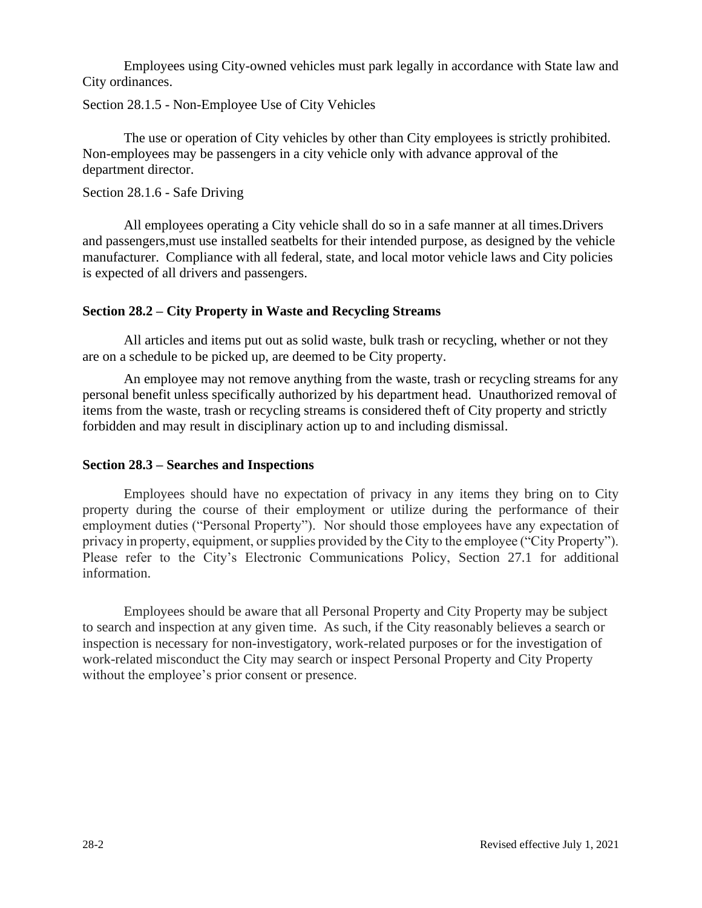Employees using City-owned vehicles must park legally in accordance with State law and City ordinances.

Section 28.1.5 - Non-Employee Use of City Vehicles

The use or operation of City vehicles by other than City employees is strictly prohibited. Non-employees may be passengers in a city vehicle only with advance approval of the department director.

Section 28.1.6 - Safe Driving

All employees operating a City vehicle shall do so in a safe manner at all times.Drivers and passengers,must use installed seatbelts for their intended purpose, as designed by the vehicle manufacturer. Compliance with all federal, state, and local motor vehicle laws and City policies is expected of all drivers and passengers.

### Section 28.2 – City Property in Waste and Recycling Streams

All articles and items put out as solid waste, bulk trash or recycling, whether or not they are on a schedule to be picked up, are deemed to be City property.

An employee may not remove anything from the waste, trash or recycling streams for any personal benefit unless specifically authorized by his department head. Unauthorized removal of items from the waste, trash or recycling streams is considered theft of City property and strictly forbidden and may result in disciplinary action up to and including dismissal.

### Section 28.3 – Searches and Inspections

Employees should have no expectation of privacy in any items they bring on to City property during the course of their employment or utilize during the performance of their employment duties ("Personal Property"). Nor should those employees have any expectation of privacy in property, equipment, or supplies provided by the City to the employee ("City Property"). Please refer to the City's Electronic Communications Policy, Section 27.1 for additional information.

Employees should be aware that all Personal Property and City Property may be subject to search and inspection at any given time. As such, if the City reasonably believes a search or inspection is necessary for non-investigatory, work-related purposes or for the investigation of work-related misconduct the City may search or inspect Personal Property and City Property without the employee's prior consent or presence.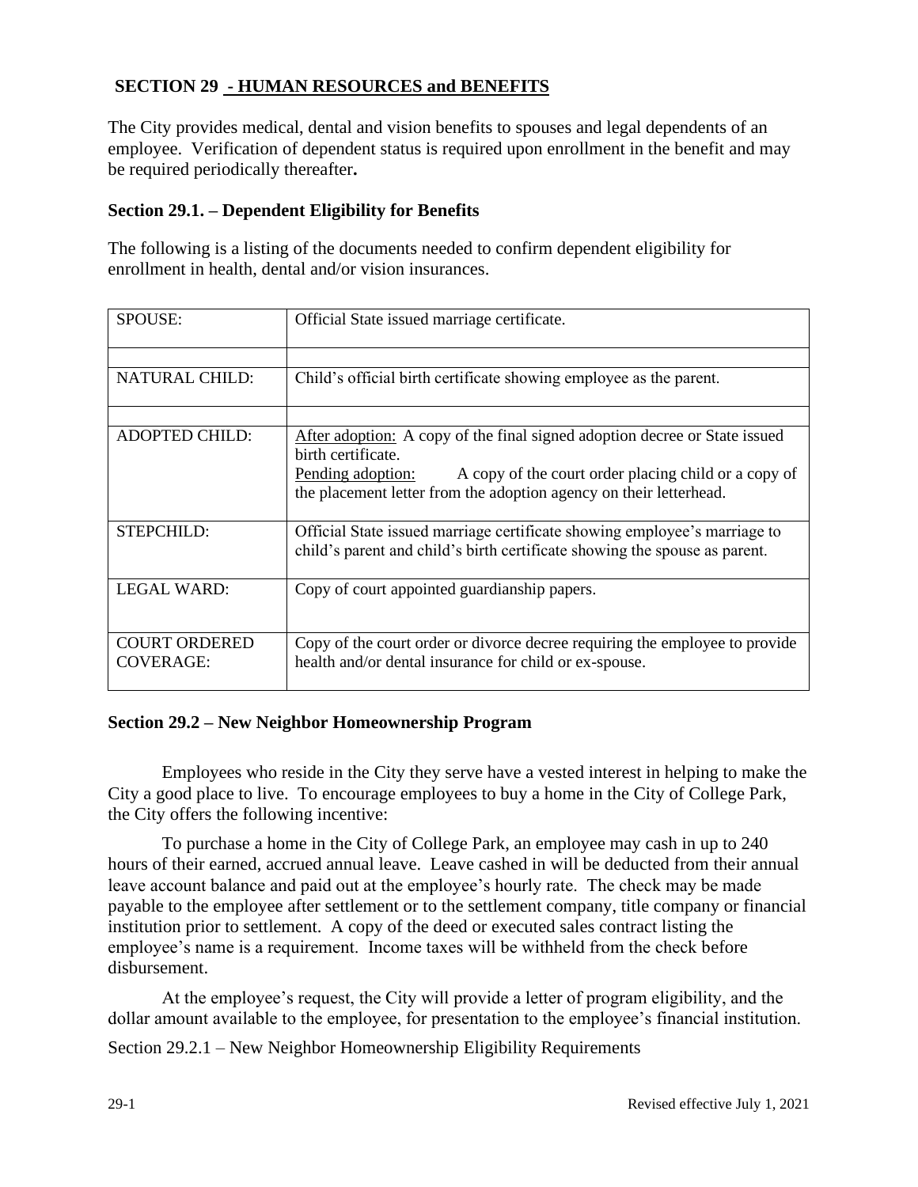## SECTION 29 - HUMAN RESOURCES and BENEFITS

The City provides medical, dental and vision benefits to spouses and legal dependents of an employee. Verification of dependent status is required upon enrollment in the benefit and may be required periodically thereafter**.**

### Section 29.1. – Dependent Eligibility for Benefits

The following is a listing of the documents needed to confirm dependent eligibility for enrollment in health, dental and/or vision insurances.

| | |
|---|---|
| SPOUSE: | Official State issued marriage certificate. |
| | |
| NATURAL CHILD: | Child's official birth certificate showing employee as the parent. |
| | |
| ADOPTED CHILD: | After adoption: A copy of the final signed adoption decree or State issued birth certificate. Pending adoption: A copy of the court order placing child or a copy of the placement letter from the adoption agency on their letterhead. |
| STEPCHILD: | Official State issued marriage certificate showing employee's marriage to child's parent and child's birth certificate showing the spouse as parent. |
| LEGAL WARD: | Copy of court appointed guardianship papers. |
| COURT ORDERED COVERAGE: | Copy of the court order or divorce decree requiring the employee to provide health and/or dental insurance for child or ex-spouse. |

### Section 29.2 – New Neighbor Homeownership Program

Employees who reside in the City they serve have a vested interest in helping to make the City a good place to live. To encourage employees to buy a home in the City of College Park, the City offers the following incentive:

To purchase a home in the City of College Park, an employee may cash in up to 240 hours of their earned, accrued annual leave. Leave cashed in will be deducted from their annual leave account balance and paid out at the employee's hourly rate. The check may be made payable to the employee after settlement or to the settlement company, title company or financial institution prior to settlement. A copy of the deed or executed sales contract listing the employee's name is a requirement. Income taxes will be withheld from the check before disbursement.

At the employee's request, the City will provide a letter of program eligibility, and the dollar amount available to the employee, for presentation to the employee's financial institution.

Section 29.2.1 – New Neighbor Homeownership Eligibility Requirements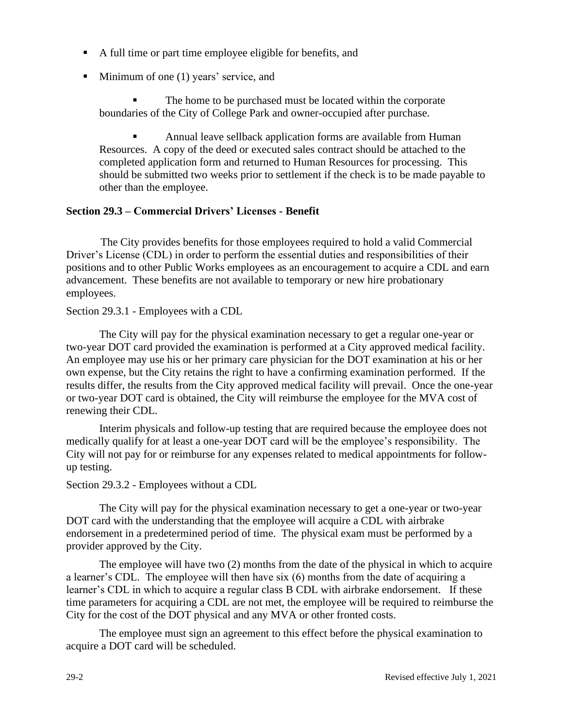- A full time or part time employee eligible for benefits, and
- Minimum of one (1) years' service, and
  - The home to be purchased must be located within the corporate boundaries of the City of College Park and owner-occupied after purchase.
  - Annual leave sellback application forms are available from Human Resources. A copy of the deed or executed sales contract should be attached to the completed application form and returned to Human Resources for processing. This should be submitted two weeks prior to settlement if the check is to be made payable to other than the employee.

**Section 29.3 – Commercial Drivers' Licenses - Benefit**

The City provides benefits for those employees required to hold a valid Commercial Driver's License (CDL) in order to perform the essential duties and responsibilities of their positions and to other Public Works employees as an encouragement to acquire a CDL and earn advancement. These benefits are not available to temporary or new hire probationary employees.

Section 29.3.1 - Employees with a CDL

The City will pay for the physical examination necessary to get a regular one-year or two-year DOT card provided the examination is performed at a City approved medical facility. An employee may use his or her primary care physician for the DOT examination at his or her own expense, but the City retains the right to have a confirming examination performed. If the results differ, the results from the City approved medical facility will prevail. Once the one-year or two-year DOT card is obtained, the City will reimburse the employee for the MVA cost of renewing their CDL.

Interim physicals and follow-up testing that are required because the employee does not medically qualify for at least a one-year DOT card will be the employee's responsibility. The City will not pay for or reimburse for any expenses related to medical appointments for follow-up testing.

Section 29.3.2 - Employees without a CDL

The City will pay for the physical examination necessary to get a one-year or two-year DOT card with the understanding that the employee will acquire a CDL with airbrake endorsement in a predetermined period of time. The physical exam must be performed by a provider approved by the City.

The employee will have two (2) months from the date of the physical in which to acquire a learner's CDL. The employee will then have six (6) months from the date of acquiring a learner's CDL in which to acquire a regular class B CDL with airbrake endorsement. If these time parameters for acquiring a CDL are not met, the employee will be required to reimburse the City for the cost of the DOT physical and any MVA or other fronted costs.

The employee must sign an agreement to this effect before the physical examination to acquire a DOT card will be scheduled.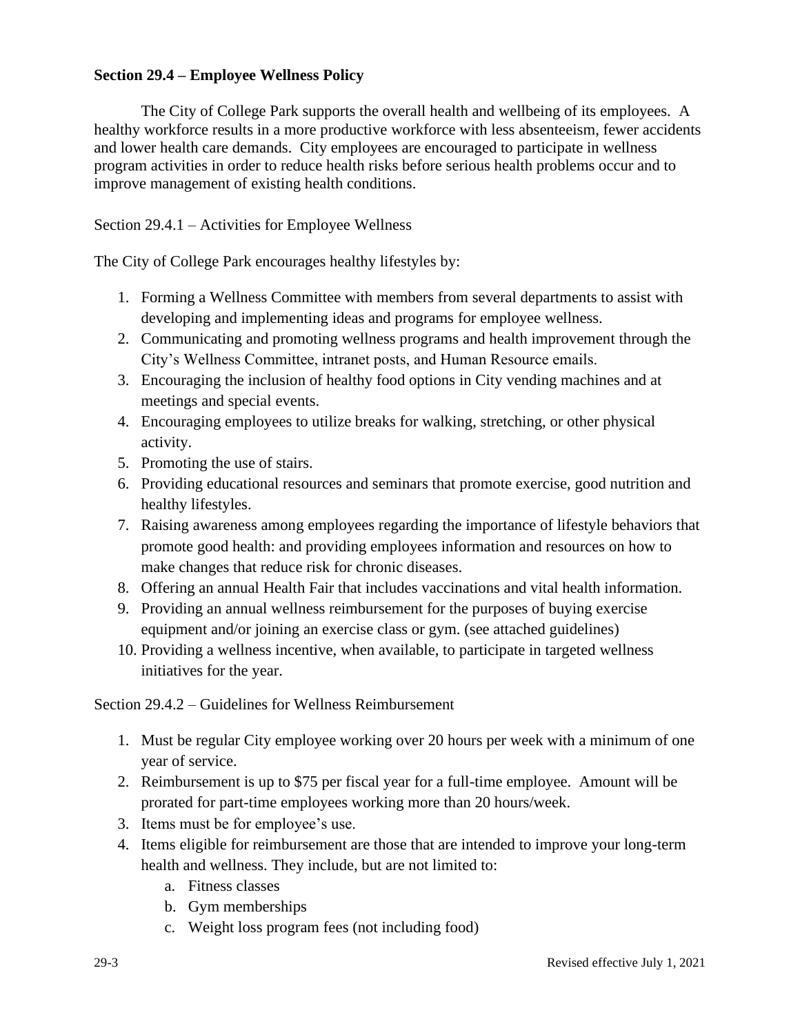**Section 29.4 – Employee Wellness Policy**

The City of College Park supports the overall health and wellbeing of its employees. A healthy workforce results in a more productive workforce with less absenteeism, fewer accidents and lower health care demands. City employees are encouraged to participate in wellness program activities in order to reduce health risks before serious health problems occur and to improve management of existing health conditions.

Section 29.4.1 – Activities for Employee Wellness

The City of College Park encourages healthy lifestyles by:

1. Forming a Wellness Committee with members from several departments to assist with developing and implementing ideas and programs for employee wellness.
2. Communicating and promoting wellness programs and health improvement through the City's Wellness Committee, intranet posts, and Human Resource emails.
3. Encouraging the inclusion of healthy food options in City vending machines and at meetings and special events.
4. Encouraging employees to utilize breaks for walking, stretching, or other physical activity.
5. Promoting the use of stairs.
6. Providing educational resources and seminars that promote exercise, good nutrition and healthy lifestyles.
7. Raising awareness among employees regarding the importance of lifestyle behaviors that promote good health: and providing employees information and resources on how to make changes that reduce risk for chronic diseases.
8. Offering an annual Health Fair that includes vaccinations and vital health information.
9. Providing an annual wellness reimbursement for the purposes of buying exercise equipment and/or joining an exercise class or gym. (see attached guidelines)
10. Providing a wellness incentive, when available, to participate in targeted wellness initiatives for the year.

Section 29.4.2 – Guidelines for Wellness Reimbursement

1. Must be regular City employee working over 20 hours per week with a minimum of one year of service.
2. Reimbursement is up to $75 per fiscal year for a full-time employee. Amount will be prorated for part-time employees working more than 20 hours/week.
3. Items must be for employee's use.
4. Items eligible for reimbursement are those that are intended to improve your long-term health and wellness. They include, but are not limited to:
    a. Fitness classes
    b. Gym memberships
    c. Weight loss program fees (not including food)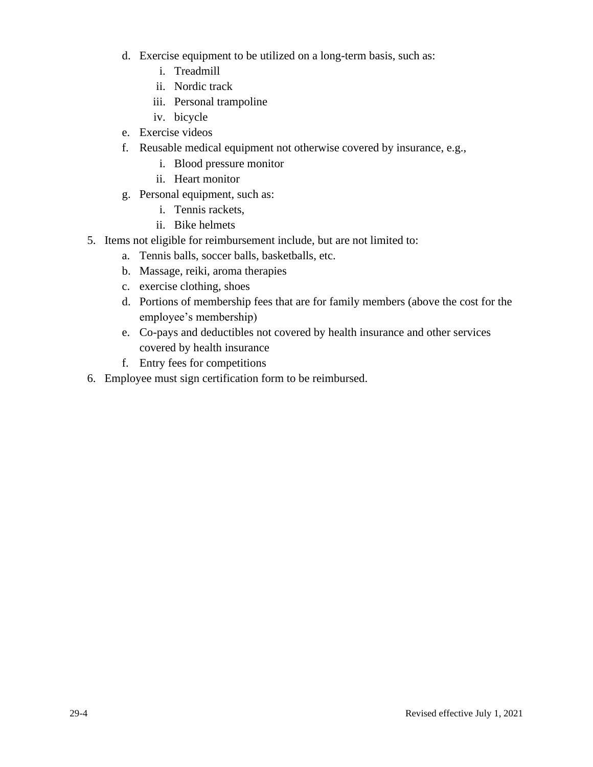d. Exercise equipment to be utilized on a long-term basis, such as:
      i. Treadmill
      ii. Nordic track
      iii. Personal trampoline
      iv. bicycle
   e. Exercise videos
   f. Reusable medical equipment not otherwise covered by insurance, e.g.,
      i. Blood pressure monitor
      ii. Heart monitor
   g. Personal equipment, such as:
      i. Tennis rackets,
      ii. Bike helmets

5. Items not eligible for reimbursement include, but are not limited to:
   a. Tennis balls, soccer balls, basketballs, etc.
   b. Massage, reiki, aroma therapies
   c. exercise clothing, shoes
   d. Portions of membership fees that are for family members (above the cost for the employee's membership)
   e. Co-pays and deductibles not covered by health insurance and other services covered by health insurance
   f. Entry fees for competitions
6. Employee must sign certification form to be reimbursed.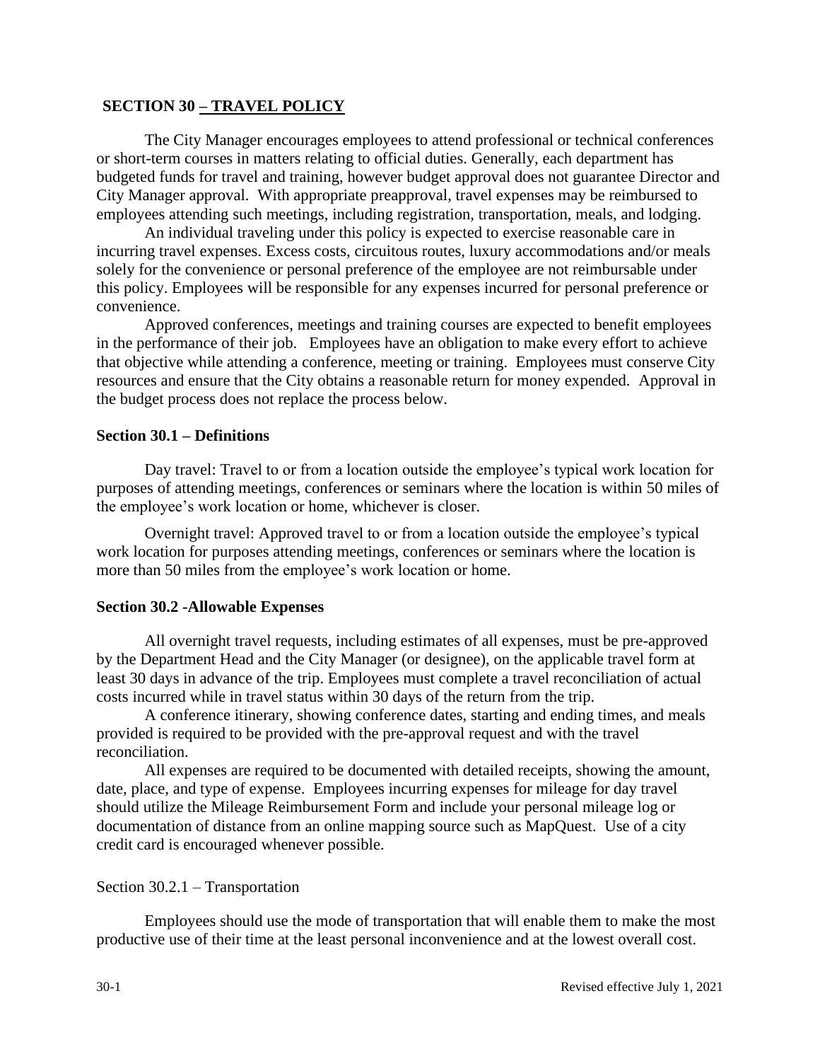## SECTION 30 – TRAVEL POLICY

The City Manager encourages employees to attend professional or technical conferences or short-term courses in matters relating to official duties. Generally, each department has budgeted funds for travel and training, however budget approval does not guarantee Director and City Manager approval. With appropriate preapproval, travel expenses may be reimbursed to employees attending such meetings, including registration, transportation, meals, and lodging.

An individual traveling under this policy is expected to exercise reasonable care in incurring travel expenses. Excess costs, circuitous routes, luxury accommodations and/or meals solely for the convenience or personal preference of the employee are not reimbursable under this policy. Employees will be responsible for any expenses incurred for personal preference or convenience.

Approved conferences, meetings and training courses are expected to benefit employees in the performance of their job. Employees have an obligation to make every effort to achieve that objective while attending a conference, meeting or training. Employees must conserve City resources and ensure that the City obtains a reasonable return for money expended. Approval in the budget process does not replace the process below.

### Section 30.1 – Definitions

Day travel: Travel to or from a location outside the employee's typical work location for purposes of attending meetings, conferences or seminars where the location is within 50 miles of the employee's work location or home, whichever is closer.

Overnight travel: Approved travel to or from a location outside the employee's typical work location for purposes attending meetings, conferences or seminars where the location is more than 50 miles from the employee's work location or home.

### Section 30.2 -Allowable Expenses

All overnight travel requests, including estimates of all expenses, must be pre-approved by the Department Head and the City Manager (or designee), on the applicable travel form at least 30 days in advance of the trip. Employees must complete a travel reconciliation of actual costs incurred while in travel status within 30 days of the return from the trip.

A conference itinerary, showing conference dates, starting and ending times, and meals provided is required to be provided with the pre-approval request and with the travel reconciliation.

All expenses are required to be documented with detailed receipts, showing the amount, date, place, and type of expense. Employees incurring expenses for mileage for day travel should utilize the Mileage Reimbursement Form and include your personal mileage log or documentation of distance from an online mapping source such as MapQuest. Use of a city credit card is encouraged whenever possible.

#### Section 30.2.1 – Transportation

Employees should use the mode of transportation that will enable them to make the most productive use of their time at the least personal inconvenience and at the lowest overall cost.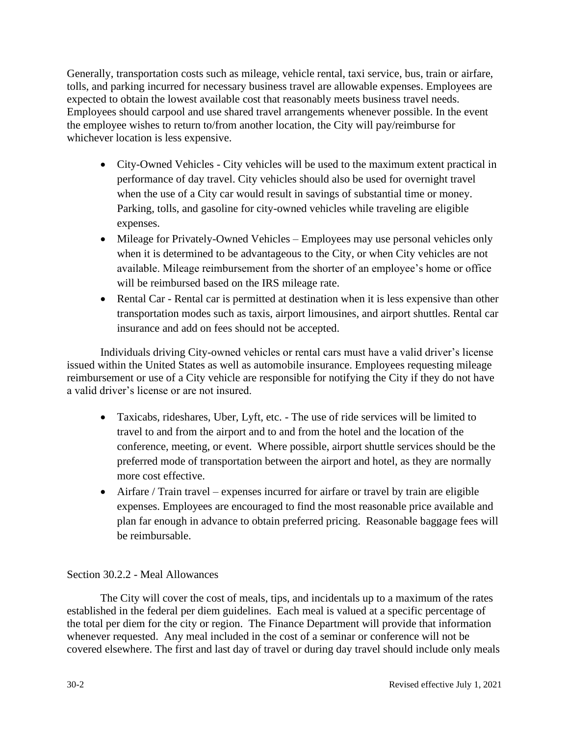Generally, transportation costs such as mileage, vehicle rental, taxi service, bus, train or airfare, tolls, and parking incurred for necessary business travel are allowable expenses. Employees are expected to obtain the lowest available cost that reasonably meets business travel needs. Employees should carpool and use shared travel arrangements whenever possible. In the event the employee wishes to return to/from another location, the City will pay/reimburse for whichever location is less expensive.

- City-Owned Vehicles - City vehicles will be used to the maximum extent practical in performance of day travel. City vehicles should also be used for overnight travel when the use of a City car would result in savings of substantial time or money. Parking, tolls, and gasoline for city-owned vehicles while traveling are eligible expenses.
- Mileage for Privately-Owned Vehicles – Employees may use personal vehicles only when it is determined to be advantageous to the City, or when City vehicles are not available. Mileage reimbursement from the shorter of an employee's home or office will be reimbursed based on the IRS mileage rate.
- Rental Car - Rental car is permitted at destination when it is less expensive than other transportation modes such as taxis, airport limousines, and airport shuttles. Rental car insurance and add on fees should not be accepted.

Individuals driving City-owned vehicles or rental cars must have a valid driver's license issued within the United States as well as automobile insurance. Employees requesting mileage reimbursement or use of a City vehicle are responsible for notifying the City if they do not have a valid driver's license or are not insured.

- Taxicabs, rideshares, Uber, Lyft, etc. - The use of ride services will be limited to travel to and from the airport and to and from the hotel and the location of the conference, meeting, or event. Where possible, airport shuttle services should be the preferred mode of transportation between the airport and hotel, as they are normally more cost effective.
- Airfare / Train travel – expenses incurred for airfare or travel by train are eligible expenses. Employees are encouraged to find the most reasonable price available and plan far enough in advance to obtain preferred pricing. Reasonable baggage fees will be reimbursable.

### Section 30.2.2 - Meal Allowances

The City will cover the cost of meals, tips, and incidentals up to a maximum of the rates established in the federal per diem guidelines. Each meal is valued at a specific percentage of the total per diem for the city or region. The Finance Department will provide that information whenever requested. Any meal included in the cost of a seminar or conference will not be covered elsewhere. The first and last day of travel or during day travel should include only meals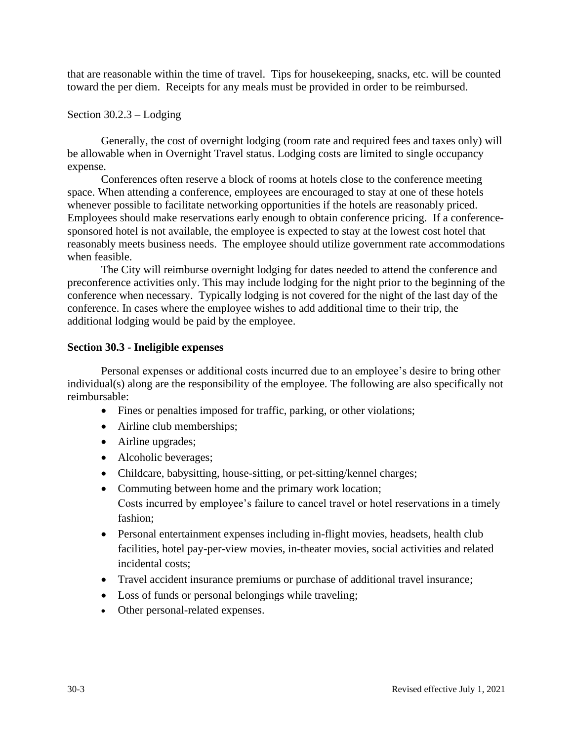that are reasonable within the time of travel. Tips for housekeeping, snacks, etc. will be counted toward the per diem. Receipts for any meals must be provided in order to be reimbursed.

Section 30.2.3 – Lodging

Generally, the cost of overnight lodging (room rate and required fees and taxes only) will be allowable when in Overnight Travel status. Lodging costs are limited to single occupancy expense.

Conferences often reserve a block of rooms at hotels close to the conference meeting space. When attending a conference, employees are encouraged to stay at one of these hotels whenever possible to facilitate networking opportunities if the hotels are reasonably priced. Employees should make reservations early enough to obtain conference pricing. If a conference-sponsored hotel is not available, the employee is expected to stay at the lowest cost hotel that reasonably meets business needs. The employee should utilize government rate accommodations when feasible.

The City will reimburse overnight lodging for dates needed to attend the conference and preconference activities only. This may include lodging for the night prior to the beginning of the conference when necessary. Typically lodging is not covered for the night of the last day of the conference. In cases where the employee wishes to add additional time to their trip, the additional lodging would be paid by the employee.

**Section 30.3 - Ineligible expenses**

Personal expenses or additional costs incurred due to an employee's desire to bring other individual(s) along are the responsibility of the employee. The following are also specifically not reimbursable:

- Fines or penalties imposed for traffic, parking, or other violations;
- Airline club memberships;
- Airline upgrades;
- Alcoholic beverages;
- Childcare, babysitting, house-sitting, or pet-sitting/kennel charges;
- Commuting between home and the primary work location;
  Costs incurred by employee's failure to cancel travel or hotel reservations in a timely fashion;
- Personal entertainment expenses including in-flight movies, headsets, health club facilities, hotel pay-per-view movies, in-theater movies, social activities and related incidental costs;
- Travel accident insurance premiums or purchase of additional travel insurance;
- Loss of funds or personal belongings while traveling;
- Other personal-related expenses.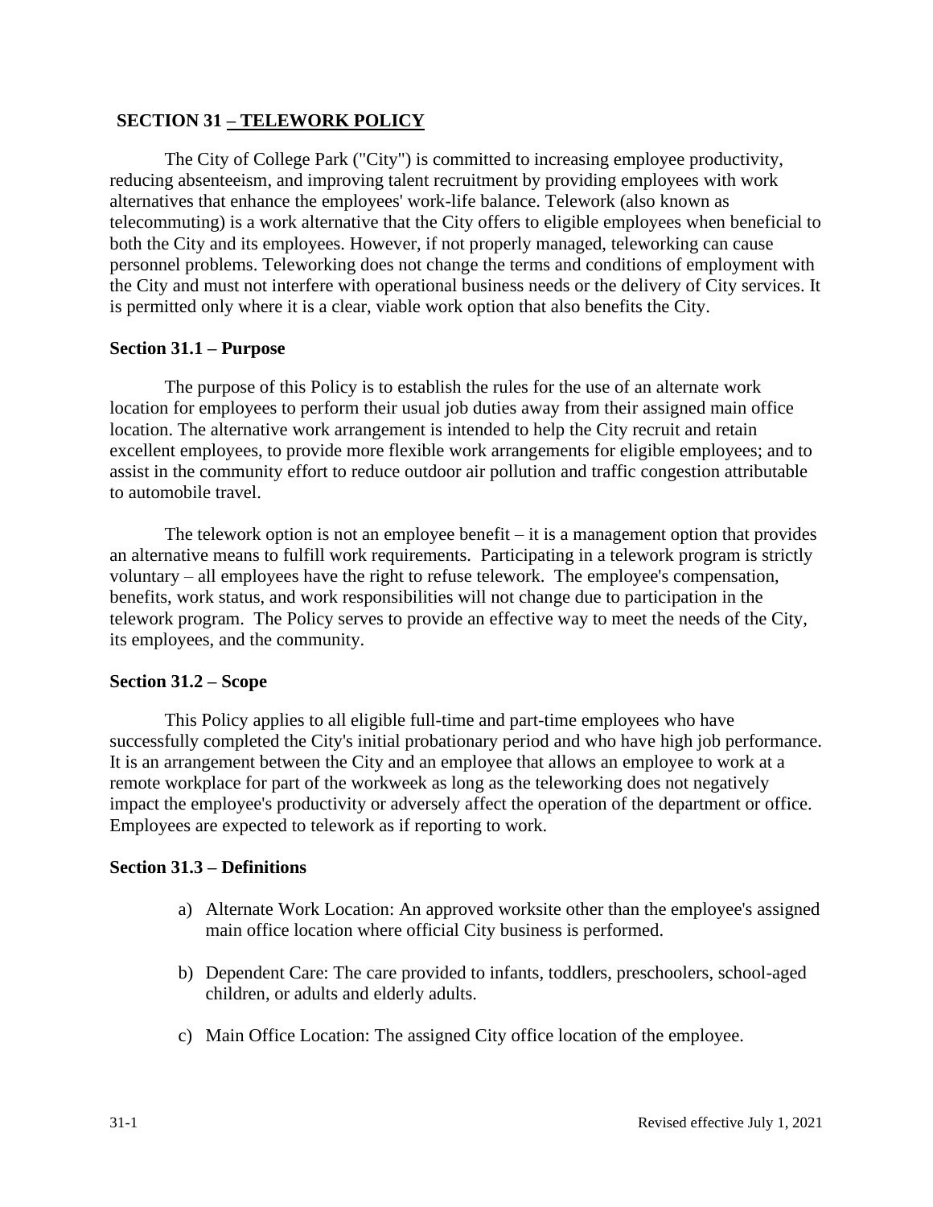## SECTION 31 – TELEWORK POLICY

The City of College Park ("City") is committed to increasing employee productivity, reducing absenteeism, and improving talent recruitment by providing employees with work alternatives that enhance the employees' work-life balance. Telework (also known as telecommuting) is a work alternative that the City offers to eligible employees when beneficial to both the City and its employees. However, if not properly managed, teleworking can cause personnel problems. Teleworking does not change the terms and conditions of employment with the City and must not interfere with operational business needs or the delivery of City services. It is permitted only where it is a clear, viable work option that also benefits the City.

### Section 31.1 – Purpose

The purpose of this Policy is to establish the rules for the use of an alternate work location for employees to perform their usual job duties away from their assigned main office location. The alternative work arrangement is intended to help the City recruit and retain excellent employees, to provide more flexible work arrangements for eligible employees; and to assist in the community effort to reduce outdoor air pollution and traffic congestion attributable to automobile travel.

The telework option is not an employee benefit – it is a management option that provides an alternative means to fulfill work requirements. Participating in a telework program is strictly voluntary – all employees have the right to refuse telework. The employee's compensation, benefits, work status, and work responsibilities will not change due to participation in the telework program. The Policy serves to provide an effective way to meet the needs of the City, its employees, and the community.

### Section 31.2 – Scope

This Policy applies to all eligible full-time and part-time employees who have successfully completed the City's initial probationary period and who have high job performance. It is an arrangement between the City and an employee that allows an employee to work at a remote workplace for part of the workweek as long as the teleworking does not negatively impact the employee's productivity or adversely affect the operation of the department or office. Employees are expected to telework as if reporting to work.

### Section 31.3 – Definitions

a) Alternate Work Location: An approved worksite other than the employee's assigned main office location where official City business is performed.

b) Dependent Care: The care provided to infants, toddlers, preschoolers, school-aged children, or adults and elderly adults.

c) Main Office Location: The assigned City office location of the employee.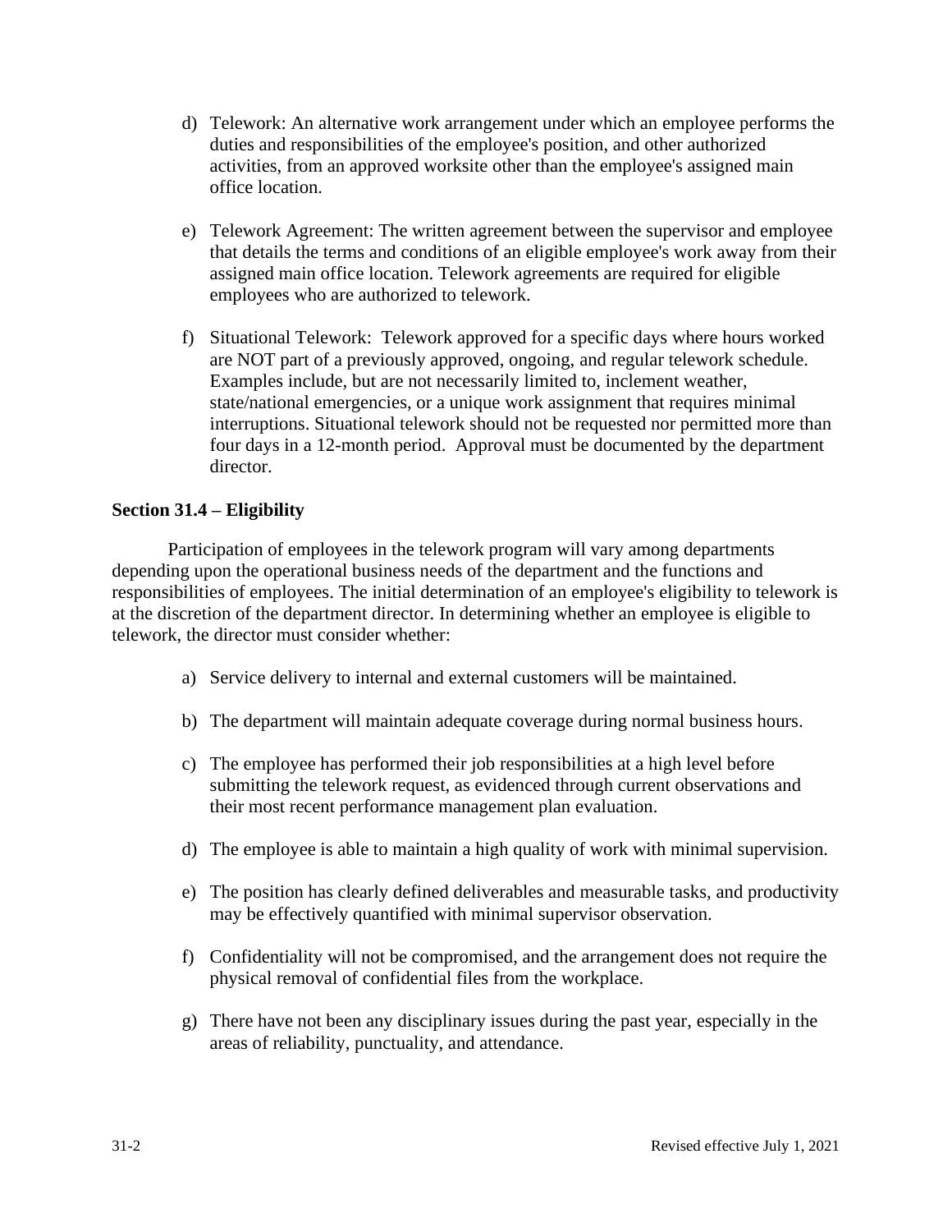d) Telework: An alternative work arrangement under which an employee performs the duties and responsibilities of the employee's position, and other authorized activities, from an approved worksite other than the employee's assigned main office location.

e) Telework Agreement: The written agreement between the supervisor and employee that details the terms and conditions of an eligible employee's work away from their assigned main office location. Telework agreements are required for eligible employees who are authorized to telework.

f) Situational Telework: Telework approved for a specific days where hours worked are NOT part of a previously approved, ongoing, and regular telework schedule. Examples include, but are not necessarily limited to, inclement weather, state/national emergencies, or a unique work assignment that requires minimal interruptions. Situational telework should not be requested nor permitted more than four days in a 12-month period. Approval must be documented by the department director.

**Section 31.4 – Eligibility**

Participation of employees in the telework program will vary among departments depending upon the operational business needs of the department and the functions and responsibilities of employees. The initial determination of an employee's eligibility to telework is at the discretion of the department director. In determining whether an employee is eligible to telework, the director must consider whether:

a) Service delivery to internal and external customers will be maintained.

b) The department will maintain adequate coverage during normal business hours.

c) The employee has performed their job responsibilities at a high level before submitting the telework request, as evidenced through current observations and their most recent performance management plan evaluation.

d) The employee is able to maintain a high quality of work with minimal supervision.

e) The position has clearly defined deliverables and measurable tasks, and productivity may be effectively quantified with minimal supervisor observation.

f) Confidentiality will not be compromised, and the arrangement does not require the physical removal of confidential files from the workplace.

g) There have not been any disciplinary issues during the past year, especially in the areas of reliability, punctuality, and attendance.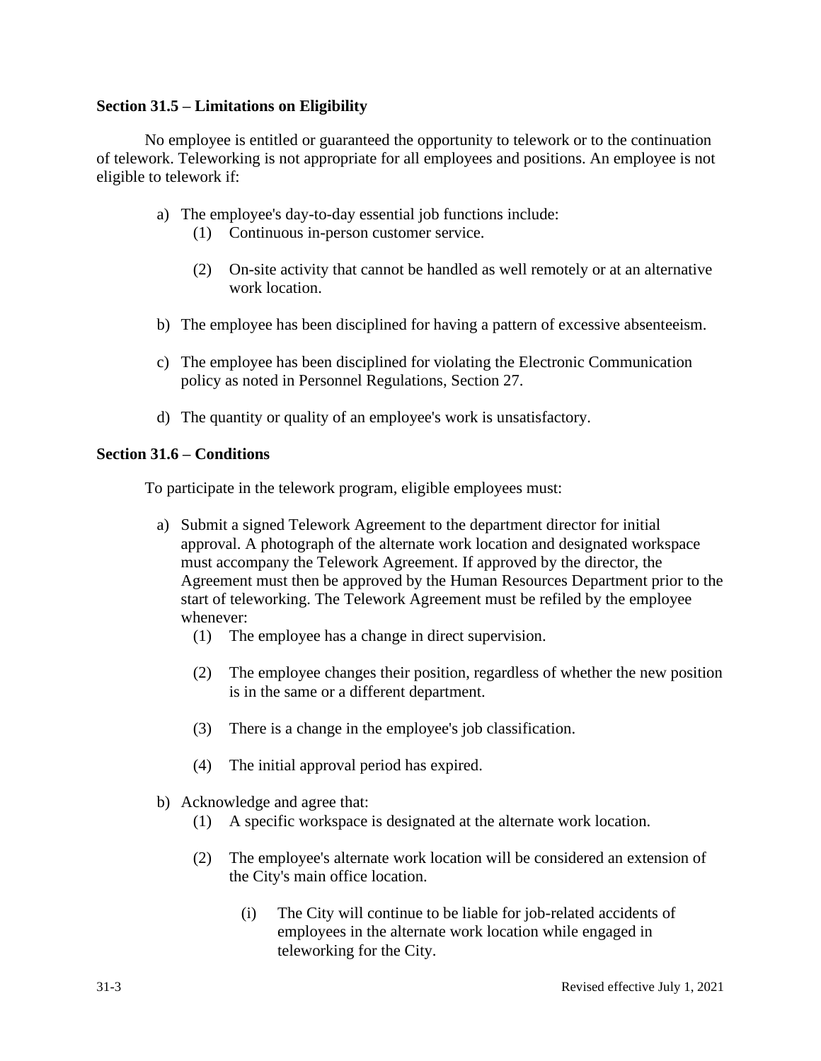### Section 31.5 – Limitations on Eligibility

No employee is entitled or guaranteed the opportunity to telework or to the continuation of telework. Teleworking is not appropriate for all employees and positions. An employee is not eligible to telework if:

a) The employee's day-to-day essential job functions include:
   (1) Continuous in-person customer service.

   (2) On-site activity that cannot be handled as well remotely or at an alternative work location.

b) The employee has been disciplined for having a pattern of excessive absenteeism.

c) The employee has been disciplined for violating the Electronic Communication policy as noted in Personnel Regulations, Section 27.

d) The quantity or quality of an employee's work is unsatisfactory.

### Section 31.6 – Conditions

To participate in the telework program, eligible employees must:

a) Submit a signed Telework Agreement to the department director for initial approval. A photograph of the alternate work location and designated workspace must accompany the Telework Agreement. If approved by the director, the Agreement must then be approved by the Human Resources Department prior to the start of teleworking. The Telework Agreement must be refiled by the employee whenever:
   (1) The employee has a change in direct supervision.

   (2) The employee changes their position, regardless of whether the new position is in the same or a different department.

   (3) There is a change in the employee's job classification.

   (4) The initial approval period has expired.

b) Acknowledge and agree that:
   (1) A specific workspace is designated at the alternate work location.

   (2) The employee's alternate work location will be considered an extension of the City's main office location.

      (i) The City will continue to be liable for job-related accidents of employees in the alternate work location while engaged in teleworking for the City.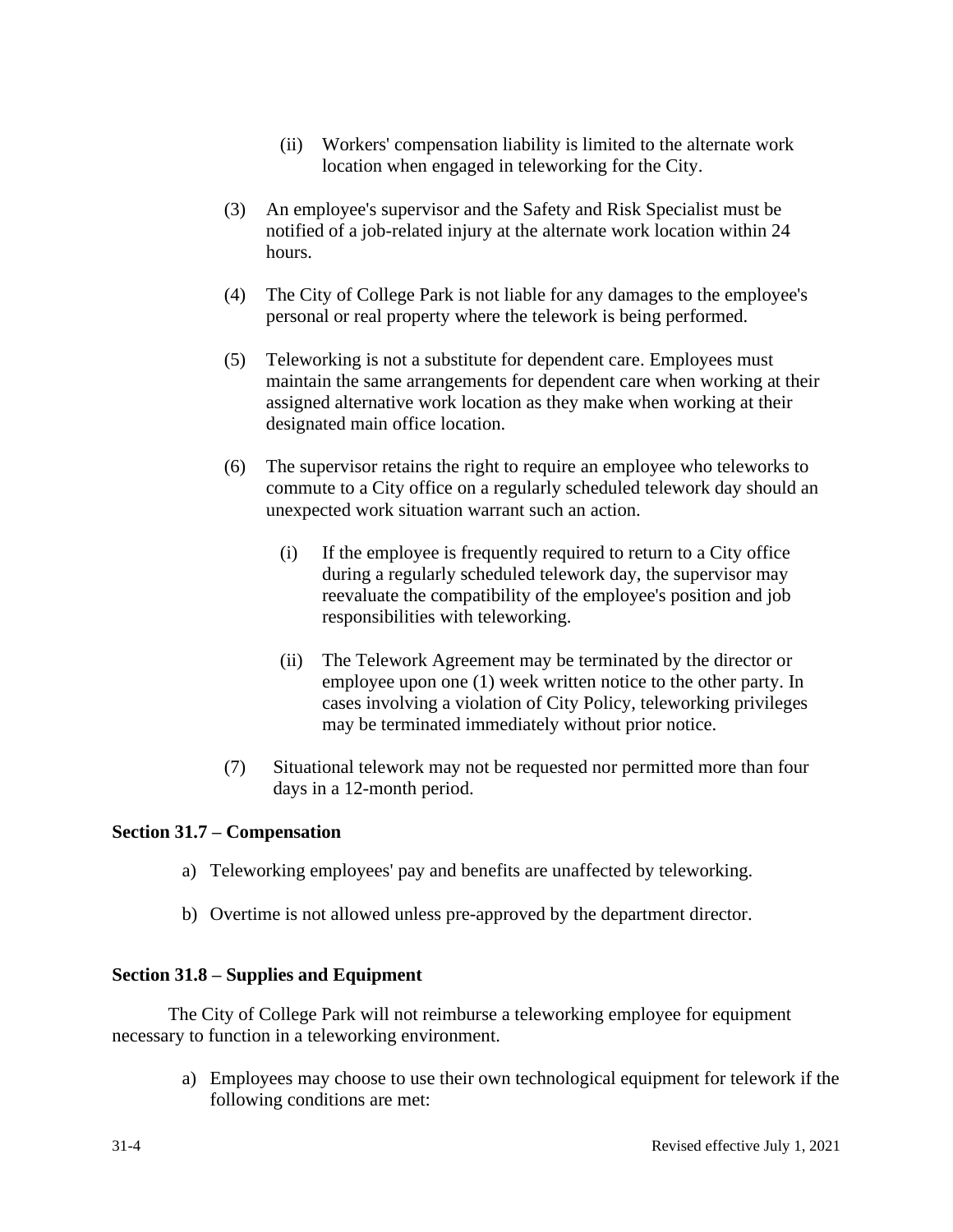(ii) Workers' compensation liability is limited to the alternate work location when engaged in teleworking for the City.

(3) An employee's supervisor and the Safety and Risk Specialist must be notified of a job-related injury at the alternate work location within 24 hours.

(4) The City of College Park is not liable for any damages to the employee's personal or real property where the telework is being performed.

(5) Teleworking is not a substitute for dependent care. Employees must maintain the same arrangements for dependent care when working at their assigned alternative work location as they make when working at their designated main office location.

(6) The supervisor retains the right to require an employee who teleworks to commute to a City office on a regularly scheduled telework day should an unexpected work situation warrant such an action.

   (i) If the employee is frequently required to return to a City office during a regularly scheduled telework day, the supervisor may reevaluate the compatibility of the employee's position and job responsibilities with teleworking.

   (ii) The Telework Agreement may be terminated by the director or employee upon one (1) week written notice to the other party. In cases involving a violation of City Policy, teleworking privileges may be terminated immediately without prior notice.

(7) Situational telework may not be requested nor permitted more than four days in a 12-month period.

**Section 31.7 – Compensation**

a) Teleworking employees' pay and benefits are unaffected by teleworking.

b) Overtime is not allowed unless pre-approved by the department director.

**Section 31.8 – Supplies and Equipment**

The City of College Park will not reimburse a teleworking employee for equipment necessary to function in a teleworking environment.

a) Employees may choose to use their own technological equipment for telework if the following conditions are met: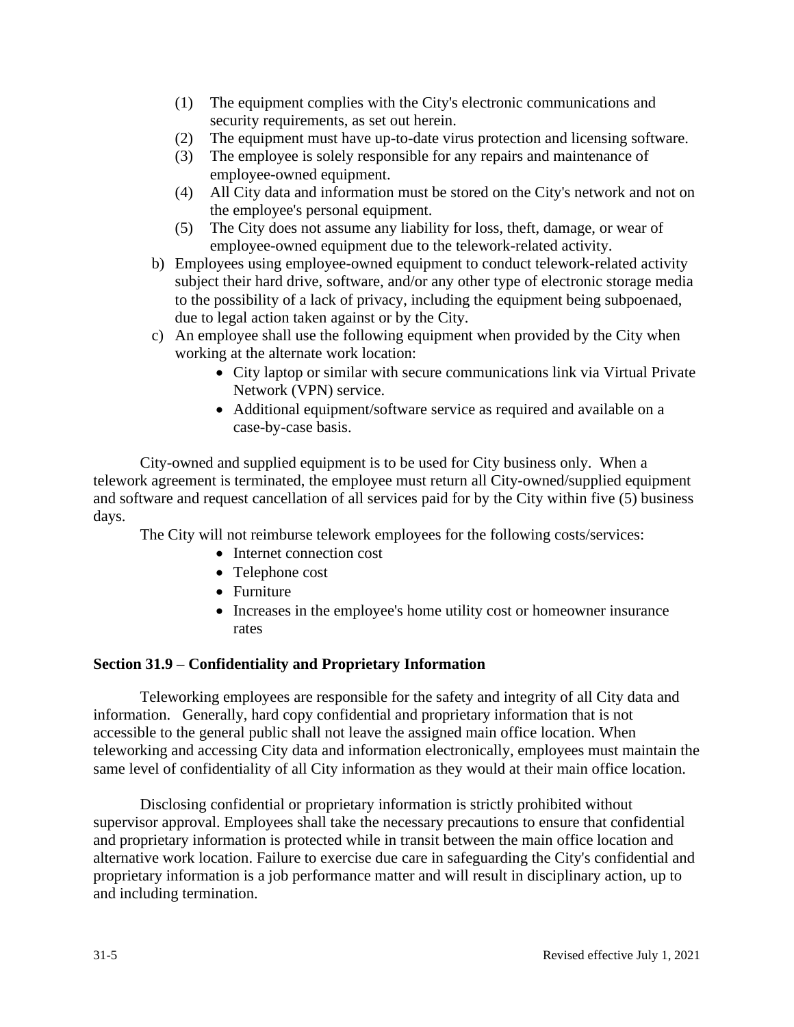(1) The equipment complies with the City's electronic communications and security requirements, as set out herein.
(2) The equipment must have up-to-date virus protection and licensing software.
(3) The employee is solely responsible for any repairs and maintenance of employee-owned equipment.
(4) All City data and information must be stored on the City's network and not on the employee's personal equipment.
(5) The City does not assume any liability for loss, theft, damage, or wear of employee-owned equipment due to the telework-related activity.

b) Employees using employee-owned equipment to conduct telework-related activity subject their hard drive, software, and/or any other type of electronic storage media to the possibility of a lack of privacy, including the equipment being subpoenaed, due to legal action taken against or by the City.

c) An employee shall use the following equipment when provided by the City when working at the alternate work location:
   - City laptop or similar with secure communications link via Virtual Private Network (VPN) service.
   - Additional equipment/software service as required and available on a case-by-case basis.

City-owned and supplied equipment is to be used for City business only. When a telework agreement is terminated, the employee must return all City-owned/supplied equipment and software and request cancellation of all services paid for by the City within five (5) business days.

The City will not reimburse telework employees for the following costs/services:

- Internet connection cost
- Telephone cost
- Furniture
- Increases in the employee's home utility cost or homeowner insurance rates

**Section 31.9 – Confidentiality and Proprietary Information**

Teleworking employees are responsible for the safety and integrity of all City data and information. Generally, hard copy confidential and proprietary information that is not accessible to the general public shall not leave the assigned main office location. When teleworking and accessing City data and information electronically, employees must maintain the same level of confidentiality of all City information as they would at their main office location.

Disclosing confidential or proprietary information is strictly prohibited without supervisor approval. Employees shall take the necessary precautions to ensure that confidential and proprietary information is protected while in transit between the main office location and alternative work location. Failure to exercise due care in safeguarding the City's confidential and proprietary information is a job performance matter and will result in disciplinary action, up to and including termination.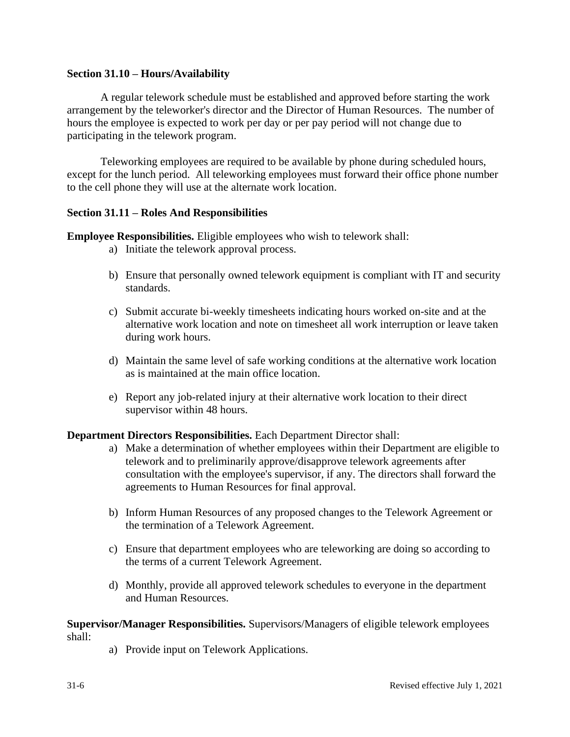**Section 31.10 – Hours/Availability**

A regular telework schedule must be established and approved before starting the work arrangement by the teleworker's director and the Director of Human Resources. The number of hours the employee is expected to work per day or per pay period will not change due to participating in the telework program.

Teleworking employees are required to be available by phone during scheduled hours, except for the lunch period. All teleworking employees must forward their office phone number to the cell phone they will use at the alternate work location.

**Section 31.11 – Roles And Responsibilities**

**Employee Responsibilities.** Eligible employees who wish to telework shall:

a) Initiate the telework approval process.

b) Ensure that personally owned telework equipment is compliant with IT and security standards.

c) Submit accurate bi-weekly timesheets indicating hours worked on-site and at the alternative work location and note on timesheet all work interruption or leave taken during work hours.

d) Maintain the same level of safe working conditions at the alternative work location as is maintained at the main office location.

e) Report any job-related injury at their alternative work location to their direct supervisor within 48 hours.

**Department Directors Responsibilities.** Each Department Director shall:

a) Make a determination of whether employees within their Department are eligible to telework and to preliminarily approve/disapprove telework agreements after consultation with the employee's supervisor, if any. The directors shall forward the agreements to Human Resources for final approval.

b) Inform Human Resources of any proposed changes to the Telework Agreement or the termination of a Telework Agreement.

c) Ensure that department employees who are teleworking are doing so according to the terms of a current Telework Agreement.

d) Monthly, provide all approved telework schedules to everyone in the department and Human Resources.

**Supervisor/Manager Responsibilities.** Supervisors/Managers of eligible telework employees shall:

a) Provide input on Telework Applications.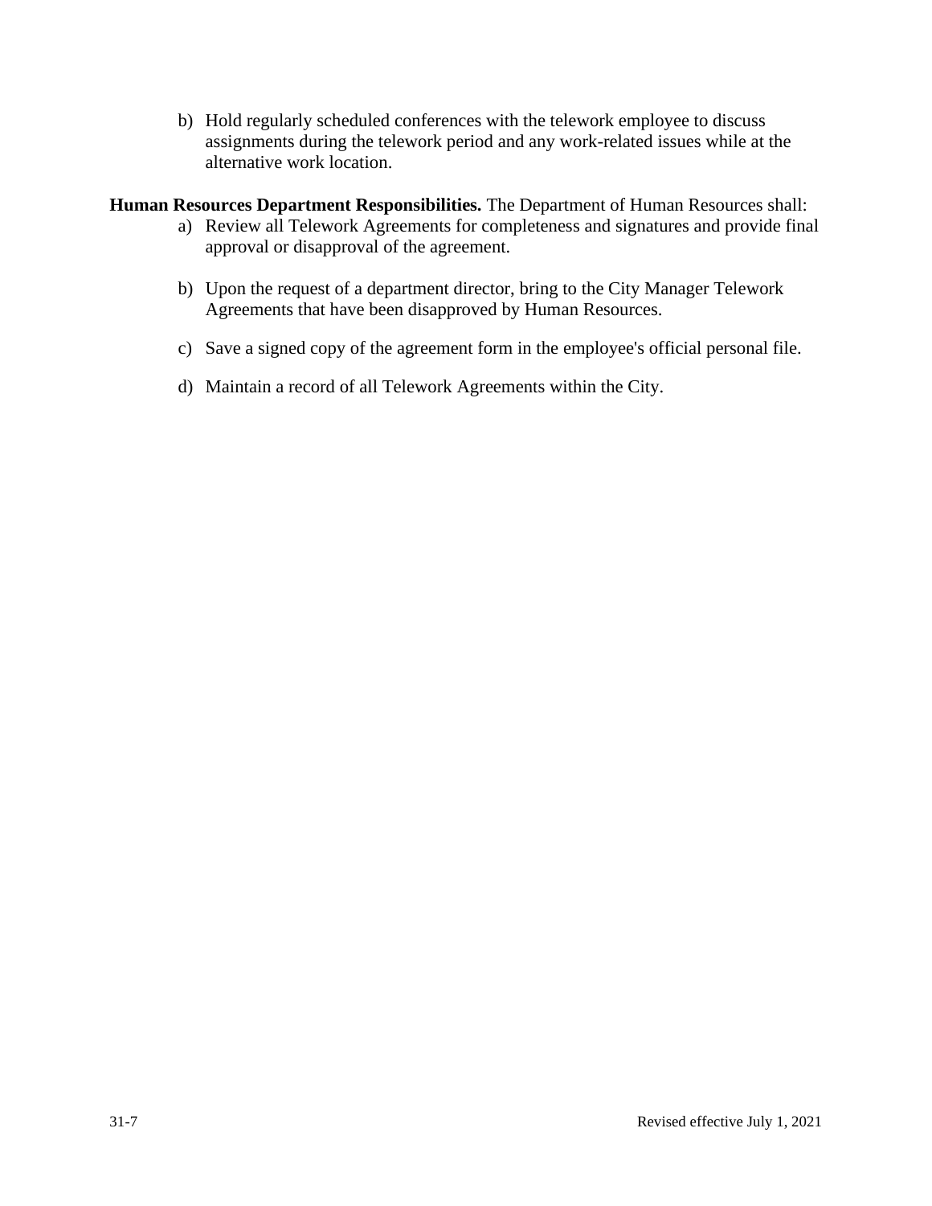b) Hold regularly scheduled conferences with the telework employee to discuss assignments during the telework period and any work-related issues while at the alternative work location.

**Human Resources Department Responsibilities.** The Department of Human Resources shall:

a) Review all Telework Agreements for completeness and signatures and provide final approval or disapproval of the agreement.

b) Upon the request of a department director, bring to the City Manager Telework Agreements that have been disapproved by Human Resources.

c) Save a signed copy of the agreement form in the employee's official personal file.

d) Maintain a record of all Telework Agreements within the City.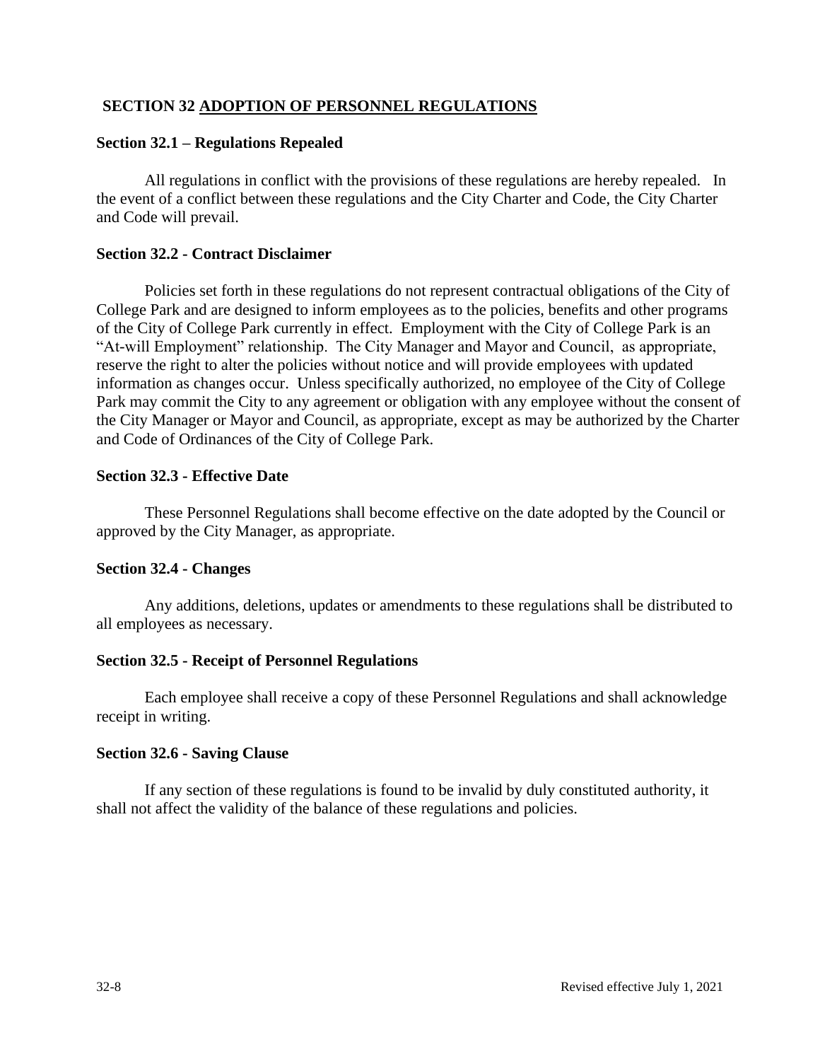## SECTION 32 ADOPTION OF PERSONNEL REGULATIONS

### Section 32.1 – Regulations Repealed

All regulations in conflict with the provisions of these regulations are hereby repealed. In the event of a conflict between these regulations and the City Charter and Code, the City Charter and Code will prevail.

### Section 32.2 - Contract Disclaimer

Policies set forth in these regulations do not represent contractual obligations of the City of College Park and are designed to inform employees as to the policies, benefits and other programs of the City of College Park currently in effect. Employment with the City of College Park is an "At-will Employment" relationship. The City Manager and Mayor and Council, as appropriate, reserve the right to alter the policies without notice and will provide employees with updated information as changes occur. Unless specifically authorized, no employee of the City of College Park may commit the City to any agreement or obligation with any employee without the consent of the City Manager or Mayor and Council, as appropriate, except as may be authorized by the Charter and Code of Ordinances of the City of College Park.

### Section 32.3 - Effective Date

These Personnel Regulations shall become effective on the date adopted by the Council or approved by the City Manager, as appropriate.

### Section 32.4 - Changes

Any additions, deletions, updates or amendments to these regulations shall be distributed to all employees as necessary.

### Section 32.5 - Receipt of Personnel Regulations

Each employee shall receive a copy of these Personnel Regulations and shall acknowledge receipt in writing.

### Section 32.6 - Saving Clause

If any section of these regulations is found to be invalid by duly constituted authority, it shall not affect the validity of the balance of these regulations and policies.